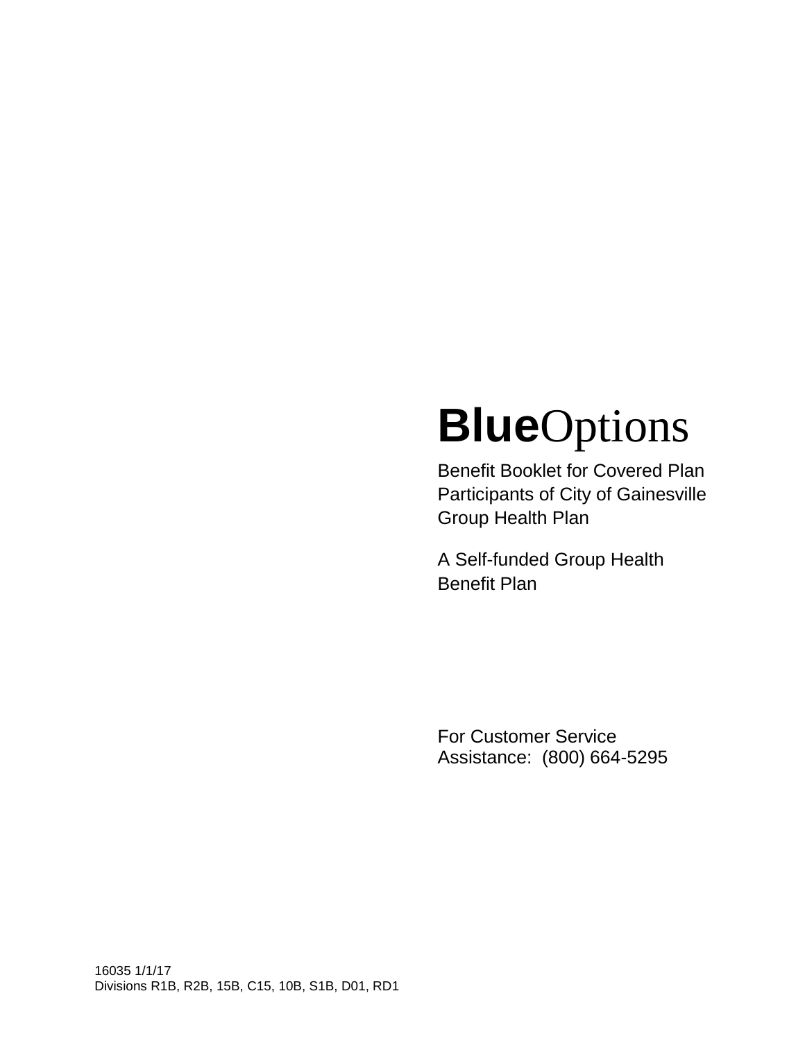# **Blue**Options

Benefit Booklet for Covered Plan Participants of City of Gainesville Group Health Plan

A Self-funded Group Health Benefit Plan

For Customer Service Assistance: (800) 664-5295

16035 1/1/17
Divisions R1B, R2B, 15B, C15, 10B, S1B, D01, RD1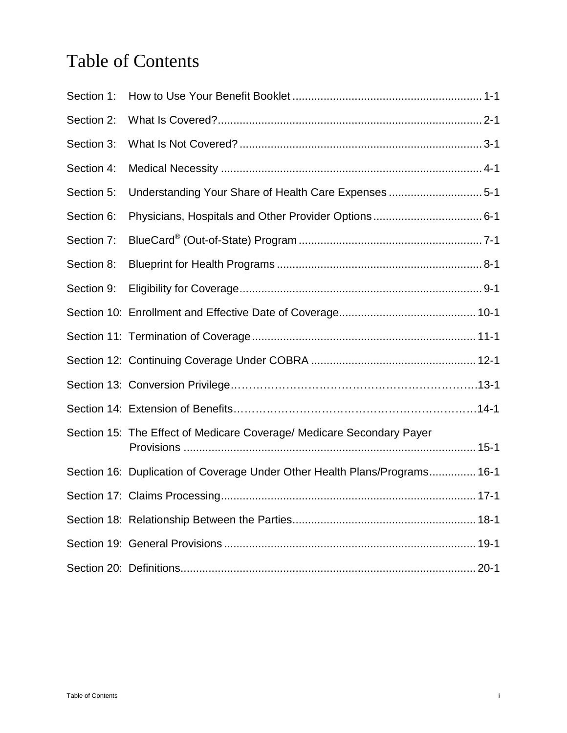# Table of Contents

| | | |
|---|---|---|
| Section 1: | How to Use Your Benefit Booklet | 1-1 |
| Section 2: | What Is Covered? | 2-1 |
| Section 3: | What Is Not Covered? | 3-1 |
| Section 4: | Medical Necessity | 4-1 |
| Section 5: | Understanding Your Share of Health Care Expenses | 5-1 |
| Section 6: | Physicians, Hospitals and Other Provider Options | 6-1 |
| Section 7: | BlueCard® (Out-of-State) Program | 7-1 |
| Section 8: | Blueprint for Health Programs | 8-1 |
| Section 9: | Eligibility for Coverage | 9-1 |
| Section 10: | Enrollment and Effective Date of Coverage | 10-1 |
| Section 11: | Termination of Coverage | 11-1 |
| Section 12: | Continuing Coverage Under COBRA | 12-1 |
| Section 13: | Conversion Privilege | 13-1 |
| Section 14: | Extension of Benefits | 14-1 |
| Section 15: | The Effect of Medicare Coverage/ Medicare Secondary Payer Provisions | 15-1 |
| Section 16: | Duplication of Coverage Under Other Health Plans/Programs | 16-1 |
| Section 17: | Claims Processing | 17-1 |
| Section 18: | Relationship Between the Parties | 18-1 |
| Section 19: | General Provisions | 19-1 |
| Section 20: | Definitions | 20-1 |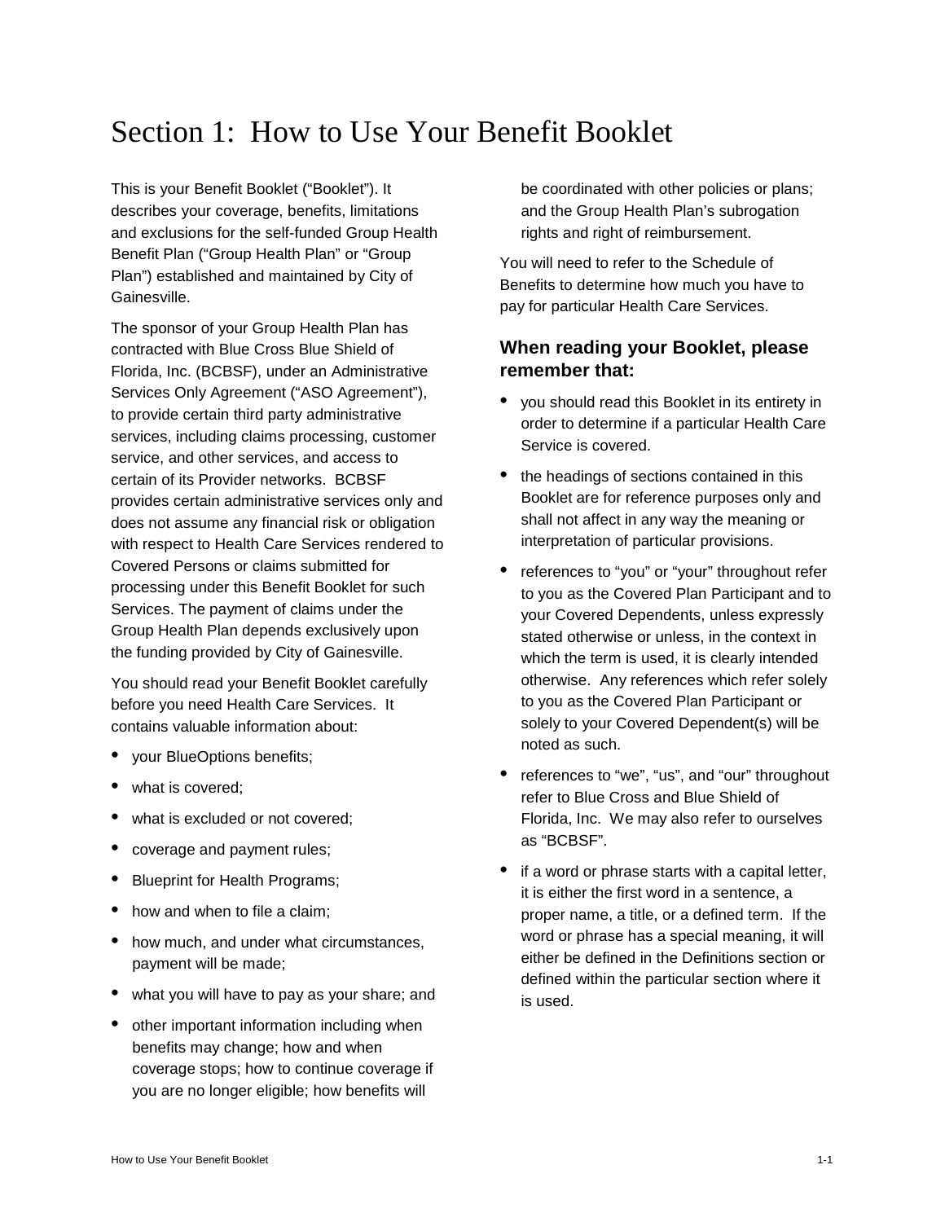# Section 1: How to Use Your Benefit Booklet

This is your Benefit Booklet ("Booklet"). It describes your coverage, benefits, limitations and exclusions for the self-funded Group Health Benefit Plan ("Group Health Plan" or "Group Plan") established and maintained by City of Gainesville.

The sponsor of your Group Health Plan has contracted with Blue Cross Blue Shield of Florida, Inc. (BCBSF), under an Administrative Services Only Agreement ("ASO Agreement"), to provide certain third party administrative services, including claims processing, customer service, and other services, and access to certain of its Provider networks. BCBSF provides certain administrative services only and does not assume any financial risk or obligation with respect to Health Care Services rendered to Covered Persons or claims submitted for processing under this Benefit Booklet for such Services. The payment of claims under the Group Health Plan depends exclusively upon the funding provided by City of Gainesville.

You should read your Benefit Booklet carefully before you need Health Care Services. It contains valuable information about:

- your BlueOptions benefits;
- what is covered;
- what is excluded or not covered;
- coverage and payment rules;
- Blueprint for Health Programs;
- how and when to file a claim;
- how much, and under what circumstances, payment will be made;
- what you will have to pay as your share; and
- other important information including when benefits may change; how and when coverage stops; how to continue coverage if you are no longer eligible; how benefits will be coordinated with other policies or plans; and the Group Health Plan's subrogation rights and right of reimbursement.

You will need to refer to the Schedule of Benefits to determine how much you have to pay for particular Health Care Services.

### When reading your Booklet, please remember that:

- you should read this Booklet in its entirety in order to determine if a particular Health Care Service is covered.
- the headings of sections contained in this Booklet are for reference purposes only and shall not affect in any way the meaning or interpretation of particular provisions.
- references to "you" or "your" throughout refer to you as the Covered Plan Participant and to your Covered Dependents, unless expressly stated otherwise or unless, in the context in which the term is used, it is clearly intended otherwise. Any references which refer solely to you as the Covered Plan Participant or solely to your Covered Dependent(s) will be noted as such.
- references to "we", "us", and "our" throughout refer to Blue Cross and Blue Shield of Florida, Inc. We may also refer to ourselves as "BCBSF".
- if a word or phrase starts with a capital letter, it is either the first word in a sentence, a proper name, a title, or a defined term. If the word or phrase has a special meaning, it will either be defined in the Definitions section or defined within the particular section where it is used.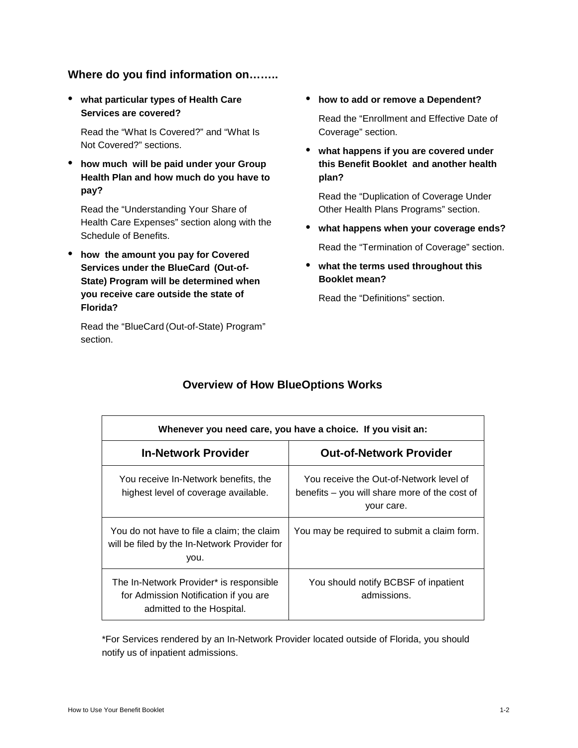## Where do you find information on……..

- **what particular types of Health Care Services are covered?**

  Read the “What Is Covered?” and “What Is Not Covered?” sections.

- **how much will be paid under your Group Health Plan and how much do you have to pay?**

  Read the “Understanding Your Share of Health Care Expenses” section along with the Schedule of Benefits.

- **how the amount you pay for Covered Services under the BlueCard (Out-of-State) Program will be determined when you receive care outside the state of Florida?**

  Read the “BlueCard (Out-of-State) Program” section.

- **how to add or remove a Dependent?**

  Read the “Enrollment and Effective Date of Coverage” section.

- **what happens if you are covered under this Benefit Booklet and another health plan?**

  Read the “Duplication of Coverage Under Other Health Plans Programs” section.

- **what happens when your coverage ends?**

  Read the “Termination of Coverage” section.

- **what the terms used throughout this Booklet mean?**

  Read the “Definitions” section.

## Overview of How BlueOptions Works

| Whenever you need care, you have a choice. If you visit an: | |
|---|---|
| **In-Network Provider** | **Out-of-Network Provider** |
| You receive In-Network benefits, the highest level of coverage available. | You receive the Out-of-Network level of benefits – you will share more of the cost of your care. |
| You do not have to file a claim; the claim will be filed by the In-Network Provider for you. | You may be required to submit a claim form. |
| The In-Network Provider* is responsible for Admission Notification if you are admitted to the Hospital. | You should notify BCBSF of inpatient admissions. |

*For Services rendered by an In-Network Provider located outside of Florida, you should notify us of inpatient admissions.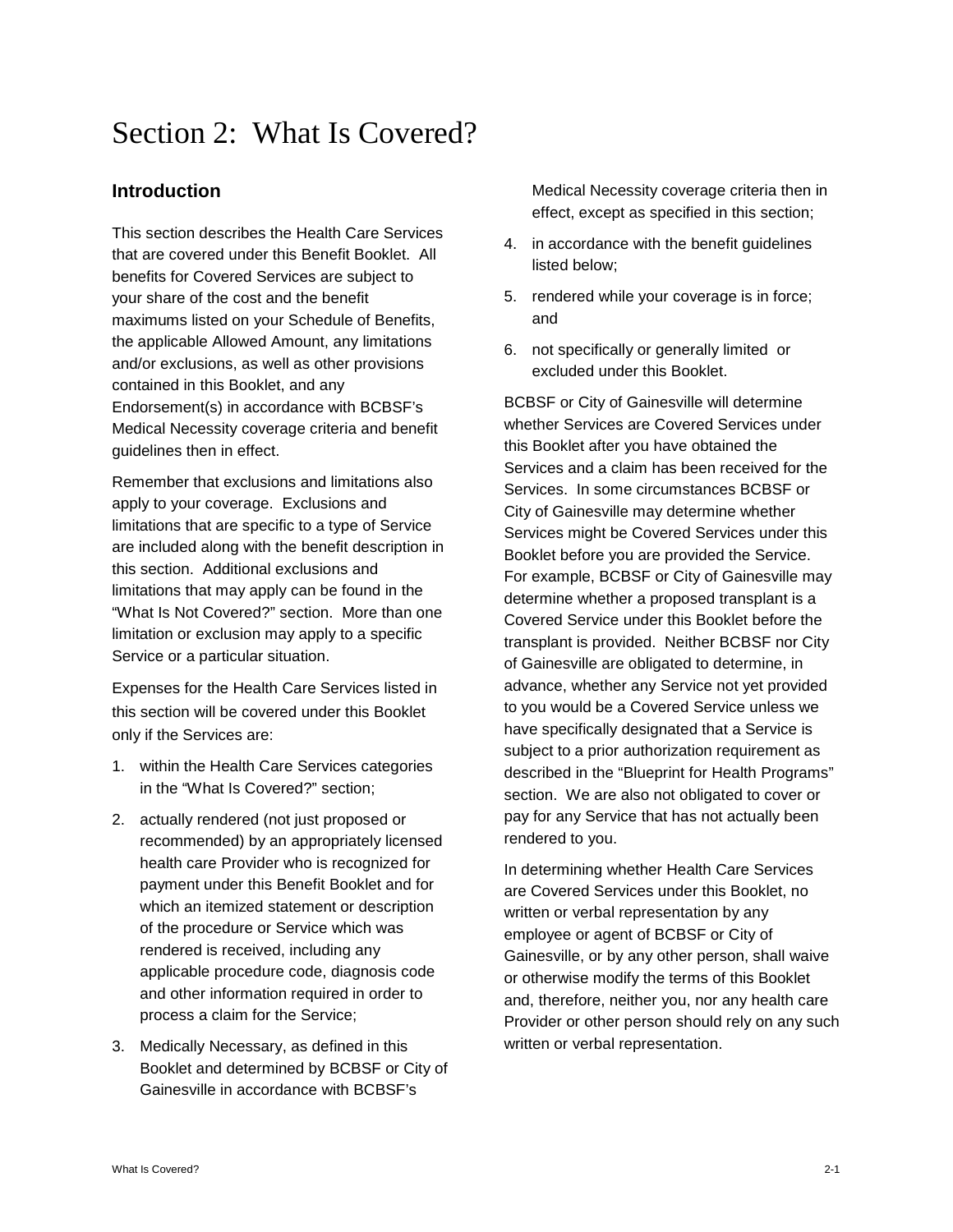# Section 2: What Is Covered?

## Introduction

This section describes the Health Care Services that are covered under this Benefit Booklet. All benefits for Covered Services are subject to your share of the cost and the benefit maximums listed on your Schedule of Benefits, the applicable Allowed Amount, any limitations and/or exclusions, as well as other provisions contained in this Booklet, and any Endorsement(s) in accordance with BCBSF's Medical Necessity coverage criteria and benefit guidelines then in effect.

Remember that exclusions and limitations also apply to your coverage. Exclusions and limitations that are specific to a type of Service are included along with the benefit description in this section. Additional exclusions and limitations that may apply can be found in the "What Is Not Covered?" section. More than one limitation or exclusion may apply to a specific Service or a particular situation.

Expenses for the Health Care Services listed in this section will be covered under this Booklet only if the Services are:

1. within the Health Care Services categories in the "What Is Covered?" section;
2. actually rendered (not just proposed or recommended) by an appropriately licensed health care Provider who is recognized for payment under this Benefit Booklet and for which an itemized statement or description of the procedure or Service which was rendered is received, including any applicable procedure code, diagnosis code and other information required in order to process a claim for the Service;
3. Medically Necessary, as defined in this Booklet and determined by BCBSF or City of Gainesville in accordance with BCBSF's Medical Necessity coverage criteria then in effect, except as specified in this section;
4. in accordance with the benefit guidelines listed below;
5. rendered while your coverage is in force; and
6. not specifically or generally limited or excluded under this Booklet.

BCBSF or City of Gainesville will determine whether Services are Covered Services under this Booklet after you have obtained the Services and a claim has been received for the Services. In some circumstances BCBSF or City of Gainesville may determine whether Services might be Covered Services under this Booklet before you are provided the Service. For example, BCBSF or City of Gainesville may determine whether a proposed transplant is a Covered Service under this Booklet before the transplant is provided. Neither BCBSF nor City of Gainesville are obligated to determine, in advance, whether any Service not yet provided to you would be a Covered Service unless we have specifically designated that a Service is subject to a prior authorization requirement as described in the "Blueprint for Health Programs" section. We are also not obligated to cover or pay for any Service that has not actually been rendered to you.

In determining whether Health Care Services are Covered Services under this Booklet, no written or verbal representation by any employee or agent of BCBSF or City of Gainesville, or by any other person, shall waive or otherwise modify the terms of this Booklet and, therefore, neither you, nor any health care Provider or other person should rely on any such written or verbal representation.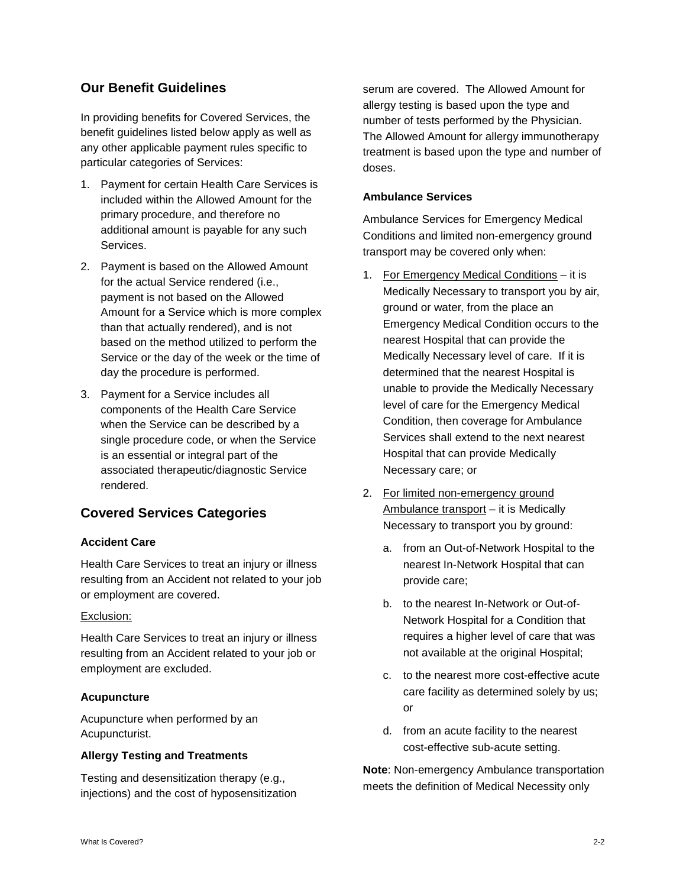## Our Benefit Guidelines

In providing benefits for Covered Services, the benefit guidelines listed below apply as well as any other applicable payment rules specific to particular categories of Services:

1. Payment for certain Health Care Services is included within the Allowed Amount for the primary procedure, and therefore no additional amount is payable for any such Services.
2. Payment is based on the Allowed Amount for the actual Service rendered (i.e., payment is not based on the Allowed Amount for a Service which is more complex than that actually rendered), and is not based on the method utilized to perform the Service or the day of the week or the time of day the procedure is performed.
3. Payment for a Service includes all components of the Health Care Service when the Service can be described by a single procedure code, or when the Service is an essential or integral part of the associated therapeutic/diagnostic Service rendered.

## Covered Services Categories

### Accident Care

Health Care Services to treat an injury or illness resulting from an Accident not related to your job or employment are covered.

Exclusion:

Health Care Services to treat an injury or illness resulting from an Accident related to your job or employment are excluded.

### Acupuncture

Acupuncture when performed by an Acupuncturist.

### Allergy Testing and Treatments

Testing and desensitization therapy (e.g., injections) and the cost of hyposensitization serum are covered. The Allowed Amount for allergy testing is based upon the type and number of tests performed by the Physician. The Allowed Amount for allergy immunotherapy treatment is based upon the type and number of doses.

### Ambulance Services

Ambulance Services for Emergency Medical Conditions and limited non-emergency ground transport may be covered only when:

1. For Emergency Medical Conditions – it is Medically Necessary to transport you by air, ground or water, from the place an Emergency Medical Condition occurs to the nearest Hospital that can provide the Medically Necessary level of care. If it is determined that the nearest Hospital is unable to provide the Medically Necessary level of care for the Emergency Medical Condition, then coverage for Ambulance Services shall extend to the next nearest Hospital that can provide Medically Necessary care; or
2. For limited non-emergency ground Ambulance transport – it is Medically Necessary to transport you by ground:
   a. from an Out-of-Network Hospital to the nearest In-Network Hospital that can provide care;
   b. to the nearest In-Network or Out-of-Network Hospital for a Condition that requires a higher level of care that was not available at the original Hospital;
   c. to the nearest more cost-effective acute care facility as determined solely by us; or
   d. from an acute facility to the nearest cost-effective sub-acute setting.

**Note**: Non-emergency Ambulance transportation meets the definition of Medical Necessity only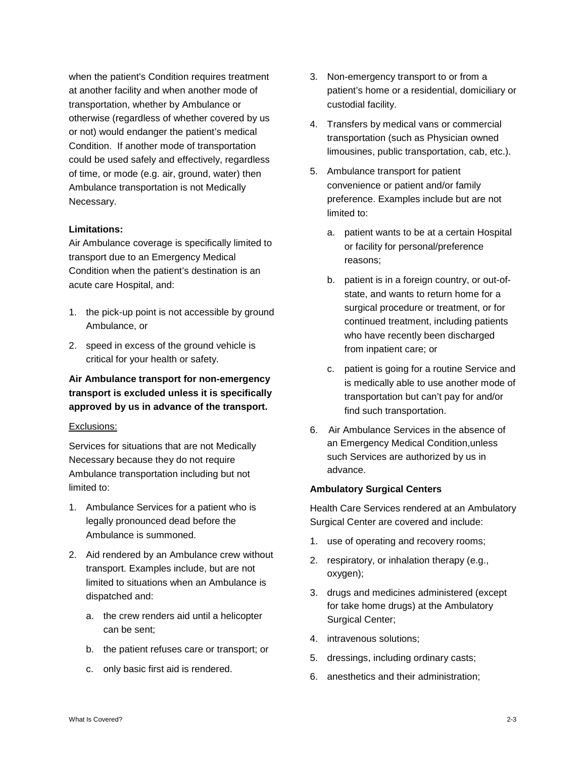when the patient's Condition requires treatment at another facility and when another mode of transportation, whether by Ambulance or otherwise (regardless of whether covered by us or not) would endanger the patient's medical Condition. If another mode of transportation could be used safely and effectively, regardless of time, or mode (e.g. air, ground, water) then Ambulance transportation is not Medically Necessary.

**Limitations:**
Air Ambulance coverage is specifically limited to transport due to an Emergency Medical Condition when the patient's destination is an acute care Hospital, and:

1. the pick-up point is not accessible by ground Ambulance, or
2. speed in excess of the ground vehicle is critical for your health or safety.

**Air Ambulance transport for non-emergency transport is excluded unless it is specifically approved by us in advance of the transport.**

Exclusions:

Services for situations that are not Medically Necessary because they do not require Ambulance transportation including but not limited to:

1. Ambulance Services for a patient who is legally pronounced dead before the Ambulance is summoned.
2. Aid rendered by an Ambulance crew without transport. Examples include, but are not limited to situations when an Ambulance is dispatched and:
   a. the crew renders aid until a helicopter can be sent;
   b. the patient refuses care or transport; or
   c. only basic first aid is rendered.
3. Non-emergency transport to or from a patient's home or a residential, domiciliary or custodial facility.
4. Transfers by medical vans or commercial transportation (such as Physician owned limousines, public transportation, cab, etc.).
5. Ambulance transport for patient convenience or patient and/or family preference. Examples include but are not limited to:
   a. patient wants to be at a certain Hospital or facility for personal/preference reasons;
   b. patient is in a foreign country, or out-of-state, and wants to return home for a surgical procedure or treatment, or for continued treatment, including patients who have recently been discharged from inpatient care; or
   c. patient is going for a routine Service and is medically able to use another mode of transportation but can't pay for and/or find such transportation.
6. Air Ambulance Services in the absence of an Emergency Medical Condition,unless such Services are authorized by us in advance.

**Ambulatory Surgical Centers**

Health Care Services rendered at an Ambulatory Surgical Center are covered and include:

1. use of operating and recovery rooms;
2. respiratory, or inhalation therapy (e.g., oxygen);
3. drugs and medicines administered (except for take home drugs) at the Ambulatory Surgical Center;
4. intravenous solutions;
5. dressings, including ordinary casts;
6. anesthetics and their administration;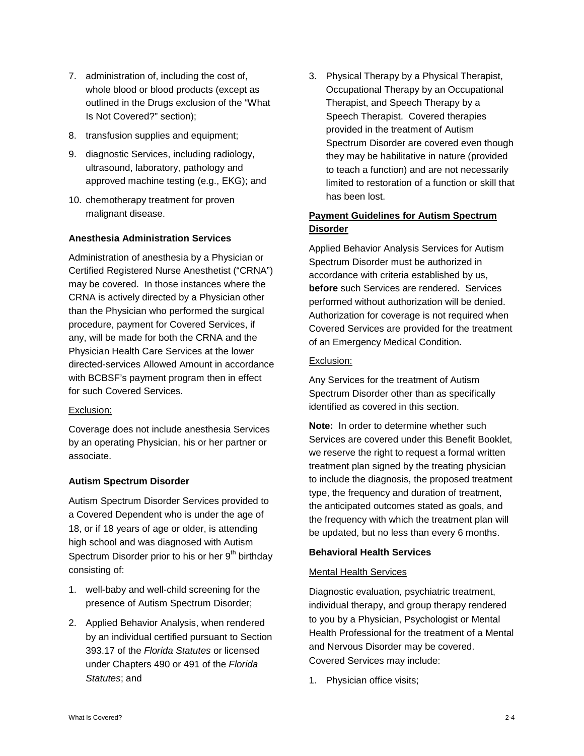7. administration of, including the cost of, whole blood or blood products (except as outlined in the Drugs exclusion of the "What Is Not Covered?" section);
8. transfusion supplies and equipment;
9. diagnostic Services, including radiology, ultrasound, laboratory, pathology and approved machine testing (e.g., EKG); and
10. chemotherapy treatment for proven malignant disease.

**Anesthesia Administration Services**

Administration of anesthesia by a Physician or Certified Registered Nurse Anesthetist ("CRNA") may be covered. In those instances where the CRNA is actively directed by a Physician other than the Physician who performed the surgical procedure, payment for Covered Services, if any, will be made for both the CRNA and the Physician Health Care Services at the lower directed-services Allowed Amount in accordance with BCBSF's payment program then in effect for such Covered Services.

Exclusion:

Coverage does not include anesthesia Services by an operating Physician, his or her partner or associate.

**Autism Spectrum Disorder**

Autism Spectrum Disorder Services provided to a Covered Dependent who is under the age of 18, or if 18 years of age or older, is attending high school and was diagnosed with Autism Spectrum Disorder prior to his or her 9th birthday consisting of:

1. well-baby and well-child screening for the presence of Autism Spectrum Disorder;
2. Applied Behavior Analysis, when rendered by an individual certified pursuant to Section 393.17 of the *Florida Statutes* or licensed under Chapters 490 or 491 of the *Florida Statutes*; and
3. Physical Therapy by a Physical Therapist, Occupational Therapy by an Occupational Therapist, and Speech Therapy by a Speech Therapist. Covered therapies provided in the treatment of Autism Spectrum Disorder are covered even though they may be habilitative in nature (provided to teach a function) and are not necessarily limited to restoration of a function or skill that has been lost.

**Payment Guidelines for Autism Spectrum Disorder**

Applied Behavior Analysis Services for Autism Spectrum Disorder must be authorized in accordance with criteria established by us, **before** such Services are rendered. Services performed without authorization will be denied. Authorization for coverage is not required when Covered Services are provided for the treatment of an Emergency Medical Condition.

Exclusion:

Any Services for the treatment of Autism Spectrum Disorder other than as specifically identified as covered in this section.

**Note:** In order to determine whether such Services are covered under this Benefit Booklet, we reserve the right to request a formal written treatment plan signed by the treating physician to include the diagnosis, the proposed treatment type, the frequency and duration of treatment, the anticipated outcomes stated as goals, and the frequency with which the treatment plan will be updated, but no less than every 6 months.

**Behavioral Health Services**

Mental Health Services

Diagnostic evaluation, psychiatric treatment, individual therapy, and group therapy rendered to you by a Physician, Psychologist or Mental Health Professional for the treatment of a Mental and Nervous Disorder may be covered. Covered Services may include:

1. Physician office visits;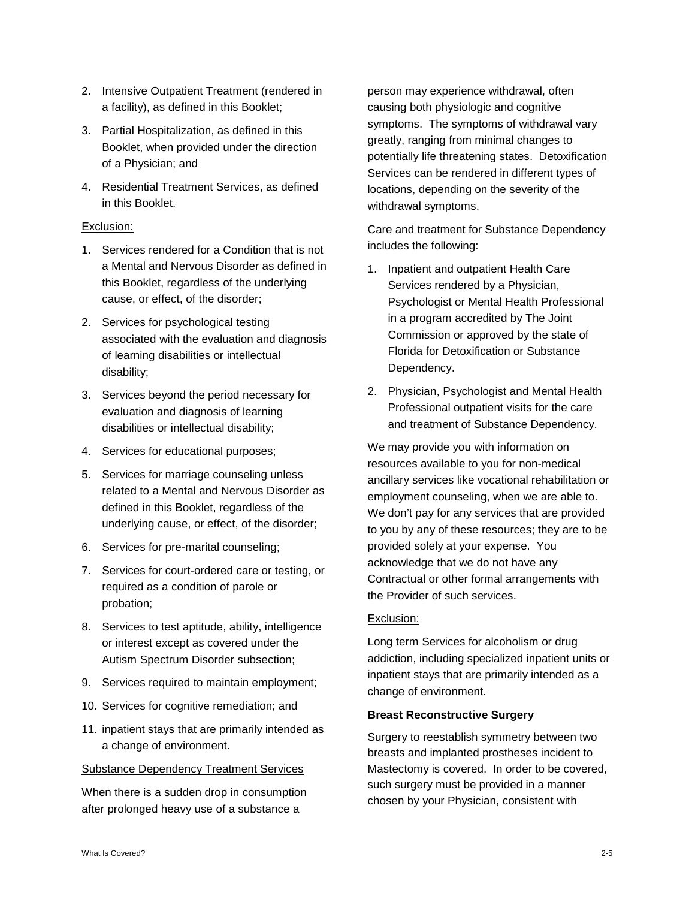2. Intensive Outpatient Treatment (rendered in a facility), as defined in this Booklet;
3. Partial Hospitalization, as defined in this Booklet, when provided under the direction of a Physician; and
4. Residential Treatment Services, as defined in this Booklet.

Exclusion:

1. Services rendered for a Condition that is not a Mental and Nervous Disorder as defined in this Booklet, regardless of the underlying cause, or effect, of the disorder;
2. Services for psychological testing associated with the evaluation and diagnosis of learning disabilities or intellectual disability;
3. Services beyond the period necessary for evaluation and diagnosis of learning disabilities or intellectual disability;
4. Services for educational purposes;
5. Services for marriage counseling unless related to a Mental and Nervous Disorder as defined in this Booklet, regardless of the underlying cause, or effect, of the disorder;
6. Services for pre-marital counseling;
7. Services for court-ordered care or testing, or required as a condition of parole or probation;
8. Services to test aptitude, ability, intelligence or interest except as covered under the Autism Spectrum Disorder subsection;
9. Services required to maintain employment;
10. Services for cognitive remediation; and
11. inpatient stays that are primarily intended as a change of environment.

Substance Dependency Treatment Services

When there is a sudden drop in consumption after prolonged heavy use of a substance a person may experience withdrawal, often causing both physiologic and cognitive symptoms. The symptoms of withdrawal vary greatly, ranging from minimal changes to potentially life threatening states. Detoxification Services can be rendered in different types of locations, depending on the severity of the withdrawal symptoms.

Care and treatment for Substance Dependency includes the following:

1. Inpatient and outpatient Health Care Services rendered by a Physician, Psychologist or Mental Health Professional in a program accredited by The Joint Commission or approved by the state of Florida for Detoxification or Substance Dependency.
2. Physician, Psychologist and Mental Health Professional outpatient visits for the care and treatment of Substance Dependency.

We may provide you with information on resources available to you for non-medical ancillary services like vocational rehabilitation or employment counseling, when we are able to. We don't pay for any services that are provided to you by any of these resources; they are to be provided solely at your expense. You acknowledge that we do not have any Contractual or other formal arrangements with the Provider of such services.

Exclusion:

Long term Services for alcoholism or drug addiction, including specialized inpatient units or inpatient stays that are primarily intended as a change of environment.

**Breast Reconstructive Surgery**

Surgery to reestablish symmetry between two breasts and implanted prostheses incident to Mastectomy is covered. In order to be covered, such surgery must be provided in a manner chosen by your Physician, consistent with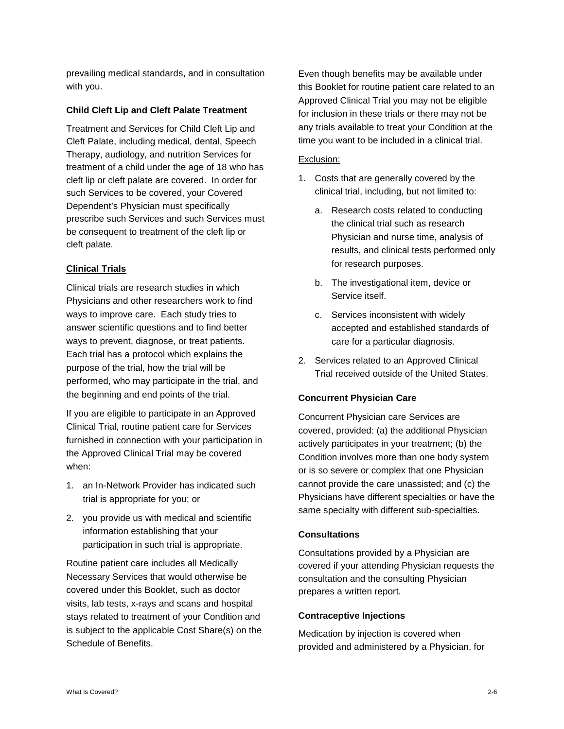prevailing medical standards, and in consultation with you.

### Child Cleft Lip and Cleft Palate Treatment

Treatment and Services for Child Cleft Lip and Cleft Palate, including medical, dental, Speech Therapy, audiology, and nutrition Services for treatment of a child under the age of 18 who has cleft lip or cleft palate are covered. In order for such Services to be covered, your Covered Dependent's Physician must specifically prescribe such Services and such Services must be consequent to treatment of the cleft lip or cleft palate.

### Clinical Trials

Clinical trials are research studies in which Physicians and other researchers work to find ways to improve care. Each study tries to answer scientific questions and to find better ways to prevent, diagnose, or treat patients. Each trial has a protocol which explains the purpose of the trial, how the trial will be performed, who may participate in the trial, and the beginning and end points of the trial.

If you are eligible to participate in an Approved Clinical Trial, routine patient care for Services furnished in connection with your participation in the Approved Clinical Trial may be covered when:

1. an In-Network Provider has indicated such trial is appropriate for you; or
2. you provide us with medical and scientific information establishing that your participation in such trial is appropriate.

Routine patient care includes all Medically Necessary Services that would otherwise be covered under this Booklet, such as doctor visits, lab tests, x-rays and scans and hospital stays related to treatment of your Condition and is subject to the applicable Cost Share(s) on the Schedule of Benefits.

Even though benefits may be available under this Booklet for routine patient care related to an Approved Clinical Trial you may not be eligible for inclusion in these trials or there may not be any trials available to treat your Condition at the time you want to be included in a clinical trial.

Exclusion:

1. Costs that are generally covered by the clinical trial, including, but not limited to:
   a. Research costs related to conducting the clinical trial such as research Physician and nurse time, analysis of results, and clinical tests performed only for research purposes.
   b. The investigational item, device or Service itself.
   c. Services inconsistent with widely accepted and established standards of care for a particular diagnosis.
2. Services related to an Approved Clinical Trial received outside of the United States.

### Concurrent Physician Care

Concurrent Physician care Services are covered, provided: (a) the additional Physician actively participates in your treatment; (b) the Condition involves more than one body system or is so severe or complex that one Physician cannot provide the care unassisted; and (c) the Physicians have different specialties or have the same specialty with different sub-specialties.

### Consultations

Consultations provided by a Physician are covered if your attending Physician requests the consultation and the consulting Physician prepares a written report.

### Contraceptive Injections

Medication by injection is covered when provided and administered by a Physician, for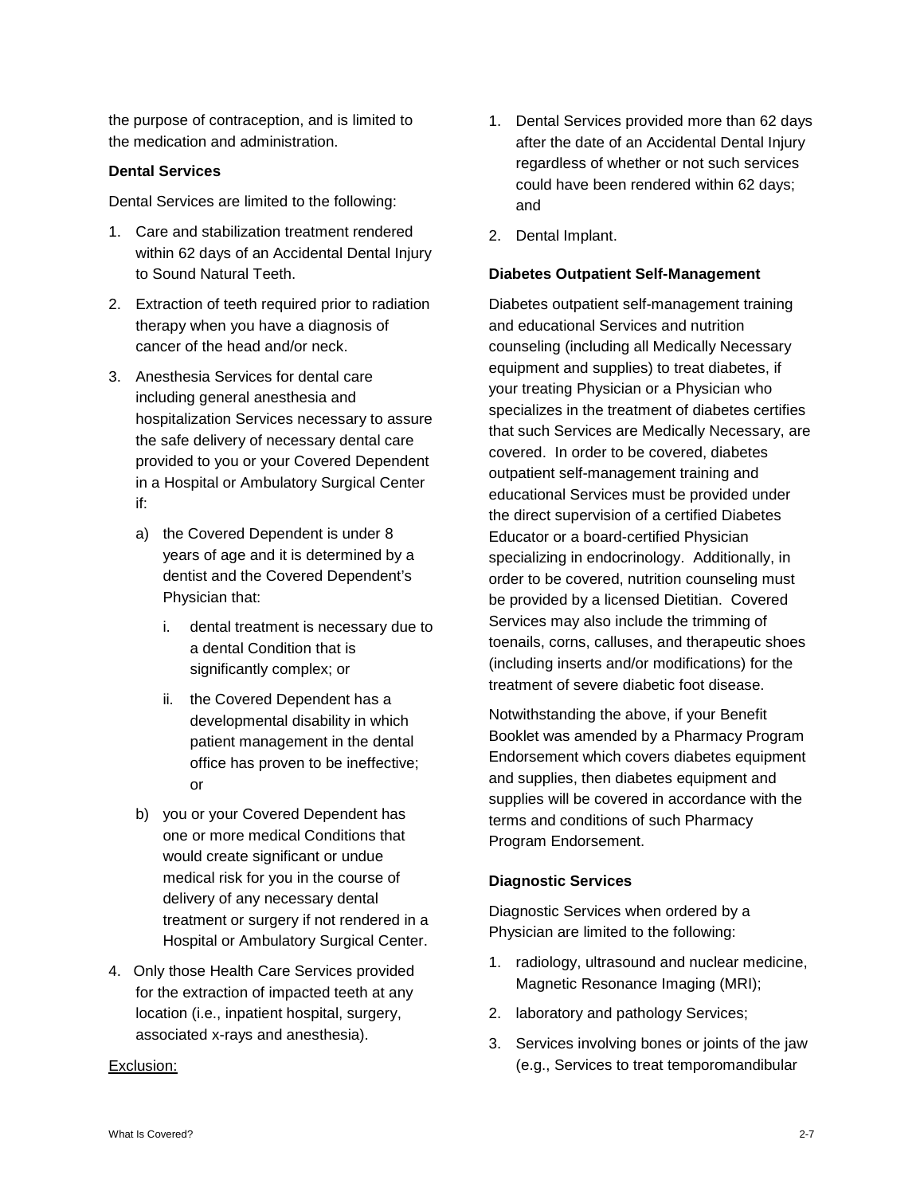the purpose of contraception, and is limited to the medication and administration.

**Dental Services**

Dental Services are limited to the following:

1. Care and stabilization treatment rendered within 62 days of an Accidental Dental Injury to Sound Natural Teeth.
2. Extraction of teeth required prior to radiation therapy when you have a diagnosis of cancer of the head and/or neck.
3. Anesthesia Services for dental care including general anesthesia and hospitalization Services necessary to assure the safe delivery of necessary dental care provided to you or your Covered Dependent in a Hospital or Ambulatory Surgical Center if:
   a) the Covered Dependent is under 8 years of age and it is determined by a dentist and the Covered Dependent's Physician that:
      i. dental treatment is necessary due to a dental Condition that is significantly complex; or
      ii. the Covered Dependent has a developmental disability in which patient management in the dental office has proven to be ineffective; or
   b) you or your Covered Dependent has one or more medical Conditions that would create significant or undue medical risk for you in the course of delivery of any necessary dental treatment or surgery if not rendered in a Hospital or Ambulatory Surgical Center.
4. Only those Health Care Services provided for the extraction of impacted teeth at any location (i.e., inpatient hospital, surgery, associated x-rays and anesthesia).

<u>Exclusion:</u>

1. Dental Services provided more than 62 days after the date of an Accidental Dental Injury regardless of whether or not such services could have been rendered within 62 days; and
2. Dental Implant.

**Diabetes Outpatient Self-Management**

Diabetes outpatient self-management training and educational Services and nutrition counseling (including all Medically Necessary equipment and supplies) to treat diabetes, if your treating Physician or a Physician who specializes in the treatment of diabetes certifies that such Services are Medically Necessary, are covered. In order to be covered, diabetes outpatient self-management training and educational Services must be provided under the direct supervision of a certified Diabetes Educator or a board-certified Physician specializing in endocrinology. Additionally, in order to be covered, nutrition counseling must be provided by a licensed Dietitian. Covered Services may also include the trimming of toenails, corns, calluses, and therapeutic shoes (including inserts and/or modifications) for the treatment of severe diabetic foot disease.

Notwithstanding the above, if your Benefit Booklet was amended by a Pharmacy Program Endorsement which covers diabetes equipment and supplies, then diabetes equipment and supplies will be covered in accordance with the terms and conditions of such Pharmacy Program Endorsement.

**Diagnostic Services**

Diagnostic Services when ordered by a Physician are limited to the following:

1. radiology, ultrasound and nuclear medicine, Magnetic Resonance Imaging (MRI);
2. laboratory and pathology Services;
3. Services involving bones or joints of the jaw (e.g., Services to treat temporomandibular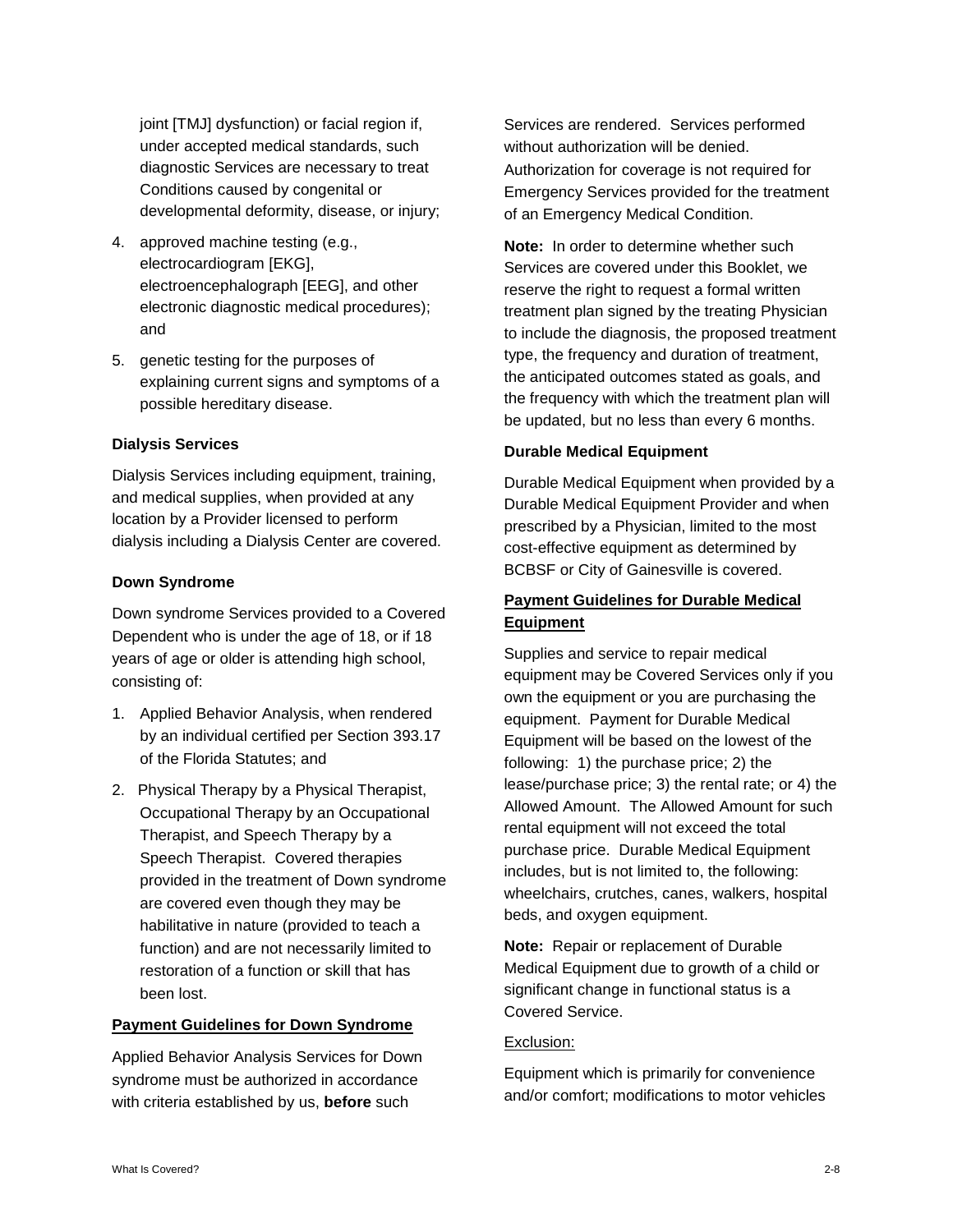joint [TMJ] dysfunction) or facial region if, under accepted medical standards, such diagnostic Services are necessary to treat Conditions caused by congenital or developmental deformity, disease, or injury;

4. approved machine testing (e.g., electrocardiogram [EKG], electroencephalograph [EEG], and other electronic diagnostic medical procedures); and
5. genetic testing for the purposes of explaining current signs and symptoms of a possible hereditary disease.

**Dialysis Services**

Dialysis Services including equipment, training, and medical supplies, when provided at any location by a Provider licensed to perform dialysis including a Dialysis Center are covered.

**Down Syndrome**

Down syndrome Services provided to a Covered Dependent who is under the age of 18, or if 18 years of age or older is attending high school, consisting of:

1. Applied Behavior Analysis, when rendered by an individual certified per Section 393.17 of the Florida Statutes; and
2. Physical Therapy by a Physical Therapist, Occupational Therapy by an Occupational Therapist, and Speech Therapy by a Speech Therapist. Covered therapies provided in the treatment of Down syndrome are covered even though they may be habilitative in nature (provided to teach a function) and are not necessarily limited to restoration of a function or skill that has been lost.

**Payment Guidelines for Down Syndrome**

Applied Behavior Analysis Services for Down syndrome must be authorized in accordance with criteria established by us, **before** such Services are rendered. Services performed without authorization will be denied. Authorization for coverage is not required for Emergency Services provided for the treatment of an Emergency Medical Condition.

**Note:** In order to determine whether such Services are covered under this Booklet, we reserve the right to request a formal written treatment plan signed by the treating Physician to include the diagnosis, the proposed treatment type, the frequency and duration of treatment, the anticipated outcomes stated as goals, and the frequency with which the treatment plan will be updated, but no less than every 6 months.

**Durable Medical Equipment**

Durable Medical Equipment when provided by a Durable Medical Equipment Provider and when prescribed by a Physician, limited to the most cost-effective equipment as determined by BCBSF or City of Gainesville is covered.

**Payment Guidelines for Durable Medical Equipment**

Supplies and service to repair medical equipment may be Covered Services only if you own the equipment or you are purchasing the equipment. Payment for Durable Medical Equipment will be based on the lowest of the following: 1) the purchase price; 2) the lease/purchase price; 3) the rental rate; or 4) the Allowed Amount. The Allowed Amount for such rental equipment will not exceed the total purchase price. Durable Medical Equipment includes, but is not limited to, the following: wheelchairs, crutches, canes, walkers, hospital beds, and oxygen equipment.

**Note:** Repair or replacement of Durable Medical Equipment due to growth of a child or significant change in functional status is a Covered Service.

Exclusion:

Equipment which is primarily for convenience and/or comfort; modifications to motor vehicles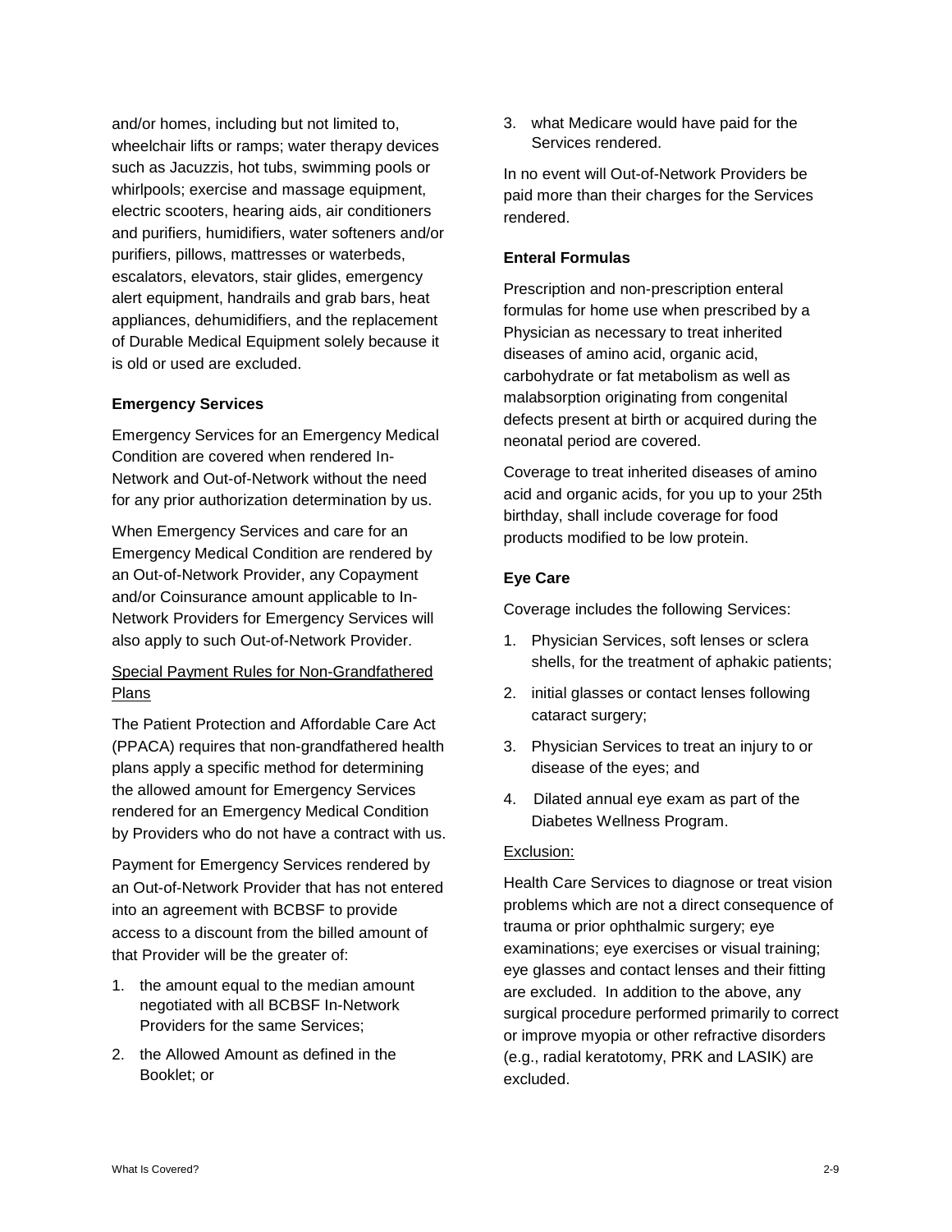and/or homes, including but not limited to, wheelchair lifts or ramps; water therapy devices such as Jacuzzis, hot tubs, swimming pools or whirlpools; exercise and massage equipment, electric scooters, hearing aids, air conditioners and purifiers, humidifiers, water softeners and/or purifiers, pillows, mattresses or waterbeds, escalators, elevators, stair glides, emergency alert equipment, handrails and grab bars, heat appliances, dehumidifiers, and the replacement of Durable Medical Equipment solely because it is old or used are excluded.

**Emergency Services**

Emergency Services for an Emergency Medical Condition are covered when rendered In-Network and Out-of-Network without the need for any prior authorization determination by us.

When Emergency Services and care for an Emergency Medical Condition are rendered by an Out-of-Network Provider, any Copayment and/or Coinsurance amount applicable to In-Network Providers for Emergency Services will also apply to such Out-of-Network Provider.

Special Payment Rules for Non-Grandfathered Plans

The Patient Protection and Affordable Care Act (PPACA) requires that non-grandfathered health plans apply a specific method for determining the allowed amount for Emergency Services rendered for an Emergency Medical Condition by Providers who do not have a contract with us.

Payment for Emergency Services rendered by an Out-of-Network Provider that has not entered into an agreement with BCBSF to provide access to a discount from the billed amount of that Provider will be the greater of:

1. the amount equal to the median amount negotiated with all BCBSF In-Network Providers for the same Services;
2. the Allowed Amount as defined in the Booklet; or
3. what Medicare would have paid for the Services rendered.

In no event will Out-of-Network Providers be paid more than their charges for the Services rendered.

**Enteral Formulas**

Prescription and non-prescription enteral formulas for home use when prescribed by a Physician as necessary to treat inherited diseases of amino acid, organic acid, carbohydrate or fat metabolism as well as malabsorption originating from congenital defects present at birth or acquired during the neonatal period are covered.

Coverage to treat inherited diseases of amino acid and organic acids, for you up to your 25th birthday, shall include coverage for food products modified to be low protein.

**Eye Care**

Coverage includes the following Services:

1. Physician Services, soft lenses or sclera shells, for the treatment of aphakic patients;
2. initial glasses or contact lenses following cataract surgery;
3. Physician Services to treat an injury to or disease of the eyes; and
4. Dilated annual eye exam as part of the Diabetes Wellness Program.

Exclusion:

Health Care Services to diagnose or treat vision problems which are not a direct consequence of trauma or prior ophthalmic surgery; eye examinations; eye exercises or visual training; eye glasses and contact lenses and their fitting are excluded. In addition to the above, any surgical procedure performed primarily to correct or improve myopia or other refractive disorders (e.g., radial keratotomy, PRK and LASIK) are excluded.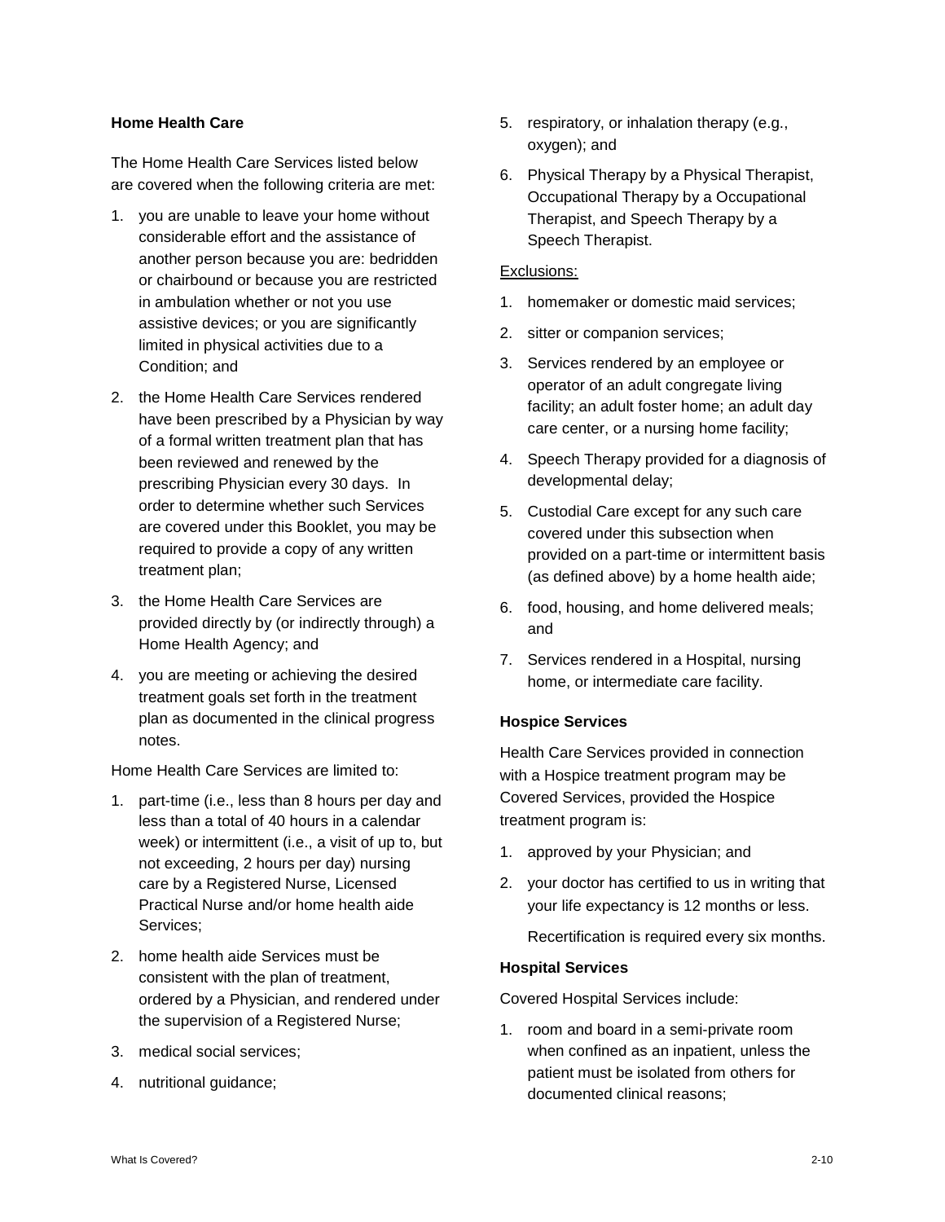### Home Health Care

The Home Health Care Services listed below are covered when the following criteria are met:

1. you are unable to leave your home without considerable effort and the assistance of another person because you are: bedridden or chairbound or because you are restricted in ambulation whether or not you use assistive devices; or you are significantly limited in physical activities due to a Condition; and
2. the Home Health Care Services rendered have been prescribed by a Physician by way of a formal written treatment plan that has been reviewed and renewed by the prescribing Physician every 30 days. In order to determine whether such Services are covered under this Booklet, you may be required to provide a copy of any written treatment plan;
3. the Home Health Care Services are provided directly by (or indirectly through) a Home Health Agency; and
4. you are meeting or achieving the desired treatment goals set forth in the treatment plan as documented in the clinical progress notes.

Home Health Care Services are limited to:

1. part-time (i.e., less than 8 hours per day and less than a total of 40 hours in a calendar week) or intermittent (i.e., a visit of up to, but not exceeding, 2 hours per day) nursing care by a Registered Nurse, Licensed Practical Nurse and/or home health aide Services;
2. home health aide Services must be consistent with the plan of treatment, ordered by a Physician, and rendered under the supervision of a Registered Nurse;
3. medical social services;
4. nutritional guidance;
5. respiratory, or inhalation therapy (e.g., oxygen); and
6. Physical Therapy by a Physical Therapist, Occupational Therapy by a Occupational Therapist, and Speech Therapy by a Speech Therapist.

Exclusions:

1. homemaker or domestic maid services;
2. sitter or companion services;
3. Services rendered by an employee or operator of an adult congregate living facility; an adult foster home; an adult day care center, or a nursing home facility;
4. Speech Therapy provided for a diagnosis of developmental delay;
5. Custodial Care except for any such care covered under this subsection when provided on a part-time or intermittent basis (as defined above) by a home health aide;
6. food, housing, and home delivered meals; and
7. Services rendered in a Hospital, nursing home, or intermediate care facility.

### Hospice Services

Health Care Services provided in connection with a Hospice treatment program may be Covered Services, provided the Hospice treatment program is:

1. approved by your Physician; and
2. your doctor has certified to us in writing that your life expectancy is 12 months or less.

   Recertification is required every six months.

### Hospital Services

Covered Hospital Services include:

1. room and board in a semi-private room when confined as an inpatient, unless the patient must be isolated from others for documented clinical reasons;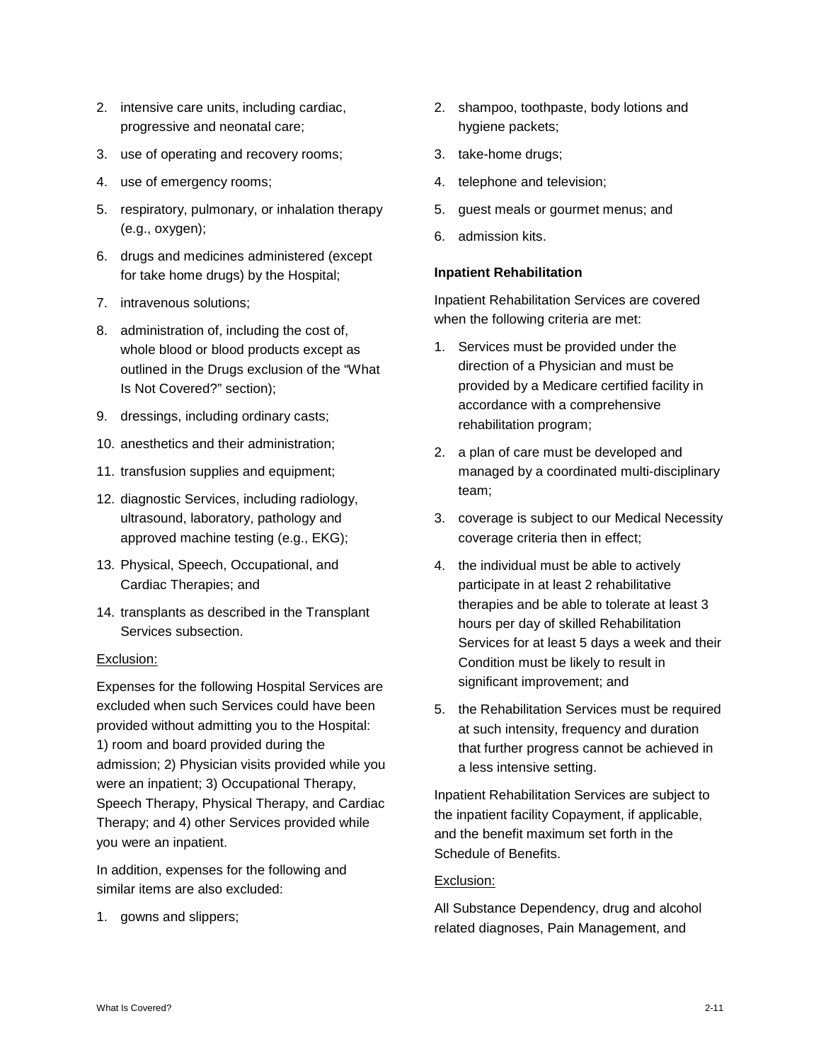2. intensive care units, including cardiac, progressive and neonatal care;
3. use of operating and recovery rooms;
4. use of emergency rooms;
5. respiratory, pulmonary, or inhalation therapy (e.g., oxygen);
6. drugs and medicines administered (except for take home drugs) by the Hospital;
7. intravenous solutions;
8. administration of, including the cost of, whole blood or blood products except as outlined in the Drugs exclusion of the "What Is Not Covered?" section);
9. dressings, including ordinary casts;
10. anesthetics and their administration;
11. transfusion supplies and equipment;
12. diagnostic Services, including radiology, ultrasound, laboratory, pathology and approved machine testing (e.g., EKG);
13. Physical, Speech, Occupational, and Cardiac Therapies; and
14. transplants as described in the Transplant Services subsection.

Exclusion:

Expenses for the following Hospital Services are excluded when such Services could have been provided without admitting you to the Hospital: 1) room and board provided during the admission; 2) Physician visits provided while you were an inpatient; 3) Occupational Therapy, Speech Therapy, Physical Therapy, and Cardiac Therapy; and 4) other Services provided while you were an inpatient.

In addition, expenses for the following and similar items are also excluded:

1. gowns and slippers;
2. shampoo, toothpaste, body lotions and hygiene packets;
3. take-home drugs;
4. telephone and television;
5. guest meals or gourmet menus; and
6. admission kits.

**Inpatient Rehabilitation**

Inpatient Rehabilitation Services are covered when the following criteria are met:

1. Services must be provided under the direction of a Physician and must be provided by a Medicare certified facility in accordance with a comprehensive rehabilitation program;
2. a plan of care must be developed and managed by a coordinated multi-disciplinary team;
3. coverage is subject to our Medical Necessity coverage criteria then in effect;
4. the individual must be able to actively participate in at least 2 rehabilitative therapies and be able to tolerate at least 3 hours per day of skilled Rehabilitation Services for at least 5 days a week and their Condition must be likely to result in significant improvement; and
5. the Rehabilitation Services must be required at such intensity, frequency and duration that further progress cannot be achieved in a less intensive setting.

Inpatient Rehabilitation Services are subject to the inpatient facility Copayment, if applicable, and the benefit maximum set forth in the Schedule of Benefits.

Exclusion:

All Substance Dependency, drug and alcohol related diagnoses, Pain Management, and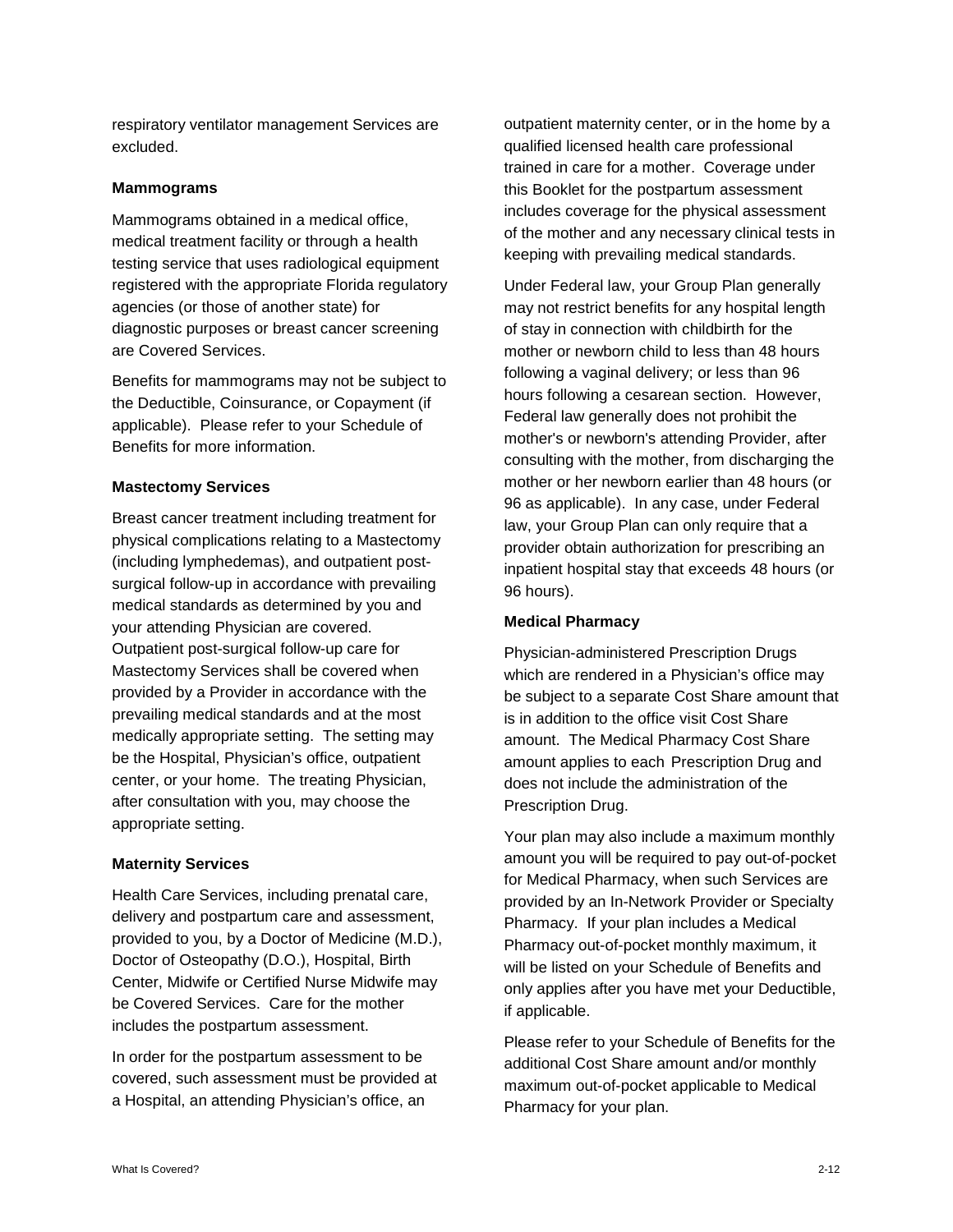respiratory ventilator management Services are excluded.

**Mammograms**

Mammograms obtained in a medical office, medical treatment facility or through a health testing service that uses radiological equipment registered with the appropriate Florida regulatory agencies (or those of another state) for diagnostic purposes or breast cancer screening are Covered Services.

Benefits for mammograms may not be subject to the Deductible, Coinsurance, or Copayment (if applicable). Please refer to your Schedule of Benefits for more information.

**Mastectomy Services**

Breast cancer treatment including treatment for physical complications relating to a Mastectomy (including lymphedemas), and outpatient post-surgical follow-up in accordance with prevailing medical standards as determined by you and your attending Physician are covered. Outpatient post-surgical follow-up care for Mastectomy Services shall be covered when provided by a Provider in accordance with the prevailing medical standards and at the most medically appropriate setting. The setting may be the Hospital, Physician's office, outpatient center, or your home. The treating Physician, after consultation with you, may choose the appropriate setting.

**Maternity Services**

Health Care Services, including prenatal care, delivery and postpartum care and assessment, provided to you, by a Doctor of Medicine (M.D.), Doctor of Osteopathy (D.O.), Hospital, Birth Center, Midwife or Certified Nurse Midwife may be Covered Services. Care for the mother includes the postpartum assessment.

In order for the postpartum assessment to be covered, such assessment must be provided at a Hospital, an attending Physician's office, an outpatient maternity center, or in the home by a qualified licensed health care professional trained in care for a mother. Coverage under this Booklet for the postpartum assessment includes coverage for the physical assessment of the mother and any necessary clinical tests in keeping with prevailing medical standards.

Under Federal law, your Group Plan generally may not restrict benefits for any hospital length of stay in connection with childbirth for the mother or newborn child to less than 48 hours following a vaginal delivery; or less than 96 hours following a cesarean section. However, Federal law generally does not prohibit the mother's or newborn's attending Provider, after consulting with the mother, from discharging the mother or her newborn earlier than 48 hours (or 96 as applicable). In any case, under Federal law, your Group Plan can only require that a provider obtain authorization for prescribing an inpatient hospital stay that exceeds 48 hours (or 96 hours).

**Medical Pharmacy**

Physician-administered Prescription Drugs which are rendered in a Physician's office may be subject to a separate Cost Share amount that is in addition to the office visit Cost Share amount. The Medical Pharmacy Cost Share amount applies to each Prescription Drug and does not include the administration of the Prescription Drug.

Your plan may also include a maximum monthly amount you will be required to pay out-of-pocket for Medical Pharmacy, when such Services are provided by an In-Network Provider or Specialty Pharmacy. If your plan includes a Medical Pharmacy out-of-pocket monthly maximum, it will be listed on your Schedule of Benefits and only applies after you have met your Deductible, if applicable.

Please refer to your Schedule of Benefits for the additional Cost Share amount and/or monthly maximum out-of-pocket applicable to Medical Pharmacy for your plan.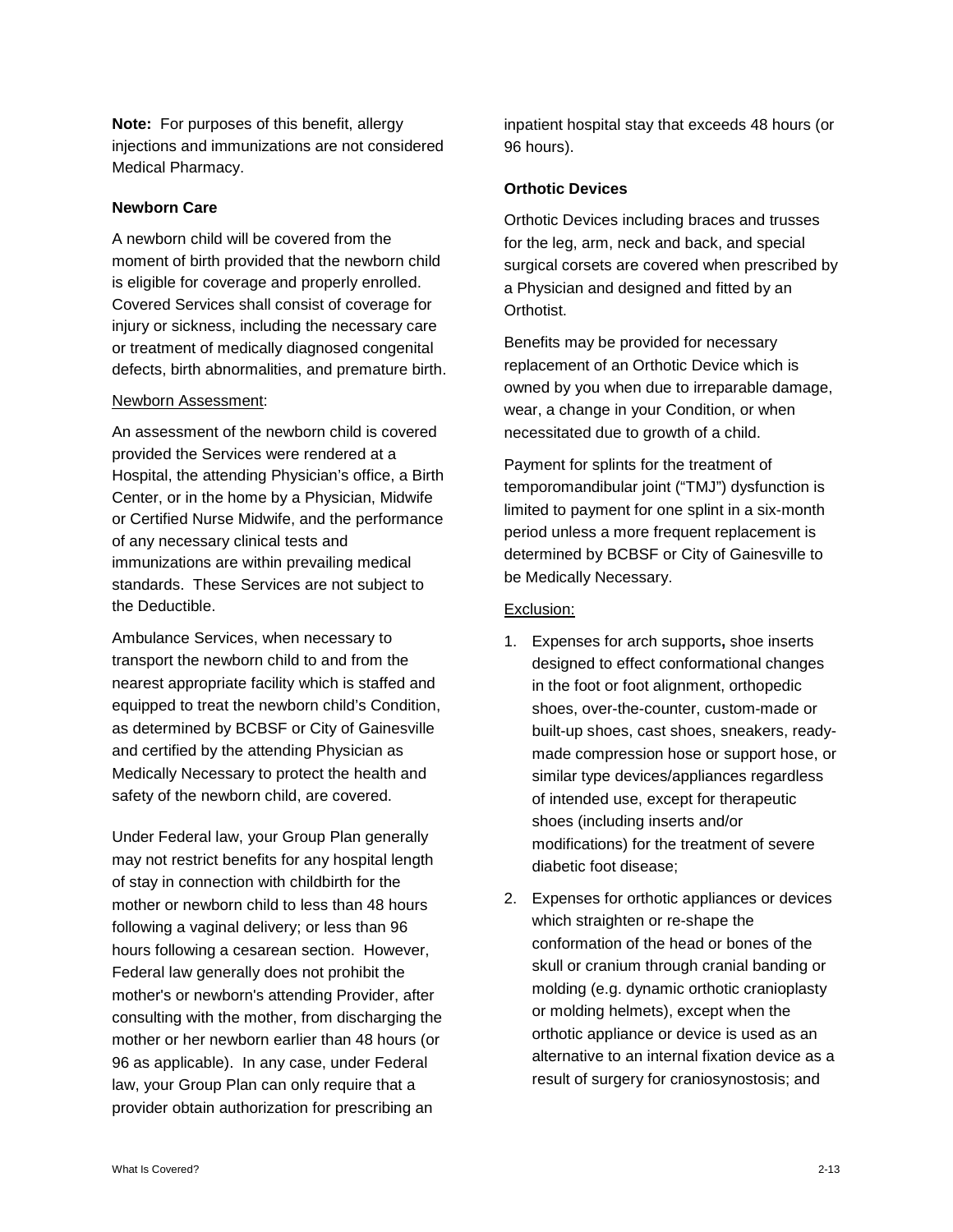**Note:** For purposes of this benefit, allergy injections and immunizations are not considered Medical Pharmacy.

**Newborn Care**

A newborn child will be covered from the moment of birth provided that the newborn child is eligible for coverage and properly enrolled. Covered Services shall consist of coverage for injury or sickness, including the necessary care or treatment of medically diagnosed congenital defects, birth abnormalities, and premature birth.

Newborn Assessment:

An assessment of the newborn child is covered provided the Services were rendered at a Hospital, the attending Physician's office, a Birth Center, or in the home by a Physician, Midwife or Certified Nurse Midwife, and the performance of any necessary clinical tests and immunizations are within prevailing medical standards. These Services are not subject to the Deductible.

Ambulance Services, when necessary to transport the newborn child to and from the nearest appropriate facility which is staffed and equipped to treat the newborn child's Condition, as determined by BCBSF or City of Gainesville and certified by the attending Physician as Medically Necessary to protect the health and safety of the newborn child, are covered.

Under Federal law, your Group Plan generally may not restrict benefits for any hospital length of stay in connection with childbirth for the mother or newborn child to less than 48 hours following a vaginal delivery; or less than 96 hours following a cesarean section. However, Federal law generally does not prohibit the mother's or newborn's attending Provider, after consulting with the mother, from discharging the mother or her newborn earlier than 48 hours (or 96 as applicable). In any case, under Federal law, your Group Plan can only require that a provider obtain authorization for prescribing an inpatient hospital stay that exceeds 48 hours (or 96 hours).

**Orthotic Devices**

Orthotic Devices including braces and trusses for the leg, arm, neck and back, and special surgical corsets are covered when prescribed by a Physician and designed and fitted by an Orthotist.

Benefits may be provided for necessary replacement of an Orthotic Device which is owned by you when due to irreparable damage, wear, a change in your Condition, or when necessitated due to growth of a child.

Payment for splints for the treatment of temporomandibular joint ("TMJ") dysfunction is limited to payment for one splint in a six-month period unless a more frequent replacement is determined by BCBSF or City of Gainesville to be Medically Necessary.

Exclusion:

1. Expenses for arch supports**,** shoe inserts designed to effect conformational changes in the foot or foot alignment, orthopedic shoes, over-the-counter, custom-made or built-up shoes, cast shoes, sneakers, ready-made compression hose or support hose, or similar type devices/appliances regardless of intended use, except for therapeutic shoes (including inserts and/or modifications) for the treatment of severe diabetic foot disease;
2. Expenses for orthotic appliances or devices which straighten or re-shape the conformation of the head or bones of the skull or cranium through cranial banding or molding (e.g. dynamic orthotic cranioplasty or molding helmets), except when the orthotic appliance or device is used as an alternative to an internal fixation device as a result of surgery for craniosynostosis; and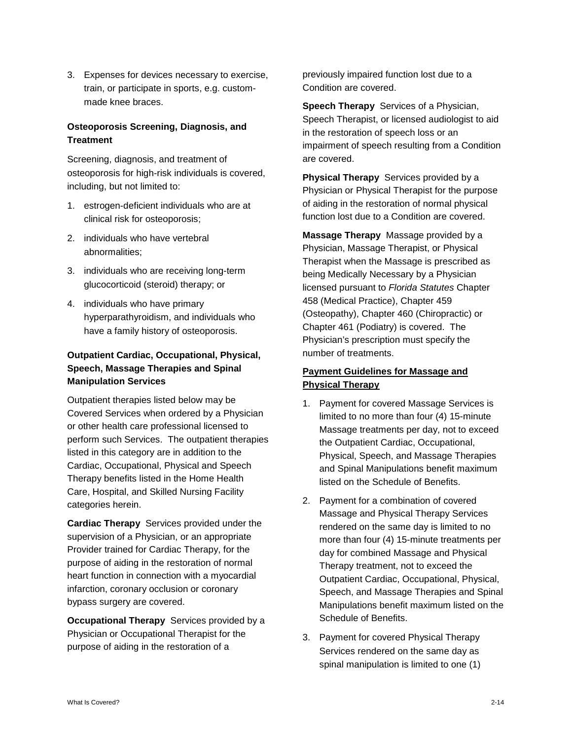3. Expenses for devices necessary to exercise, train, or participate in sports, e.g. custom-made knee braces.

### Osteoporosis Screening, Diagnosis, and Treatment

Screening, diagnosis, and treatment of osteoporosis for high-risk individuals is covered, including, but not limited to:

1. estrogen-deficient individuals who are at clinical risk for osteoporosis;
2. individuals who have vertebral abnormalities;
3. individuals who are receiving long-term glucocorticoid (steroid) therapy; or
4. individuals who have primary hyperparathyroidism, and individuals who have a family history of osteoporosis.

### Outpatient Cardiac, Occupational, Physical, Speech, Massage Therapies and Spinal Manipulation Services

Outpatient therapies listed below may be Covered Services when ordered by a Physician or other health care professional licensed to perform such Services. The outpatient therapies listed in this category are in addition to the Cardiac, Occupational, Physical and Speech Therapy benefits listed in the Home Health Care, Hospital, and Skilled Nursing Facility categories herein.

**Cardiac Therapy** Services provided under the supervision of a Physician, or an appropriate Provider trained for Cardiac Therapy, for the purpose of aiding in the restoration of normal heart function in connection with a myocardial infarction, coronary occlusion or coronary bypass surgery are covered.

**Occupational Therapy** Services provided by a Physician or Occupational Therapist for the purpose of aiding in the restoration of a previously impaired function lost due to a Condition are covered.

**Speech Therapy** Services of a Physician, Speech Therapist, or licensed audiologist to aid in the restoration of speech loss or an impairment of speech resulting from a Condition are covered.

**Physical Therapy** Services provided by a Physician or Physical Therapist for the purpose of aiding in the restoration of normal physical function lost due to a Condition are covered.

**Massage Therapy** Massage provided by a Physician, Massage Therapist, or Physical Therapist when the Massage is prescribed as being Medically Necessary by a Physician licensed pursuant to *Florida Statutes* Chapter 458 (Medical Practice), Chapter 459 (Osteopathy), Chapter 460 (Chiropractic) or Chapter 461 (Podiatry) is covered. The Physician's prescription must specify the number of treatments.

**Payment Guidelines for Massage and Physical Therapy**

1. Payment for covered Massage Services is limited to no more than four (4) 15-minute Massage treatments per day, not to exceed the Outpatient Cardiac, Occupational, Physical, Speech, and Massage Therapies and Spinal Manipulations benefit maximum listed on the Schedule of Benefits.
2. Payment for a combination of covered Massage and Physical Therapy Services rendered on the same day is limited to no more than four (4) 15-minute treatments per day for combined Massage and Physical Therapy treatment, not to exceed the Outpatient Cardiac, Occupational, Physical, Speech, and Massage Therapies and Spinal Manipulations benefit maximum listed on the Schedule of Benefits.
3. Payment for covered Physical Therapy Services rendered on the same day as spinal manipulation is limited to one (1)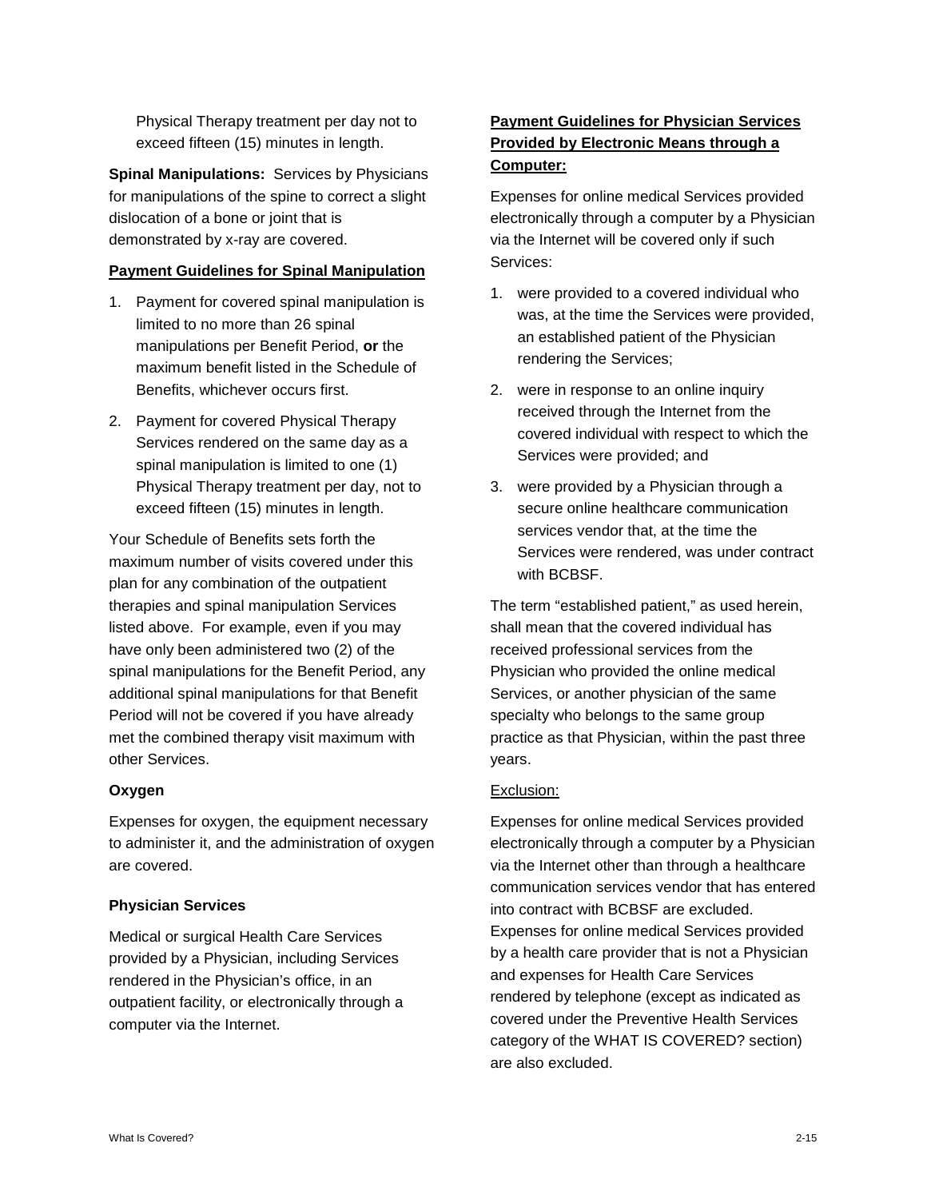Physical Therapy treatment per day not to exceed fifteen (15) minutes in length.

**Spinal Manipulations:** Services by Physicians for manipulations of the spine to correct a slight dislocation of a bone or joint that is demonstrated by x-ray are covered.

**Payment Guidelines for Spinal Manipulation**

1. Payment for covered spinal manipulation is limited to no more than 26 spinal manipulations per Benefit Period, **or** the maximum benefit listed in the Schedule of Benefits, whichever occurs first.
2. Payment for covered Physical Therapy Services rendered on the same day as a spinal manipulation is limited to one (1) Physical Therapy treatment per day, not to exceed fifteen (15) minutes in length.

Your Schedule of Benefits sets forth the maximum number of visits covered under this plan for any combination of the outpatient therapies and spinal manipulation Services listed above. For example, even if you may have only been administered two (2) of the spinal manipulations for the Benefit Period, any additional spinal manipulations for that Benefit Period will not be covered if you have already met the combined therapy visit maximum with other Services.

**Oxygen**

Expenses for oxygen, the equipment necessary to administer it, and the administration of oxygen are covered.

**Physician Services**

Medical or surgical Health Care Services provided by a Physician, including Services rendered in the Physician's office, in an outpatient facility, or electronically through a computer via the Internet.

**Payment Guidelines for Physician Services Provided by Electronic Means through a Computer:**

Expenses for online medical Services provided electronically through a computer by a Physician via the Internet will be covered only if such Services:

1. were provided to a covered individual who was, at the time the Services were provided, an established patient of the Physician rendering the Services;
2. were in response to an online inquiry received through the Internet from the covered individual with respect to which the Services were provided; and
3. were provided by a Physician through a secure online healthcare communication services vendor that, at the time the Services were rendered, was under contract with BCBSF.

The term "established patient," as used herein, shall mean that the covered individual has received professional services from the Physician who provided the online medical Services, or another physician of the same specialty who belongs to the same group practice as that Physician, within the past three years.

Exclusion:

Expenses for online medical Services provided electronically through a computer by a Physician via the Internet other than through a healthcare communication services vendor that has entered into contract with BCBSF are excluded. Expenses for online medical Services provided by a health care provider that is not a Physician and expenses for Health Care Services rendered by telephone (except as indicated as covered under the Preventive Health Services category of the WHAT IS COVERED? section) are also excluded.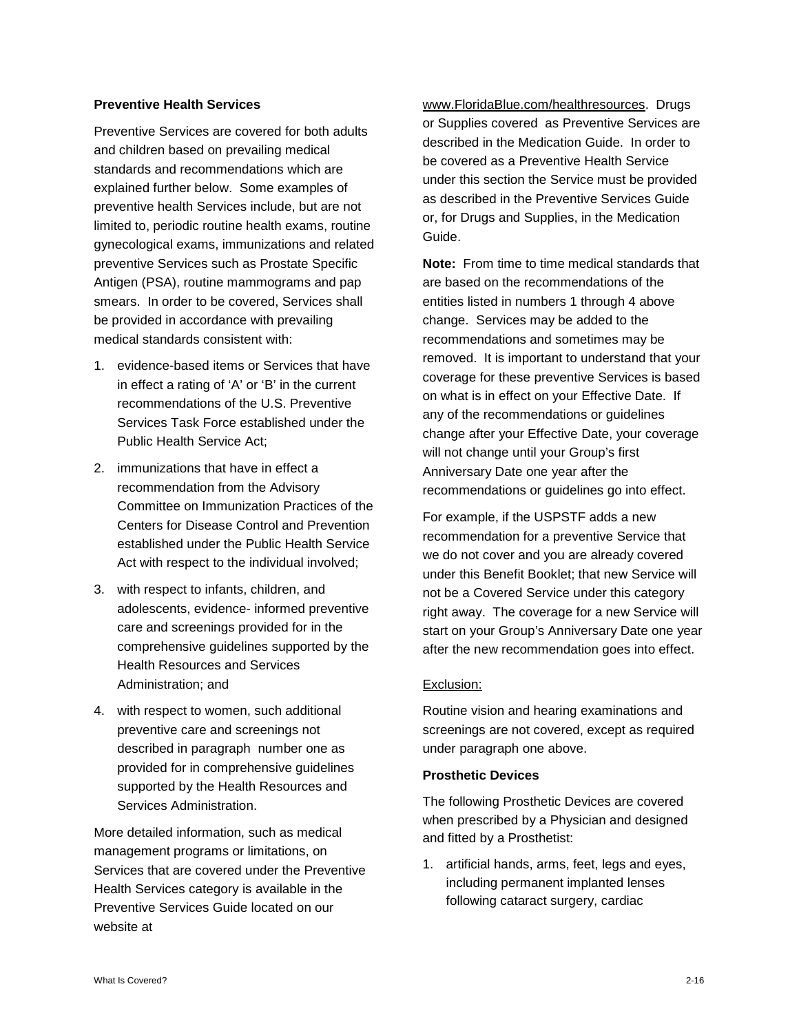**Preventive Health Services**

Preventive Services are covered for both adults and children based on prevailing medical standards and recommendations which are explained further below. Some examples of preventive health Services include, but are not limited to, periodic routine health exams, routine gynecological exams, immunizations and related preventive Services such as Prostate Specific Antigen (PSA), routine mammograms and pap smears. In order to be covered, Services shall be provided in accordance with prevailing medical standards consistent with:

1. evidence-based items or Services that have in effect a rating of 'A' or 'B' in the current recommendations of the U.S. Preventive Services Task Force established under the Public Health Service Act;
2. immunizations that have in effect a recommendation from the Advisory Committee on Immunization Practices of the Centers for Disease Control and Prevention established under the Public Health Service Act with respect to the individual involved;
3. with respect to infants, children, and adolescents, evidence- informed preventive care and screenings provided for in the comprehensive guidelines supported by the Health Resources and Services Administration; and
4. with respect to women, such additional preventive care and screenings not described in paragraph number one as provided for in comprehensive guidelines supported by the Health Resources and Services Administration.

More detailed information, such as medical management programs or limitations, on Services that are covered under the Preventive Health Services category is available in the Preventive Services Guide located on our website at www.FloridaBlue.com/healthresources. Drugs or Supplies covered as Preventive Services are described in the Medication Guide. In order to be covered as a Preventive Health Service under this section the Service must be provided as described in the Preventive Services Guide or, for Drugs and Supplies, in the Medication Guide.

**Note:** From time to time medical standards that are based on the recommendations of the entities listed in numbers 1 through 4 above change. Services may be added to the recommendations and sometimes may be removed. It is important to understand that your coverage for these preventive Services is based on what is in effect on your Effective Date. If any of the recommendations or guidelines change after your Effective Date, your coverage will not change until your Group's first Anniversary Date one year after the recommendations or guidelines go into effect.

For example, if the USPSTF adds a new recommendation for a preventive Service that we do not cover and you are already covered under this Benefit Booklet; that new Service will not be a Covered Service under this category right away. The coverage for a new Service will start on your Group's Anniversary Date one year after the new recommendation goes into effect.

Exclusion:

Routine vision and hearing examinations and screenings are not covered, except as required under paragraph one above.

**Prosthetic Devices**

The following Prosthetic Devices are covered when prescribed by a Physician and designed and fitted by a Prosthetist:

1. artificial hands, arms, feet, legs and eyes, including permanent implanted lenses following cataract surgery, cardiac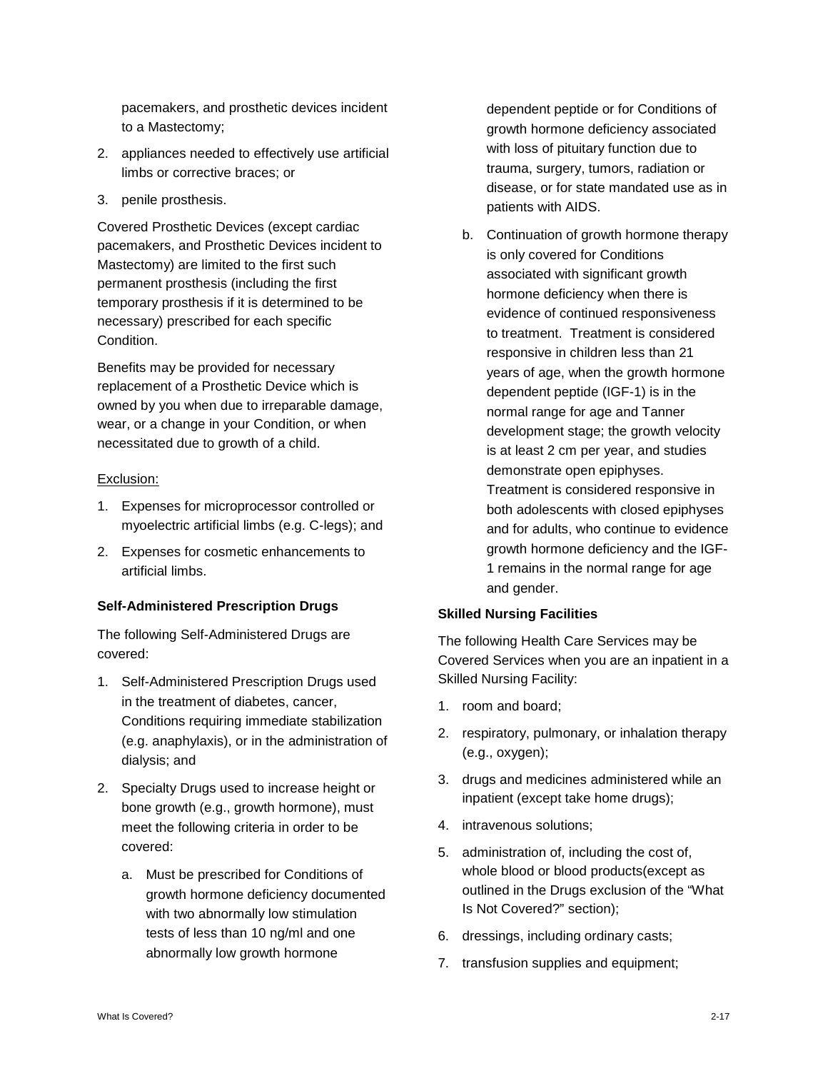pacemakers, and prosthetic devices incident to a Mastectomy;

2. appliances needed to effectively use artificial limbs or corrective braces; or
3. penile prosthesis.

Covered Prosthetic Devices (except cardiac pacemakers, and Prosthetic Devices incident to Mastectomy) are limited to the first such permanent prosthesis (including the first temporary prosthesis if it is determined to be necessary) prescribed for each specific Condition.

Benefits may be provided for necessary replacement of a Prosthetic Device which is owned by you when due to irreparable damage, wear, or a change in your Condition, or when necessitated due to growth of a child.

Exclusion:

1. Expenses for microprocessor controlled or myoelectric artificial limbs (e.g. C-legs); and
2. Expenses for cosmetic enhancements to artificial limbs.

**Self-Administered Prescription Drugs**

The following Self-Administered Drugs are covered:

1. Self-Administered Prescription Drugs used in the treatment of diabetes, cancer, Conditions requiring immediate stabilization (e.g. anaphylaxis), or in the administration of dialysis; and
2. Specialty Drugs used to increase height or bone growth (e.g., growth hormone), must meet the following criteria in order to be covered:
   a. Must be prescribed for Conditions of growth hormone deficiency documented with two abnormally low stimulation tests of less than 10 ng/ml and one abnormally low growth hormone dependent peptide or for Conditions of growth hormone deficiency associated with loss of pituitary function due to trauma, surgery, tumors, radiation or disease, or for state mandated use as in patients with AIDS.
   b. Continuation of growth hormone therapy is only covered for Conditions associated with significant growth hormone deficiency when there is evidence of continued responsiveness to treatment. Treatment is considered responsive in children less than 21 years of age, when the growth hormone dependent peptide (IGF-1) is in the normal range for age and Tanner development stage; the growth velocity is at least 2 cm per year, and studies demonstrate open epiphyses. Treatment is considered responsive in both adolescents with closed epiphyses and for adults, who continue to evidence growth hormone deficiency and the IGF-1 remains in the normal range for age and gender.

**Skilled Nursing Facilities**

The following Health Care Services may be Covered Services when you are an inpatient in a Skilled Nursing Facility:

1. room and board;
2. respiratory, pulmonary, or inhalation therapy (e.g., oxygen);
3. drugs and medicines administered while an inpatient (except take home drugs);
4. intravenous solutions;
5. administration of, including the cost of, whole blood or blood products(except as outlined in the Drugs exclusion of the “What Is Not Covered?” section);
6. dressings, including ordinary casts;
7. transfusion supplies and equipment;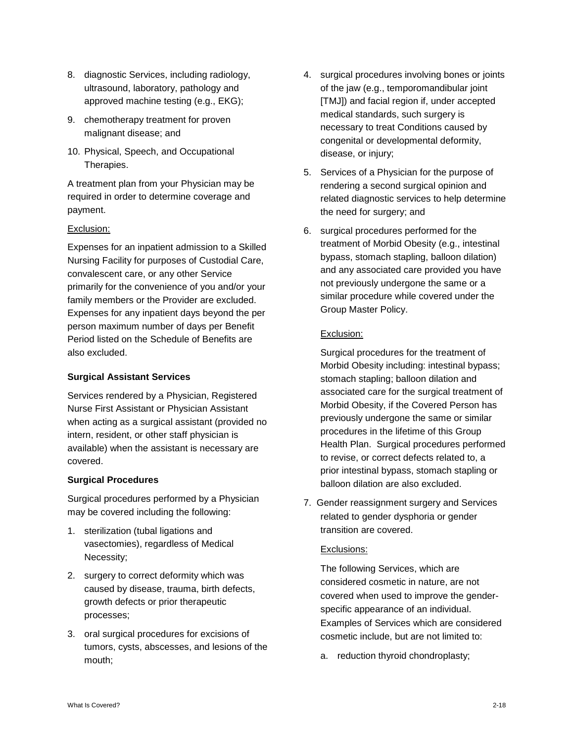8. diagnostic Services, including radiology, ultrasound, laboratory, pathology and approved machine testing (e.g., EKG);
9. chemotherapy treatment for proven malignant disease; and
10. Physical, Speech, and Occupational Therapies.

A treatment plan from your Physician may be required in order to determine coverage and payment.

<u>Exclusion:</u>

Expenses for an inpatient admission to a Skilled Nursing Facility for purposes of Custodial Care, convalescent care, or any other Service primarily for the convenience of you and/or your family members or the Provider are excluded. Expenses for any inpatient days beyond the per person maximum number of days per Benefit Period listed on the Schedule of Benefits are also excluded.

**Surgical Assistant Services**

Services rendered by a Physician, Registered Nurse First Assistant or Physician Assistant when acting as a surgical assistant (provided no intern, resident, or other staff physician is available) when the assistant is necessary are covered.

**Surgical Procedures**

Surgical procedures performed by a Physician may be covered including the following:

1. sterilization (tubal ligations and vasectomies), regardless of Medical Necessity;
2. surgery to correct deformity which was caused by disease, trauma, birth defects, growth defects or prior therapeutic processes;
3. oral surgical procedures for excisions of tumors, cysts, abscesses, and lesions of the mouth;
4. surgical procedures involving bones or joints of the jaw (e.g., temporomandibular joint [TMJ]) and facial region if, under accepted medical standards, such surgery is necessary to treat Conditions caused by congenital or developmental deformity, disease, or injury;
5. Services of a Physician for the purpose of rendering a second surgical opinion and related diagnostic services to help determine the need for surgery; and
6. surgical procedures performed for the treatment of Morbid Obesity (e.g., intestinal bypass, stomach stapling, balloon dilation) and any associated care provided you have not previously undergone the same or a similar procedure while covered under the Group Master Policy.

   <u>Exclusion:</u>

   Surgical procedures for the treatment of Morbid Obesity including: intestinal bypass; stomach stapling; balloon dilation and associated care for the surgical treatment of Morbid Obesity, if the Covered Person has previously undergone the same or similar procedures in the lifetime of this Group Health Plan. Surgical procedures performed to revise, or correct defects related to, a prior intestinal bypass, stomach stapling or balloon dilation are also excluded.

7. Gender reassignment surgery and Services related to gender dysphoria or gender transition are covered.

   <u>Exclusions:</u>

   The following Services, which are considered cosmetic in nature, are not covered when used to improve the gender-specific appearance of an individual. Examples of Services which are considered cosmetic include, but are not limited to:

   a. reduction thyroid chondroplasty;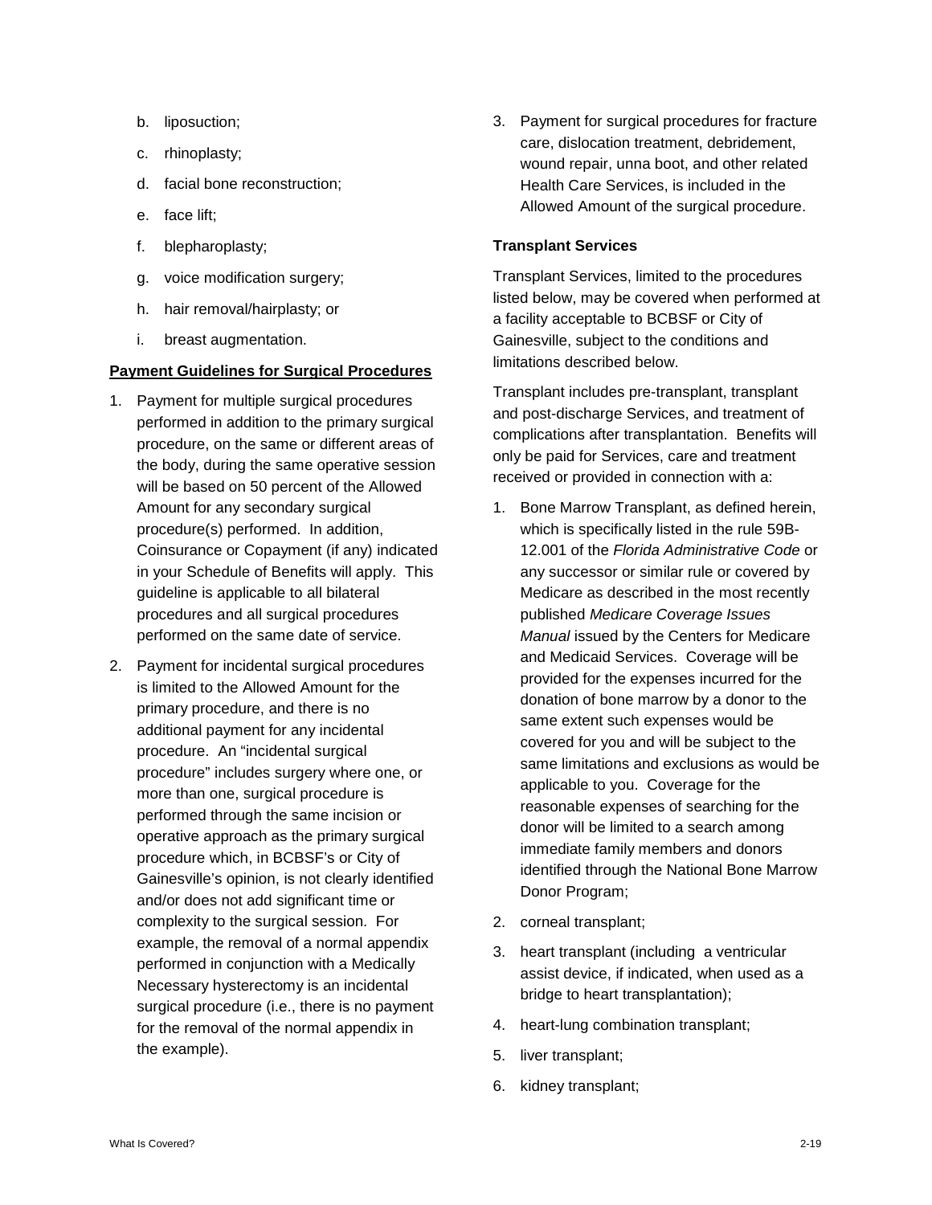b. liposuction;

c. rhinoplasty;

d. facial bone reconstruction;

e. face lift;

f. blepharoplasty;

g. voice modification surgery;

h. hair removal/hairplasty; or

i. breast augmentation.

**Payment Guidelines for Surgical Procedures**

1. Payment for multiple surgical procedures performed in addition to the primary surgical procedure, on the same or different areas of the body, during the same operative session will be based on 50 percent of the Allowed Amount for any secondary surgical procedure(s) performed. In addition, Coinsurance or Copayment (if any) indicated in your Schedule of Benefits will apply. This guideline is applicable to all bilateral procedures and all surgical procedures performed on the same date of service.

2. Payment for incidental surgical procedures is limited to the Allowed Amount for the primary procedure, and there is no additional payment for any incidental procedure. An "incidental surgical procedure" includes surgery where one, or more than one, surgical procedure is performed through the same incision or operative approach as the primary surgical procedure which, in BCBSF's or City of Gainesville's opinion, is not clearly identified and/or does not add significant time or complexity to the surgical session. For example, the removal of a normal appendix performed in conjunction with a Medically Necessary hysterectomy is an incidental surgical procedure (i.e., there is no payment for the removal of the normal appendix in the example).

3. Payment for surgical procedures for fracture care, dislocation treatment, debridement, wound repair, unna boot, and other related Health Care Services, is included in the Allowed Amount of the surgical procedure.

**Transplant Services**

Transplant Services, limited to the procedures listed below, may be covered when performed at a facility acceptable to BCBSF or City of Gainesville, subject to the conditions and limitations described below.

Transplant includes pre-transplant, transplant and post-discharge Services, and treatment of complications after transplantation. Benefits will only be paid for Services, care and treatment received or provided in connection with a:

1. Bone Marrow Transplant, as defined herein, which is specifically listed in the rule 59B-12.001 of the *Florida Administrative Code* or any successor or similar rule or covered by Medicare as described in the most recently published *Medicare Coverage Issues Manual* issued by the Centers for Medicare and Medicaid Services. Coverage will be provided for the expenses incurred for the donation of bone marrow by a donor to the same extent such expenses would be covered for you and will be subject to the same limitations and exclusions as would be applicable to you. Coverage for the reasonable expenses of searching for the donor will be limited to a search among immediate family members and donors identified through the National Bone Marrow Donor Program;

2. corneal transplant;

3. heart transplant (including a ventricular assist device, if indicated, when used as a bridge to heart transplantation);

4. heart-lung combination transplant;

5. liver transplant;

6. kidney transplant;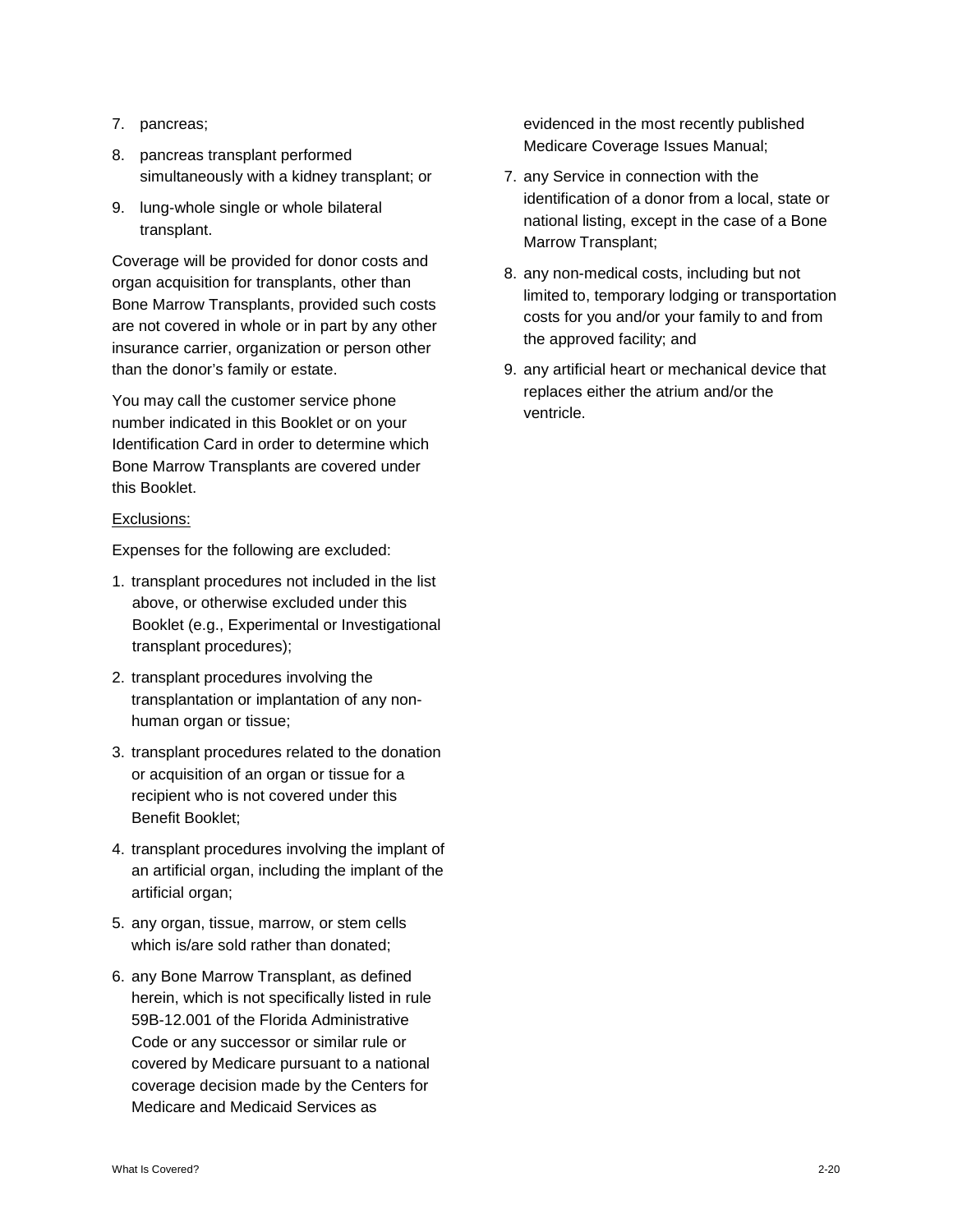7. pancreas;
8. pancreas transplant performed simultaneously with a kidney transplant; or
9. lung-whole single or whole bilateral transplant.

Coverage will be provided for donor costs and organ acquisition for transplants, other than Bone Marrow Transplants, provided such costs are not covered in whole or in part by any other insurance carrier, organization or person other than the donor's family or estate.

You may call the customer service phone number indicated in this Booklet or on your Identification Card in order to determine which Bone Marrow Transplants are covered under this Booklet.

<u>Exclusions:</u>

Expenses for the following are excluded:

1. transplant procedures not included in the list above, or otherwise excluded under this Booklet (e.g., Experimental or Investigational transplant procedures);
2. transplant procedures involving the transplantation or implantation of any non-human organ or tissue;
3. transplant procedures related to the donation or acquisition of an organ or tissue for a recipient who is not covered under this Benefit Booklet;
4. transplant procedures involving the implant of an artificial organ, including the implant of the artificial organ;
5. any organ, tissue, marrow, or stem cells which is/are sold rather than donated;
6. any Bone Marrow Transplant, as defined herein, which is not specifically listed in rule 59B-12.001 of the Florida Administrative Code or any successor or similar rule or covered by Medicare pursuant to a national coverage decision made by the Centers for Medicare and Medicaid Services as evidenced in the most recently published Medicare Coverage Issues Manual;
7. any Service in connection with the identification of a donor from a local, state or national listing, except in the case of a Bone Marrow Transplant;
8. any non-medical costs, including but not limited to, temporary lodging or transportation costs for you and/or your family to and from the approved facility; and
9. any artificial heart or mechanical device that replaces either the atrium and/or the ventricle.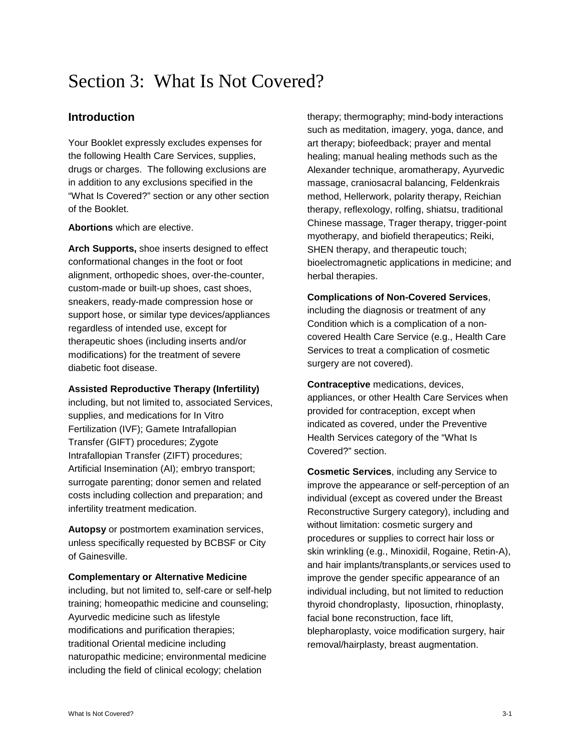# Section 3: What Is Not Covered?

## Introduction

Your Booklet expressly excludes expenses for the following Health Care Services, supplies, drugs or charges. The following exclusions are in addition to any exclusions specified in the "What Is Covered?" section or any other section of the Booklet.

**Abortions** which are elective.

**Arch Supports,** shoe inserts designed to effect conformational changes in the foot or foot alignment, orthopedic shoes, over-the-counter, custom-made or built-up shoes, cast shoes, sneakers, ready-made compression hose or support hose, or similar type devices/appliances regardless of intended use, except for therapeutic shoes (including inserts and/or modifications) for the treatment of severe diabetic foot disease.

**Assisted Reproductive Therapy (Infertility)** including, but not limited to, associated Services, supplies, and medications for In Vitro Fertilization (IVF); Gamete Intrafallopian Transfer (GIFT) procedures; Zygote Intrafallopian Transfer (ZIFT) procedures; Artificial Insemination (AI); embryo transport; surrogate parenting; donor semen and related costs including collection and preparation; and infertility treatment medication.

**Autopsy** or postmortem examination services, unless specifically requested by BCBSF or City of Gainesville.

**Complementary or Alternative Medicine** including, but not limited to, self-care or self-help training; homeopathic medicine and counseling; Ayurvedic medicine such as lifestyle modifications and purification therapies; traditional Oriental medicine including naturopathic medicine; environmental medicine including the field of clinical ecology; chelation therapy; thermography; mind-body interactions such as meditation, imagery, yoga, dance, and art therapy; biofeedback; prayer and mental healing; manual healing methods such as the Alexander technique, aromatherapy, Ayurvedic massage, craniosacral balancing, Feldenkrais method, Hellerwork, polarity therapy, Reichian therapy, reflexology, rolfing, shiatsu, traditional Chinese massage, Trager therapy, trigger-point myotherapy, and biofield therapeutics; Reiki, SHEN therapy, and therapeutic touch; bioelectromagnetic applications in medicine; and herbal therapies.

**Complications of Non-Covered Services**, including the diagnosis or treatment of any Condition which is a complication of a non-covered Health Care Service (e.g., Health Care Services to treat a complication of cosmetic surgery are not covered).

**Contraceptive** medications, devices, appliances, or other Health Care Services when provided for contraception, except when indicated as covered, under the Preventive Health Services category of the "What Is Covered?" section.

**Cosmetic Services**, including any Service to improve the appearance or self-perception of an individual (except as covered under the Breast Reconstructive Surgery category), including and without limitation: cosmetic surgery and procedures or supplies to correct hair loss or skin wrinkling (e.g., Minoxidil, Rogaine, Retin-A), and hair implants/transplants,or services used to improve the gender specific appearance of an individual including, but not limited to reduction thyroid chondroplasty, liposuction, rhinoplasty, facial bone reconstruction, face lift, blepharoplasty, voice modification surgery, hair removal/hairplasty, breast augmentation.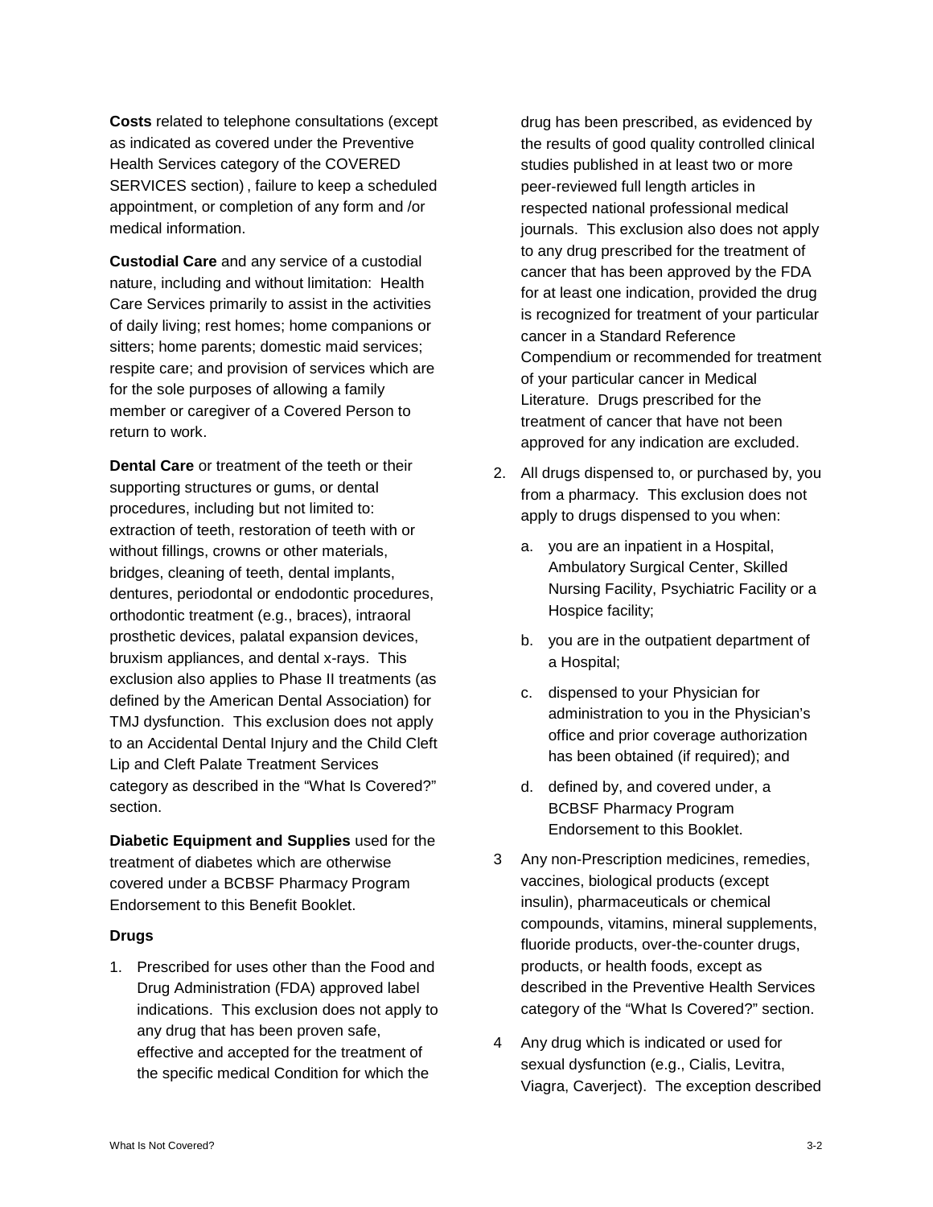**Costs** related to telephone consultations (except as indicated as covered under the Preventive Health Services category of the COVERED SERVICES section) , failure to keep a scheduled appointment, or completion of any form and /or medical information.

**Custodial Care** and any service of a custodial nature, including and without limitation: Health Care Services primarily to assist in the activities of daily living; rest homes; home companions or sitters; home parents; domestic maid services; respite care; and provision of services which are for the sole purposes of allowing a family member or caregiver of a Covered Person to return to work.

**Dental Care** or treatment of the teeth or their supporting structures or gums, or dental procedures, including but not limited to: extraction of teeth, restoration of teeth with or without fillings, crowns or other materials, bridges, cleaning of teeth, dental implants, dentures, periodontal or endodontic procedures, orthodontic treatment (e.g., braces), intraoral prosthetic devices, palatal expansion devices, bruxism appliances, and dental x-rays. This exclusion also applies to Phase II treatments (as defined by the American Dental Association) for TMJ dysfunction. This exclusion does not apply to an Accidental Dental Injury and the Child Cleft Lip and Cleft Palate Treatment Services category as described in the "What Is Covered?" section.

**Diabetic Equipment and Supplies** used for the treatment of diabetes which are otherwise covered under a BCBSF Pharmacy Program Endorsement to this Benefit Booklet.

**Drugs**

1. Prescribed for uses other than the Food and Drug Administration (FDA) approved label indications. This exclusion does not apply to any drug that has been proven safe, effective and accepted for the treatment of the specific medical Condition for which the drug has been prescribed, as evidenced by the results of good quality controlled clinical studies published in at least two or more peer-reviewed full length articles in respected national professional medical journals. This exclusion also does not apply to any drug prescribed for the treatment of cancer that has been approved by the FDA for at least one indication, provided the drug is recognized for treatment of your particular cancer in a Standard Reference Compendium or recommended for treatment of your particular cancer in Medical Literature. Drugs prescribed for the treatment of cancer that have not been approved for any indication are excluded.
2. All drugs dispensed to, or purchased by, you from a pharmacy. This exclusion does not apply to drugs dispensed to you when:
   a. you are an inpatient in a Hospital, Ambulatory Surgical Center, Skilled Nursing Facility, Psychiatric Facility or a Hospice facility;
   b. you are in the outpatient department of a Hospital;
   c. dispensed to your Physician for administration to you in the Physician's office and prior coverage authorization has been obtained (if required); and
   d. defined by, and covered under, a BCBSF Pharmacy Program Endorsement to this Booklet.
3. Any non-Prescription medicines, remedies, vaccines, biological products (except insulin), pharmaceuticals or chemical compounds, vitamins, mineral supplements, fluoride products, over-the-counter drugs, products, or health foods, except as described in the Preventive Health Services category of the "What Is Covered?" section.
4. Any drug which is indicated or used for sexual dysfunction (e.g., Cialis, Levitra, Viagra, Caverject). The exception described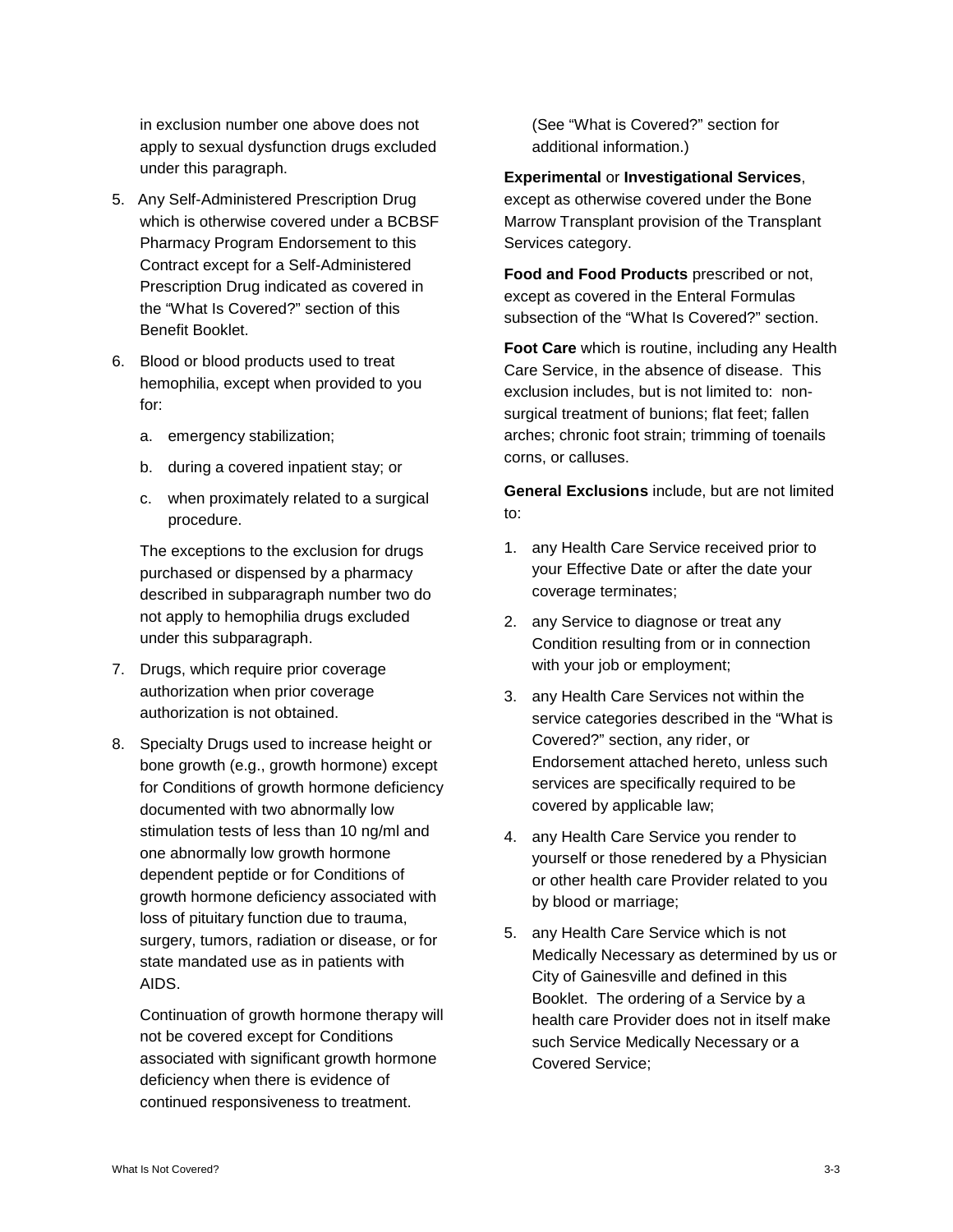in exclusion number one above does not apply to sexual dysfunction drugs excluded under this paragraph.

5. Any Self-Administered Prescription Drug which is otherwise covered under a BCBSF Pharmacy Program Endorsement to this Contract except for a Self-Administered Prescription Drug indicated as covered in the "What Is Covered?" section of this Benefit Booklet.

6. Blood or blood products used to treat hemophilia, except when provided to you for:

   a. emergency stabilization;

   b. during a covered inpatient stay; or

   c. when proximately related to a surgical procedure.

   The exceptions to the exclusion for drugs purchased or dispensed by a pharmacy described in subparagraph number two do not apply to hemophilia drugs excluded under this subparagraph.

7. Drugs, which require prior coverage authorization when prior coverage authorization is not obtained.

8. Specialty Drugs used to increase height or bone growth (e.g., growth hormone) except for Conditions of growth hormone deficiency documented with two abnormally low stimulation tests of less than 10 ng/ml and one abnormally low growth hormone dependent peptide or for Conditions of growth hormone deficiency associated with loss of pituitary function due to trauma, surgery, tumors, radiation or disease, or for state mandated use as in patients with AIDS.

   Continuation of growth hormone therapy will not be covered except for Conditions associated with significant growth hormone deficiency when there is evidence of continued responsiveness to treatment.

   (See "What is Covered?" section for additional information.)

**Experimental** or **Investigational Services**, except as otherwise covered under the Bone Marrow Transplant provision of the Transplant Services category.

**Food and Food Products** prescribed or not, except as covered in the Enteral Formulas subsection of the "What Is Covered?" section.

**Foot Care** which is routine, including any Health Care Service, in the absence of disease. This exclusion includes, but is not limited to: non-surgical treatment of bunions; flat feet; fallen arches; chronic foot strain; trimming of toenails corns, or calluses.

**General Exclusions** include, but are not limited to:

1. any Health Care Service received prior to your Effective Date or after the date your coverage terminates;

2. any Service to diagnose or treat any Condition resulting from or in connection with your job or employment;

3. any Health Care Services not within the service categories described in the "What is Covered?" section, any rider, or Endorsement attached hereto, unless such services are specifically required to be covered by applicable law;

4. any Health Care Service you render to yourself or those renedered by a Physician or other health care Provider related to you by blood or marriage;

5. any Health Care Service which is not Medically Necessary as determined by us or City of Gainesville and defined in this Booklet. The ordering of a Service by a health care Provider does not in itself make such Service Medically Necessary or a Covered Service;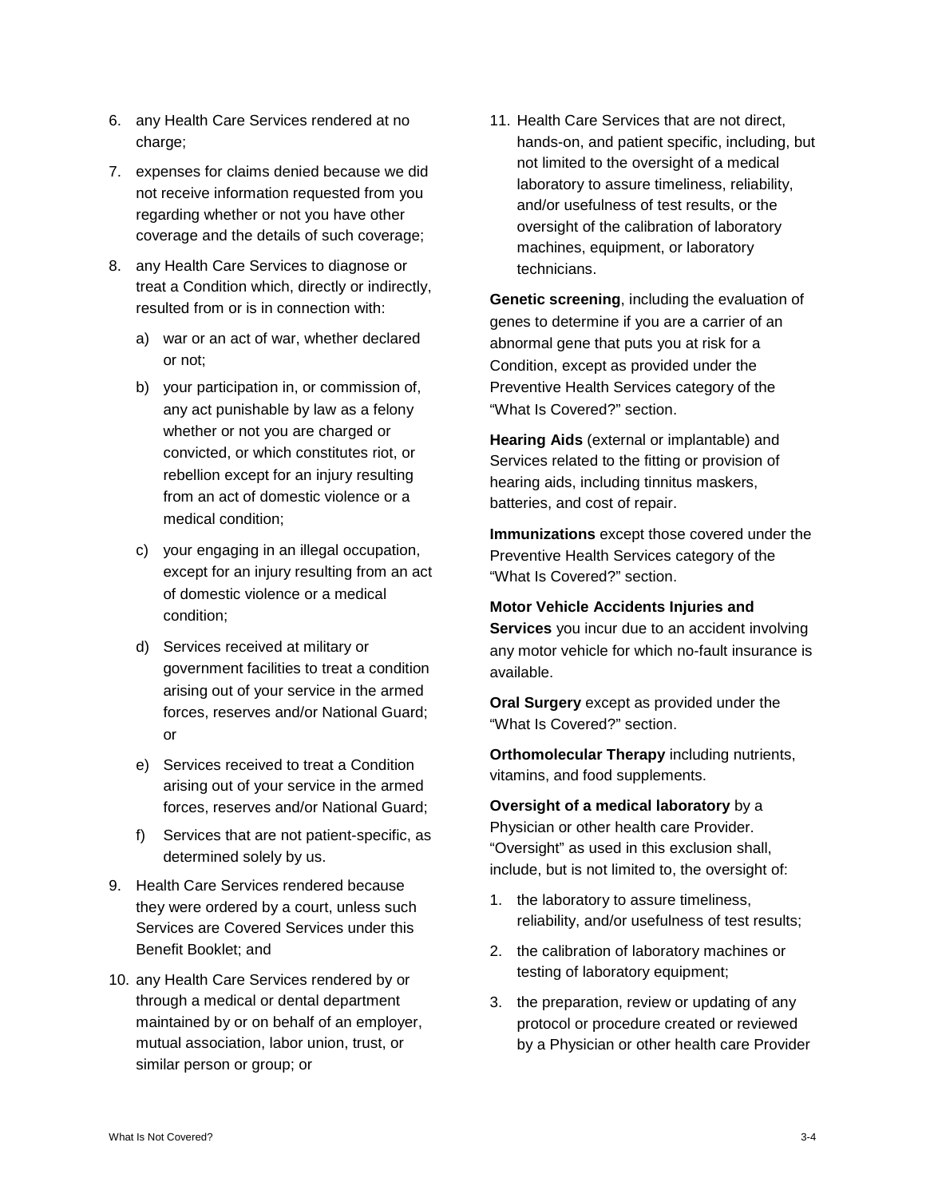6. any Health Care Services rendered at no charge;
7. expenses for claims denied because we did not receive information requested from you regarding whether or not you have other coverage and the details of such coverage;
8. any Health Care Services to diagnose or treat a Condition which, directly or indirectly, resulted from or is in connection with:
   a) war or an act of war, whether declared or not;
   b) your participation in, or commission of, any act punishable by law as a felony whether or not you are charged or convicted, or which constitutes riot, or rebellion except for an injury resulting from an act of domestic violence or a medical condition;
   c) your engaging in an illegal occupation, except for an injury resulting from an act of domestic violence or a medical condition;
   d) Services received at military or government facilities to treat a condition arising out of your service in the armed forces, reserves and/or National Guard; or
   e) Services received to treat a Condition arising out of your service in the armed forces, reserves and/or National Guard;
   f) Services that are not patient-specific, as determined solely by us.
9. Health Care Services rendered because they were ordered by a court, unless such Services are Covered Services under this Benefit Booklet; and
10. any Health Care Services rendered by or through a medical or dental department maintained by or on behalf of an employer, mutual association, labor union, trust, or similar person or group; or
11. Health Care Services that are not direct, hands-on, and patient specific, including, but not limited to the oversight of a medical laboratory to assure timeliness, reliability, and/or usefulness of test results, or the oversight of the calibration of laboratory machines, equipment, or laboratory technicians.

**Genetic screening**, including the evaluation of genes to determine if you are a carrier of an abnormal gene that puts you at risk for a Condition, except as provided under the Preventive Health Services category of the "What Is Covered?" section.

**Hearing Aids** (external or implantable) and Services related to the fitting or provision of hearing aids, including tinnitus maskers, batteries, and cost of repair.

**Immunizations** except those covered under the Preventive Health Services category of the "What Is Covered?" section.

**Motor Vehicle Accidents Injuries and Services** you incur due to an accident involving any motor vehicle for which no-fault insurance is available.

**Oral Surgery** except as provided under the "What Is Covered?" section.

**Orthomolecular Therapy** including nutrients, vitamins, and food supplements.

**Oversight of a medical laboratory** by a Physician or other health care Provider. "Oversight" as used in this exclusion shall, include, but is not limited to, the oversight of:

1. the laboratory to assure timeliness, reliability, and/or usefulness of test results;
2. the calibration of laboratory machines or testing of laboratory equipment;
3. the preparation, review or updating of any protocol or procedure created or reviewed by a Physician or other health care Provider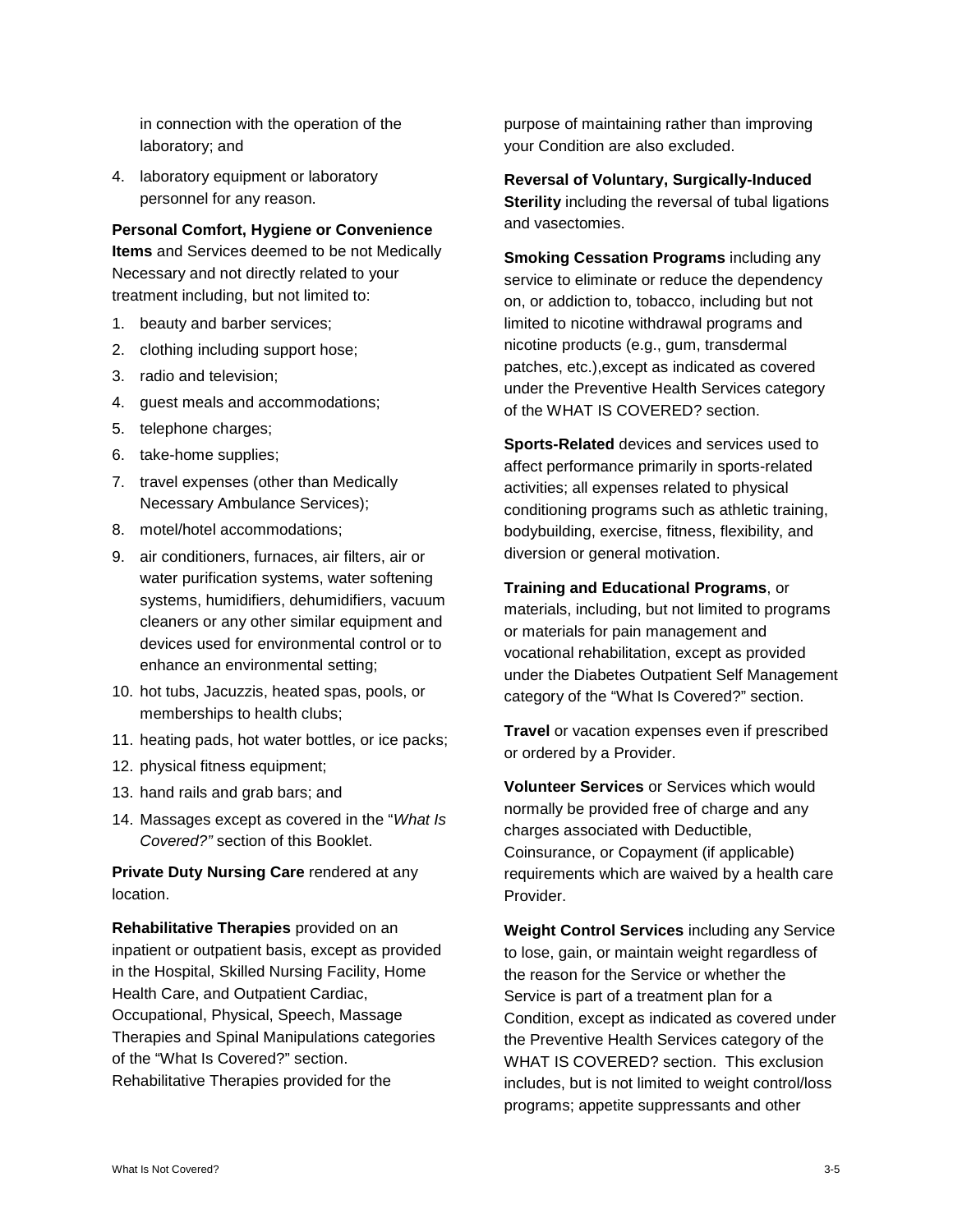in connection with the operation of the laboratory; and

4. laboratory equipment or laboratory personnel for any reason.

**Personal Comfort, Hygiene or Convenience Items** and Services deemed to be not Medically Necessary and not directly related to your treatment including, but not limited to:

1. beauty and barber services;
2. clothing including support hose;
3. radio and television;
4. guest meals and accommodations;
5. telephone charges;
6. take-home supplies;
7. travel expenses (other than Medically Necessary Ambulance Services);
8. motel/hotel accommodations;
9. air conditioners, furnaces, air filters, air or water purification systems, water softening systems, humidifiers, dehumidifiers, vacuum cleaners or any other similar equipment and devices used for environmental control or to enhance an environmental setting;
10. hot tubs, Jacuzzis, heated spas, pools, or memberships to health clubs;
11. heating pads, hot water bottles, or ice packs;
12. physical fitness equipment;
13. hand rails and grab bars; and
14. Massages except as covered in the "*What Is Covered?"* section of this Booklet.

**Private Duty Nursing Care** rendered at any location.

**Rehabilitative Therapies** provided on an inpatient or outpatient basis, except as provided in the Hospital, Skilled Nursing Facility, Home Health Care, and Outpatient Cardiac, Occupational, Physical, Speech, Massage Therapies and Spinal Manipulations categories of the "What Is Covered?" section. Rehabilitative Therapies provided for the purpose of maintaining rather than improving your Condition are also excluded.

**Reversal of Voluntary, Surgically-Induced Sterility** including the reversal of tubal ligations and vasectomies.

**Smoking Cessation Programs** including any service to eliminate or reduce the dependency on, or addiction to, tobacco, including but not limited to nicotine withdrawal programs and nicotine products (e.g., gum, transdermal patches, etc.),except as indicated as covered under the Preventive Health Services category of the WHAT IS COVERED? section.

**Sports-Related** devices and services used to affect performance primarily in sports-related activities; all expenses related to physical conditioning programs such as athletic training, bodybuilding, exercise, fitness, flexibility, and diversion or general motivation.

**Training and Educational Programs**, or materials, including, but not limited to programs or materials for pain management and vocational rehabilitation, except as provided under the Diabetes Outpatient Self Management category of the "What Is Covered?" section.

**Travel** or vacation expenses even if prescribed or ordered by a Provider.

**Volunteer Services** or Services which would normally be provided free of charge and any charges associated with Deductible, Coinsurance, or Copayment (if applicable) requirements which are waived by a health care Provider.

**Weight Control Services** including any Service to lose, gain, or maintain weight regardless of the reason for the Service or whether the Service is part of a treatment plan for a Condition, except as indicated as covered under the Preventive Health Services category of the WHAT IS COVERED? section. This exclusion includes, but is not limited to weight control/loss programs; appetite suppressants and other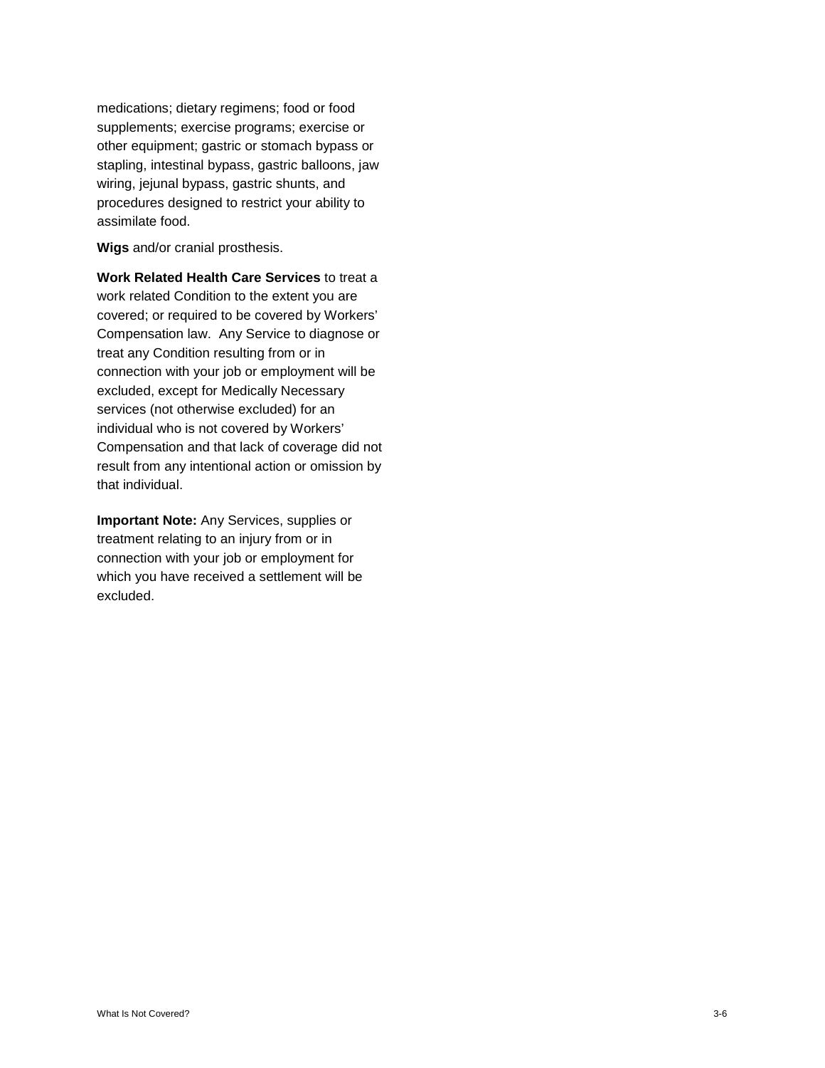medications; dietary regimens; food or food supplements; exercise programs; exercise or other equipment; gastric or stomach bypass or stapling, intestinal bypass, gastric balloons, jaw wiring, jejunal bypass, gastric shunts, and procedures designed to restrict your ability to assimilate food.

**Wigs** and/or cranial prosthesis.

**Work Related Health Care Services** to treat a work related Condition to the extent you are covered; or required to be covered by Workers' Compensation law. Any Service to diagnose or treat any Condition resulting from or in connection with your job or employment will be excluded, except for Medically Necessary services (not otherwise excluded) for an individual who is not covered by Workers' Compensation and that lack of coverage did not result from any intentional action or omission by that individual.

**Important Note:** Any Services, supplies or treatment relating to an injury from or in connection with your job or employment for which you have received a settlement will be excluded.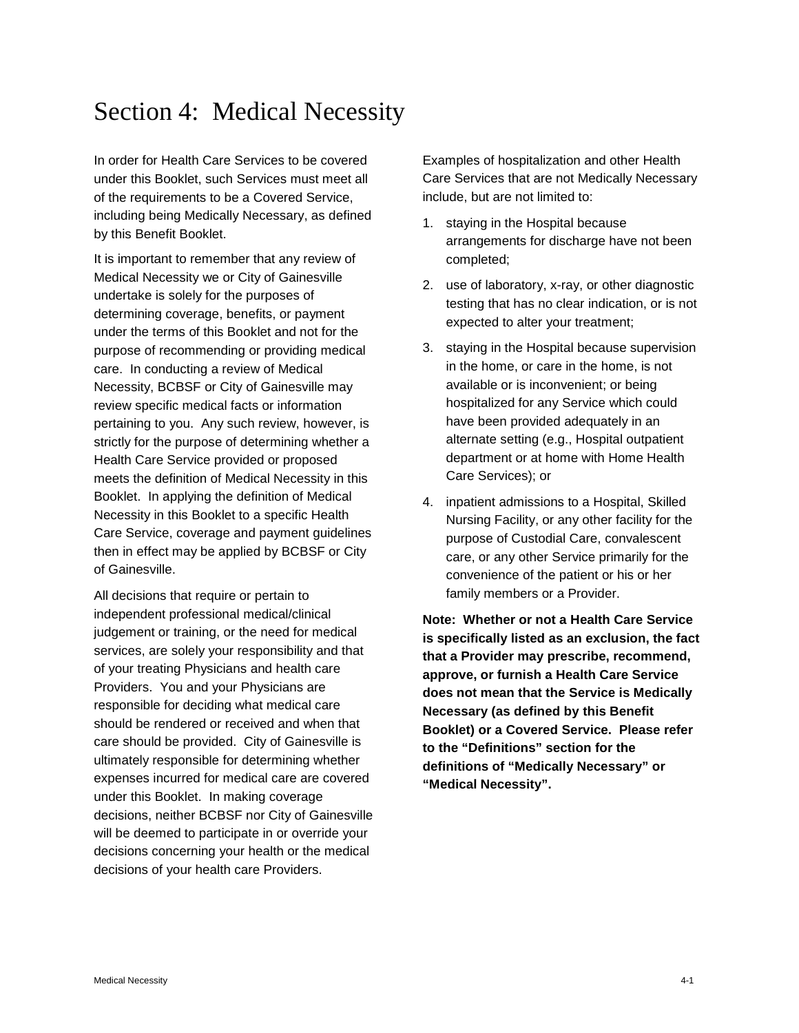# Section 4: Medical Necessity

In order for Health Care Services to be covered under this Booklet, such Services must meet all of the requirements to be a Covered Service, including being Medically Necessary, as defined by this Benefit Booklet.

It is important to remember that any review of Medical Necessity we or City of Gainesville undertake is solely for the purposes of determining coverage, benefits, or payment under the terms of this Booklet and not for the purpose of recommending or providing medical care. In conducting a review of Medical Necessity, BCBSF or City of Gainesville may review specific medical facts or information pertaining to you. Any such review, however, is strictly for the purpose of determining whether a Health Care Service provided or proposed meets the definition of Medical Necessity in this Booklet. In applying the definition of Medical Necessity in this Booklet to a specific Health Care Service, coverage and payment guidelines then in effect may be applied by BCBSF or City of Gainesville.

All decisions that require or pertain to independent professional medical/clinical judgement or training, or the need for medical services, are solely your responsibility and that of your treating Physicians and health care Providers. You and your Physicians are responsible for deciding what medical care should be rendered or received and when that care should be provided. City of Gainesville is ultimately responsible for determining whether expenses incurred for medical care are covered under this Booklet. In making coverage decisions, neither BCBSF nor City of Gainesville will be deemed to participate in or override your decisions concerning your health or the medical decisions of your health care Providers.

Examples of hospitalization and other Health Care Services that are not Medically Necessary include, but are not limited to:

1. staying in the Hospital because arrangements for discharge have not been completed;
2. use of laboratory, x-ray, or other diagnostic testing that has no clear indication, or is not expected to alter your treatment;
3. staying in the Hospital because supervision in the home, or care in the home, is not available or is inconvenient; or being hospitalized for any Service which could have been provided adequately in an alternate setting (e.g., Hospital outpatient department or at home with Home Health Care Services); or
4. inpatient admissions to a Hospital, Skilled Nursing Facility, or any other facility for the purpose of Custodial Care, convalescent care, or any other Service primarily for the convenience of the patient or his or her family members or a Provider.

**Note: Whether or not a Health Care Service is specifically listed as an exclusion, the fact that a Provider may prescribe, recommend, approve, or furnish a Health Care Service does not mean that the Service is Medically Necessary (as defined by this Benefit Booklet) or a Covered Service. Please refer to the "Definitions" section for the definitions of "Medically Necessary" or "Medical Necessity".**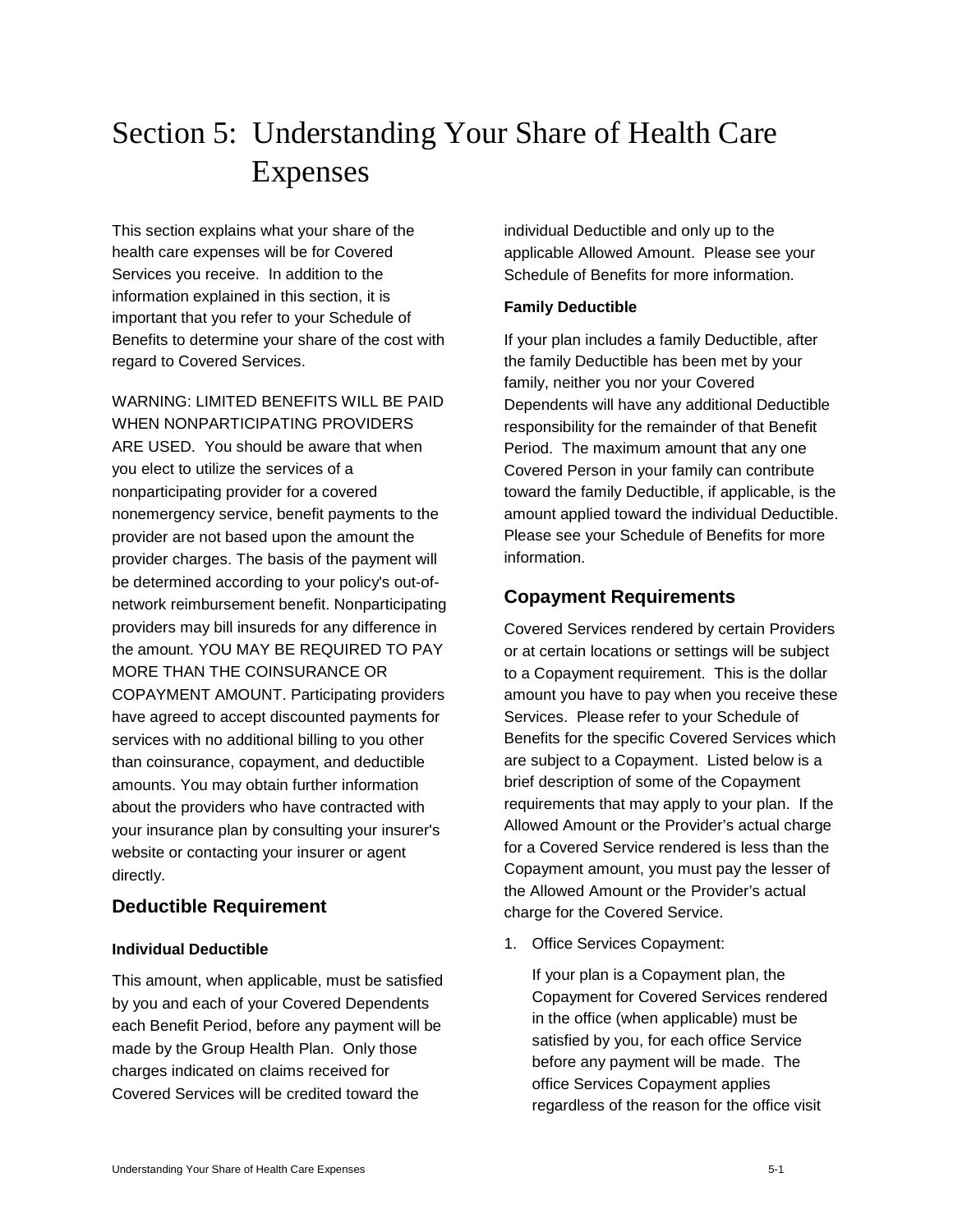# Section 5: Understanding Your Share of Health Care Expenses

This section explains what your share of the health care expenses will be for Covered Services you receive. In addition to the information explained in this section, it is important that you refer to your Schedule of Benefits to determine your share of the cost with regard to Covered Services.

WARNING: LIMITED BENEFITS WILL BE PAID WHEN NONPARTICIPATING PROVIDERS ARE USED. You should be aware that when you elect to utilize the services of a nonparticipating provider for a covered nonemergency service, benefit payments to the provider are not based upon the amount the provider charges. The basis of the payment will be determined according to your policy's out-of-network reimbursement benefit. Nonparticipating providers may bill insureds for any difference in the amount. YOU MAY BE REQUIRED TO PAY MORE THAN THE COINSURANCE OR COPAYMENT AMOUNT. Participating providers have agreed to accept discounted payments for services with no additional billing to you other than coinsurance, copayment, and deductible amounts. You may obtain further information about the providers who have contracted with your insurance plan by consulting your insurer's website or contacting your insurer or agent directly.

## Deductible Requirement

### Individual Deductible

This amount, when applicable, must be satisfied by you and each of your Covered Dependents each Benefit Period, before any payment will be made by the Group Health Plan. Only those charges indicated on claims received for Covered Services will be credited toward the individual Deductible and only up to the applicable Allowed Amount. Please see your Schedule of Benefits for more information.

### Family Deductible

If your plan includes a family Deductible, after the family Deductible has been met by your family, neither you nor your Covered Dependents will have any additional Deductible responsibility for the remainder of that Benefit Period. The maximum amount that any one Covered Person in your family can contribute toward the family Deductible, if applicable, is the amount applied toward the individual Deductible. Please see your Schedule of Benefits for more information.

## Copayment Requirements

Covered Services rendered by certain Providers or at certain locations or settings will be subject to a Copayment requirement. This is the dollar amount you have to pay when you receive these Services. Please refer to your Schedule of Benefits for the specific Covered Services which are subject to a Copayment. Listed below is a brief description of some of the Copayment requirements that may apply to your plan. If the Allowed Amount or the Provider's actual charge for a Covered Service rendered is less than the Copayment amount, you must pay the lesser of the Allowed Amount or the Provider's actual charge for the Covered Service.

1. Office Services Copayment:

   If your plan is a Copayment plan, the Copayment for Covered Services rendered in the office (when applicable) must be satisfied by you, for each office Service before any payment will be made. The office Services Copayment applies regardless of the reason for the office visit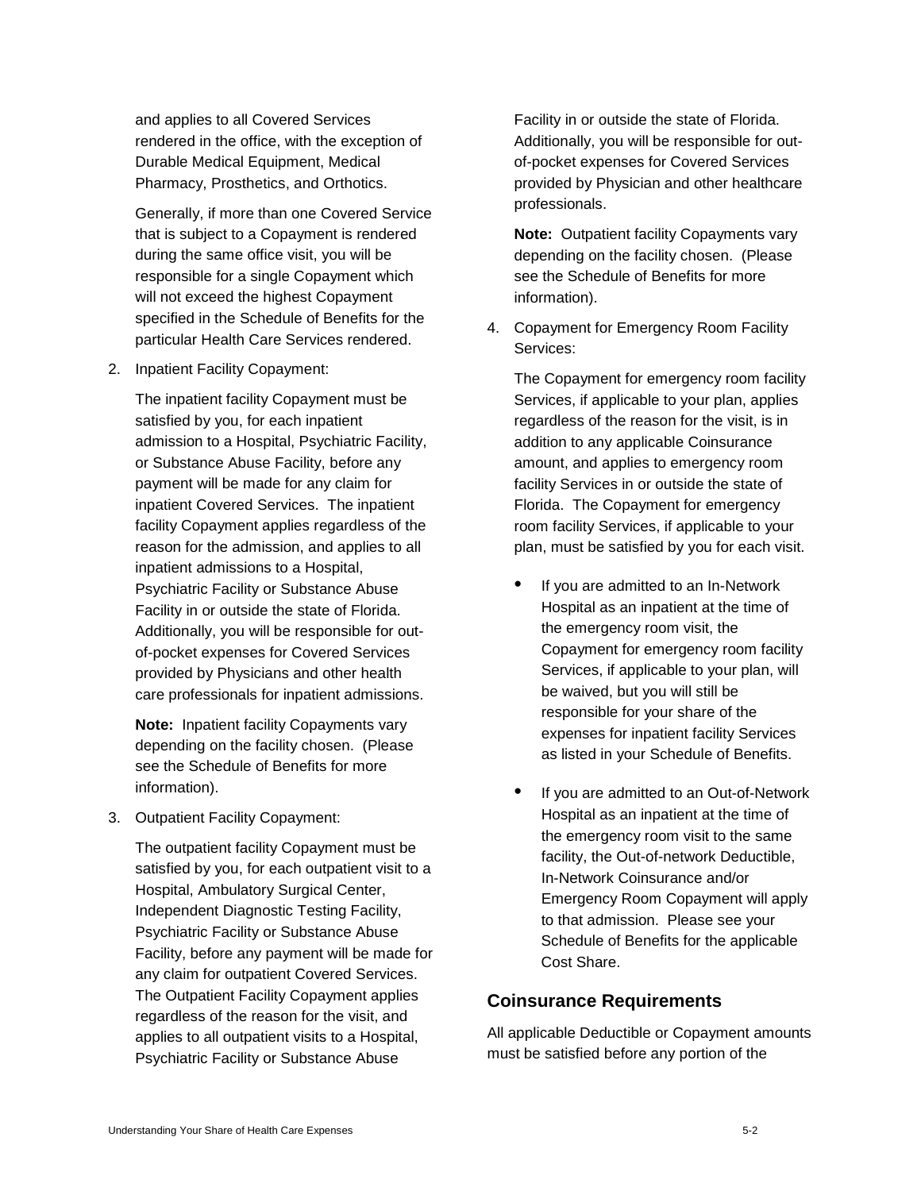and applies to all Covered Services rendered in the office, with the exception of Durable Medical Equipment, Medical Pharmacy, Prosthetics, and Orthotics.

Generally, if more than one Covered Service that is subject to a Copayment is rendered during the same office visit, you will be responsible for a single Copayment which will not exceed the highest Copayment specified in the Schedule of Benefits for the particular Health Care Services rendered.

2. Inpatient Facility Copayment:

   The inpatient facility Copayment must be satisfied by you, for each inpatient admission to a Hospital, Psychiatric Facility, or Substance Abuse Facility, before any payment will be made for any claim for inpatient Covered Services. The inpatient facility Copayment applies regardless of the reason for the admission, and applies to all inpatient admissions to a Hospital, Psychiatric Facility or Substance Abuse Facility in or outside the state of Florida. Additionally, you will be responsible for out-of-pocket expenses for Covered Services provided by Physicians and other health care professionals for inpatient admissions.

   **Note:** Inpatient facility Copayments vary depending on the facility chosen. (Please see the Schedule of Benefits for more information).

3. Outpatient Facility Copayment:

   The outpatient facility Copayment must be satisfied by you, for each outpatient visit to a Hospital, Ambulatory Surgical Center, Independent Diagnostic Testing Facility, Psychiatric Facility or Substance Abuse Facility, before any payment will be made for any claim for outpatient Covered Services. The Outpatient Facility Copayment applies regardless of the reason for the visit, and applies to all outpatient visits to a Hospital, Psychiatric Facility or Substance Abuse Facility in or outside the state of Florida. Additionally, you will be responsible for out-of-pocket expenses for Covered Services provided by Physician and other healthcare professionals.

   **Note:** Outpatient facility Copayments vary depending on the facility chosen. (Please see the Schedule of Benefits for more information).

4. Copayment for Emergency Room Facility Services:

   The Copayment for emergency room facility Services, if applicable to your plan, applies regardless of the reason for the visit, is in addition to any applicable Coinsurance amount, and applies to emergency room facility Services in or outside the state of Florida. The Copayment for emergency room facility Services, if applicable to your plan, must be satisfied by you for each visit.

   - If you are admitted to an In-Network Hospital as an inpatient at the time of the emergency room visit, the Copayment for emergency room facility Services, if applicable to your plan, will be waived, but you will still be responsible for your share of the expenses for inpatient facility Services as listed in your Schedule of Benefits.

   - If you are admitted to an Out-of-Network Hospital as an inpatient at the time of the emergency room visit to the same facility, the Out-of-network Deductible, In-Network Coinsurance and/or Emergency Room Copayment will apply to that admission. Please see your Schedule of Benefits for the applicable Cost Share.

## Coinsurance Requirements

All applicable Deductible or Copayment amounts must be satisfied before any portion of the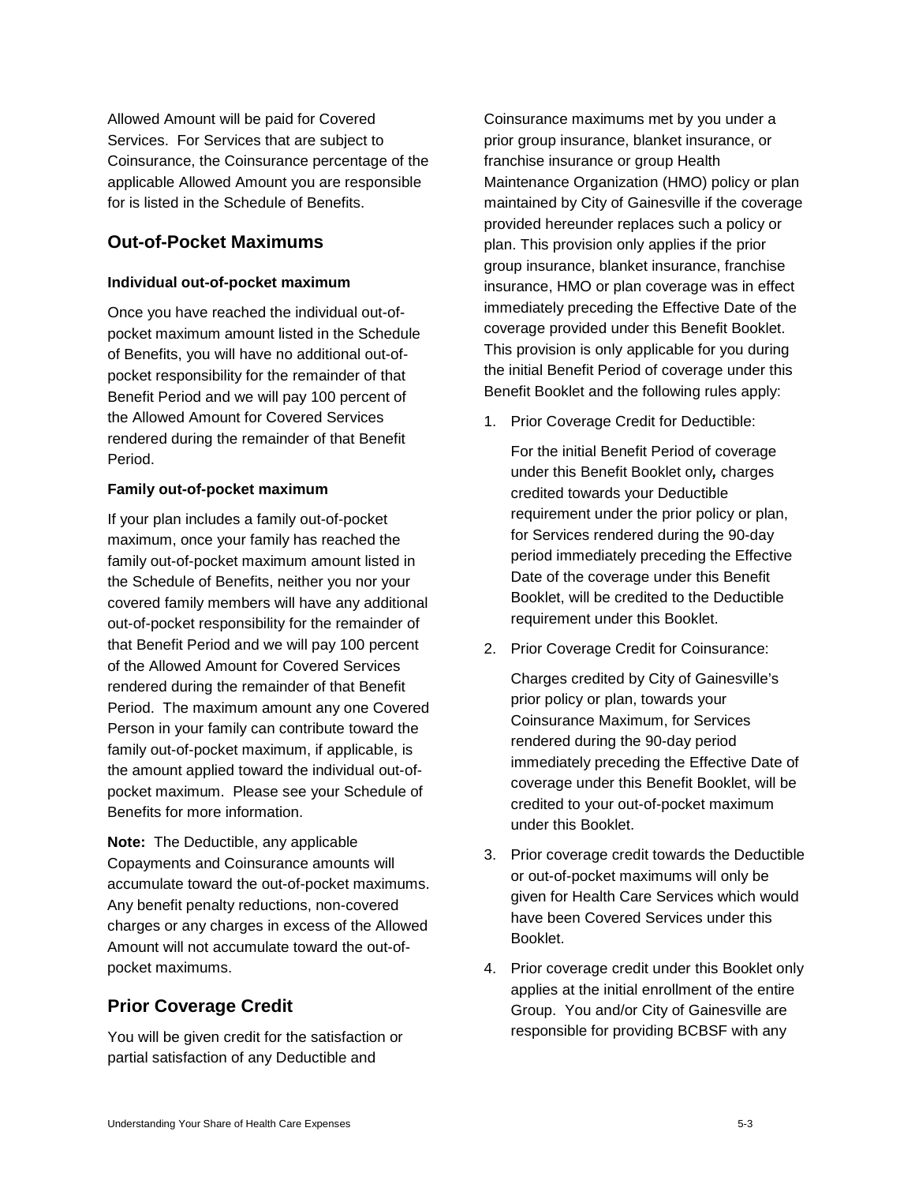Allowed Amount will be paid for Covered Services. For Services that are subject to Coinsurance, the Coinsurance percentage of the applicable Allowed Amount you are responsible for is listed in the Schedule of Benefits.

## Out-of-Pocket Maximums

### Individual out-of-pocket maximum

Once you have reached the individual out-of-pocket maximum amount listed in the Schedule of Benefits, you will have no additional out-of-pocket responsibility for the remainder of that Benefit Period and we will pay 100 percent of the Allowed Amount for Covered Services rendered during the remainder of that Benefit Period.

### Family out-of-pocket maximum

If your plan includes a family out-of-pocket maximum, once your family has reached the family out-of-pocket maximum amount listed in the Schedule of Benefits, neither you nor your covered family members will have any additional out-of-pocket responsibility for the remainder of that Benefit Period and we will pay 100 percent of the Allowed Amount for Covered Services rendered during the remainder of that Benefit Period. The maximum amount any one Covered Person in your family can contribute toward the family out-of-pocket maximum, if applicable, is the amount applied toward the individual out-of-pocket maximum. Please see your Schedule of Benefits for more information.

**Note:** The Deductible, any applicable Copayments and Coinsurance amounts will accumulate toward the out-of-pocket maximums. Any benefit penalty reductions, non-covered charges or any charges in excess of the Allowed Amount will not accumulate toward the out-of-pocket maximums.

## Prior Coverage Credit

You will be given credit for the satisfaction or partial satisfaction of any Deductible and Coinsurance maximums met by you under a prior group insurance, blanket insurance, or franchise insurance or group Health Maintenance Organization (HMO) policy or plan maintained by City of Gainesville if the coverage provided hereunder replaces such a policy or plan. This provision only applies if the prior group insurance, blanket insurance, franchise insurance, HMO or plan coverage was in effect immediately preceding the Effective Date of the coverage provided under this Benefit Booklet. This provision is only applicable for you during the initial Benefit Period of coverage under this Benefit Booklet and the following rules apply:

1. Prior Coverage Credit for Deductible:

   For the initial Benefit Period of coverage under this Benefit Booklet only*,* charges credited towards your Deductible requirement under the prior policy or plan, for Services rendered during the 90-day period immediately preceding the Effective Date of the coverage under this Benefit Booklet, will be credited to the Deductible requirement under this Booklet.

2. Prior Coverage Credit for Coinsurance:

   Charges credited by City of Gainesville's prior policy or plan, towards your Coinsurance Maximum, for Services rendered during the 90-day period immediately preceding the Effective Date of coverage under this Benefit Booklet, will be credited to your out-of-pocket maximum under this Booklet.

3. Prior coverage credit towards the Deductible or out-of-pocket maximums will only be given for Health Care Services which would have been Covered Services under this Booklet.

4. Prior coverage credit under this Booklet only applies at the initial enrollment of the entire Group. You and/or City of Gainesville are responsible for providing BCBSF with any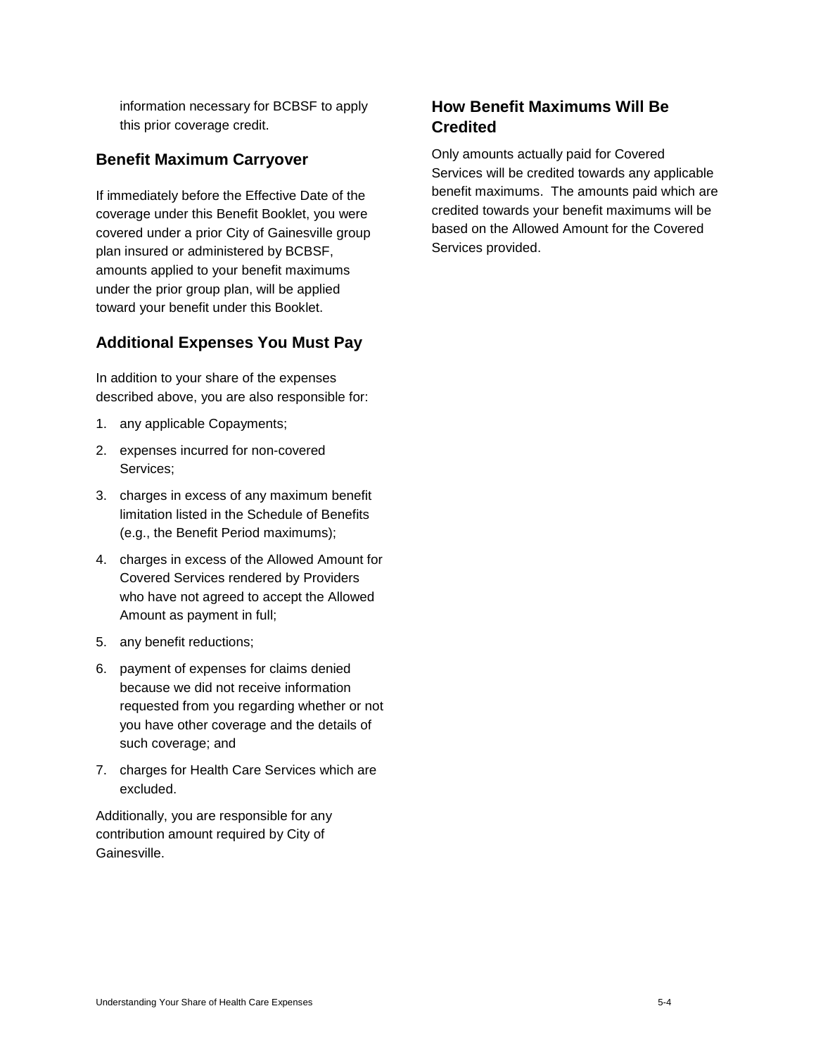information necessary for BCBSF to apply this prior coverage credit.

## Benefit Maximum Carryover

If immediately before the Effective Date of the coverage under this Benefit Booklet, you were covered under a prior City of Gainesville group plan insured or administered by BCBSF, amounts applied to your benefit maximums under the prior group plan, will be applied toward your benefit under this Booklet.

## Additional Expenses You Must Pay

In addition to your share of the expenses described above, you are also responsible for:

1. any applicable Copayments;
2. expenses incurred for non-covered Services;
3. charges in excess of any maximum benefit limitation listed in the Schedule of Benefits (e.g., the Benefit Period maximums);
4. charges in excess of the Allowed Amount for Covered Services rendered by Providers who have not agreed to accept the Allowed Amount as payment in full;
5. any benefit reductions;
6. payment of expenses for claims denied because we did not receive information requested from you regarding whether or not you have other coverage and the details of such coverage; and
7. charges for Health Care Services which are excluded.

Additionally, you are responsible for any contribution amount required by City of Gainesville.

## How Benefit Maximums Will Be Credited

Only amounts actually paid for Covered Services will be credited towards any applicable benefit maximums. The amounts paid which are credited towards your benefit maximums will be based on the Allowed Amount for the Covered Services provided.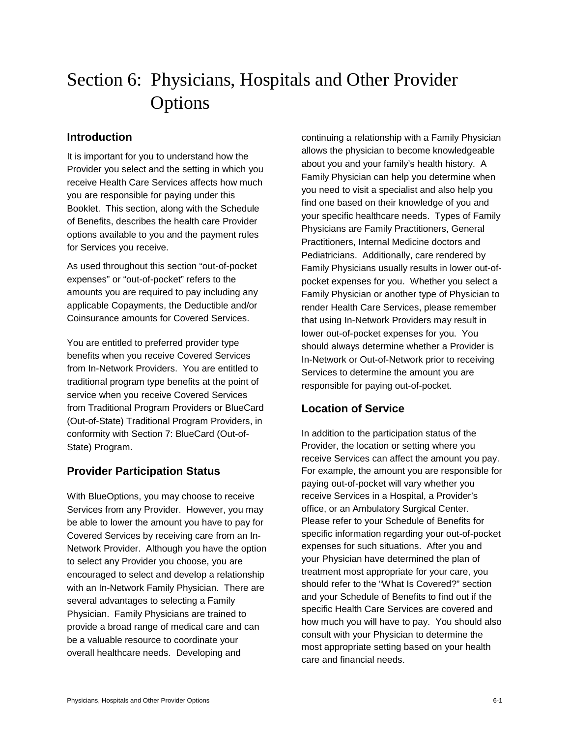# Section 6: Physicians, Hospitals and Other Provider Options

## Introduction

It is important for you to understand how the Provider you select and the setting in which you receive Health Care Services affects how much you are responsible for paying under this Booklet. This section, along with the Schedule of Benefits, describes the health care Provider options available to you and the payment rules for Services you receive.

As used throughout this section "out-of-pocket expenses" or "out-of-pocket" refers to the amounts you are required to pay including any applicable Copayments, the Deductible and/or Coinsurance amounts for Covered Services.

You are entitled to preferred provider type benefits when you receive Covered Services from In-Network Providers. You are entitled to traditional program type benefits at the point of service when you receive Covered Services from Traditional Program Providers or BlueCard (Out-of-State) Traditional Program Providers, in conformity with Section 7: BlueCard (Out-of-State) Program.

## Provider Participation Status

With BlueOptions, you may choose to receive Services from any Provider. However, you may be able to lower the amount you have to pay for Covered Services by receiving care from an In-Network Provider. Although you have the option to select any Provider you choose, you are encouraged to select and develop a relationship with an In-Network Family Physician. There are several advantages to selecting a Family Physician. Family Physicians are trained to provide a broad range of medical care and can be a valuable resource to coordinate your overall healthcare needs. Developing and continuing a relationship with a Family Physician allows the physician to become knowledgeable about you and your family's health history. A Family Physician can help you determine when you need to visit a specialist and also help you find one based on their knowledge of you and your specific healthcare needs. Types of Family Physicians are Family Practitioners, General Practitioners, Internal Medicine doctors and Pediatricians. Additionally, care rendered by Family Physicians usually results in lower out-of-pocket expenses for you. Whether you select a Family Physician or another type of Physician to render Health Care Services, please remember that using In-Network Providers may result in lower out-of-pocket expenses for you. You should always determine whether a Provider is In-Network or Out-of-Network prior to receiving Services to determine the amount you are responsible for paying out-of-pocket.

## Location of Service

In addition to the participation status of the Provider, the location or setting where you receive Services can affect the amount you pay. For example, the amount you are responsible for paying out-of-pocket will vary whether you receive Services in a Hospital, a Provider's office, or an Ambulatory Surgical Center. Please refer to your Schedule of Benefits for specific information regarding your out-of-pocket expenses for such situations. After you and your Physician have determined the plan of treatment most appropriate for your care, you should refer to the "What Is Covered?" section and your Schedule of Benefits to find out if the specific Health Care Services are covered and how much you will have to pay. You should also consult with your Physician to determine the most appropriate setting based on your health care and financial needs.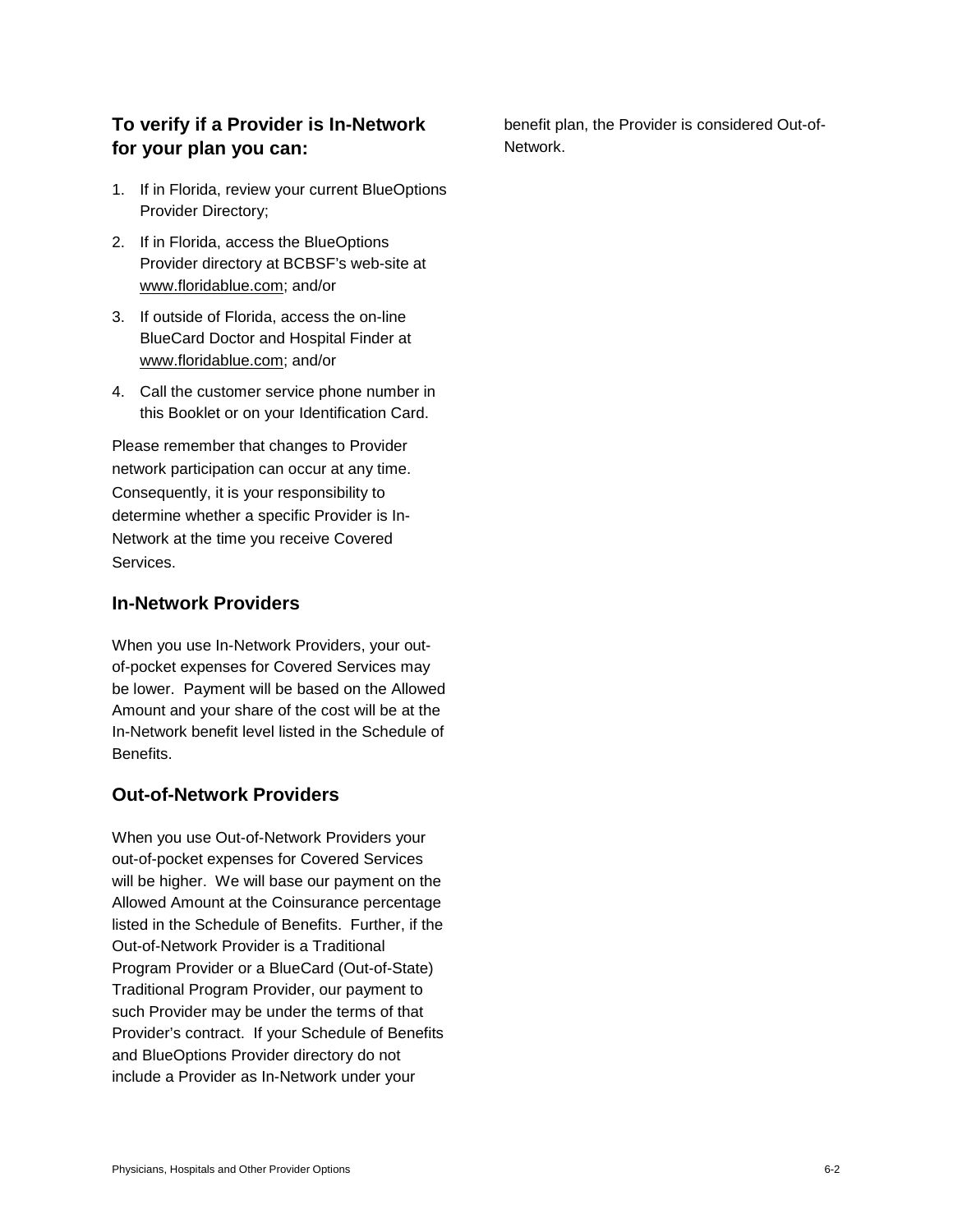### To verify if a Provider is In-Network for your plan you can:

1. If in Florida, review your current BlueOptions Provider Directory;
2. If in Florida, access the BlueOptions Provider directory at BCBSF's web-site at www.floridablue.com; and/or
3. If outside of Florida, access the on-line BlueCard Doctor and Hospital Finder at www.floridablue.com; and/or
4. Call the customer service phone number in this Booklet or on your Identification Card.

Please remember that changes to Provider network participation can occur at any time. Consequently, it is your responsibility to determine whether a specific Provider is In-Network at the time you receive Covered Services.

### In-Network Providers

When you use In-Network Providers, your out-of-pocket expenses for Covered Services may be lower. Payment will be based on the Allowed Amount and your share of the cost will be at the In-Network benefit level listed in the Schedule of Benefits.

### Out-of-Network Providers

When you use Out-of-Network Providers your out-of-pocket expenses for Covered Services will be higher. We will base our payment on the Allowed Amount at the Coinsurance percentage listed in the Schedule of Benefits. Further, if the Out-of-Network Provider is a Traditional Program Provider or a BlueCard (Out-of-State) Traditional Program Provider, our payment to such Provider may be under the terms of that Provider's contract. If your Schedule of Benefits and BlueOptions Provider directory do not include a Provider as In-Network under your benefit plan, the Provider is considered Out-of-Network.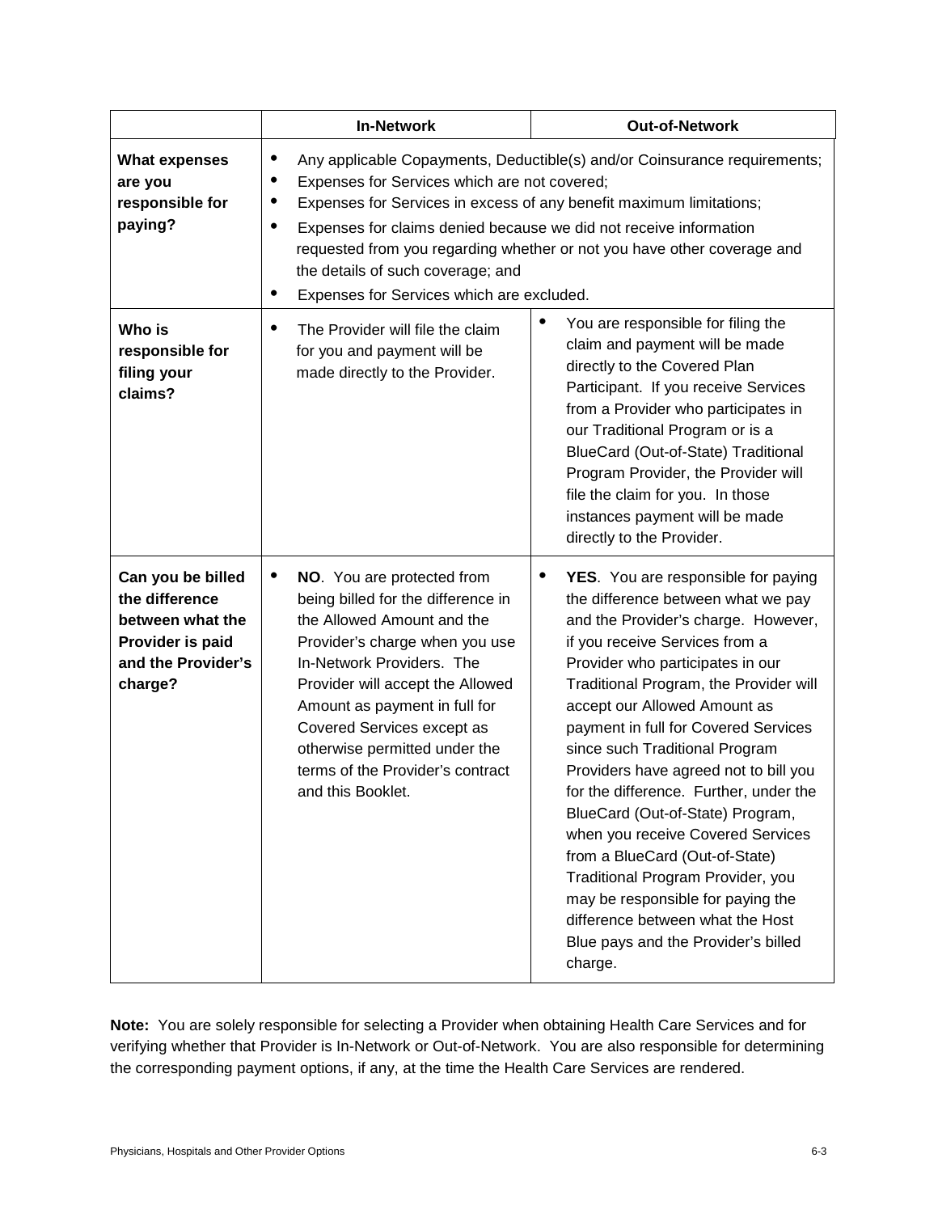| | In-Network | Out-of-Network |
|---|---|---|
| **What expenses are you responsible for paying?** | • Any applicable Copayments, Deductible(s) and/or Coinsurance requirements;<br>• Expenses for Services which are not covered;<br>• Expenses for Services in excess of any benefit maximum limitations;<br>• Expenses for claims denied because we did not receive information requested from you regarding whether or not you have other coverage and the details of such coverage; and<br>• Expenses for Services which are excluded. | |
| **Who is responsible for filing your claims?** | • The Provider will file the claim for you and payment will be made directly to the Provider. | • You are responsible for filing the claim and payment will be made directly to the Covered Plan Participant. If you receive Services from a Provider who participates in our Traditional Program or is a BlueCard (Out-of-State) Traditional Program Provider, the Provider will file the claim for you. In those instances payment will be made directly to the Provider. |
| **Can you be billed the difference between what the Provider is paid and the Provider's charge?** | • **NO**. You are protected from being billed for the difference in the Allowed Amount and the Provider's charge when you use In-Network Providers. The Provider will accept the Allowed Amount as payment in full for Covered Services except as otherwise permitted under the terms of the Provider's contract and this Booklet. | • **YES**. You are responsible for paying the difference between what we pay and the Provider's charge. However, if you receive Services from a Provider who participates in our Traditional Program, the Provider will accept our Allowed Amount as payment in full for Covered Services since such Traditional Program Providers have agreed not to bill you for the difference. Further, under the BlueCard (Out-of-State) Program, when you receive Covered Services from a BlueCard (Out-of-State) Traditional Program Provider, you may be responsible for paying the difference between what the Host Blue pays and the Provider's billed charge. |

**Note:** You are solely responsible for selecting a Provider when obtaining Health Care Services and for verifying whether that Provider is In-Network or Out-of-Network. You are also responsible for determining the corresponding payment options, if any, at the time the Health Care Services are rendered.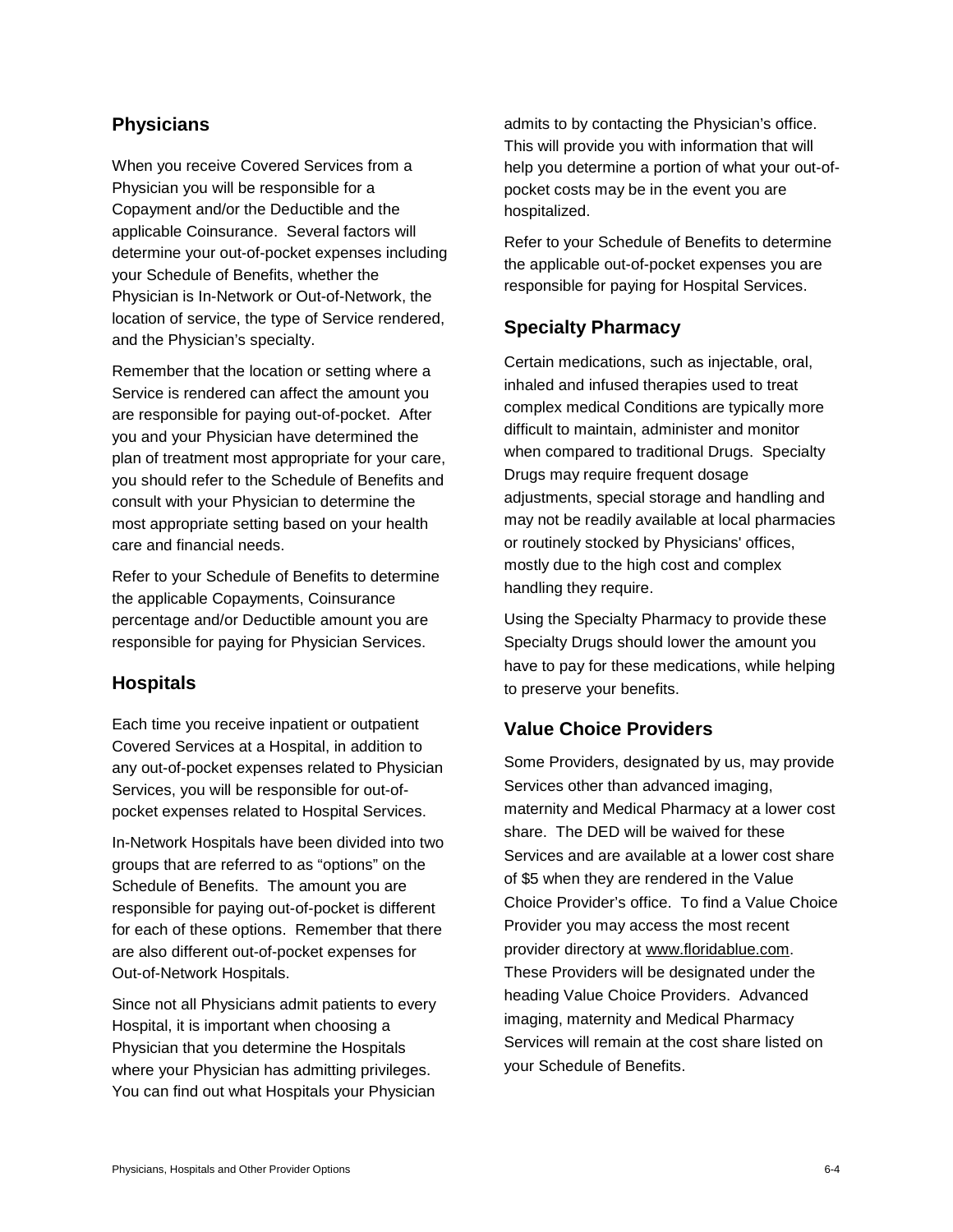## Physicians

When you receive Covered Services from a Physician you will be responsible for a Copayment and/or the Deductible and the applicable Coinsurance. Several factors will determine your out-of-pocket expenses including your Schedule of Benefits, whether the Physician is In-Network or Out-of-Network, the location of service, the type of Service rendered, and the Physician's specialty.

Remember that the location or setting where a Service is rendered can affect the amount you are responsible for paying out-of-pocket. After you and your Physician have determined the plan of treatment most appropriate for your care, you should refer to the Schedule of Benefits and consult with your Physician to determine the most appropriate setting based on your health care and financial needs.

Refer to your Schedule of Benefits to determine the applicable Copayments, Coinsurance percentage and/or Deductible amount you are responsible for paying for Physician Services.

## Hospitals

Each time you receive inpatient or outpatient Covered Services at a Hospital, in addition to any out-of-pocket expenses related to Physician Services, you will be responsible for out-of-pocket expenses related to Hospital Services.

In-Network Hospitals have been divided into two groups that are referred to as "options" on the Schedule of Benefits. The amount you are responsible for paying out-of-pocket is different for each of these options. Remember that there are also different out-of-pocket expenses for Out-of-Network Hospitals.

Since not all Physicians admit patients to every Hospital, it is important when choosing a Physician that you determine the Hospitals where your Physician has admitting privileges. You can find out what Hospitals your Physician admits to by contacting the Physician's office. This will provide you with information that will help you determine a portion of what your out-of-pocket costs may be in the event you are hospitalized.

Refer to your Schedule of Benefits to determine the applicable out-of-pocket expenses you are responsible for paying for Hospital Services.

## Specialty Pharmacy

Certain medications, such as injectable, oral, inhaled and infused therapies used to treat complex medical Conditions are typically more difficult to maintain, administer and monitor when compared to traditional Drugs. Specialty Drugs may require frequent dosage adjustments, special storage and handling and may not be readily available at local pharmacies or routinely stocked by Physicians' offices, mostly due to the high cost and complex handling they require.

Using the Specialty Pharmacy to provide these Specialty Drugs should lower the amount you have to pay for these medications, while helping to preserve your benefits.

## Value Choice Providers

Some Providers, designated by us, may provide Services other than advanced imaging, maternity and Medical Pharmacy at a lower cost share. The DED will be waived for these Services and are available at a lower cost share of $5 when they are rendered in the Value Choice Provider's office. To find a Value Choice Provider you may access the most recent provider directory at www.floridablue.com. These Providers will be designated under the heading Value Choice Providers. Advanced imaging, maternity and Medical Pharmacy Services will remain at the cost share listed on your Schedule of Benefits.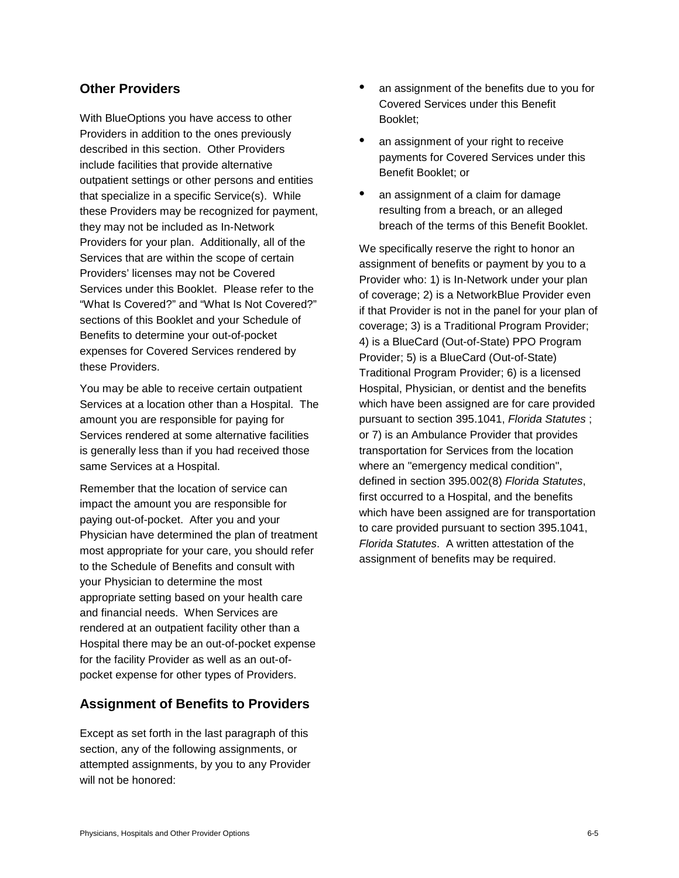## Other Providers

With BlueOptions you have access to other Providers in addition to the ones previously described in this section. Other Providers include facilities that provide alternative outpatient settings or other persons and entities that specialize in a specific Service(s). While these Providers may be recognized for payment, they may not be included as In-Network Providers for your plan. Additionally, all of the Services that are within the scope of certain Providers' licenses may not be Covered Services under this Booklet. Please refer to the "What Is Covered?" and "What Is Not Covered?" sections of this Booklet and your Schedule of Benefits to determine your out-of-pocket expenses for Covered Services rendered by these Providers.

You may be able to receive certain outpatient Services at a location other than a Hospital. The amount you are responsible for paying for Services rendered at some alternative facilities is generally less than if you had received those same Services at a Hospital.

Remember that the location of service can impact the amount you are responsible for paying out-of-pocket. After you and your Physician have determined the plan of treatment most appropriate for your care, you should refer to the Schedule of Benefits and consult with your Physician to determine the most appropriate setting based on your health care and financial needs. When Services are rendered at an outpatient facility other than a Hospital there may be an out-of-pocket expense for the facility Provider as well as an out-of-pocket expense for other types of Providers.

## Assignment of Benefits to Providers

Except as set forth in the last paragraph of this section, any of the following assignments, or attempted assignments, by you to any Provider will not be honored:

- an assignment of the benefits due to you for Covered Services under this Benefit Booklet;
- an assignment of your right to receive payments for Covered Services under this Benefit Booklet; or
- an assignment of a claim for damage resulting from a breach, or an alleged breach of the terms of this Benefit Booklet.

We specifically reserve the right to honor an assignment of benefits or payment by you to a Provider who: 1) is In-Network under your plan of coverage; 2) is a NetworkBlue Provider even if that Provider is not in the panel for your plan of coverage; 3) is a Traditional Program Provider; 4) is a BlueCard (Out-of-State) PPO Program Provider; 5) is a BlueCard (Out-of-State) Traditional Program Provider; 6) is a licensed Hospital, Physician, or dentist and the benefits which have been assigned are for care provided pursuant to section 395.1041, *Florida Statutes* ; or 7) is an Ambulance Provider that provides transportation for Services from the location where an "emergency medical condition", defined in section 395.002(8) *Florida Statutes*, first occurred to a Hospital, and the benefits which have been assigned are for transportation to care provided pursuant to section 395.1041, *Florida Statutes*. A written attestation of the assignment of benefits may be required.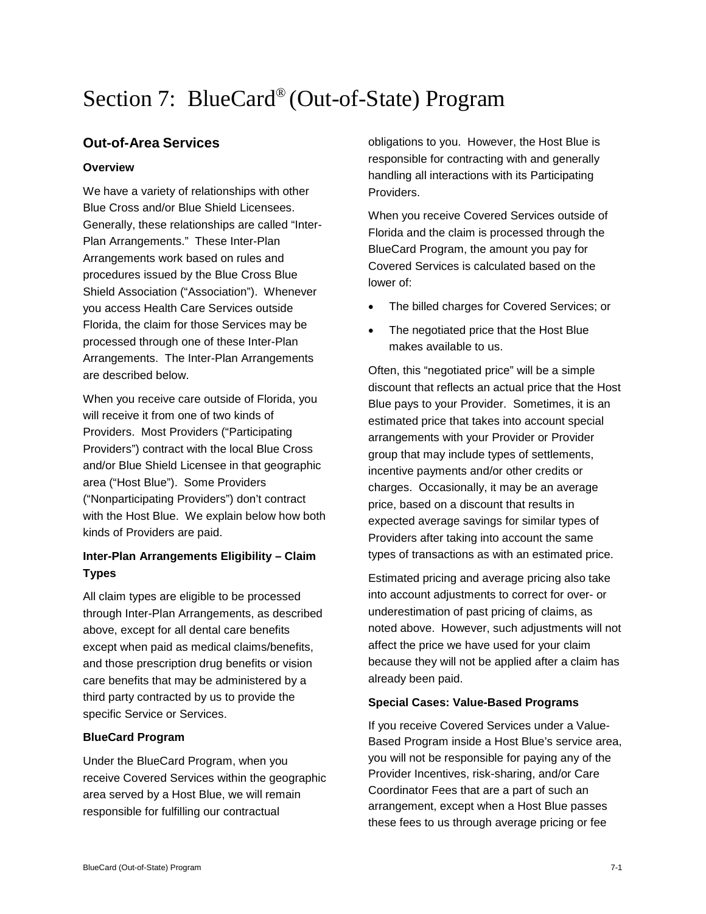# Section 7: BlueCard® (Out-of-State) Program

## Out-of-Area Services

### Overview

We have a variety of relationships with other Blue Cross and/or Blue Shield Licensees. Generally, these relationships are called "Inter-Plan Arrangements." These Inter-Plan Arrangements work based on rules and procedures issued by the Blue Cross Blue Shield Association ("Association"). Whenever you access Health Care Services outside Florida, the claim for those Services may be processed through one of these Inter-Plan Arrangements. The Inter-Plan Arrangements are described below.

When you receive care outside of Florida, you will receive it from one of two kinds of Providers. Most Providers ("Participating Providers") contract with the local Blue Cross and/or Blue Shield Licensee in that geographic area ("Host Blue"). Some Providers ("Nonparticipating Providers") don't contract with the Host Blue. We explain below how both kinds of Providers are paid.

### Inter-Plan Arrangements Eligibility – Claim Types

All claim types are eligible to be processed through Inter-Plan Arrangements, as described above, except for all dental care benefits except when paid as medical claims/benefits, and those prescription drug benefits or vision care benefits that may be administered by a third party contracted by us to provide the specific Service or Services.

### BlueCard Program

Under the BlueCard Program, when you receive Covered Services within the geographic area served by a Host Blue, we will remain responsible for fulfilling our contractual obligations to you. However, the Host Blue is responsible for contracting with and generally handling all interactions with its Participating Providers.

When you receive Covered Services outside of Florida and the claim is processed through the BlueCard Program, the amount you pay for Covered Services is calculated based on the lower of:

- The billed charges for Covered Services; or
- The negotiated price that the Host Blue makes available to us.

Often, this "negotiated price" will be a simple discount that reflects an actual price that the Host Blue pays to your Provider. Sometimes, it is an estimated price that takes into account special arrangements with your Provider or Provider group that may include types of settlements, incentive payments and/or other credits or charges. Occasionally, it may be an average price, based on a discount that results in expected average savings for similar types of Providers after taking into account the same types of transactions as with an estimated price.

Estimated pricing and average pricing also take into account adjustments to correct for over- or underestimation of past pricing of claims, as noted above. However, such adjustments will not affect the price we have used for your claim because they will not be applied after a claim has already been paid.

### Special Cases: Value-Based Programs

If you receive Covered Services under a Value-Based Program inside a Host Blue's service area, you will not be responsible for paying any of the Provider Incentives, risk-sharing, and/or Care Coordinator Fees that are a part of such an arrangement, except when a Host Blue passes these fees to us through average pricing or fee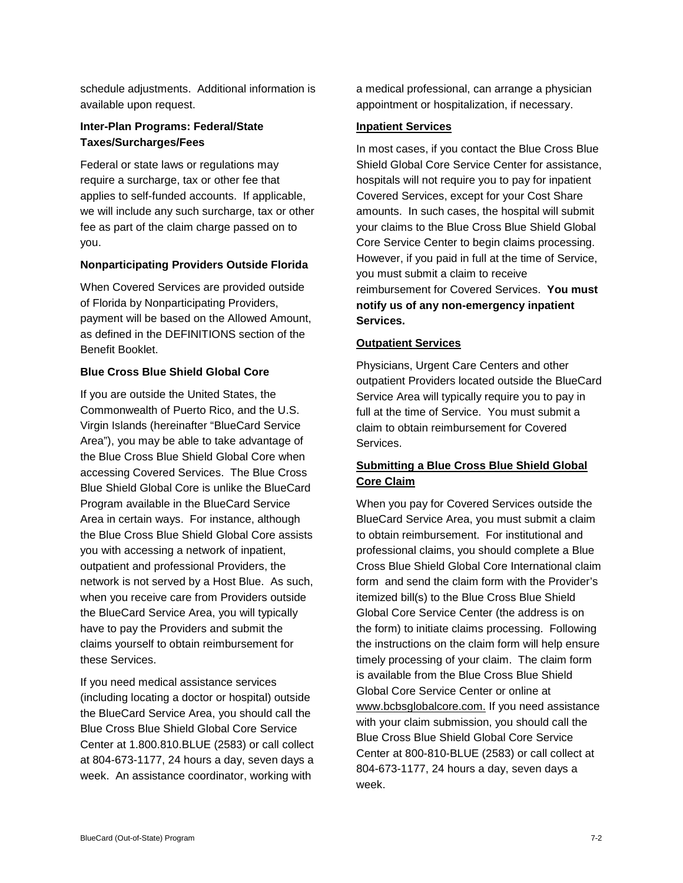schedule adjustments. Additional information is available upon request.

**Inter-Plan Programs: Federal/State Taxes/Surcharges/Fees**

Federal or state laws or regulations may require a surcharge, tax or other fee that applies to self-funded accounts. If applicable, we will include any such surcharge, tax or other fee as part of the claim charge passed on to you.

**Nonparticipating Providers Outside Florida**

When Covered Services are provided outside of Florida by Nonparticipating Providers, payment will be based on the Allowed Amount, as defined in the DEFINITIONS section of the Benefit Booklet.

**Blue Cross Blue Shield Global Core**

If you are outside the United States, the Commonwealth of Puerto Rico, and the U.S. Virgin Islands (hereinafter "BlueCard Service Area"), you may be able to take advantage of the Blue Cross Blue Shield Global Core when accessing Covered Services. The Blue Cross Blue Shield Global Core is unlike the BlueCard Program available in the BlueCard Service Area in certain ways. For instance, although the Blue Cross Blue Shield Global Core assists you with accessing a network of inpatient, outpatient and professional Providers, the network is not served by a Host Blue. As such, when you receive care from Providers outside the BlueCard Service Area, you will typically have to pay the Providers and submit the claims yourself to obtain reimbursement for these Services.

If you need medical assistance services (including locating a doctor or hospital) outside the BlueCard Service Area, you should call the Blue Cross Blue Shield Global Core Service Center at 1.800.810.BLUE (2583) or call collect at 804-673-1177, 24 hours a day, seven days a week. An assistance coordinator, working with a medical professional, can arrange a physician appointment or hospitalization, if necessary.

**Inpatient Services**

In most cases, if you contact the Blue Cross Blue Shield Global Core Service Center for assistance, hospitals will not require you to pay for inpatient Covered Services, except for your Cost Share amounts. In such cases, the hospital will submit your claims to the Blue Cross Blue Shield Global Core Service Center to begin claims processing. However, if you paid in full at the time of Service, you must submit a claim to receive reimbursement for Covered Services. **You must notify us of any non-emergency inpatient Services.**

**Outpatient Services**

Physicians, Urgent Care Centers and other outpatient Providers located outside the BlueCard Service Area will typically require you to pay in full at the time of Service. You must submit a claim to obtain reimbursement for Covered Services.

**Submitting a Blue Cross Blue Shield Global Core Claim**

When you pay for Covered Services outside the BlueCard Service Area, you must submit a claim to obtain reimbursement. For institutional and professional claims, you should complete a Blue Cross Blue Shield Global Core International claim form and send the claim form with the Provider's itemized bill(s) to the Blue Cross Blue Shield Global Core Service Center (the address is on the form) to initiate claims processing. Following the instructions on the claim form will help ensure timely processing of your claim. The claim form is available from the Blue Cross Blue Shield Global Core Service Center or online at www.bcbsglobalcore.com. If you need assistance with your claim submission, you should call the Blue Cross Blue Shield Global Core Service Center at 800-810-BLUE (2583) or call collect at 804-673-1177, 24 hours a day, seven days a week.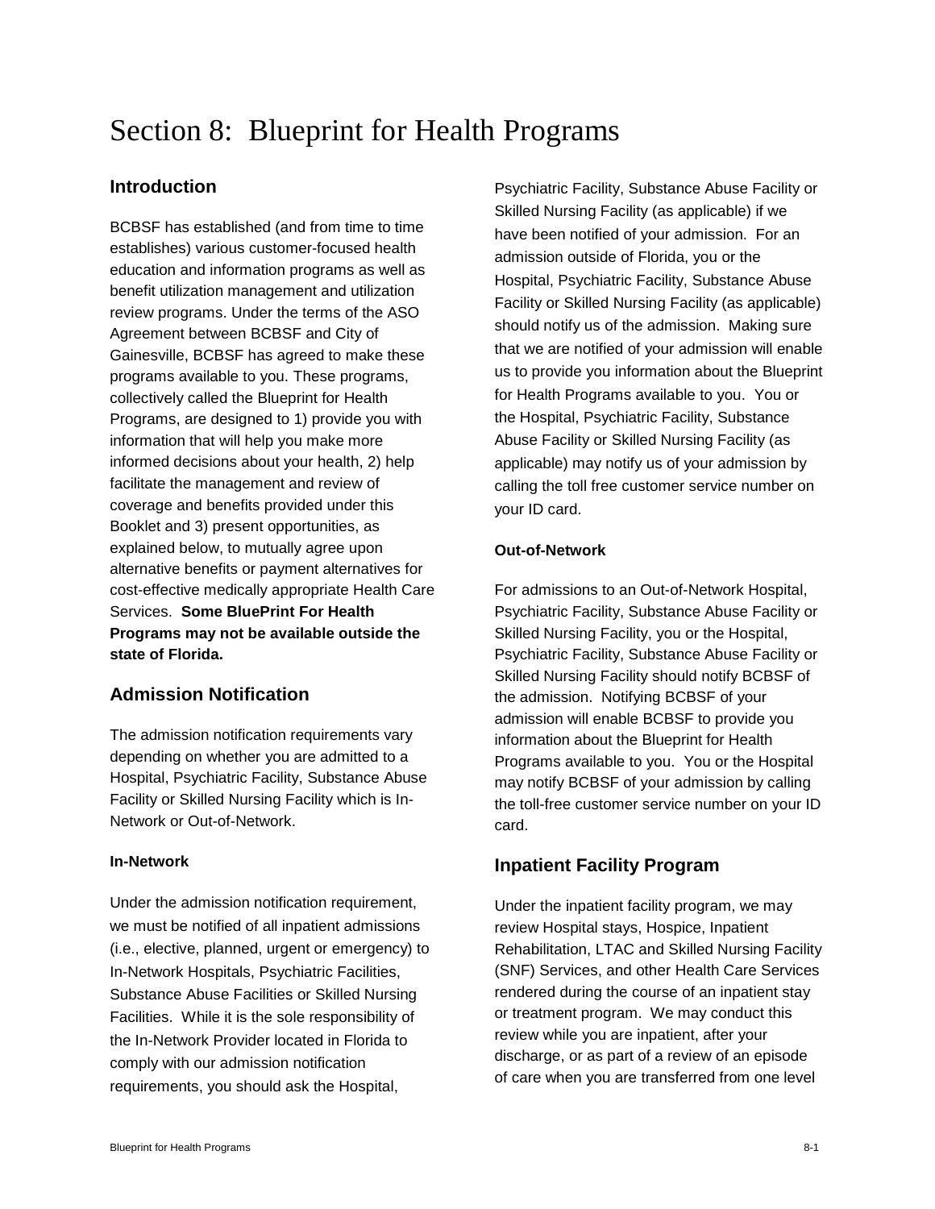# Section 8: Blueprint for Health Programs

## Introduction

BCBSF has established (and from time to time establishes) various customer-focused health education and information programs as well as benefit utilization management and utilization review programs. Under the terms of the ASO Agreement between BCBSF and City of Gainesville, BCBSF has agreed to make these programs available to you. These programs, collectively called the Blueprint for Health Programs, are designed to 1) provide you with information that will help you make more informed decisions about your health, 2) help facilitate the management and review of coverage and benefits provided under this Booklet and 3) present opportunities, as explained below, to mutually agree upon alternative benefits or payment alternatives for cost-effective medically appropriate Health Care Services. **Some BluePrint For Health Programs may not be available outside the state of Florida.**

## Admission Notification

The admission notification requirements vary depending on whether you are admitted to a Hospital, Psychiatric Facility, Substance Abuse Facility or Skilled Nursing Facility which is In-Network or Out-of-Network.

#### In-Network

Under the admission notification requirement, we must be notified of all inpatient admissions (i.e., elective, planned, urgent or emergency) to In-Network Hospitals, Psychiatric Facilities, Substance Abuse Facilities or Skilled Nursing Facilities. While it is the sole responsibility of the In-Network Provider located in Florida to comply with our admission notification requirements, you should ask the Hospital, Psychiatric Facility, Substance Abuse Facility or Skilled Nursing Facility (as applicable) if we have been notified of your admission. For an admission outside of Florida, you or the Hospital, Psychiatric Facility, Substance Abuse Facility or Skilled Nursing Facility (as applicable) should notify us of the admission. Making sure that we are notified of your admission will enable us to provide you information about the Blueprint for Health Programs available to you. You or the Hospital, Psychiatric Facility, Substance Abuse Facility or Skilled Nursing Facility (as applicable) may notify us of your admission by calling the toll free customer service number on your ID card.

#### Out-of-Network

For admissions to an Out-of-Network Hospital, Psychiatric Facility, Substance Abuse Facility or Skilled Nursing Facility, you or the Hospital, Psychiatric Facility, Substance Abuse Facility or Skilled Nursing Facility should notify BCBSF of the admission. Notifying BCBSF of your admission will enable BCBSF to provide you information about the Blueprint for Health Programs available to you. You or the Hospital may notify BCBSF of your admission by calling the toll-free customer service number on your ID card.

## Inpatient Facility Program

Under the inpatient facility program, we may review Hospital stays, Hospice, Inpatient Rehabilitation, LTAC and Skilled Nursing Facility (SNF) Services, and other Health Care Services rendered during the course of an inpatient stay or treatment program. We may conduct this review while you are inpatient, after your discharge, or as part of a review of an episode of care when you are transferred from one level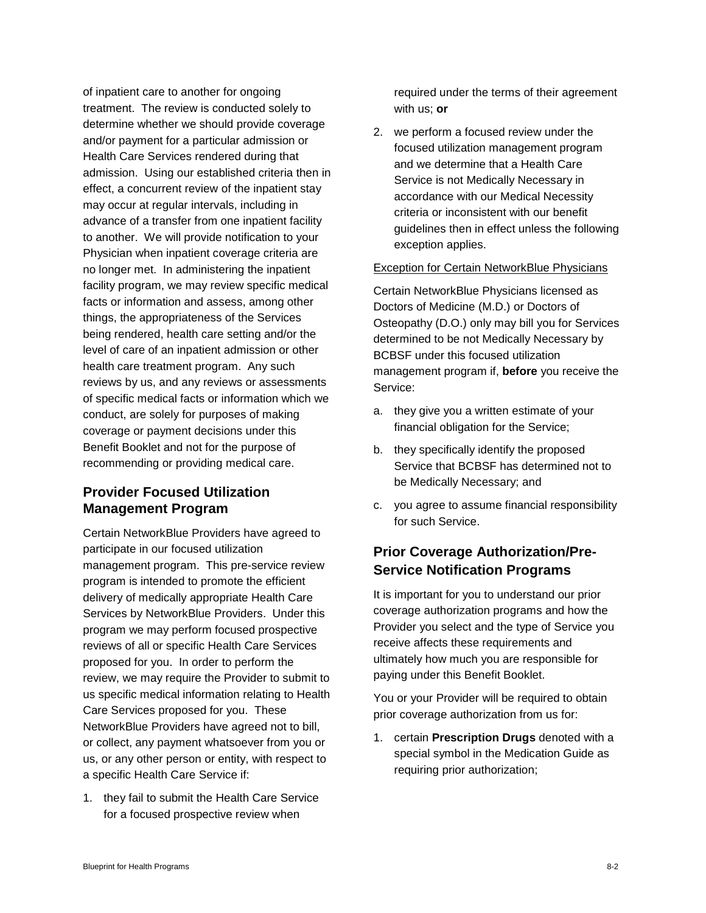of inpatient care to another for ongoing treatment. The review is conducted solely to determine whether we should provide coverage and/or payment for a particular admission or Health Care Services rendered during that admission. Using our established criteria then in effect, a concurrent review of the inpatient stay may occur at regular intervals, including in advance of a transfer from one inpatient facility to another. We will provide notification to your Physician when inpatient coverage criteria are no longer met. In administering the inpatient facility program, we may review specific medical facts or information and assess, among other things, the appropriateness of the Services being rendered, health care setting and/or the level of care of an inpatient admission or other health care treatment program. Any such reviews by us, and any reviews or assessments of specific medical facts or information which we conduct, are solely for purposes of making coverage or payment decisions under this Benefit Booklet and not for the purpose of recommending or providing medical care.

## Provider Focused Utilization Management Program

Certain NetworkBlue Providers have agreed to participate in our focused utilization management program. This pre-service review program is intended to promote the efficient delivery of medically appropriate Health Care Services by NetworkBlue Providers. Under this program we may perform focused prospective reviews of all or specific Health Care Services proposed for you. In order to perform the review, we may require the Provider to submit to us specific medical information relating to Health Care Services proposed for you. These NetworkBlue Providers have agreed not to bill, or collect, any payment whatsoever from you or us, or any other person or entity, with respect to a specific Health Care Service if:

1. they fail to submit the Health Care Service for a focused prospective review when required under the terms of their agreement with us; **or**
2. we perform a focused review under the focused utilization management program and we determine that a Health Care Service is not Medically Necessary in accordance with our Medical Necessity criteria or inconsistent with our benefit guidelines then in effect unless the following exception applies.

Exception for Certain NetworkBlue Physicians

Certain NetworkBlue Physicians licensed as Doctors of Medicine (M.D.) or Doctors of Osteopathy (D.O.) only may bill you for Services determined to be not Medically Necessary by BCBSF under this focused utilization management program if, **before** you receive the Service:

a. they give you a written estimate of your financial obligation for the Service;
b. they specifically identify the proposed Service that BCBSF has determined not to be Medically Necessary; and
c. you agree to assume financial responsibility for such Service.

## Prior Coverage Authorization/Pre-Service Notification Programs

It is important for you to understand our prior coverage authorization programs and how the Provider you select and the type of Service you receive affects these requirements and ultimately how much you are responsible for paying under this Benefit Booklet.

You or your Provider will be required to obtain prior coverage authorization from us for:

1. certain **Prescription Drugs** denoted with a special symbol in the Medication Guide as requiring prior authorization;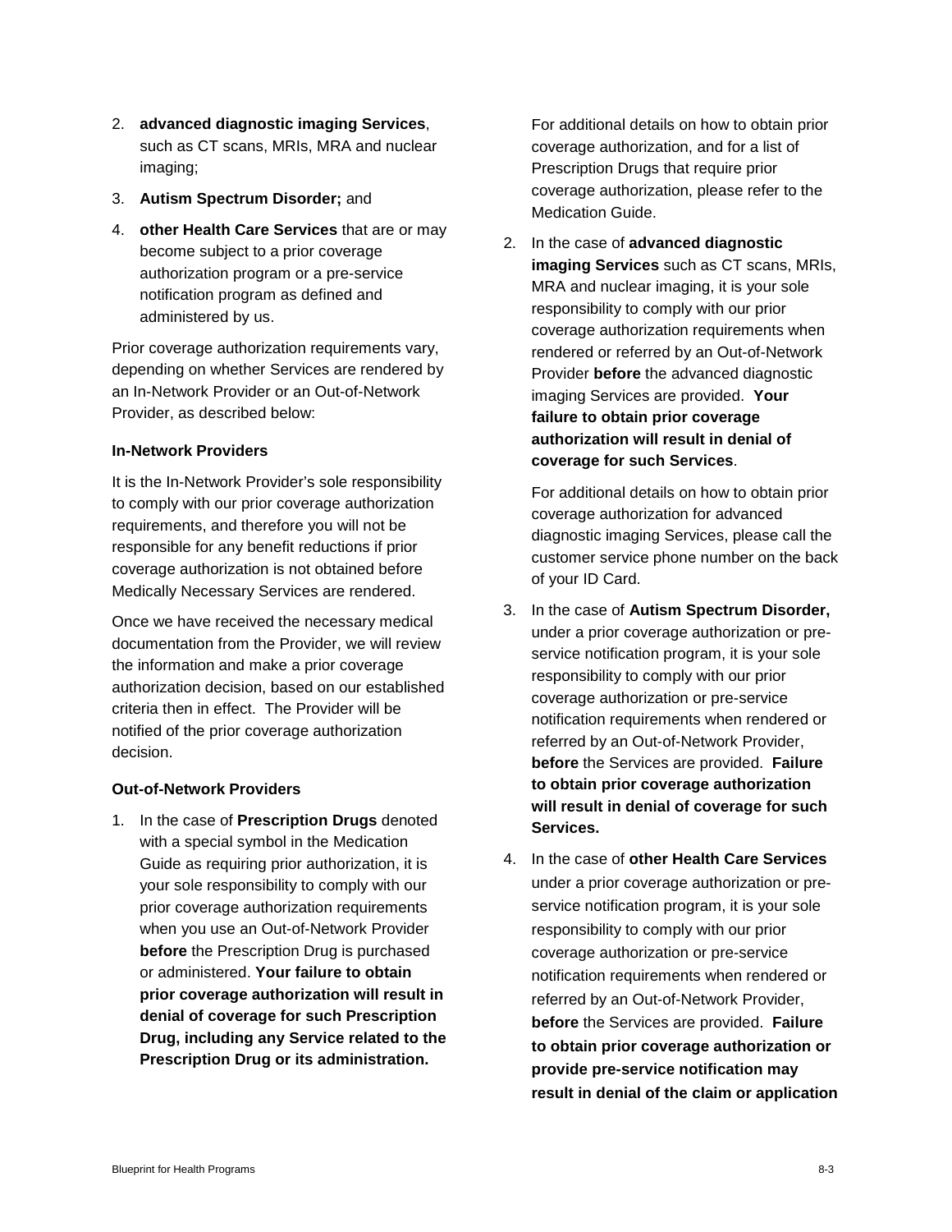2. **advanced diagnostic imaging Services**, such as CT scans, MRIs, MRA and nuclear imaging;
3. **Autism Spectrum Disorder;** and
4. **other Health Care Services** that are or may become subject to a prior coverage authorization program or a pre-service notification program as defined and administered by us.

Prior coverage authorization requirements vary, depending on whether Services are rendered by an In-Network Provider or an Out-of-Network Provider, as described below:

**In-Network Providers**

It is the In-Network Provider's sole responsibility to comply with our prior coverage authorization requirements, and therefore you will not be responsible for any benefit reductions if prior coverage authorization is not obtained before Medically Necessary Services are rendered.

Once we have received the necessary medical documentation from the Provider, we will review the information and make a prior coverage authorization decision, based on our established criteria then in effect. The Provider will be notified of the prior coverage authorization decision.

**Out-of-Network Providers**

1. In the case of **Prescription Drugs** denoted with a special symbol in the Medication Guide as requiring prior authorization, it is your sole responsibility to comply with our prior coverage authorization requirements when you use an Out-of-Network Provider **before** the Prescription Drug is purchased or administered. **Your failure to obtain prior coverage authorization will result in denial of coverage for such Prescription Drug, including any Service related to the Prescription Drug or its administration.**

   For additional details on how to obtain prior coverage authorization, and for a list of Prescription Drugs that require prior coverage authorization, please refer to the Medication Guide.

2. In the case of **advanced diagnostic imaging Services** such as CT scans, MRIs, MRA and nuclear imaging, it is your sole responsibility to comply with our prior coverage authorization requirements when rendered or referred by an Out-of-Network Provider **before** the advanced diagnostic imaging Services are provided. **Your failure to obtain prior coverage authorization will result in denial of coverage for such Services**.

   For additional details on how to obtain prior coverage authorization for advanced diagnostic imaging Services, please call the customer service phone number on the back of your ID Card.

3. In the case of **Autism Spectrum Disorder,** under a prior coverage authorization or pre-service notification program, it is your sole responsibility to comply with our prior coverage authorization or pre-service notification requirements when rendered or referred by an Out-of-Network Provider, **before** the Services are provided. **Failure to obtain prior coverage authorization will result in denial of coverage for such Services.**

4. In the case of **other Health Care Services** under a prior coverage authorization or pre-service notification program, it is your sole responsibility to comply with our prior coverage authorization or pre-service notification requirements when rendered or referred by an Out-of-Network Provider, **before** the Services are provided. **Failure to obtain prior coverage authorization or provide pre-service notification may result in denial of the claim or application**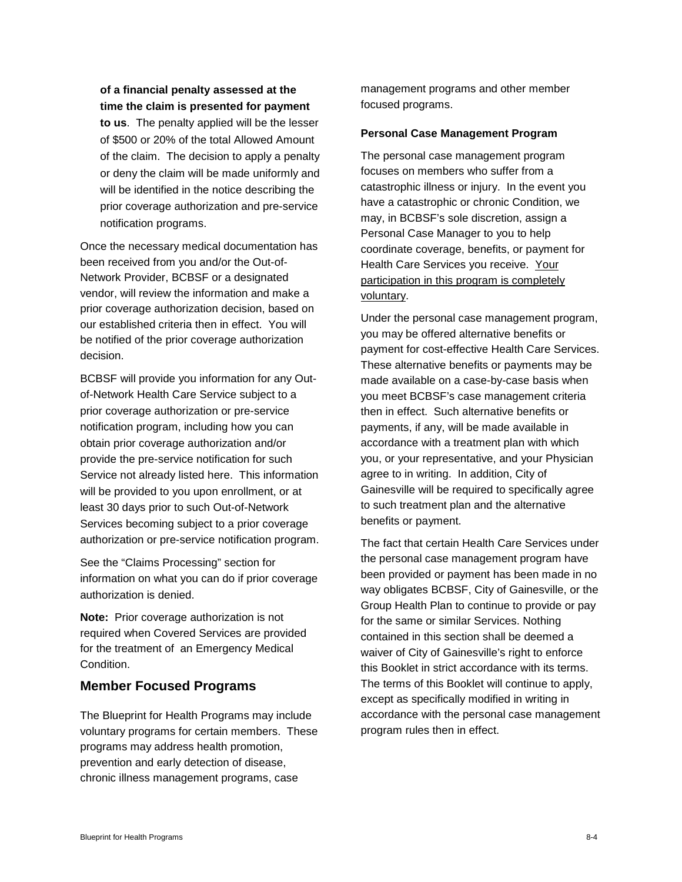**of a financial penalty assessed at the time the claim is presented for payment to us**. The penalty applied will be the lesser of $500 or 20% of the total Allowed Amount of the claim. The decision to apply a penalty or deny the claim will be made uniformly and will be identified in the notice describing the prior coverage authorization and pre-service notification programs.

Once the necessary medical documentation has been received from you and/or the Out-of-Network Provider, BCBSF or a designated vendor, will review the information and make a prior coverage authorization decision, based on our established criteria then in effect. You will be notified of the prior coverage authorization decision.

BCBSF will provide you information for any Out-of-Network Health Care Service subject to a prior coverage authorization or pre-service notification program, including how you can obtain prior coverage authorization and/or provide the pre-service notification for such Service not already listed here. This information will be provided to you upon enrollment, or at least 30 days prior to such Out-of-Network Services becoming subject to a prior coverage authorization or pre-service notification program.

See the "Claims Processing" section for information on what you can do if prior coverage authorization is denied.

**Note:** Prior coverage authorization is not required when Covered Services are provided for the treatment of an Emergency Medical Condition.

## Member Focused Programs

The Blueprint for Health Programs may include voluntary programs for certain members. These programs may address health promotion, prevention and early detection of disease, chronic illness management programs, case management programs and other member focused programs.

**Personal Case Management Program**

The personal case management program focuses on members who suffer from a catastrophic illness or injury. In the event you have a catastrophic or chronic Condition, we may, in BCBSF's sole discretion, assign a Personal Case Manager to you to help coordinate coverage, benefits, or payment for Health Care Services you receive. Your participation in this program is completely voluntary.

Under the personal case management program, you may be offered alternative benefits or payment for cost-effective Health Care Services. These alternative benefits or payments may be made available on a case-by-case basis when you meet BCBSF's case management criteria then in effect. Such alternative benefits or payments, if any, will be made available in accordance with a treatment plan with which you, or your representative, and your Physician agree to in writing. In addition, City of Gainesville will be required to specifically agree to such treatment plan and the alternative benefits or payment.

The fact that certain Health Care Services under the personal case management program have been provided or payment has been made in no way obligates BCBSF, City of Gainesville, or the Group Health Plan to continue to provide or pay for the same or similar Services. Nothing contained in this section shall be deemed a waiver of City of Gainesville's right to enforce this Booklet in strict accordance with its terms. The terms of this Booklet will continue to apply, except as specifically modified in writing in accordance with the personal case management program rules then in effect.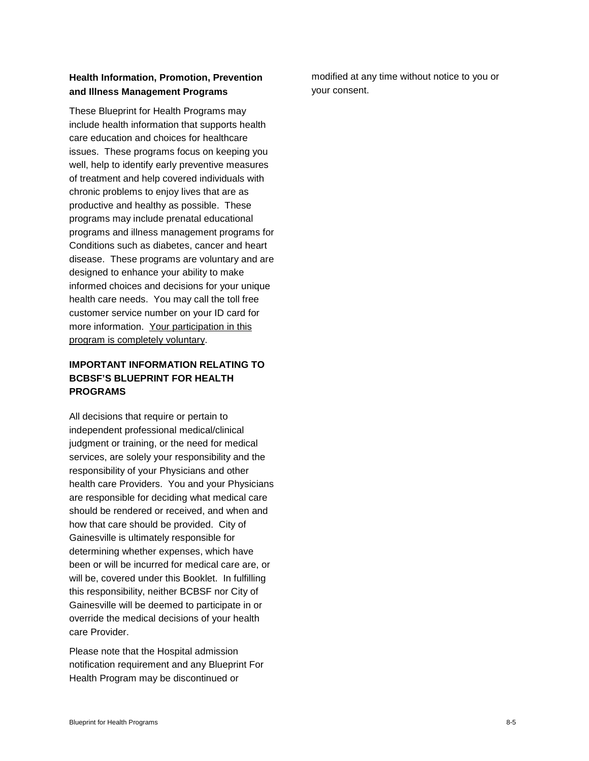**Health Information, Promotion, Prevention and Illness Management Programs**

These Blueprint for Health Programs may include health information that supports health care education and choices for healthcare issues. These programs focus on keeping you well, help to identify early preventive measures of treatment and help covered individuals with chronic problems to enjoy lives that are as productive and healthy as possible. These programs may include prenatal educational programs and illness management programs for Conditions such as diabetes, cancer and heart disease. These programs are voluntary and are designed to enhance your ability to make informed choices and decisions for your unique health care needs. You may call the toll free customer service number on your ID card for more information. <u>Your participation in this program is completely voluntary</u>.

## IMPORTANT INFORMATION RELATING TO BCBSF'S BLUEPRINT FOR HEALTH PROGRAMS

All decisions that require or pertain to independent professional medical/clinical judgment or training, or the need for medical services, are solely your responsibility and the responsibility of your Physicians and other health care Providers. You and your Physicians are responsible for deciding what medical care should be rendered or received, and when and how that care should be provided. City of Gainesville is ultimately responsible for determining whether expenses, which have been or will be incurred for medical care are, or will be, covered under this Booklet. In fulfilling this responsibility, neither BCBSF nor City of Gainesville will be deemed to participate in or override the medical decisions of your health care Provider.

Please note that the Hospital admission notification requirement and any Blueprint For Health Program may be discontinued or modified at any time without notice to you or your consent.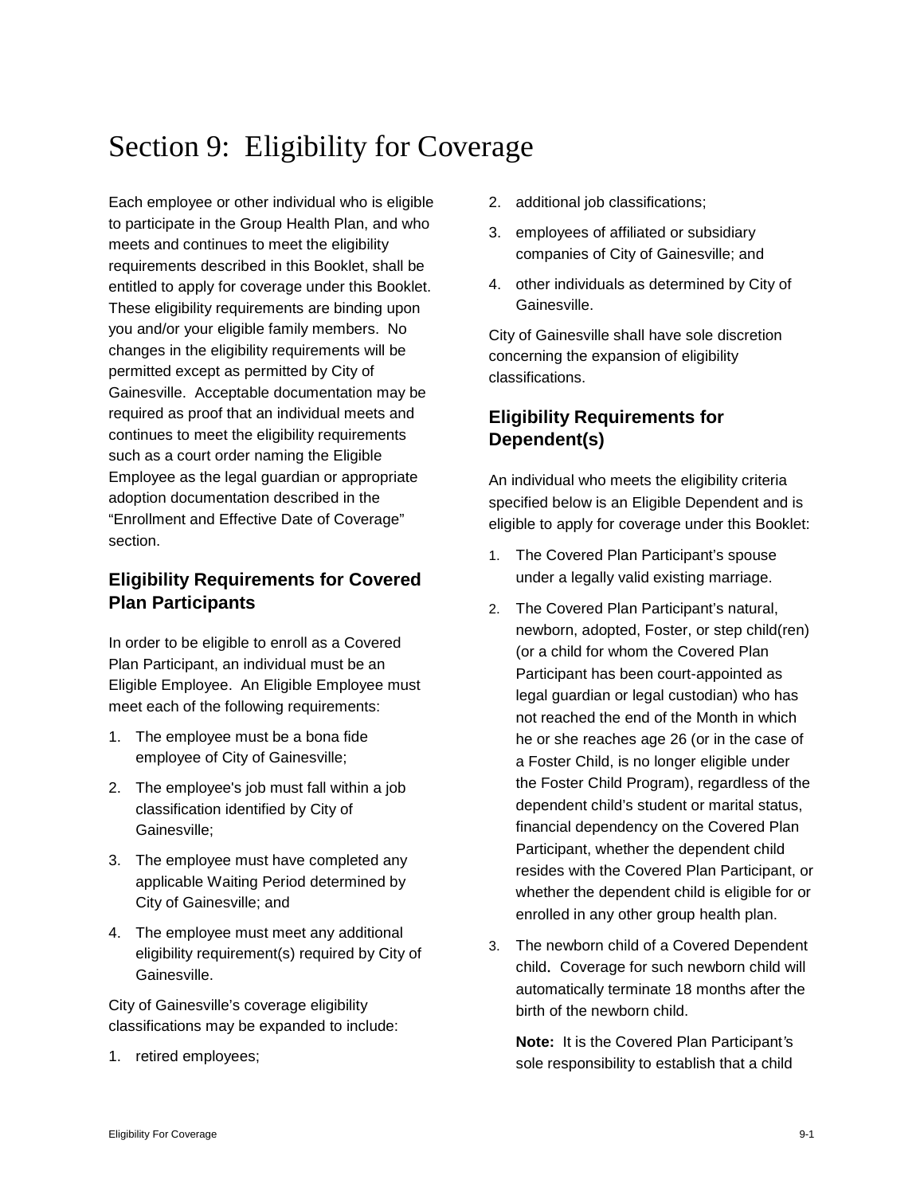# Section 9: Eligibility for Coverage

Each employee or other individual who is eligible to participate in the Group Health Plan, and who meets and continues to meet the eligibility requirements described in this Booklet, shall be entitled to apply for coverage under this Booklet. These eligibility requirements are binding upon you and/or your eligible family members. No changes in the eligibility requirements will be permitted except as permitted by City of Gainesville. Acceptable documentation may be required as proof that an individual meets and continues to meet the eligibility requirements such as a court order naming the Eligible Employee as the legal guardian or appropriate adoption documentation described in the "Enrollment and Effective Date of Coverage" section.

## Eligibility Requirements for Covered Plan Participants

In order to be eligible to enroll as a Covered Plan Participant, an individual must be an Eligible Employee. An Eligible Employee must meet each of the following requirements:

1. The employee must be a bona fide employee of City of Gainesville;
2. The employee's job must fall within a job classification identified by City of Gainesville;
3. The employee must have completed any applicable Waiting Period determined by City of Gainesville; and
4. The employee must meet any additional eligibility requirement(s) required by City of Gainesville.

City of Gainesville's coverage eligibility classifications may be expanded to include:

1. retired employees;
2. additional job classifications;
3. employees of affiliated or subsidiary companies of City of Gainesville; and
4. other individuals as determined by City of Gainesville.

City of Gainesville shall have sole discretion concerning the expansion of eligibility classifications.

## Eligibility Requirements for Dependent(s)

An individual who meets the eligibility criteria specified below is an Eligible Dependent and is eligible to apply for coverage under this Booklet:

1. The Covered Plan Participant's spouse under a legally valid existing marriage.
2. The Covered Plan Participant's natural, newborn, adopted, Foster, or step child(ren) (or a child for whom the Covered Plan Participant has been court-appointed as legal guardian or legal custodian) who has not reached the end of the Month in which he or she reaches age 26 (or in the case of a Foster Child, is no longer eligible under the Foster Child Program), regardless of the dependent child's student or marital status, financial dependency on the Covered Plan Participant, whether the dependent child resides with the Covered Plan Participant, or whether the dependent child is eligible for or enrolled in any other group health plan.
3. The newborn child of a Covered Dependent child. Coverage for such newborn child will automatically terminate 18 months after the birth of the newborn child.

   **Note:** It is the Covered Plan Participant's sole responsibility to establish that a child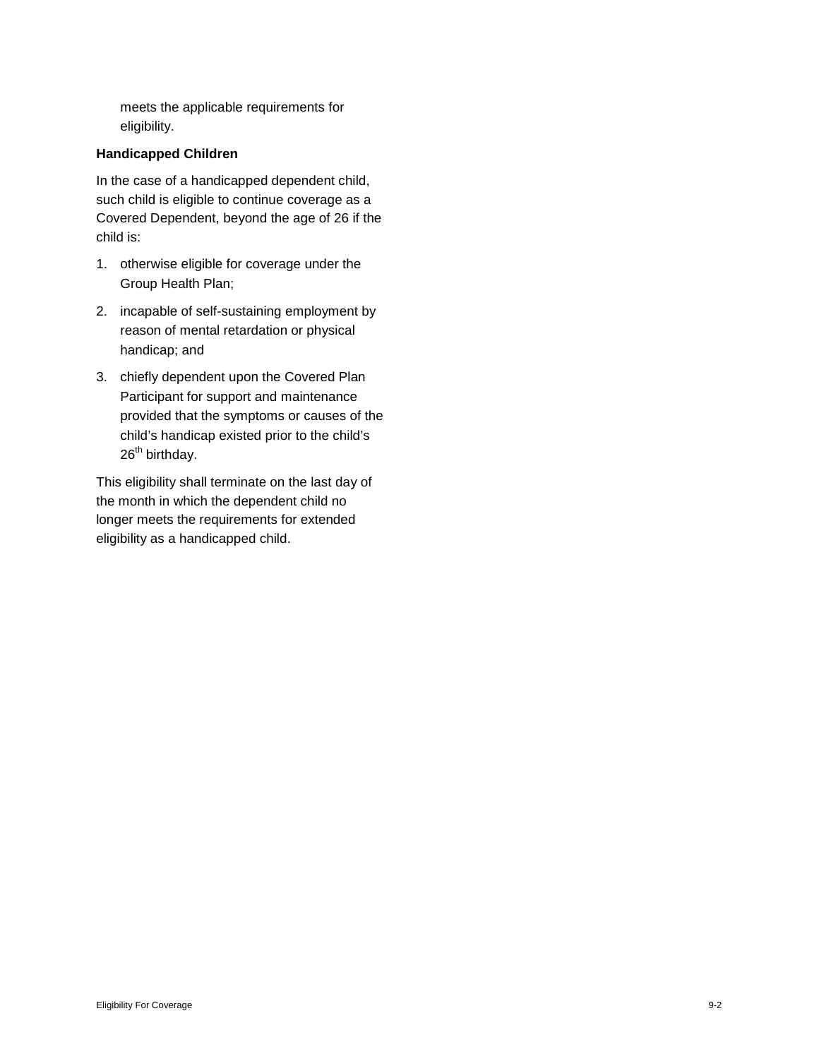meets the applicable requirements for eligibility.

**Handicapped Children**

In the case of a handicapped dependent child, such child is eligible to continue coverage as a Covered Dependent, beyond the age of 26 if the child is:

1. otherwise eligible for coverage under the Group Health Plan;
2. incapable of self-sustaining employment by reason of mental retardation or physical handicap; and
3. chiefly dependent upon the Covered Plan Participant for support and maintenance provided that the symptoms or causes of the child's handicap existed prior to the child's 26th birthday.

This eligibility shall terminate on the last day of the month in which the dependent child no longer meets the requirements for extended eligibility as a handicapped child.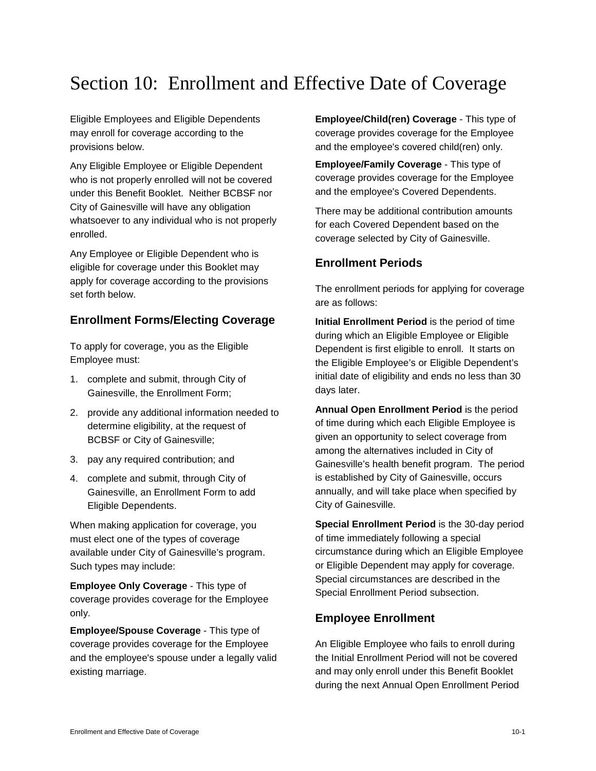# Section 10: Enrollment and Effective Date of Coverage

Eligible Employees and Eligible Dependents may enroll for coverage according to the provisions below.

Any Eligible Employee or Eligible Dependent who is not properly enrolled will not be covered under this Benefit Booklet. Neither BCBSF nor City of Gainesville will have any obligation whatsoever to any individual who is not properly enrolled.

Any Employee or Eligible Dependent who is eligible for coverage under this Booklet may apply for coverage according to the provisions set forth below.

## Enrollment Forms/Electing Coverage

To apply for coverage, you as the Eligible Employee must:

1. complete and submit, through City of Gainesville, the Enrollment Form;
2. provide any additional information needed to determine eligibility, at the request of BCBSF or City of Gainesville;
3. pay any required contribution; and
4. complete and submit, through City of Gainesville, an Enrollment Form to add Eligible Dependents.

When making application for coverage, you must elect one of the types of coverage available under City of Gainesville's program. Such types may include:

**Employee Only Coverage** - This type of coverage provides coverage for the Employee only.

**Employee/Spouse Coverage** - This type of coverage provides coverage for the Employee and the employee's spouse under a legally valid existing marriage.

**Employee/Child(ren) Coverage** - This type of coverage provides coverage for the Employee and the employee's covered child(ren) only.

**Employee/Family Coverage** - This type of coverage provides coverage for the Employee and the employee's Covered Dependents.

There may be additional contribution amounts for each Covered Dependent based on the coverage selected by City of Gainesville.

## Enrollment Periods

The enrollment periods for applying for coverage are as follows:

**Initial Enrollment Period** is the period of time during which an Eligible Employee or Eligible Dependent is first eligible to enroll. It starts on the Eligible Employee's or Eligible Dependent's initial date of eligibility and ends no less than 30 days later.

**Annual Open Enrollment Period** is the period of time during which each Eligible Employee is given an opportunity to select coverage from among the alternatives included in City of Gainesville's health benefit program. The period is established by City of Gainesville, occurs annually, and will take place when specified by City of Gainesville.

**Special Enrollment Period** is the 30-day period of time immediately following a special circumstance during which an Eligible Employee or Eligible Dependent may apply for coverage. Special circumstances are described in the Special Enrollment Period subsection.

## Employee Enrollment

An Eligible Employee who fails to enroll during the Initial Enrollment Period will not be covered and may only enroll under this Benefit Booklet during the next Annual Open Enrollment Period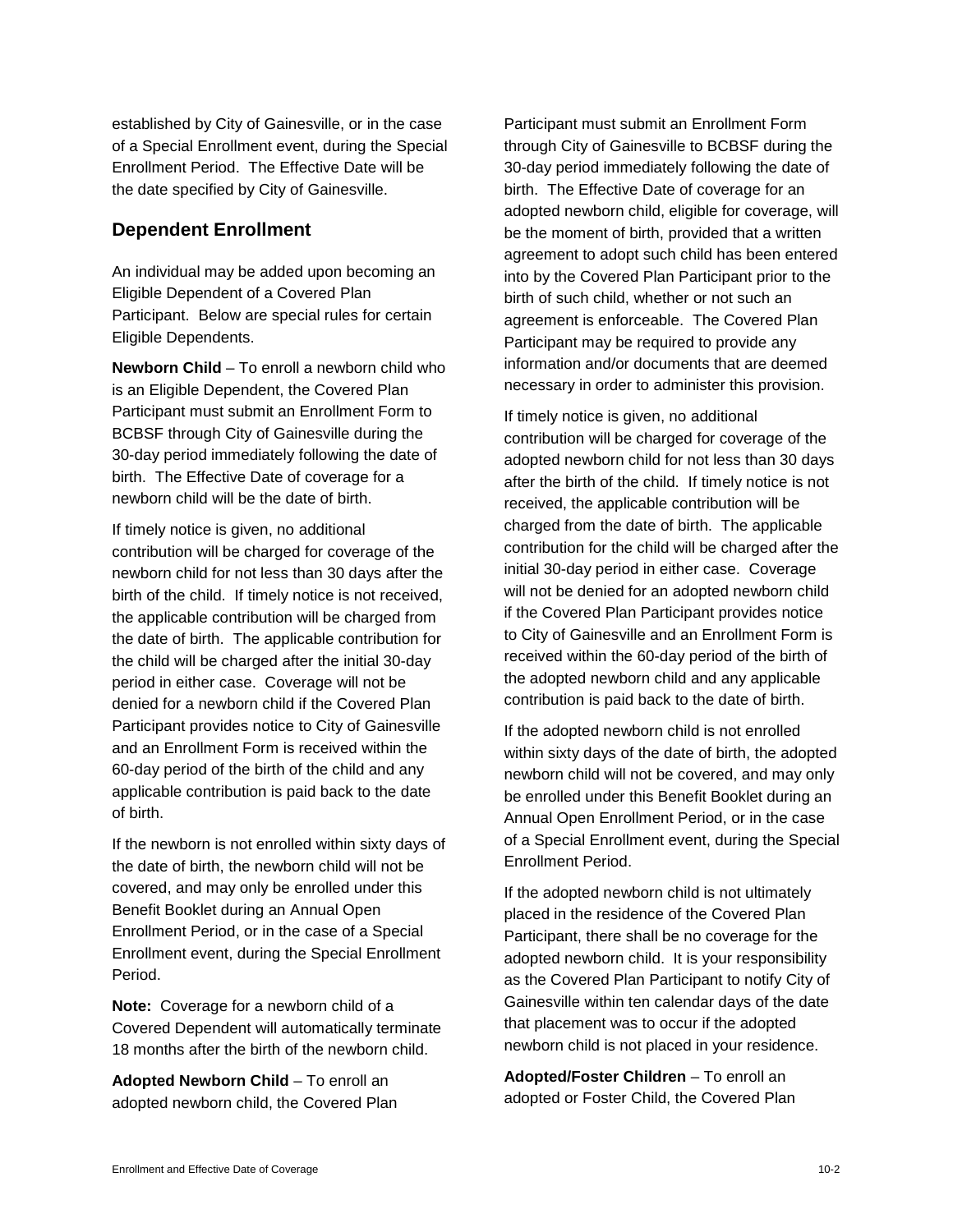established by City of Gainesville, or in the case of a Special Enrollment event, during the Special Enrollment Period. The Effective Date will be the date specified by City of Gainesville.

## Dependent Enrollment

An individual may be added upon becoming an Eligible Dependent of a Covered Plan Participant. Below are special rules for certain Eligible Dependents.

**Newborn Child** – To enroll a newborn child who is an Eligible Dependent, the Covered Plan Participant must submit an Enrollment Form to BCBSF through City of Gainesville during the 30-day period immediately following the date of birth. The Effective Date of coverage for a newborn child will be the date of birth.

If timely notice is given, no additional contribution will be charged for coverage of the newborn child for not less than 30 days after the birth of the child. If timely notice is not received, the applicable contribution will be charged from the date of birth. The applicable contribution for the child will be charged after the initial 30-day period in either case. Coverage will not be denied for a newborn child if the Covered Plan Participant provides notice to City of Gainesville and an Enrollment Form is received within the 60-day period of the birth of the child and any applicable contribution is paid back to the date of birth.

If the newborn is not enrolled within sixty days of the date of birth, the newborn child will not be covered, and may only be enrolled under this Benefit Booklet during an Annual Open Enrollment Period, or in the case of a Special Enrollment event, during the Special Enrollment Period.

**Note:** Coverage for a newborn child of a Covered Dependent will automatically terminate 18 months after the birth of the newborn child.

**Adopted Newborn Child** – To enroll an adopted newborn child, the Covered Plan Participant must submit an Enrollment Form through City of Gainesville to BCBSF during the 30-day period immediately following the date of birth. The Effective Date of coverage for an adopted newborn child, eligible for coverage, will be the moment of birth, provided that a written agreement to adopt such child has been entered into by the Covered Plan Participant prior to the birth of such child, whether or not such an agreement is enforceable. The Covered Plan Participant may be required to provide any information and/or documents that are deemed necessary in order to administer this provision.

If timely notice is given, no additional contribution will be charged for coverage of the adopted newborn child for not less than 30 days after the birth of the child. If timely notice is not received, the applicable contribution will be charged from the date of birth. The applicable contribution for the child will be charged after the initial 30-day period in either case. Coverage will not be denied for an adopted newborn child if the Covered Plan Participant provides notice to City of Gainesville and an Enrollment Form is received within the 60-day period of the birth of the adopted newborn child and any applicable contribution is paid back to the date of birth.

If the adopted newborn child is not enrolled within sixty days of the date of birth, the adopted newborn child will not be covered, and may only be enrolled under this Benefit Booklet during an Annual Open Enrollment Period, or in the case of a Special Enrollment event, during the Special Enrollment Period.

If the adopted newborn child is not ultimately placed in the residence of the Covered Plan Participant, there shall be no coverage for the adopted newborn child. It is your responsibility as the Covered Plan Participant to notify City of Gainesville within ten calendar days of the date that placement was to occur if the adopted newborn child is not placed in your residence.

**Adopted/Foster Children** – To enroll an adopted or Foster Child, the Covered Plan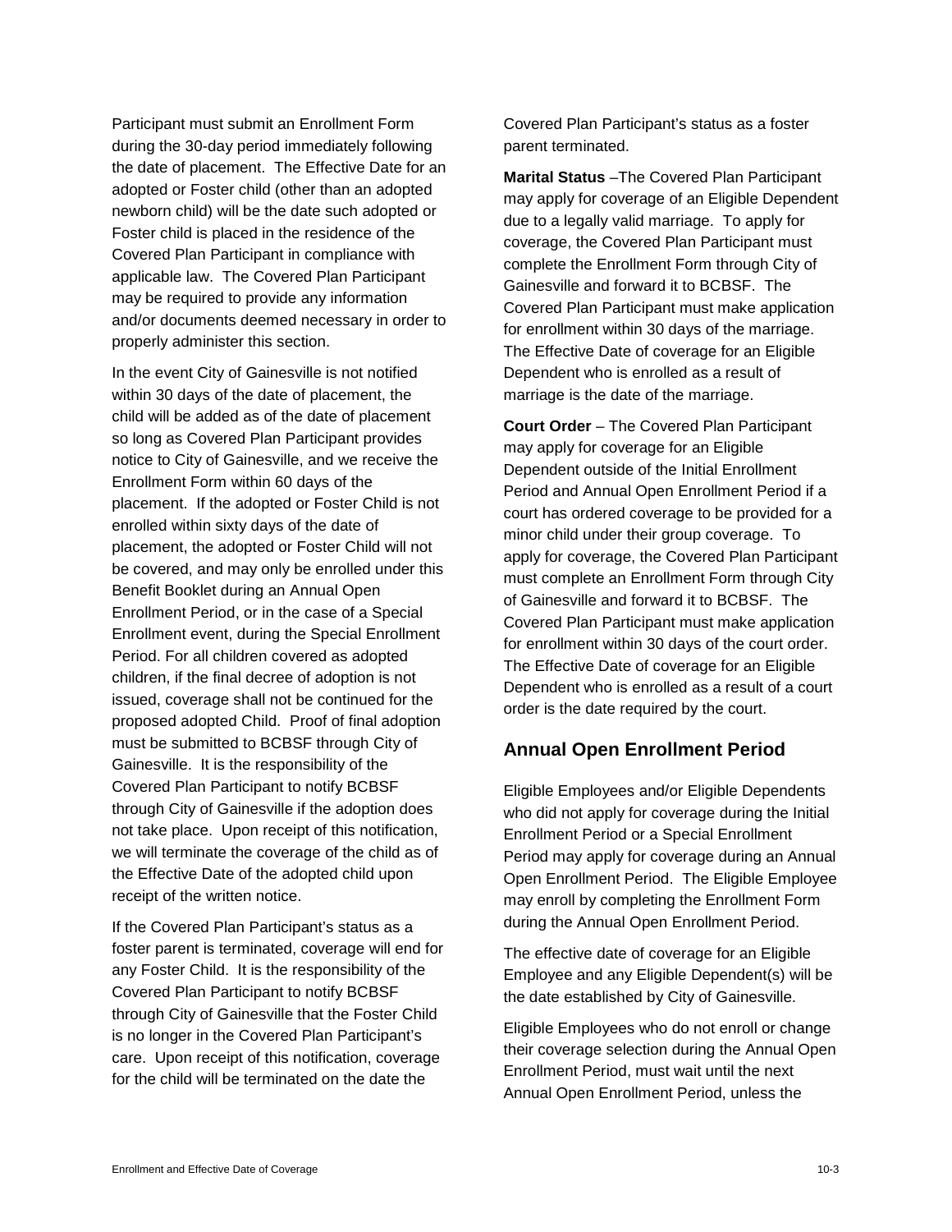Participant must submit an Enrollment Form during the 30-day period immediately following the date of placement. The Effective Date for an adopted or Foster child (other than an adopted newborn child) will be the date such adopted or Foster child is placed in the residence of the Covered Plan Participant in compliance with applicable law. The Covered Plan Participant may be required to provide any information and/or documents deemed necessary in order to properly administer this section.

In the event City of Gainesville is not notified within 30 days of the date of placement, the child will be added as of the date of placement so long as Covered Plan Participant provides notice to City of Gainesville, and we receive the Enrollment Form within 60 days of the placement. If the adopted or Foster Child is not enrolled within sixty days of the date of placement, the adopted or Foster Child will not be covered, and may only be enrolled under this Benefit Booklet during an Annual Open Enrollment Period, or in the case of a Special Enrollment event, during the Special Enrollment Period. For all children covered as adopted children, if the final decree of adoption is not issued, coverage shall not be continued for the proposed adopted Child. Proof of final adoption must be submitted to BCBSF through City of Gainesville. It is the responsibility of the Covered Plan Participant to notify BCBSF through City of Gainesville if the adoption does not take place. Upon receipt of this notification, we will terminate the coverage of the child as of the Effective Date of the adopted child upon receipt of the written notice.

If the Covered Plan Participant's status as a foster parent is terminated, coverage will end for any Foster Child. It is the responsibility of the Covered Plan Participant to notify BCBSF through City of Gainesville that the Foster Child is no longer in the Covered Plan Participant's care. Upon receipt of this notification, coverage for the child will be terminated on the date the Covered Plan Participant's status as a foster parent terminated.

**Marital Status** –The Covered Plan Participant may apply for coverage of an Eligible Dependent due to a legally valid marriage. To apply for coverage, the Covered Plan Participant must complete the Enrollment Form through City of Gainesville and forward it to BCBSF. The Covered Plan Participant must make application for enrollment within 30 days of the marriage. The Effective Date of coverage for an Eligible Dependent who is enrolled as a result of marriage is the date of the marriage.

**Court Order** – The Covered Plan Participant may apply for coverage for an Eligible Dependent outside of the Initial Enrollment Period and Annual Open Enrollment Period if a court has ordered coverage to be provided for a minor child under their group coverage. To apply for coverage, the Covered Plan Participant must complete an Enrollment Form through City of Gainesville and forward it to BCBSF. The Covered Plan Participant must make application for enrollment within 30 days of the court order. The Effective Date of coverage for an Eligible Dependent who is enrolled as a result of a court order is the date required by the court.

## Annual Open Enrollment Period

Eligible Employees and/or Eligible Dependents who did not apply for coverage during the Initial Enrollment Period or a Special Enrollment Period may apply for coverage during an Annual Open Enrollment Period. The Eligible Employee may enroll by completing the Enrollment Form during the Annual Open Enrollment Period.

The effective date of coverage for an Eligible Employee and any Eligible Dependent(s) will be the date established by City of Gainesville.

Eligible Employees who do not enroll or change their coverage selection during the Annual Open Enrollment Period, must wait until the next Annual Open Enrollment Period, unless the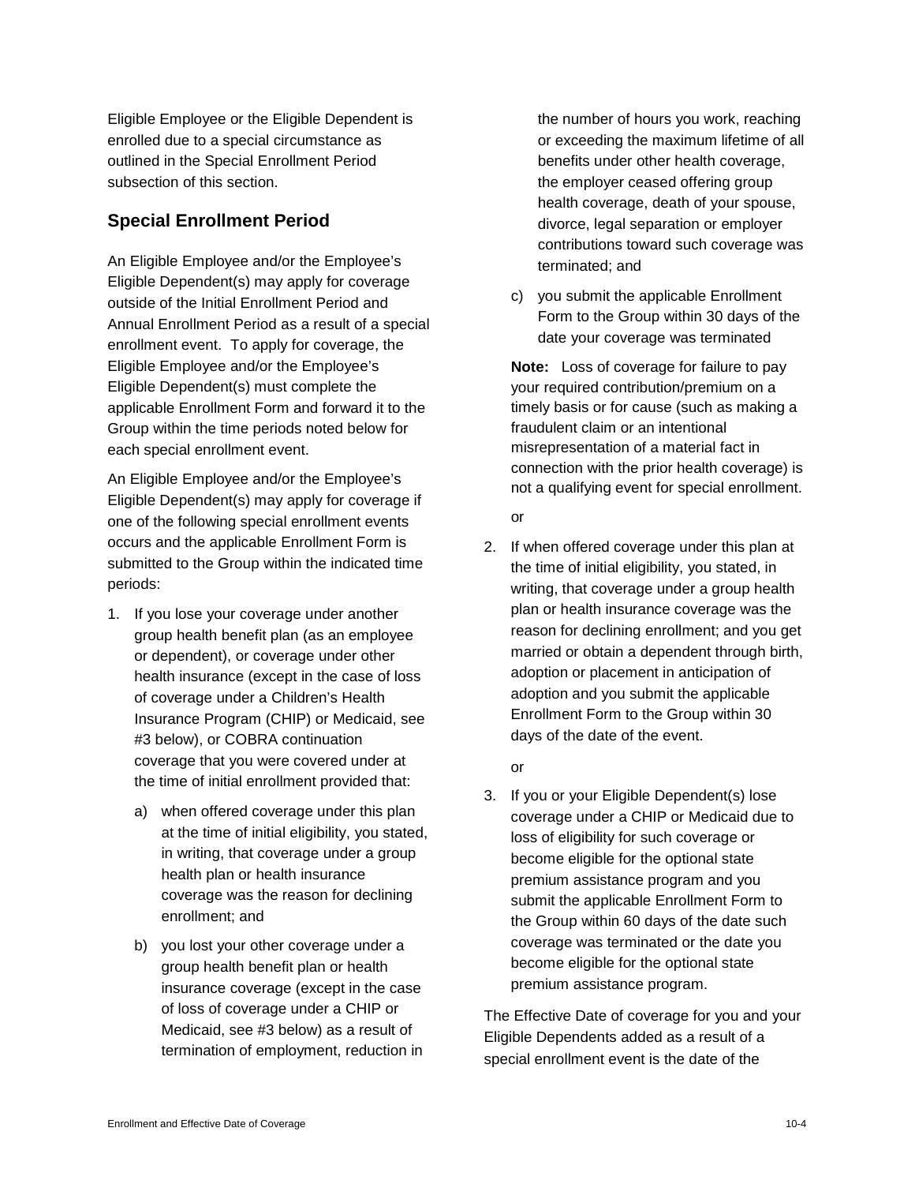Eligible Employee or the Eligible Dependent is enrolled due to a special circumstance as outlined in the Special Enrollment Period subsection of this section.

## Special Enrollment Period

An Eligible Employee and/or the Employee's Eligible Dependent(s) may apply for coverage outside of the Initial Enrollment Period and Annual Enrollment Period as a result of a special enrollment event. To apply for coverage, the Eligible Employee and/or the Employee's Eligible Dependent(s) must complete the applicable Enrollment Form and forward it to the Group within the time periods noted below for each special enrollment event.

An Eligible Employee and/or the Employee's Eligible Dependent(s) may apply for coverage if one of the following special enrollment events occurs and the applicable Enrollment Form is submitted to the Group within the indicated time periods:

1. If you lose your coverage under another group health benefit plan (as an employee or dependent), or coverage under other health insurance (except in the case of loss of coverage under a Children's Health Insurance Program (CHIP) or Medicaid, see #3 below), or COBRA continuation coverage that you were covered under at the time of initial enrollment provided that:

   a) when offered coverage under this plan at the time of initial eligibility, you stated, in writing, that coverage under a group health plan or health insurance coverage was the reason for declining enrollment; and

   b) you lost your other coverage under a group health benefit plan or health insurance coverage (except in the case of loss of coverage under a CHIP or Medicaid, see #3 below) as a result of termination of employment, reduction in the number of hours you work, reaching or exceeding the maximum lifetime of all benefits under other health coverage, the employer ceased offering group health coverage, death of your spouse, divorce, legal separation or employer contributions toward such coverage was terminated; and

   c) you submit the applicable Enrollment Form to the Group within 30 days of the date your coverage was terminated

   **Note:** Loss of coverage for failure to pay your required contribution/premium on a timely basis or for cause (such as making a fraudulent claim or an intentional misrepresentation of a material fact in connection with the prior health coverage) is not a qualifying event for special enrollment.

   or

2. If when offered coverage under this plan at the time of initial eligibility, you stated, in writing, that coverage under a group health plan or health insurance coverage was the reason for declining enrollment; and you get married or obtain a dependent through birth, adoption or placement in anticipation of adoption and you submit the applicable Enrollment Form to the Group within 30 days of the date of the event.

   or

3. If you or your Eligible Dependent(s) lose coverage under a CHIP or Medicaid due to loss of eligibility for such coverage or become eligible for the optional state premium assistance program and you submit the applicable Enrollment Form to the Group within 60 days of the date such coverage was terminated or the date you become eligible for the optional state premium assistance program.

The Effective Date of coverage for you and your Eligible Dependents added as a result of a special enrollment event is the date of the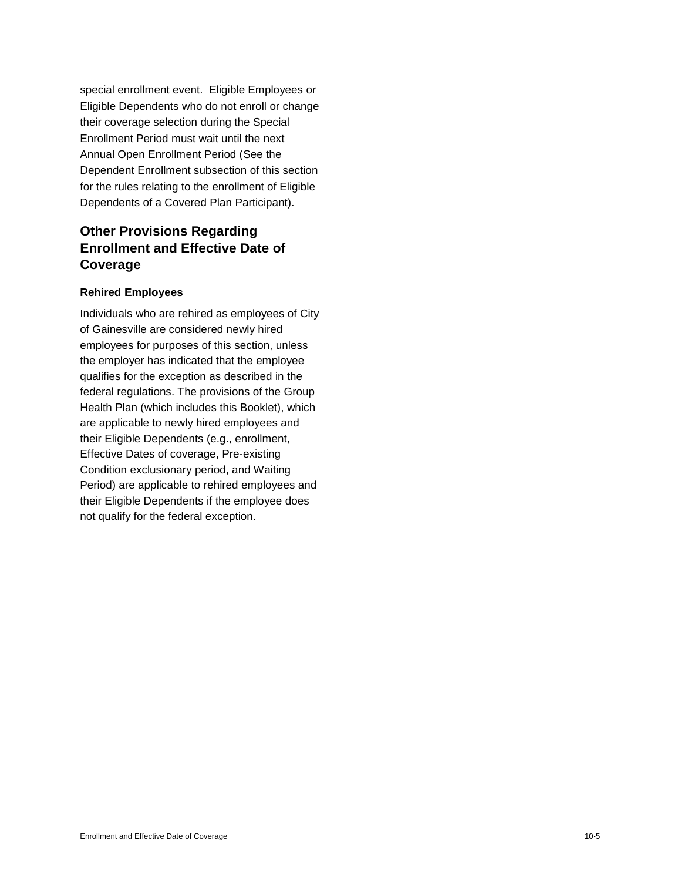special enrollment event.  Eligible Employees or Eligible Dependents who do not enroll or change their coverage selection during the Special Enrollment Period must wait until the next Annual Open Enrollment Period (See the Dependent Enrollment subsection of this section for the rules relating to the enrollment of Eligible Dependents of a Covered Plan Participant).

## Other Provisions Regarding Enrollment and Effective Date of Coverage

### Rehired Employees

Individuals who are rehired as employees of City of Gainesville are considered newly hired employees for purposes of this section, unless the employer has indicated that the employee qualifies for the exception as described in the federal regulations. The provisions of the Group Health Plan (which includes this Booklet), which are applicable to newly hired employees and their Eligible Dependents (e.g., enrollment, Effective Dates of coverage, Pre-existing Condition exclusionary period, and Waiting Period) are applicable to rehired employees and their Eligible Dependents if the employee does not qualify for the federal exception.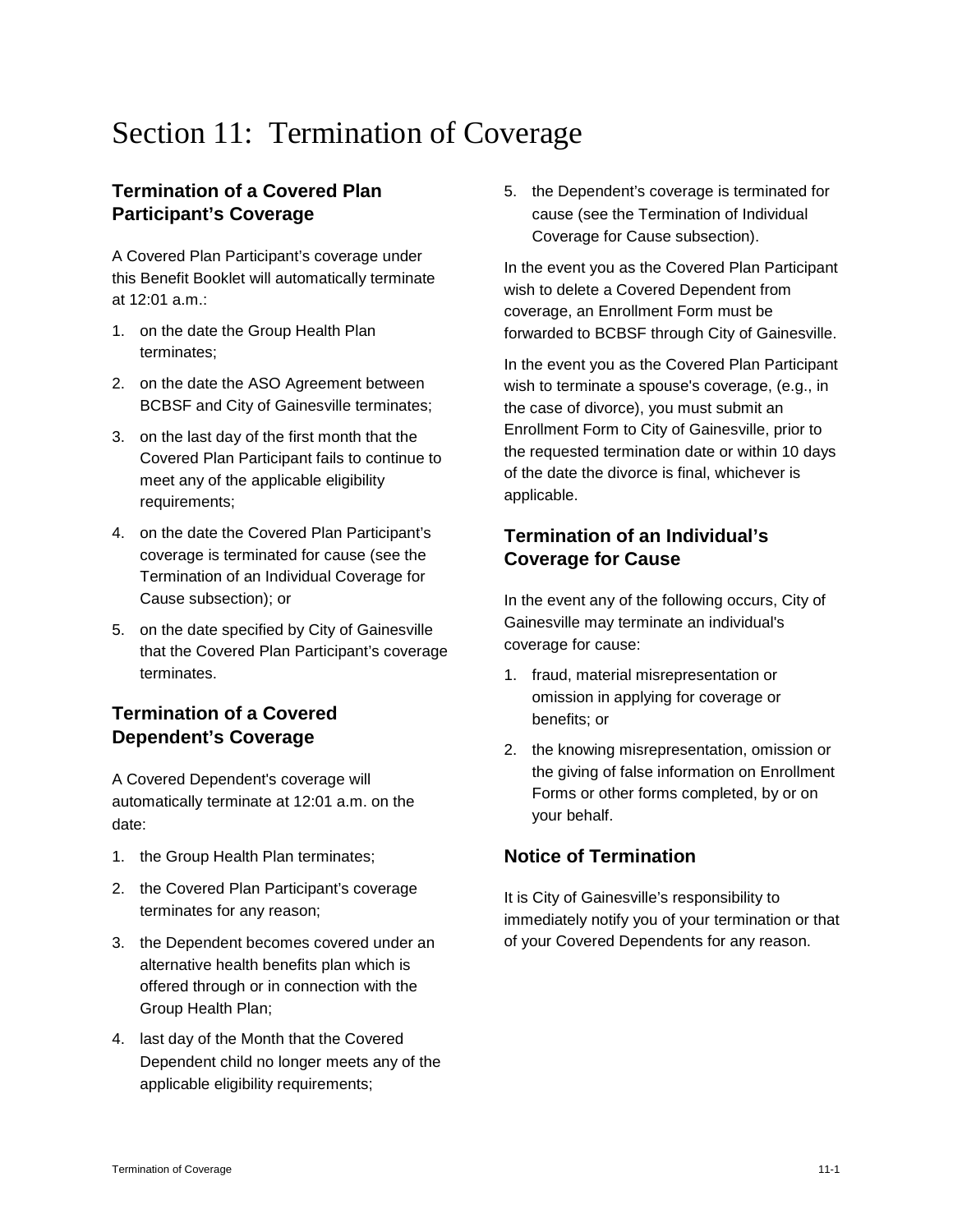# Section 11: Termination of Coverage

## Termination of a Covered Plan Participant's Coverage

A Covered Plan Participant's coverage under this Benefit Booklet will automatically terminate at 12:01 a.m.:

1. on the date the Group Health Plan terminates;
2. on the date the ASO Agreement between BCBSF and City of Gainesville terminates;
3. on the last day of the first month that the Covered Plan Participant fails to continue to meet any of the applicable eligibility requirements;
4. on the date the Covered Plan Participant's coverage is terminated for cause (see the Termination of an Individual Coverage for Cause subsection); or
5. on the date specified by City of Gainesville that the Covered Plan Participant's coverage terminates.

## Termination of a Covered Dependent's Coverage

A Covered Dependent's coverage will automatically terminate at 12:01 a.m. on the date:

1. the Group Health Plan terminates;
2. the Covered Plan Participant's coverage terminates for any reason;
3. the Dependent becomes covered under an alternative health benefits plan which is offered through or in connection with the Group Health Plan;
4. last day of the Month that the Covered Dependent child no longer meets any of the applicable eligibility requirements;
5. the Dependent's coverage is terminated for cause (see the Termination of Individual Coverage for Cause subsection).

In the event you as the Covered Plan Participant wish to delete a Covered Dependent from coverage, an Enrollment Form must be forwarded to BCBSF through City of Gainesville.

In the event you as the Covered Plan Participant wish to terminate a spouse's coverage, (e.g., in the case of divorce), you must submit an Enrollment Form to City of Gainesville, prior to the requested termination date or within 10 days of the date the divorce is final, whichever is applicable.

## Termination of an Individual's Coverage for Cause

In the event any of the following occurs, City of Gainesville may terminate an individual's coverage for cause:

1. fraud, material misrepresentation or omission in applying for coverage or benefits; or
2. the knowing misrepresentation, omission or the giving of false information on Enrollment Forms or other forms completed, by or on your behalf.

## Notice of Termination

It is City of Gainesville's responsibility to immediately notify you of your termination or that of your Covered Dependents for any reason.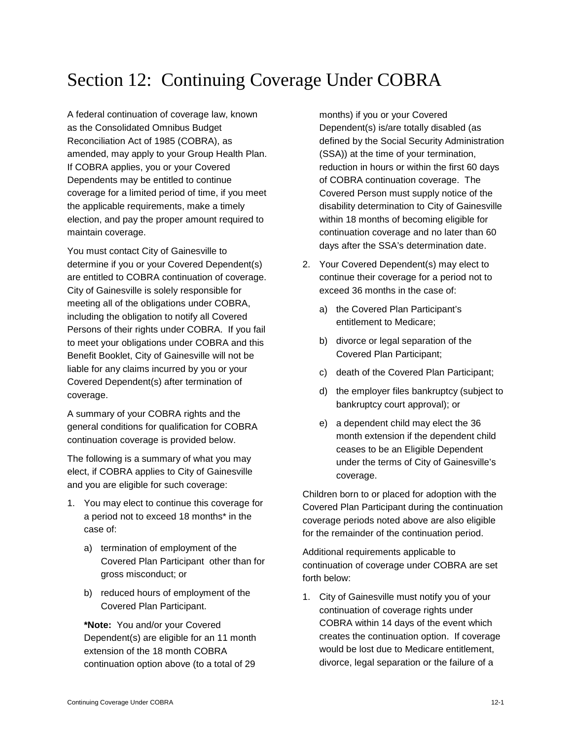# Section 12: Continuing Coverage Under COBRA

A federal continuation of coverage law, known as the Consolidated Omnibus Budget Reconciliation Act of 1985 (COBRA), as amended, may apply to your Group Health Plan. If COBRA applies, you or your Covered Dependents may be entitled to continue coverage for a limited period of time, if you meet the applicable requirements, make a timely election, and pay the proper amount required to maintain coverage.

You must contact City of Gainesville to determine if you or your Covered Dependent(s) are entitled to COBRA continuation of coverage. City of Gainesville is solely responsible for meeting all of the obligations under COBRA, including the obligation to notify all Covered Persons of their rights under COBRA. If you fail to meet your obligations under COBRA and this Benefit Booklet, City of Gainesville will not be liable for any claims incurred by you or your Covered Dependent(s) after termination of coverage.

A summary of your COBRA rights and the general conditions for qualification for COBRA continuation coverage is provided below.

The following is a summary of what you may elect, if COBRA applies to City of Gainesville and you are eligible for such coverage:

1. You may elect to continue this coverage for a period not to exceed 18 months* in the case of:
   a) termination of employment of the Covered Plan Participant other than for gross misconduct; or
   b) reduced hours of employment of the Covered Plan Participant.

   **\*Note:** You and/or your Covered Dependent(s) are eligible for an 11 month extension of the 18 month COBRA continuation option above (to a total of 29 months) if you or your Covered Dependent(s) is/are totally disabled (as defined by the Social Security Administration (SSA)) at the time of your termination, reduction in hours or within the first 60 days of COBRA continuation coverage. The Covered Person must supply notice of the disability determination to City of Gainesville within 18 months of becoming eligible for continuation coverage and no later than 60 days after the SSA's determination date.

2. Your Covered Dependent(s) may elect to continue their coverage for a period not to exceed 36 months in the case of:
   a) the Covered Plan Participant's entitlement to Medicare;
   b) divorce or legal separation of the Covered Plan Participant;
   c) death of the Covered Plan Participant;
   d) the employer files bankruptcy (subject to bankruptcy court approval); or
   e) a dependent child may elect the 36 month extension if the dependent child ceases to be an Eligible Dependent under the terms of City of Gainesville's coverage.

Children born to or placed for adoption with the Covered Plan Participant during the continuation coverage periods noted above are also eligible for the remainder of the continuation period.

Additional requirements applicable to continuation of coverage under COBRA are set forth below:

1. City of Gainesville must notify you of your continuation of coverage rights under COBRA within 14 days of the event which creates the continuation option. If coverage would be lost due to Medicare entitlement, divorce, legal separation or the failure of a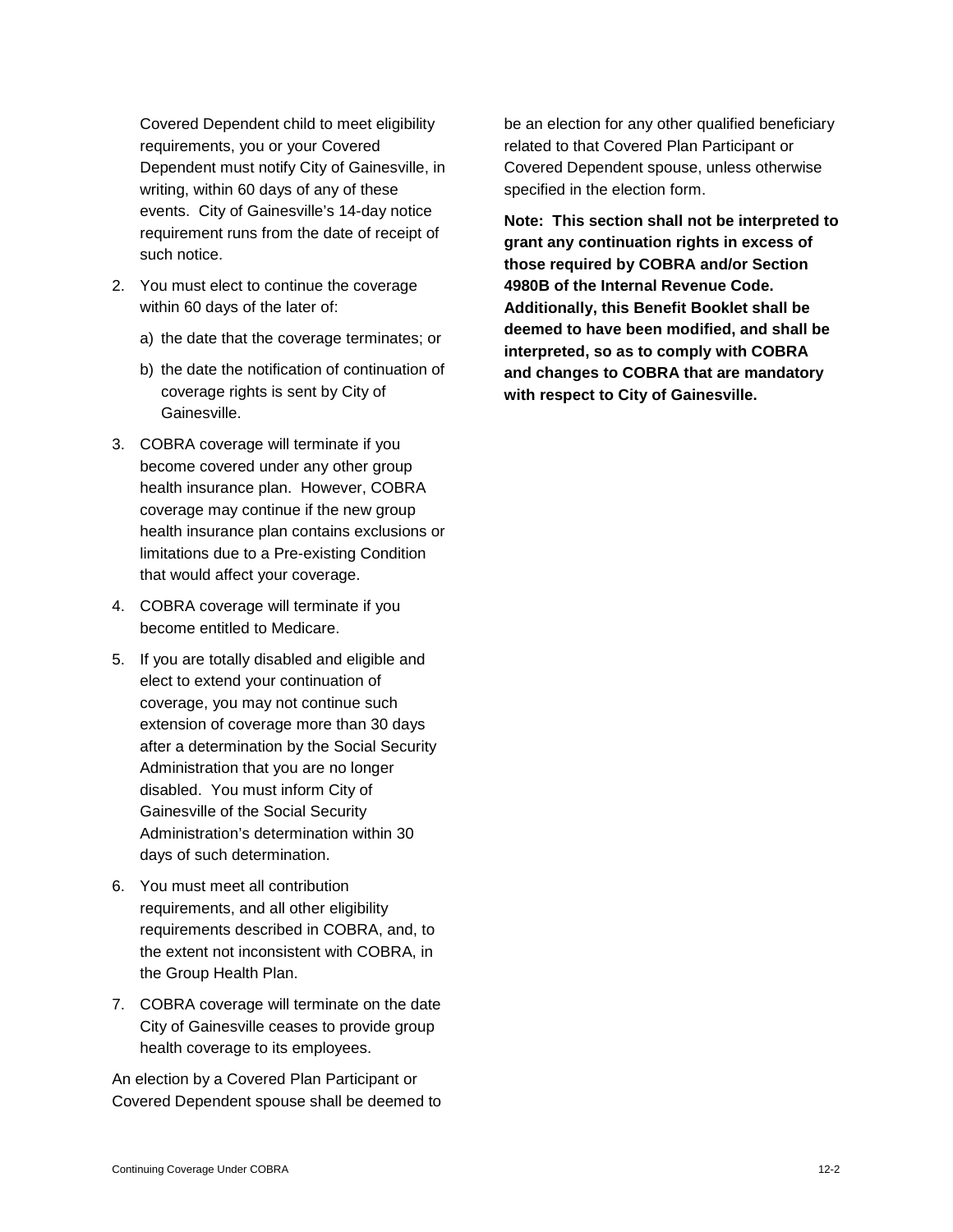Covered Dependent child to meet eligibility requirements, you or your Covered Dependent must notify City of Gainesville, in writing, within 60 days of any of these events. City of Gainesville's 14-day notice requirement runs from the date of receipt of such notice.

2. You must elect to continue the coverage within 60 days of the later of:
   a) the date that the coverage terminates; or
   b) the date the notification of continuation of coverage rights is sent by City of Gainesville.
3. COBRA coverage will terminate if you become covered under any other group health insurance plan. However, COBRA coverage may continue if the new group health insurance plan contains exclusions or limitations due to a Pre-existing Condition that would affect your coverage.
4. COBRA coverage will terminate if you become entitled to Medicare.
5. If you are totally disabled and eligible and elect to extend your continuation of coverage, you may not continue such extension of coverage more than 30 days after a determination by the Social Security Administration that you are no longer disabled. You must inform City of Gainesville of the Social Security Administration's determination within 30 days of such determination.
6. You must meet all contribution requirements, and all other eligibility requirements described in COBRA, and, to the extent not inconsistent with COBRA, in the Group Health Plan.
7. COBRA coverage will terminate on the date City of Gainesville ceases to provide group health coverage to its employees.

An election by a Covered Plan Participant or Covered Dependent spouse shall be deemed to be an election for any other qualified beneficiary related to that Covered Plan Participant or Covered Dependent spouse, unless otherwise specified in the election form.

**Note: This section shall not be interpreted to grant any continuation rights in excess of those required by COBRA and/or Section 4980B of the Internal Revenue Code. Additionally, this Benefit Booklet shall be deemed to have been modified, and shall be interpreted, so as to comply with COBRA and changes to COBRA that are mandatory with respect to City of Gainesville.**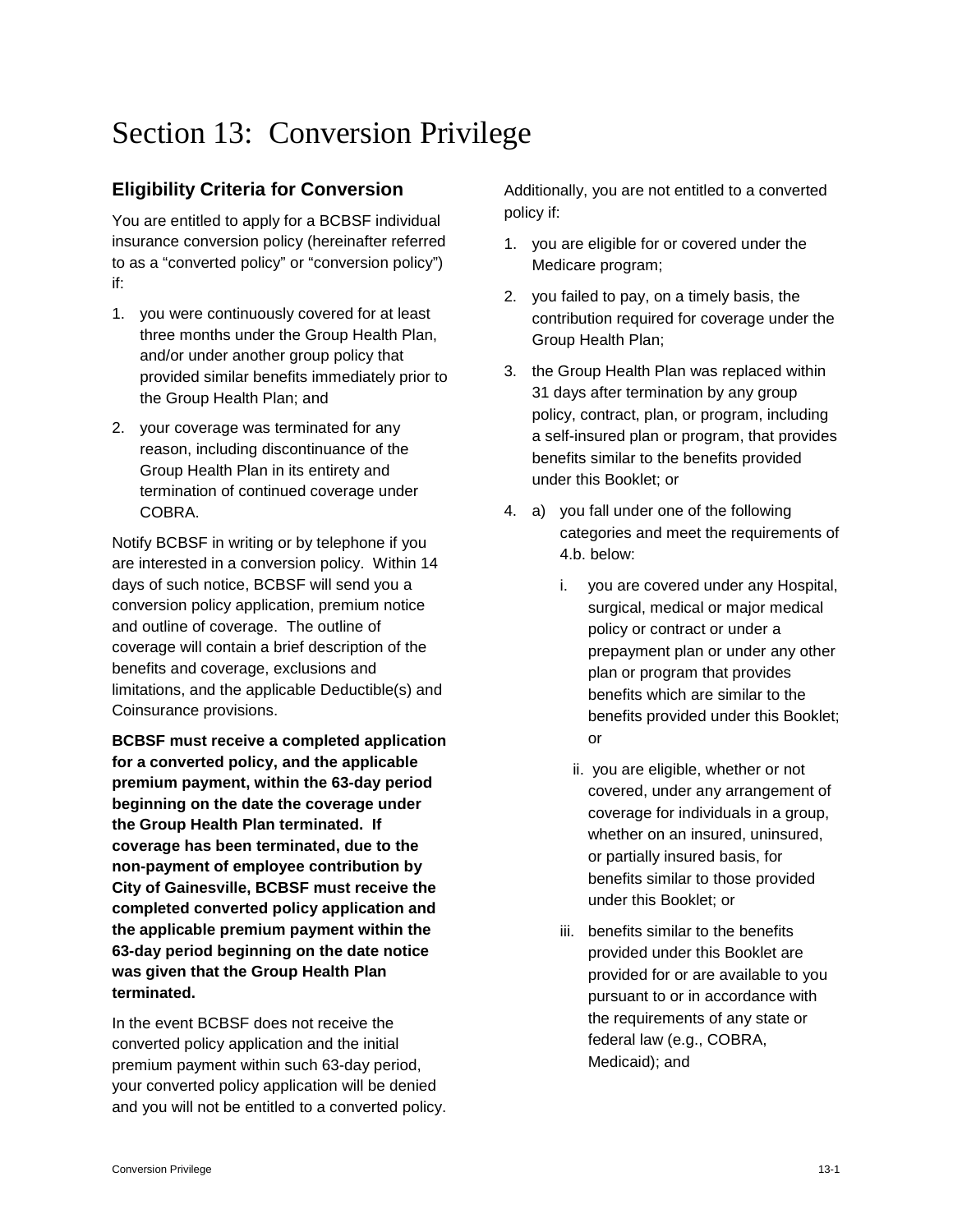# Section 13: Conversion Privilege

## Eligibility Criteria for Conversion

You are entitled to apply for a BCBSF individual insurance conversion policy (hereinafter referred to as a "converted policy" or "conversion policy") if:

1. you were continuously covered for at least three months under the Group Health Plan, and/or under another group policy that provided similar benefits immediately prior to the Group Health Plan; and
2. your coverage was terminated for any reason, including discontinuance of the Group Health Plan in its entirety and termination of continued coverage under COBRA.

Notify BCBSF in writing or by telephone if you are interested in a conversion policy. Within 14 days of such notice, BCBSF will send you a conversion policy application, premium notice and outline of coverage. The outline of coverage will contain a brief description of the benefits and coverage, exclusions and limitations, and the applicable Deductible(s) and Coinsurance provisions.

**BCBSF must receive a completed application for a converted policy, and the applicable premium payment, within the 63-day period beginning on the date the coverage under the Group Health Plan terminated. If coverage has been terminated, due to the non-payment of employee contribution by City of Gainesville, BCBSF must receive the completed converted policy application and the applicable premium payment within the 63-day period beginning on the date notice was given that the Group Health Plan terminated.**

In the event BCBSF does not receive the converted policy application and the initial premium payment within such 63-day period, your converted policy application will be denied and you will not be entitled to a converted policy.

Additionally, you are not entitled to a converted policy if:

1. you are eligible for or covered under the Medicare program;
2. you failed to pay, on a timely basis, the contribution required for coverage under the Group Health Plan;
3. the Group Health Plan was replaced within 31 days after termination by any group policy, contract, plan, or program, including a self-insured plan or program, that provides benefits similar to the benefits provided under this Booklet; or
4. a) you fall under one of the following categories and meet the requirements of 4.b. below:
   - i. you are covered under any Hospital, surgical, medical or major medical policy or contract or under a prepayment plan or under any other plan or program that provides benefits which are similar to the benefits provided under this Booklet; or
   - ii. you are eligible, whether or not covered, under any arrangement of coverage for individuals in a group, whether on an insured, uninsured, or partially insured basis, for benefits similar to those provided under this Booklet; or
   - iii. benefits similar to the benefits provided under this Booklet are provided for or are available to you pursuant to or in accordance with the requirements of any state or federal law (e.g., COBRA, Medicaid); and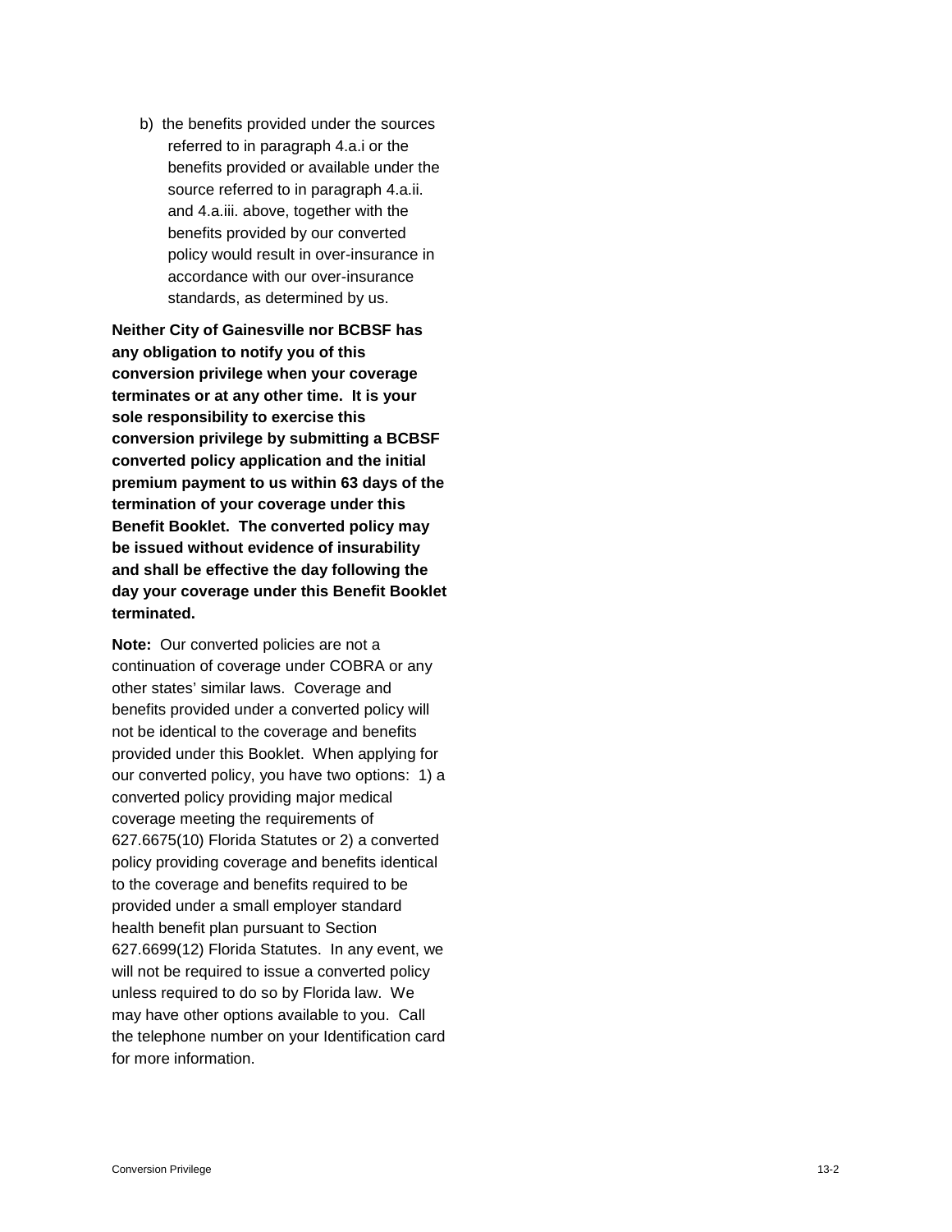b) the benefits provided under the sources referred to in paragraph 4.a.i or the benefits provided or available under the source referred to in paragraph 4.a.ii. and 4.a.iii. above, together with the benefits provided by our converted policy would result in over-insurance in accordance with our over-insurance standards, as determined by us.

**Neither City of Gainesville nor BCBSF has any obligation to notify you of this conversion privilege when your coverage terminates or at any other time. It is your sole responsibility to exercise this conversion privilege by submitting a BCBSF converted policy application and the initial premium payment to us within 63 days of the termination of your coverage under this Benefit Booklet. The converted policy may be issued without evidence of insurability and shall be effective the day following the day your coverage under this Benefit Booklet terminated.**

**Note:** Our converted policies are not a continuation of coverage under COBRA or any other states' similar laws. Coverage and benefits provided under a converted policy will not be identical to the coverage and benefits provided under this Booklet. When applying for our converted policy, you have two options: 1) a converted policy providing major medical coverage meeting the requirements of 627.6675(10) Florida Statutes or 2) a converted policy providing coverage and benefits identical to the coverage and benefits required to be provided under a small employer standard health benefit plan pursuant to Section 627.6699(12) Florida Statutes. In any event, we will not be required to issue a converted policy unless required to do so by Florida law. We may have other options available to you. Call the telephone number on your Identification card for more information.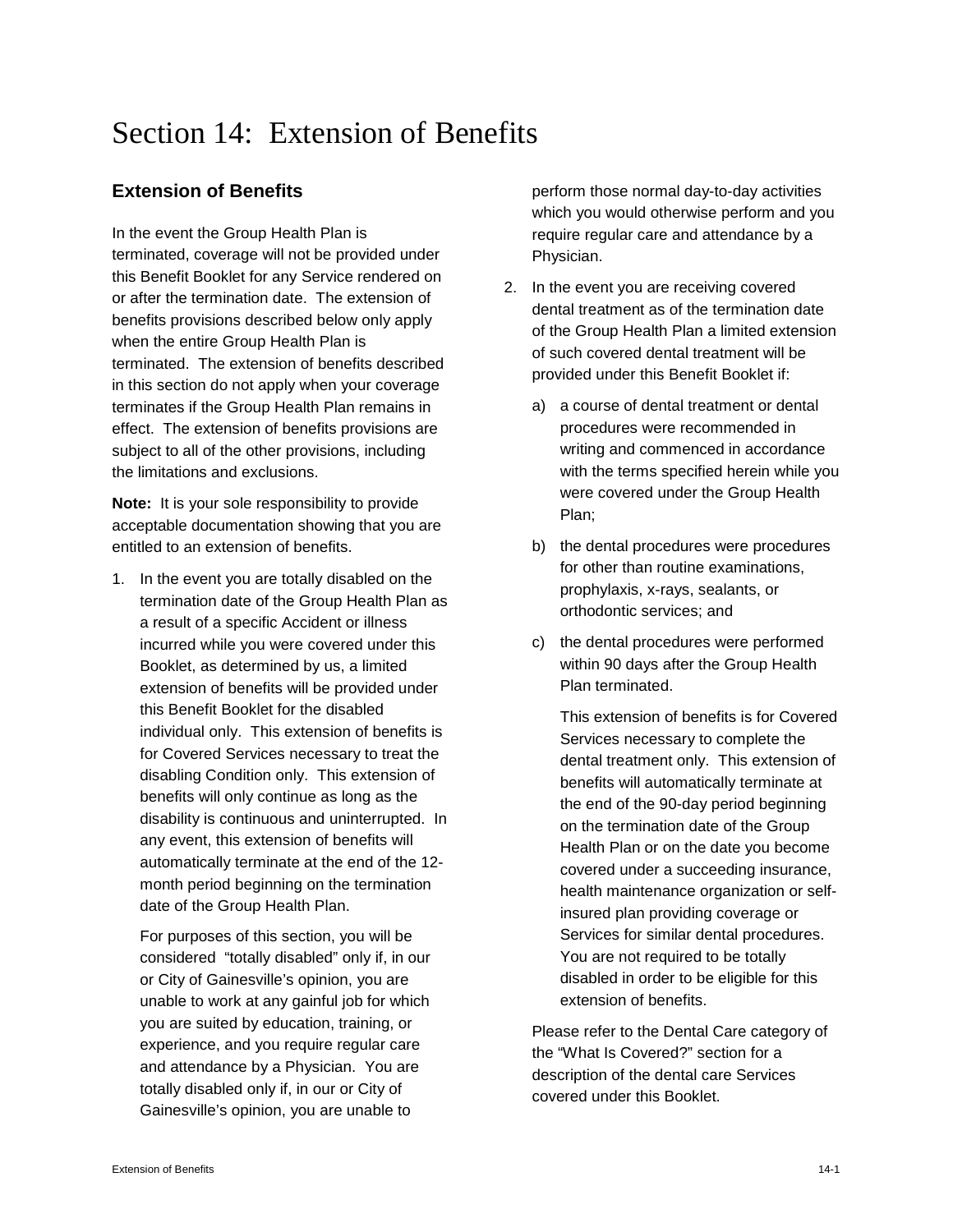# Section 14: Extension of Benefits

## Extension of Benefits

In the event the Group Health Plan is terminated, coverage will not be provided under this Benefit Booklet for any Service rendered on or after the termination date. The extension of benefits provisions described below only apply when the entire Group Health Plan is terminated. The extension of benefits described in this section do not apply when your coverage terminates if the Group Health Plan remains in effect. The extension of benefits provisions are subject to all of the other provisions, including the limitations and exclusions.

**Note:** It is your sole responsibility to provide acceptable documentation showing that you are entitled to an extension of benefits.

1. In the event you are totally disabled on the termination date of the Group Health Plan as a result of a specific Accident or illness incurred while you were covered under this Booklet, as determined by us, a limited extension of benefits will be provided under this Benefit Booklet for the disabled individual only. This extension of benefits is for Covered Services necessary to treat the disabling Condition only. This extension of benefits will only continue as long as the disability is continuous and uninterrupted. In any event, this extension of benefits will automatically terminate at the end of the 12-month period beginning on the termination date of the Group Health Plan.

   For purposes of this section, you will be considered "totally disabled" only if, in our or City of Gainesville's opinion, you are unable to work at any gainful job for which you are suited by education, training, or experience, and you require regular care and attendance by a Physician. You are totally disabled only if, in our or City of Gainesville's opinion, you are unable to perform those normal day-to-day activities which you would otherwise perform and you require regular care and attendance by a Physician.

2. In the event you are receiving covered dental treatment as of the termination date of the Group Health Plan a limited extension of such covered dental treatment will be provided under this Benefit Booklet if:

   a) a course of dental treatment or dental procedures were recommended in writing and commenced in accordance with the terms specified herein while you were covered under the Group Health Plan;

   b) the dental procedures were procedures for other than routine examinations, prophylaxis, x-rays, sealants, or orthodontic services; and

   c) the dental procedures were performed within 90 days after the Group Health Plan terminated.

      This extension of benefits is for Covered Services necessary to complete the dental treatment only. This extension of benefits will automatically terminate at the end of the 90-day period beginning on the termination date of the Group Health Plan or on the date you become covered under a succeeding insurance, health maintenance organization or self-insured plan providing coverage or Services for similar dental procedures. You are not required to be totally disabled in order to be eligible for this extension of benefits.

   Please refer to the Dental Care category of the "What Is Covered?" section for a description of the dental care Services covered under this Booklet.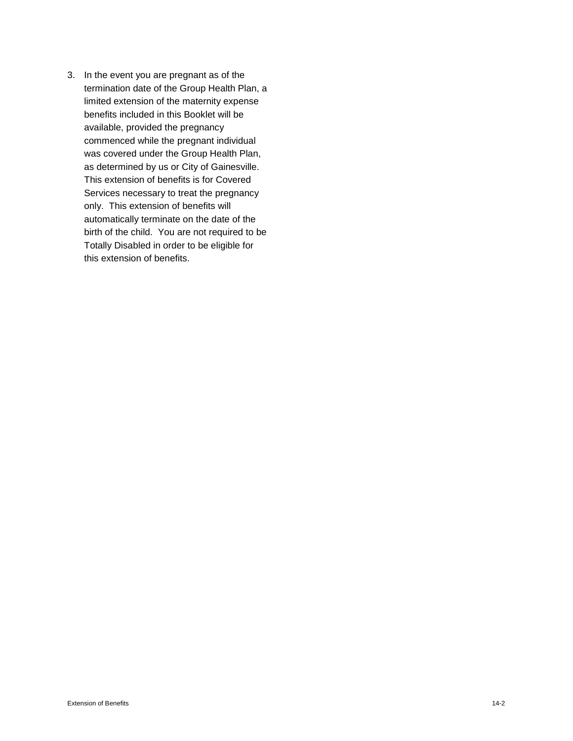3. In the event you are pregnant as of the termination date of the Group Health Plan, a limited extension of the maternity expense benefits included in this Booklet will be available, provided the pregnancy commenced while the pregnant individual was covered under the Group Health Plan, as determined by us or City of Gainesville. This extension of benefits is for Covered Services necessary to treat the pregnancy only. This extension of benefits will automatically terminate on the date of the birth of the child. You are not required to be Totally Disabled in order to be eligible for this extension of benefits.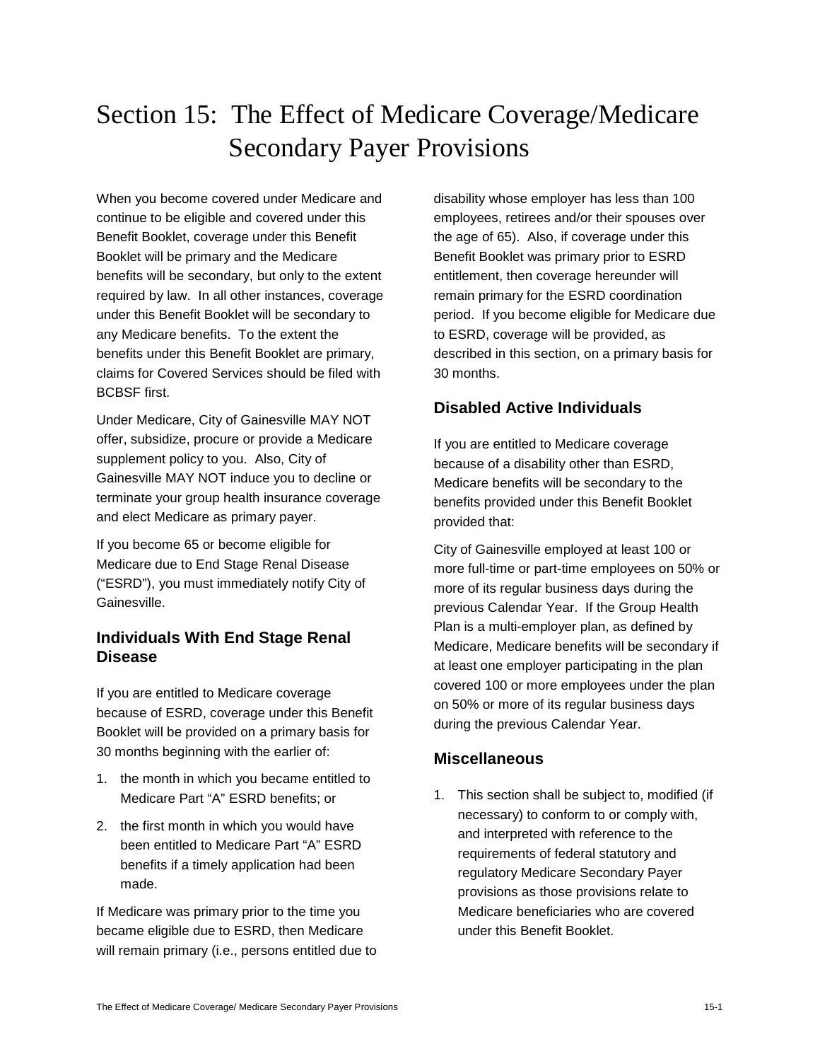# Section 15: The Effect of Medicare Coverage/Medicare Secondary Payer Provisions

When you become covered under Medicare and continue to be eligible and covered under this Benefit Booklet, coverage under this Benefit Booklet will be primary and the Medicare benefits will be secondary, but only to the extent required by law. In all other instances, coverage under this Benefit Booklet will be secondary to any Medicare benefits. To the extent the benefits under this Benefit Booklet are primary, claims for Covered Services should be filed with BCBSF first.

Under Medicare, City of Gainesville MAY NOT offer, subsidize, procure or provide a Medicare supplement policy to you. Also, City of Gainesville MAY NOT induce you to decline or terminate your group health insurance coverage and elect Medicare as primary payer.

If you become 65 or become eligible for Medicare due to End Stage Renal Disease ("ESRD"), you must immediately notify City of Gainesville.

## Individuals With End Stage Renal Disease

If you are entitled to Medicare coverage because of ESRD, coverage under this Benefit Booklet will be provided on a primary basis for 30 months beginning with the earlier of:

1. the month in which you became entitled to Medicare Part "A" ESRD benefits; or
2. the first month in which you would have been entitled to Medicare Part "A" ESRD benefits if a timely application had been made.

If Medicare was primary prior to the time you became eligible due to ESRD, then Medicare will remain primary (i.e., persons entitled due to disability whose employer has less than 100 employees, retirees and/or their spouses over the age of 65). Also, if coverage under this Benefit Booklet was primary prior to ESRD entitlement, then coverage hereunder will remain primary for the ESRD coordination period. If you become eligible for Medicare due to ESRD, coverage will be provided, as described in this section, on a primary basis for 30 months.

## Disabled Active Individuals

If you are entitled to Medicare coverage because of a disability other than ESRD, Medicare benefits will be secondary to the benefits provided under this Benefit Booklet provided that:

City of Gainesville employed at least 100 or more full-time or part-time employees on 50% or more of its regular business days during the previous Calendar Year. If the Group Health Plan is a multi-employer plan, as defined by Medicare, Medicare benefits will be secondary if at least one employer participating in the plan covered 100 or more employees under the plan on 50% or more of its regular business days during the previous Calendar Year.

## Miscellaneous

1. This section shall be subject to, modified (if necessary) to conform to or comply with, and interpreted with reference to the requirements of federal statutory and regulatory Medicare Secondary Payer provisions as those provisions relate to Medicare beneficiaries who are covered under this Benefit Booklet.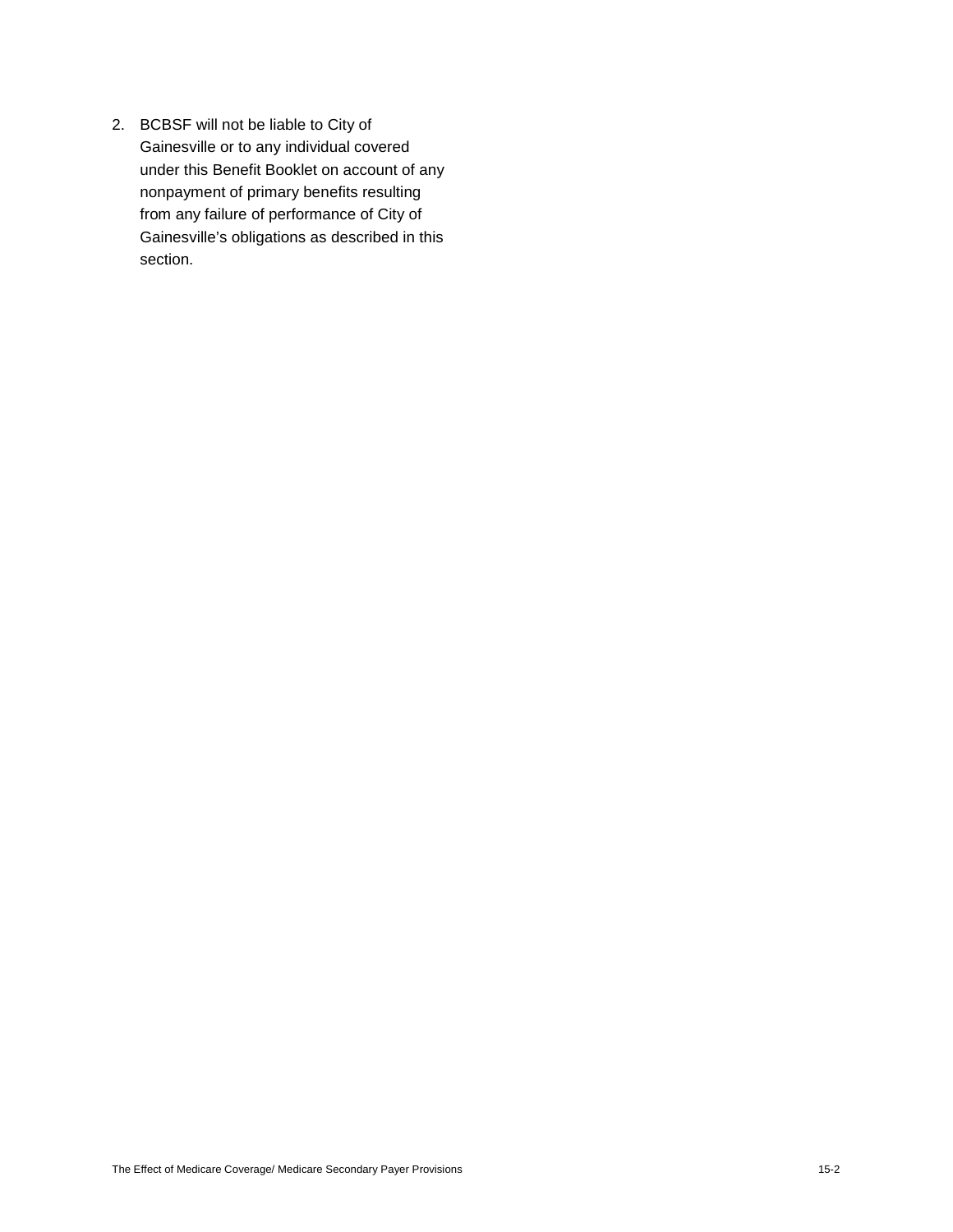2. BCBSF will not be liable to City of Gainesville or to any individual covered under this Benefit Booklet on account of any nonpayment of primary benefits resulting from any failure of performance of City of Gainesville's obligations as described in this section.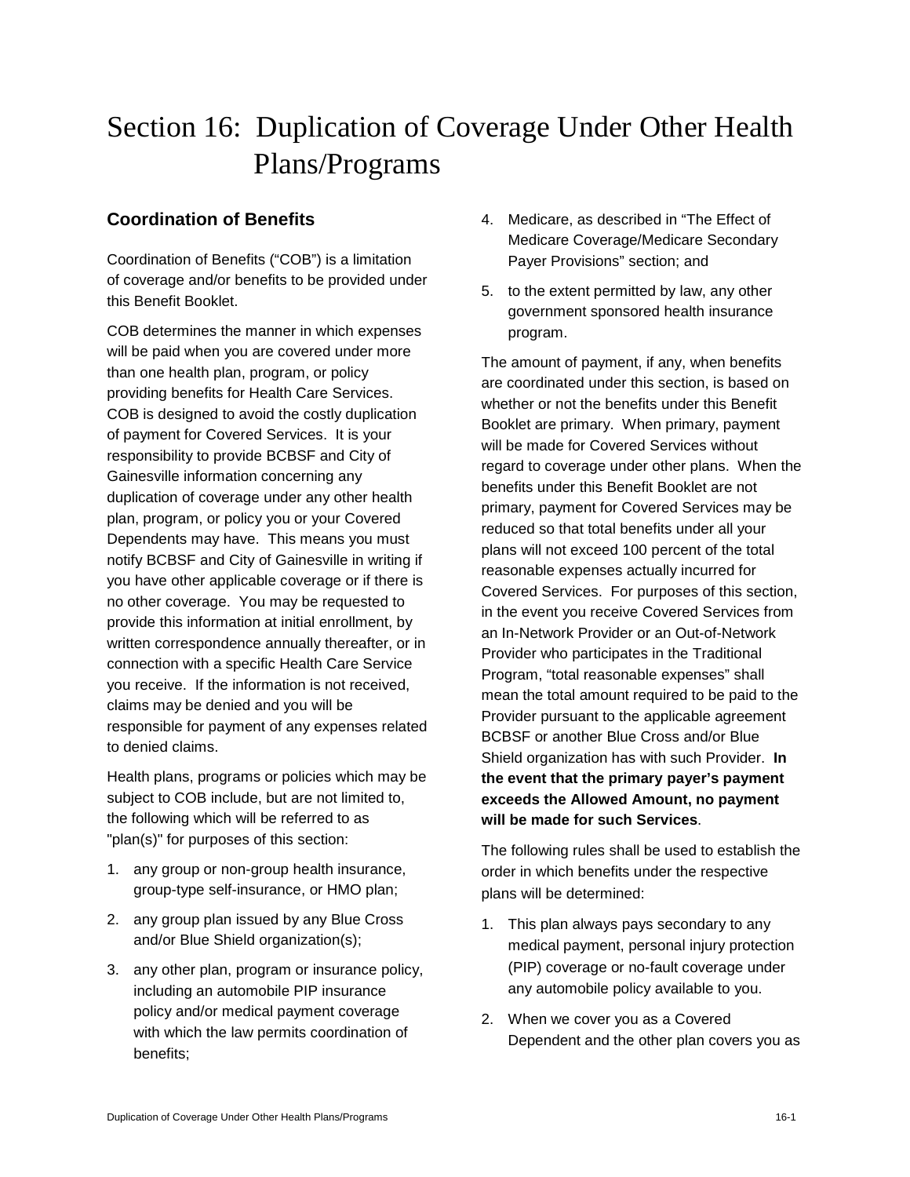# Section 16: Duplication of Coverage Under Other Health Plans/Programs

## Coordination of Benefits

Coordination of Benefits ("COB") is a limitation of coverage and/or benefits to be provided under this Benefit Booklet.

COB determines the manner in which expenses will be paid when you are covered under more than one health plan, program, or policy providing benefits for Health Care Services. COB is designed to avoid the costly duplication of payment for Covered Services. It is your responsibility to provide BCBSF and City of Gainesville information concerning any duplication of coverage under any other health plan, program, or policy you or your Covered Dependents may have. This means you must notify BCBSF and City of Gainesville in writing if you have other applicable coverage or if there is no other coverage. You may be requested to provide this information at initial enrollment, by written correspondence annually thereafter, or in connection with a specific Health Care Service you receive. If the information is not received, claims may be denied and you will be responsible for payment of any expenses related to denied claims.

Health plans, programs or policies which may be subject to COB include, but are not limited to, the following which will be referred to as "plan(s)" for purposes of this section:

1. any group or non-group health insurance, group-type self-insurance, or HMO plan;
2. any group plan issued by any Blue Cross and/or Blue Shield organization(s);
3. any other plan, program or insurance policy, including an automobile PIP insurance policy and/or medical payment coverage with which the law permits coordination of benefits;
4. Medicare, as described in "The Effect of Medicare Coverage/Medicare Secondary Payer Provisions" section; and
5. to the extent permitted by law, any other government sponsored health insurance program.

The amount of payment, if any, when benefits are coordinated under this section, is based on whether or not the benefits under this Benefit Booklet are primary. When primary, payment will be made for Covered Services without regard to coverage under other plans. When the benefits under this Benefit Booklet are not primary, payment for Covered Services may be reduced so that total benefits under all your plans will not exceed 100 percent of the total reasonable expenses actually incurred for Covered Services. For purposes of this section, in the event you receive Covered Services from an In-Network Provider or an Out-of-Network Provider who participates in the Traditional Program, "total reasonable expenses" shall mean the total amount required to be paid to the Provider pursuant to the applicable agreement BCBSF or another Blue Cross and/or Blue Shield organization has with such Provider. **In the event that the primary payer's payment exceeds the Allowed Amount, no payment will be made for such Services**.

The following rules shall be used to establish the order in which benefits under the respective plans will be determined:

1. This plan always pays secondary to any medical payment, personal injury protection (PIP) coverage or no-fault coverage under any automobile policy available to you.
2. When we cover you as a Covered Dependent and the other plan covers you as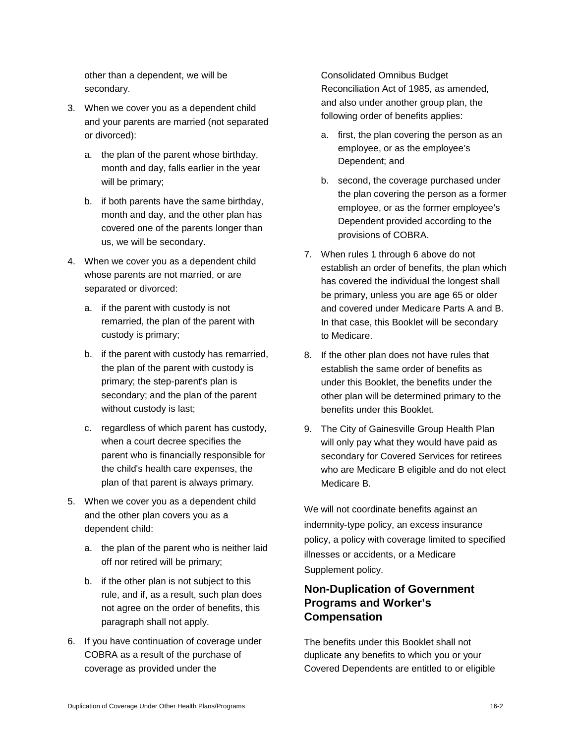other than a dependent, we will be secondary.

3. When we cover you as a dependent child and your parents are married (not separated or divorced):
   a. the plan of the parent whose birthday, month and day, falls earlier in the year will be primary;
   b. if both parents have the same birthday, month and day, and the other plan has covered one of the parents longer than us, we will be secondary.
4. When we cover you as a dependent child whose parents are not married, or are separated or divorced:
   a. if the parent with custody is not remarried, the plan of the parent with custody is primary;
   b. if the parent with custody has remarried, the plan of the parent with custody is primary; the step-parent's plan is secondary; and the plan of the parent without custody is last;
   c. regardless of which parent has custody, when a court decree specifies the parent who is financially responsible for the child's health care expenses, the plan of that parent is always primary.
5. When we cover you as a dependent child and the other plan covers you as a dependent child:
   a. the plan of the parent who is neither laid off nor retired will be primary;
   b. if the other plan is not subject to this rule, and if, as a result, such plan does not agree on the order of benefits, this paragraph shall not apply.
6. If you have continuation of coverage under COBRA as a result of the purchase of coverage as provided under the Consolidated Omnibus Budget Reconciliation Act of 1985, as amended, and also under another group plan, the following order of benefits applies:
   a. first, the plan covering the person as an employee, or as the employee's Dependent; and
   b. second, the coverage purchased under the plan covering the person as a former employee, or as the former employee's Dependent provided according to the provisions of COBRA.
7. When rules 1 through 6 above do not establish an order of benefits, the plan which has covered the individual the longest shall be primary, unless you are age 65 or older and covered under Medicare Parts A and B. In that case, this Booklet will be secondary to Medicare.
8. If the other plan does not have rules that establish the same order of benefits as under this Booklet, the benefits under the other plan will be determined primary to the benefits under this Booklet.
9. The City of Gainesville Group Health Plan will only pay what they would have paid as secondary for Covered Services for retirees who are Medicare B eligible and do not elect Medicare B.

We will not coordinate benefits against an indemnity-type policy, an excess insurance policy, a policy with coverage limited to specified illnesses or accidents, or a Medicare Supplement policy.

## Non-Duplication of Government Programs and Worker's Compensation

The benefits under this Booklet shall not duplicate any benefits to which you or your Covered Dependents are entitled to or eligible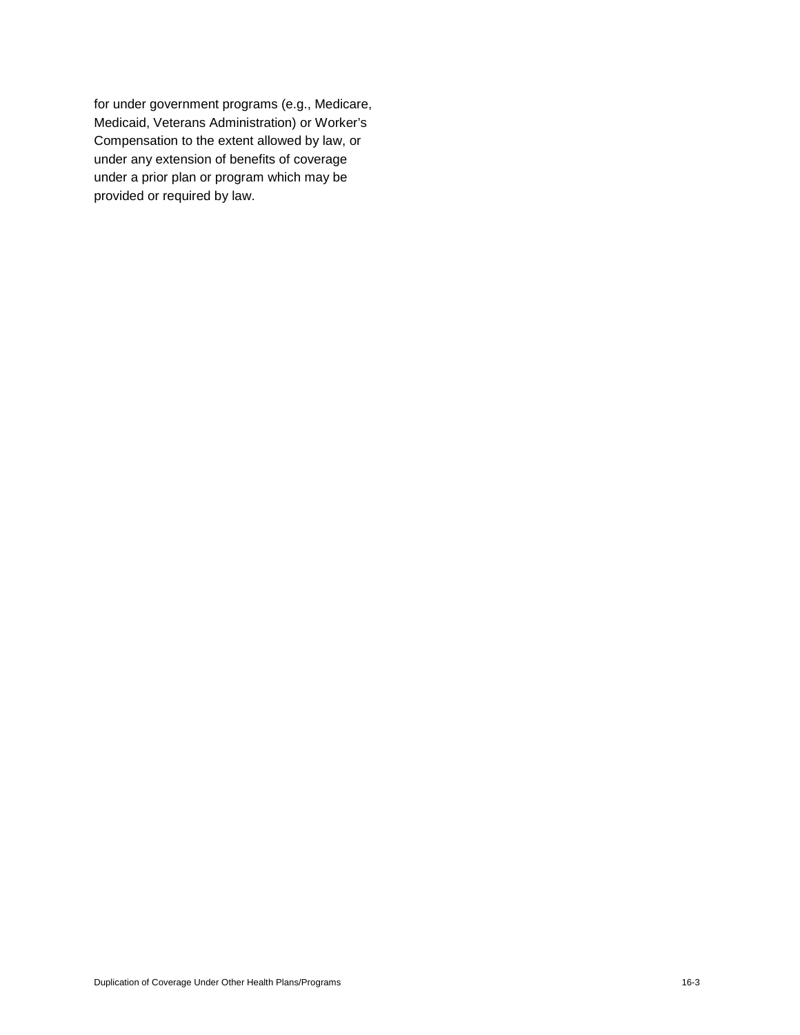for under government programs (e.g., Medicare, Medicaid, Veterans Administration) or Worker's Compensation to the extent allowed by law, or under any extension of benefits of coverage under a prior plan or program which may be provided or required by law.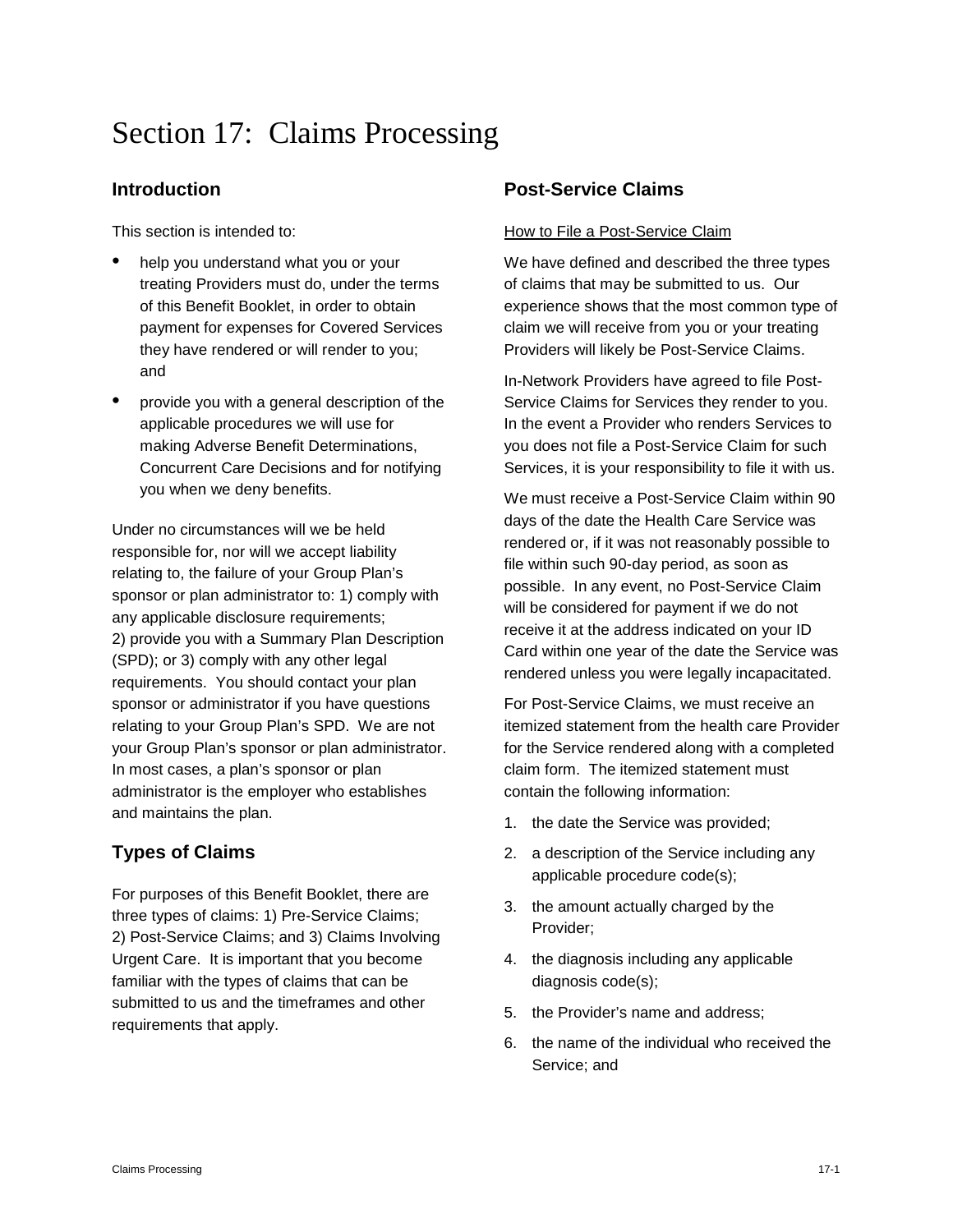# Section 17: Claims Processing

## Introduction

This section is intended to:

- help you understand what you or your treating Providers must do, under the terms of this Benefit Booklet, in order to obtain payment for expenses for Covered Services they have rendered or will render to you; and
- provide you with a general description of the applicable procedures we will use for making Adverse Benefit Determinations, Concurrent Care Decisions and for notifying you when we deny benefits.

Under no circumstances will we be held responsible for, nor will we accept liability relating to, the failure of your Group Plan's sponsor or plan administrator to: 1) comply with any applicable disclosure requirements; 2) provide you with a Summary Plan Description (SPD); or 3) comply with any other legal requirements. You should contact your plan sponsor or administrator if you have questions relating to your Group Plan's SPD. We are not your Group Plan's sponsor or plan administrator. In most cases, a plan's sponsor or plan administrator is the employer who establishes and maintains the plan.

## Types of Claims

For purposes of this Benefit Booklet, there are three types of claims: 1) Pre-Service Claims; 2) Post-Service Claims; and 3) Claims Involving Urgent Care. It is important that you become familiar with the types of claims that can be submitted to us and the timeframes and other requirements that apply.

## Post-Service Claims

How to File a Post-Service Claim

We have defined and described the three types of claims that may be submitted to us. Our experience shows that the most common type of claim we will receive from you or your treating Providers will likely be Post-Service Claims.

In-Network Providers have agreed to file Post-Service Claims for Services they render to you. In the event a Provider who renders Services to you does not file a Post-Service Claim for such Services, it is your responsibility to file it with us.

We must receive a Post-Service Claim within 90 days of the date the Health Care Service was rendered or, if it was not reasonably possible to file within such 90-day period, as soon as possible. In any event, no Post-Service Claim will be considered for payment if we do not receive it at the address indicated on your ID Card within one year of the date the Service was rendered unless you were legally incapacitated.

For Post-Service Claims, we must receive an itemized statement from the health care Provider for the Service rendered along with a completed claim form. The itemized statement must contain the following information:

1. the date the Service was provided;
2. a description of the Service including any applicable procedure code(s);
3. the amount actually charged by the Provider;
4. the diagnosis including any applicable diagnosis code(s);
5. the Provider's name and address;
6. the name of the individual who received the Service; and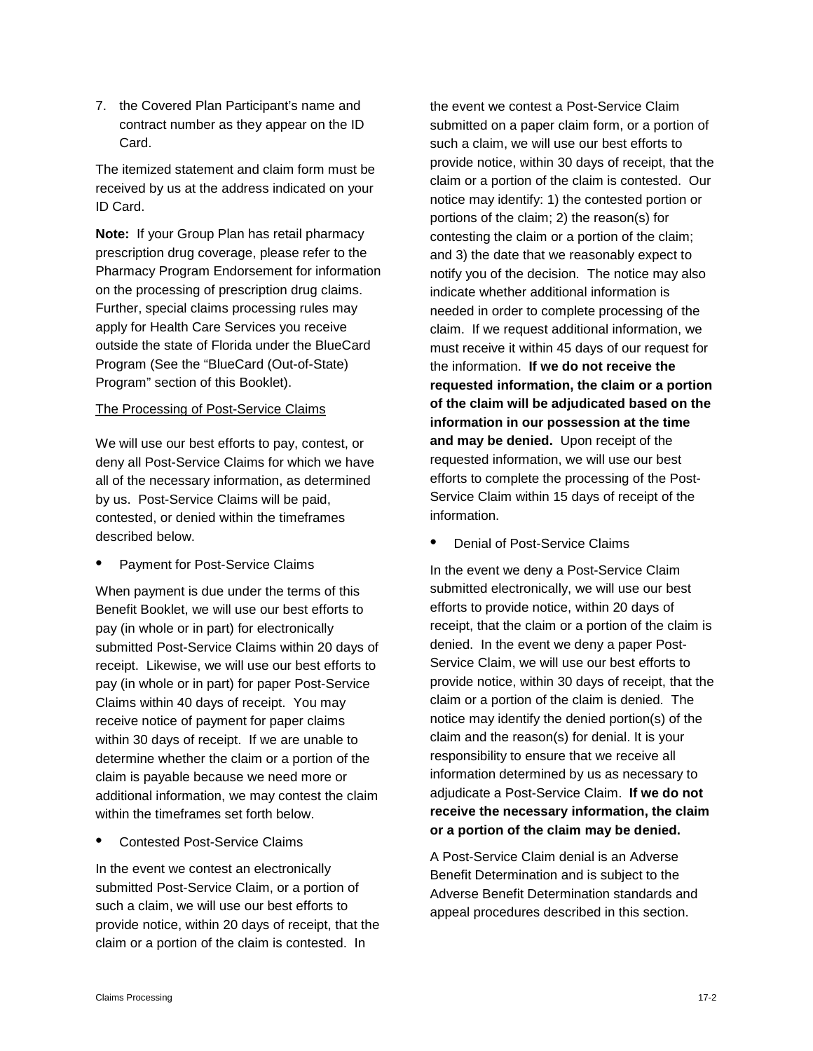7. the Covered Plan Participant's name and contract number as they appear on the ID Card.

The itemized statement and claim form must be received by us at the address indicated on your ID Card.

**Note:** If your Group Plan has retail pharmacy prescription drug coverage, please refer to the Pharmacy Program Endorsement for information on the processing of prescription drug claims. Further, special claims processing rules may apply for Health Care Services you receive outside the state of Florida under the BlueCard Program (See the "BlueCard (Out-of-State) Program" section of this Booklet).

<u>The Processing of Post-Service Claims</u>

We will use our best efforts to pay, contest, or deny all Post-Service Claims for which we have all of the necessary information, as determined by us. Post-Service Claims will be paid, contested, or denied within the timeframes described below.

- Payment for Post-Service Claims

When payment is due under the terms of this Benefit Booklet, we will use our best efforts to pay (in whole or in part) for electronically submitted Post-Service Claims within 20 days of receipt. Likewise, we will use our best efforts to pay (in whole or in part) for paper Post-Service Claims within 40 days of receipt. You may receive notice of payment for paper claims within 30 days of receipt. If we are unable to determine whether the claim or a portion of the claim is payable because we need more or additional information, we may contest the claim within the timeframes set forth below.

- Contested Post-Service Claims

In the event we contest an electronically submitted Post-Service Claim, or a portion of such a claim, we will use our best efforts to provide notice, within 20 days of receipt, that the claim or a portion of the claim is contested. In the event we contest a Post-Service Claim submitted on a paper claim form, or a portion of such a claim, we will use our best efforts to provide notice, within 30 days of receipt, that the claim or a portion of the claim is contested. Our notice may identify: 1) the contested portion or portions of the claim; 2) the reason(s) for contesting the claim or a portion of the claim; and 3) the date that we reasonably expect to notify you of the decision. The notice may also indicate whether additional information is needed in order to complete processing of the claim. If we request additional information, we must receive it within 45 days of our request for the information. **If we do not receive the requested information, the claim or a portion of the claim will be adjudicated based on the information in our possession at the time and may be denied.** Upon receipt of the requested information, we will use our best efforts to complete the processing of the Post-Service Claim within 15 days of receipt of the information.

- Denial of Post-Service Claims

In the event we deny a Post-Service Claim submitted electronically, we will use our best efforts to provide notice, within 20 days of receipt, that the claim or a portion of the claim is denied. In the event we deny a paper Post-Service Claim, we will use our best efforts to provide notice, within 30 days of receipt, that the claim or a portion of the claim is denied. The notice may identify the denied portion(s) of the claim and the reason(s) for denial. It is your responsibility to ensure that we receive all information determined by us as necessary to adjudicate a Post-Service Claim. **If we do not receive the necessary information, the claim or a portion of the claim may be denied.**

A Post-Service Claim denial is an Adverse Benefit Determination and is subject to the Adverse Benefit Determination standards and appeal procedures described in this section.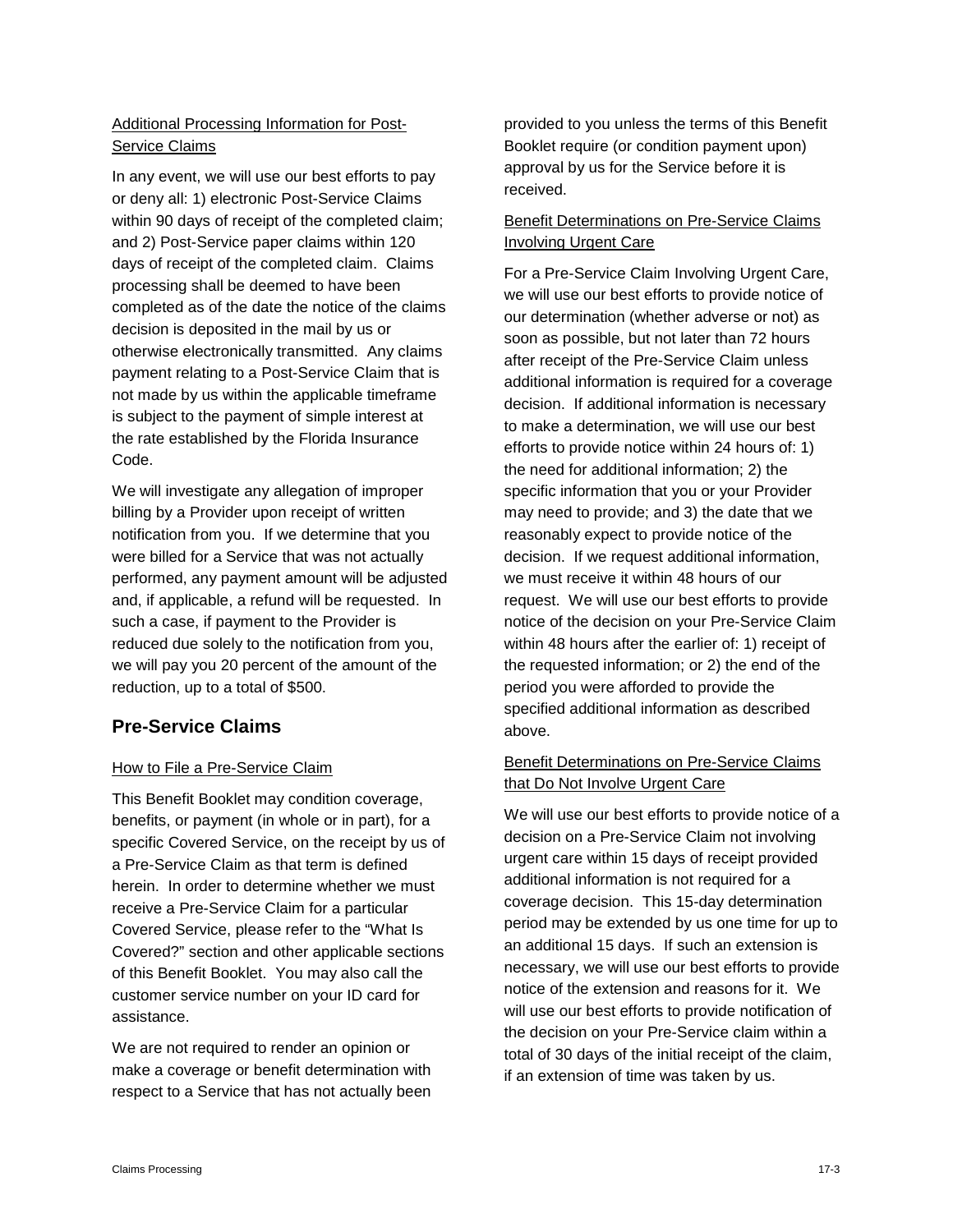### Additional Processing Information for Post-Service Claims

In any event, we will use our best efforts to pay or deny all: 1) electronic Post-Service Claims within 90 days of receipt of the completed claim; and 2) Post-Service paper claims within 120 days of receipt of the completed claim. Claims processing shall be deemed to have been completed as of the date the notice of the claims decision is deposited in the mail by us or otherwise electronically transmitted. Any claims payment relating to a Post-Service Claim that is not made by us within the applicable timeframe is subject to the payment of simple interest at the rate established by the Florida Insurance Code.

We will investigate any allegation of improper billing by a Provider upon receipt of written notification from you. If we determine that you were billed for a Service that was not actually performed, any payment amount will be adjusted and, if applicable, a refund will be requested. In such a case, if payment to the Provider is reduced due solely to the notification from you, we will pay you 20 percent of the amount of the reduction, up to a total of $500.

## Pre-Service Claims

### How to File a Pre-Service Claim

This Benefit Booklet may condition coverage, benefits, or payment (in whole or in part), for a specific Covered Service, on the receipt by us of a Pre-Service Claim as that term is defined herein. In order to determine whether we must receive a Pre-Service Claim for a particular Covered Service, please refer to the "What Is Covered?" section and other applicable sections of this Benefit Booklet. You may also call the customer service number on your ID card for assistance.

We are not required to render an opinion or make a coverage or benefit determination with respect to a Service that has not actually been provided to you unless the terms of this Benefit Booklet require (or condition payment upon) approval by us for the Service before it is received.

### Benefit Determinations on Pre-Service Claims Involving Urgent Care

For a Pre-Service Claim Involving Urgent Care, we will use our best efforts to provide notice of our determination (whether adverse or not) as soon as possible, but not later than 72 hours after receipt of the Pre-Service Claim unless additional information is required for a coverage decision. If additional information is necessary to make a determination, we will use our best efforts to provide notice within 24 hours of: 1) the need for additional information; 2) the specific information that you or your Provider may need to provide; and 3) the date that we reasonably expect to provide notice of the decision. If we request additional information, we must receive it within 48 hours of our request. We will use our best efforts to provide notice of the decision on your Pre-Service Claim within 48 hours after the earlier of: 1) receipt of the requested information; or 2) the end of the period you were afforded to provide the specified additional information as described above.

### Benefit Determinations on Pre-Service Claims that Do Not Involve Urgent Care

We will use our best efforts to provide notice of a decision on a Pre-Service Claim not involving urgent care within 15 days of receipt provided additional information is not required for a coverage decision. This 15-day determination period may be extended by us one time for up to an additional 15 days. If such an extension is necessary, we will use our best efforts to provide notice of the extension and reasons for it. We will use our best efforts to provide notification of the decision on your Pre-Service claim within a total of 30 days of the initial receipt of the claim, if an extension of time was taken by us.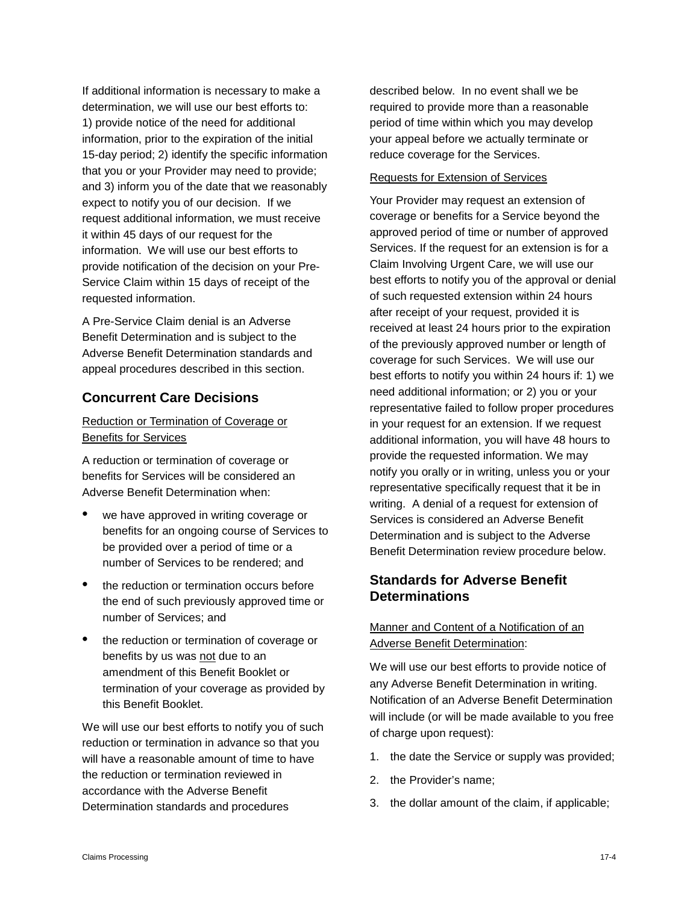If additional information is necessary to make a determination, we will use our best efforts to: 1) provide notice of the need for additional information, prior to the expiration of the initial 15-day period; 2) identify the specific information that you or your Provider may need to provide; and 3) inform you of the date that we reasonably expect to notify you of our decision. If we request additional information, we must receive it within 45 days of our request for the information. We will use our best efforts to provide notification of the decision on your Pre-Service Claim within 15 days of receipt of the requested information.

A Pre-Service Claim denial is an Adverse Benefit Determination and is subject to the Adverse Benefit Determination standards and appeal procedures described in this section.

## Concurrent Care Decisions

Reduction or Termination of Coverage or Benefits for Services

A reduction or termination of coverage or benefits for Services will be considered an Adverse Benefit Determination when:

- we have approved in writing coverage or benefits for an ongoing course of Services to be provided over a period of time or a number of Services to be rendered; and
- the reduction or termination occurs before the end of such previously approved time or number of Services; and
- the reduction or termination of coverage or benefits by us was not due to an amendment of this Benefit Booklet or termination of your coverage as provided by this Benefit Booklet.

We will use our best efforts to notify you of such reduction or termination in advance so that you will have a reasonable amount of time to have the reduction or termination reviewed in accordance with the Adverse Benefit Determination standards and procedures described below. In no event shall we be required to provide more than a reasonable period of time within which you may develop your appeal before we actually terminate or reduce coverage for the Services.

Requests for Extension of Services

Your Provider may request an extension of coverage or benefits for a Service beyond the approved period of time or number of approved Services. If the request for an extension is for a Claim Involving Urgent Care, we will use our best efforts to notify you of the approval or denial of such requested extension within 24 hours after receipt of your request, provided it is received at least 24 hours prior to the expiration of the previously approved number or length of coverage for such Services. We will use our best efforts to notify you within 24 hours if: 1) we need additional information; or 2) you or your representative failed to follow proper procedures in your request for an extension. If we request additional information, you will have 48 hours to provide the requested information. We may notify you orally or in writing, unless you or your representative specifically request that it be in writing. A denial of a request for extension of Services is considered an Adverse Benefit Determination and is subject to the Adverse Benefit Determination review procedure below.

## Standards for Adverse Benefit Determinations

Manner and Content of a Notification of an Adverse Benefit Determination:

We will use our best efforts to provide notice of any Adverse Benefit Determination in writing. Notification of an Adverse Benefit Determination will include (or will be made available to you free of charge upon request):

1. the date the Service or supply was provided;
2. the Provider's name;
3. the dollar amount of the claim, if applicable;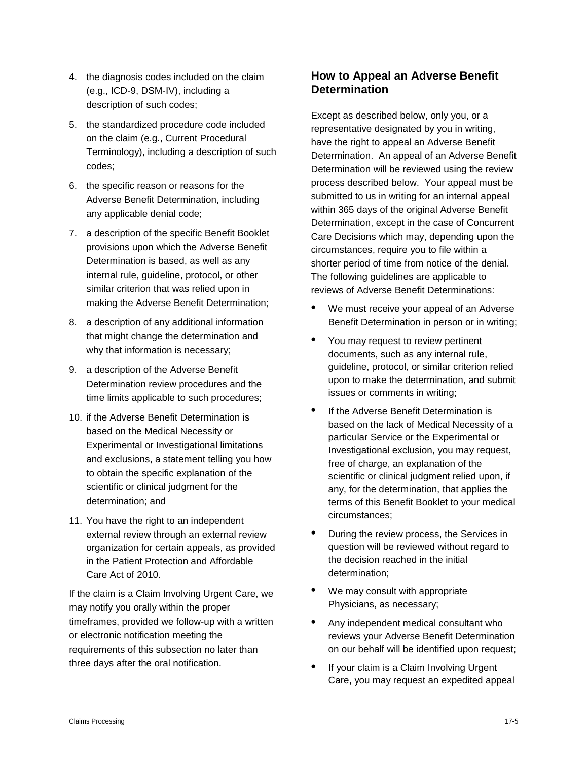4. the diagnosis codes included on the claim (e.g., ICD-9, DSM-IV), including a description of such codes;
5. the standardized procedure code included on the claim (e.g., Current Procedural Terminology), including a description of such codes;
6. the specific reason or reasons for the Adverse Benefit Determination, including any applicable denial code;
7. a description of the specific Benefit Booklet provisions upon which the Adverse Benefit Determination is based, as well as any internal rule, guideline, protocol, or other similar criterion that was relied upon in making the Adverse Benefit Determination;
8. a description of any additional information that might change the determination and why that information is necessary;
9. a description of the Adverse Benefit Determination review procedures and the time limits applicable to such procedures;
10. if the Adverse Benefit Determination is based on the Medical Necessity or Experimental or Investigational limitations and exclusions, a statement telling you how to obtain the specific explanation of the scientific or clinical judgment for the determination; and
11. You have the right to an independent external review through an external review organization for certain appeals, as provided in the Patient Protection and Affordable Care Act of 2010.

If the claim is a Claim Involving Urgent Care, we may notify you orally within the proper timeframes, provided we follow-up with a written or electronic notification meeting the requirements of this subsection no later than three days after the oral notification.

### How to Appeal an Adverse Benefit Determination

Except as described below, only you, or a representative designated by you in writing, have the right to appeal an Adverse Benefit Determination. An appeal of an Adverse Benefit Determination will be reviewed using the review process described below. Your appeal must be submitted to us in writing for an internal appeal within 365 days of the original Adverse Benefit Determination, except in the case of Concurrent Care Decisions which may, depending upon the circumstances, require you to file within a shorter period of time from notice of the denial. The following guidelines are applicable to reviews of Adverse Benefit Determinations:

- We must receive your appeal of an Adverse Benefit Determination in person or in writing;
- You may request to review pertinent documents, such as any internal rule, guideline, protocol, or similar criterion relied upon to make the determination, and submit issues or comments in writing;
- If the Adverse Benefit Determination is based on the lack of Medical Necessity of a particular Service or the Experimental or Investigational exclusion, you may request, free of charge, an explanation of the scientific or clinical judgment relied upon, if any, for the determination, that applies the terms of this Benefit Booklet to your medical circumstances;
- During the review process, the Services in question will be reviewed without regard to the decision reached in the initial determination;
- We may consult with appropriate Physicians, as necessary;
- Any independent medical consultant who reviews your Adverse Benefit Determination on our behalf will be identified upon request;
- If your claim is a Claim Involving Urgent Care, you may request an expedited appeal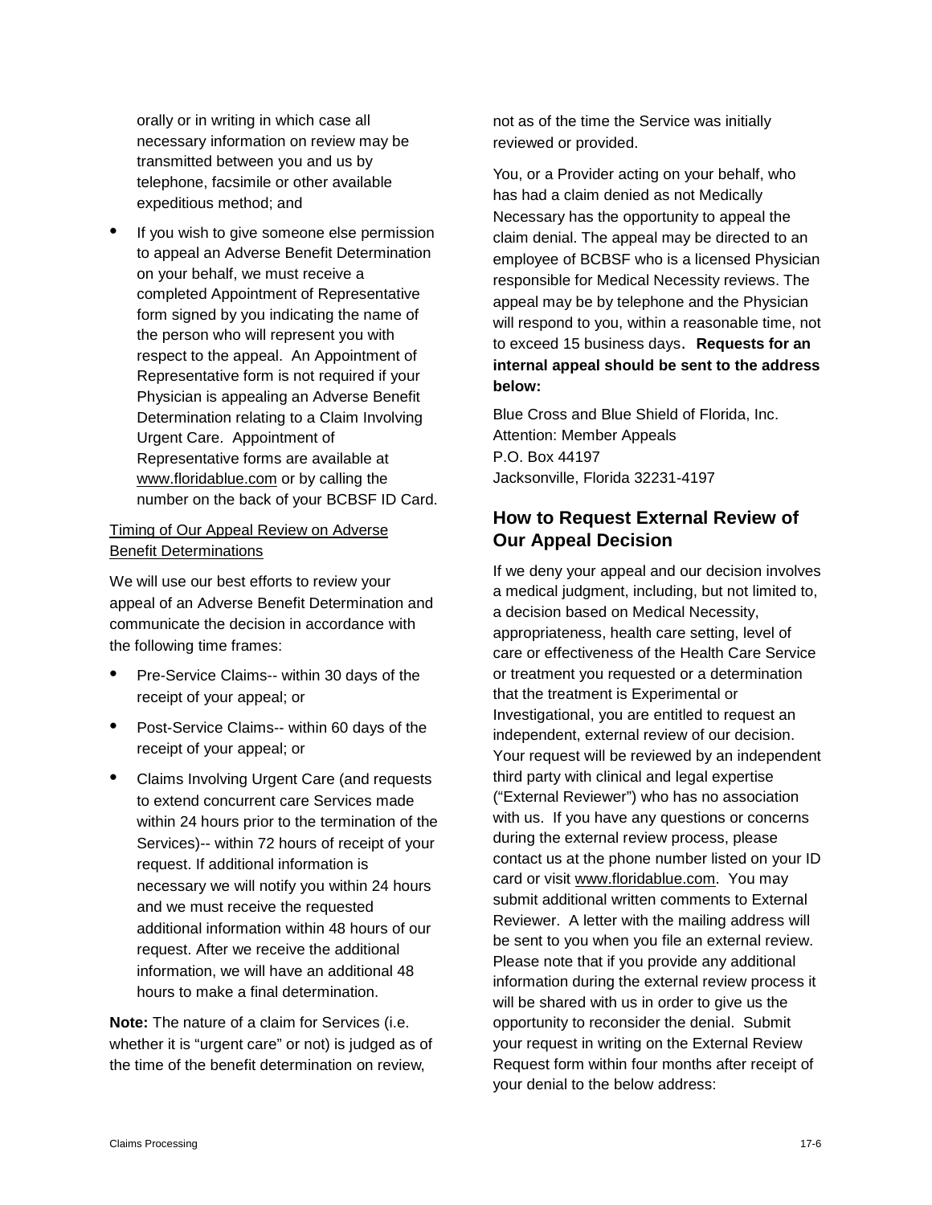orally or in writing in which case all necessary information on review may be transmitted between you and us by telephone, facsimile or other available expeditious method; and

- If you wish to give someone else permission to appeal an Adverse Benefit Determination on your behalf, we must receive a completed Appointment of Representative form signed by you indicating the name of the person who will represent you with respect to the appeal. An Appointment of Representative form is not required if your Physician is appealing an Adverse Benefit Determination relating to a Claim Involving Urgent Care. Appointment of Representative forms are available at www.floridablue.com or by calling the number on the back of your BCBSF ID Card.

Timing of Our Appeal Review on Adverse Benefit Determinations

We will use our best efforts to review your appeal of an Adverse Benefit Determination and communicate the decision in accordance with the following time frames:

- Pre-Service Claims-- within 30 days of the receipt of your appeal; or
- Post-Service Claims-- within 60 days of the receipt of your appeal; or
- Claims Involving Urgent Care (and requests to extend concurrent care Services made within 24 hours prior to the termination of the Services)-- within 72 hours of receipt of your request. If additional information is necessary we will notify you within 24 hours and we must receive the requested additional information within 48 hours of our request. After we receive the additional information, we will have an additional 48 hours to make a final determination.

**Note:** The nature of a claim for Services (i.e. whether it is "urgent care" or not) is judged as of the time of the benefit determination on review, not as of the time the Service was initially reviewed or provided.

You, or a Provider acting on your behalf, who has had a claim denied as not Medically Necessary has the opportunity to appeal the claim denial. The appeal may be directed to an employee of BCBSF who is a licensed Physician responsible for Medical Necessity reviews. The appeal may be by telephone and the Physician will respond to you, within a reasonable time, not to exceed 15 business days. **Requests for an internal appeal should be sent to the address below:**

Blue Cross and Blue Shield of Florida, Inc.
Attention: Member Appeals
P.O. Box 44197
Jacksonville, Florida 32231-4197

## How to Request External Review of Our Appeal Decision

If we deny your appeal and our decision involves a medical judgment, including, but not limited to, a decision based on Medical Necessity, appropriateness, health care setting, level of care or effectiveness of the Health Care Service or treatment you requested or a determination that the treatment is Experimental or Investigational, you are entitled to request an independent, external review of our decision. Your request will be reviewed by an independent third party with clinical and legal expertise ("External Reviewer") who has no association with us. If you have any questions or concerns during the external review process, please contact us at the phone number listed on your ID card or visit www.floridablue.com. You may submit additional written comments to External Reviewer. A letter with the mailing address will be sent to you when you file an external review. Please note that if you provide any additional information during the external review process it will be shared with us in order to give us the opportunity to reconsider the denial. Submit your request in writing on the External Review Request form within four months after receipt of your denial to the below address: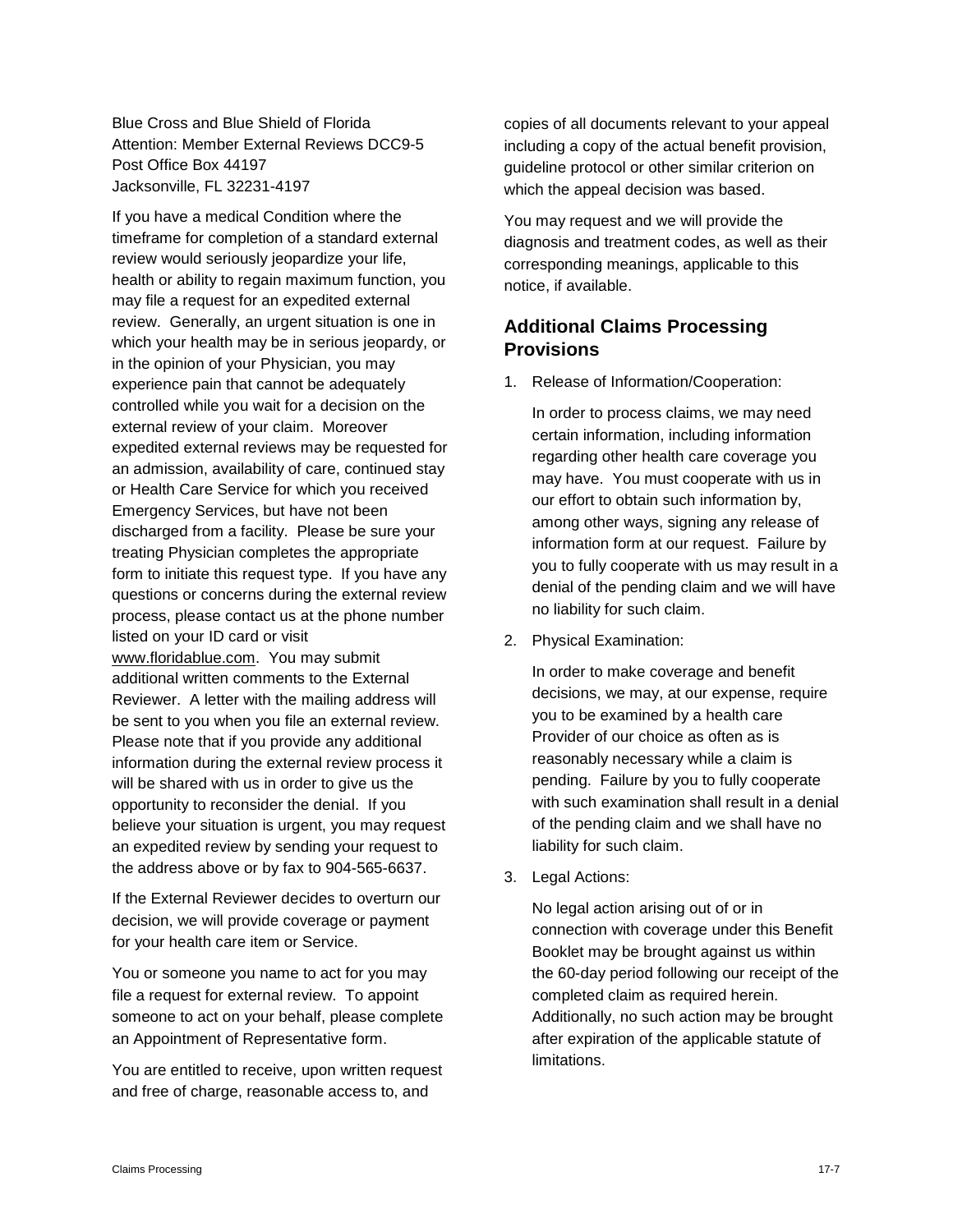Blue Cross and Blue Shield of Florida
Attention: Member External Reviews DCC9-5
Post Office Box 44197
Jacksonville, FL 32231-4197

If you have a medical Condition where the timeframe for completion of a standard external review would seriously jeopardize your life, health or ability to regain maximum function, you may file a request for an expedited external review. Generally, an urgent situation is one in which your health may be in serious jeopardy, or in the opinion of your Physician, you may experience pain that cannot be adequately controlled while you wait for a decision on the external review of your claim. Moreover expedited external reviews may be requested for an admission, availability of care, continued stay or Health Care Service for which you received Emergency Services, but have not been discharged from a facility. Please be sure your treating Physician completes the appropriate form to initiate this request type. If you have any questions or concerns during the external review process, please contact us at the phone number listed on your ID card or visit www.floridablue.com. You may submit additional written comments to the External Reviewer. A letter with the mailing address will be sent to you when you file an external review. Please note that if you provide any additional information during the external review process it will be shared with us in order to give us the opportunity to reconsider the denial. If you believe your situation is urgent, you may request an expedited review by sending your request to the address above or by fax to 904-565-6637.

If the External Reviewer decides to overturn our decision, we will provide coverage or payment for your health care item or Service.

You or someone you name to act for you may file a request for external review. To appoint someone to act on your behalf, please complete an Appointment of Representative form.

You are entitled to receive, upon written request and free of charge, reasonable access to, and copies of all documents relevant to your appeal including a copy of the actual benefit provision, guideline protocol or other similar criterion on which the appeal decision was based.

You may request and we will provide the diagnosis and treatment codes, as well as their corresponding meanings, applicable to this notice, if available.

## Additional Claims Processing Provisions

1. Release of Information/Cooperation:

   In order to process claims, we may need certain information, including information regarding other health care coverage you may have. You must cooperate with us in our effort to obtain such information by, among other ways, signing any release of information form at our request. Failure by you to fully cooperate with us may result in a denial of the pending claim and we will have no liability for such claim.

2. Physical Examination:

   In order to make coverage and benefit decisions, we may, at our expense, require you to be examined by a health care Provider of our choice as often as is reasonably necessary while a claim is pending. Failure by you to fully cooperate with such examination shall result in a denial of the pending claim and we shall have no liability for such claim.

3. Legal Actions:

   No legal action arising out of or in connection with coverage under this Benefit Booklet may be brought against us within the 60-day period following our receipt of the completed claim as required herein. Additionally, no such action may be brought after expiration of the applicable statute of limitations.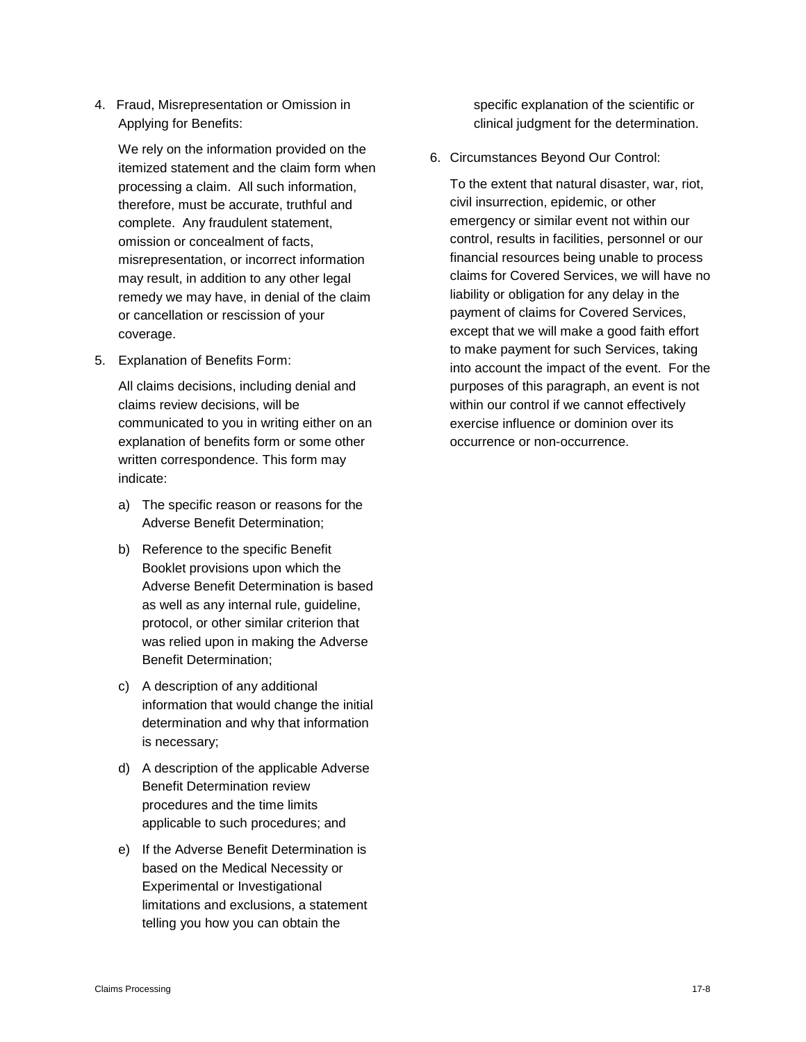4. Fraud, Misrepresentation or Omission in Applying for Benefits:

   We rely on the information provided on the itemized statement and the claim form when processing a claim. All such information, therefore, must be accurate, truthful and complete. Any fraudulent statement, omission or concealment of facts, misrepresentation, or incorrect information may result, in addition to any other legal remedy we may have, in denial of the claim or cancellation or rescission of your coverage.

5. Explanation of Benefits Form:

   All claims decisions, including denial and claims review decisions, will be communicated to you in writing either on an explanation of benefits form or some other written correspondence. This form may indicate:

   a) The specific reason or reasons for the Adverse Benefit Determination;

   b) Reference to the specific Benefit Booklet provisions upon which the Adverse Benefit Determination is based as well as any internal rule, guideline, protocol, or other similar criterion that was relied upon in making the Adverse Benefit Determination;

   c) A description of any additional information that would change the initial determination and why that information is necessary;

   d) A description of the applicable Adverse Benefit Determination review procedures and the time limits applicable to such procedures; and

   e) If the Adverse Benefit Determination is based on the Medical Necessity or Experimental or Investigational limitations and exclusions, a statement telling you how you can obtain the specific explanation of the scientific or clinical judgment for the determination.

6. Circumstances Beyond Our Control:

   To the extent that natural disaster, war, riot, civil insurrection, epidemic, or other emergency or similar event not within our control, results in facilities, personnel or our financial resources being unable to process claims for Covered Services, we will have no liability or obligation for any delay in the payment of claims for Covered Services, except that we will make a good faith effort to make payment for such Services, taking into account the impact of the event. For the purposes of this paragraph, an event is not within our control if we cannot effectively exercise influence or dominion over its occurrence or non-occurrence.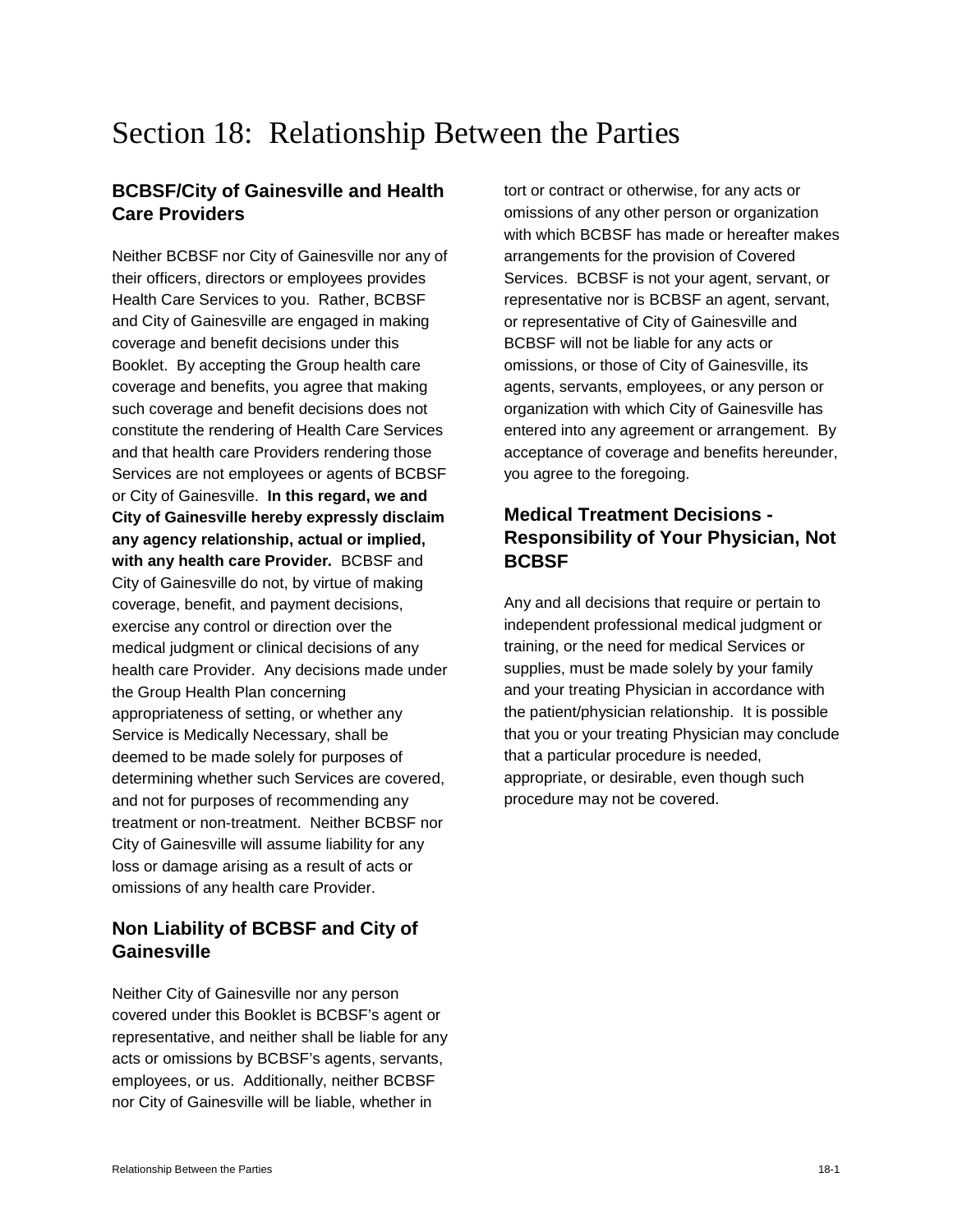# Section 18: Relationship Between the Parties

## BCBSF/City of Gainesville and Health Care Providers

Neither BCBSF nor City of Gainesville nor any of their officers, directors or employees provides Health Care Services to you. Rather, BCBSF and City of Gainesville are engaged in making coverage and benefit decisions under this Booklet. By accepting the Group health care coverage and benefits, you agree that making such coverage and benefit decisions does not constitute the rendering of Health Care Services and that health care Providers rendering those Services are not employees or agents of BCBSF or City of Gainesville. **In this regard, we and City of Gainesville hereby expressly disclaim any agency relationship, actual or implied, with any health care Provider.** BCBSF and City of Gainesville do not, by virtue of making coverage, benefit, and payment decisions, exercise any control or direction over the medical judgment or clinical decisions of any health care Provider. Any decisions made under the Group Health Plan concerning appropriateness of setting, or whether any Service is Medically Necessary, shall be deemed to be made solely for purposes of determining whether such Services are covered, and not for purposes of recommending any treatment or non-treatment. Neither BCBSF nor City of Gainesville will assume liability for any loss or damage arising as a result of acts or omissions of any health care Provider.

## Non Liability of BCBSF and City of Gainesville

Neither City of Gainesville nor any person covered under this Booklet is BCBSF's agent or representative, and neither shall be liable for any acts or omissions by BCBSF's agents, servants, employees, or us. Additionally, neither BCBSF nor City of Gainesville will be liable, whether in tort or contract or otherwise, for any acts or omissions of any other person or organization with which BCBSF has made or hereafter makes arrangements for the provision of Covered Services. BCBSF is not your agent, servant, or representative nor is BCBSF an agent, servant, or representative of City of Gainesville and BCBSF will not be liable for any acts or omissions, or those of City of Gainesville, its agents, servants, employees, or any person or organization with which City of Gainesville has entered into any agreement or arrangement. By acceptance of coverage and benefits hereunder, you agree to the foregoing.

## Medical Treatment Decisions - Responsibility of Your Physician, Not BCBSF

Any and all decisions that require or pertain to independent professional medical judgment or training, or the need for medical Services or supplies, must be made solely by your family and your treating Physician in accordance with the patient/physician relationship. It is possible that you or your treating Physician may conclude that a particular procedure is needed, appropriate, or desirable, even though such procedure may not be covered.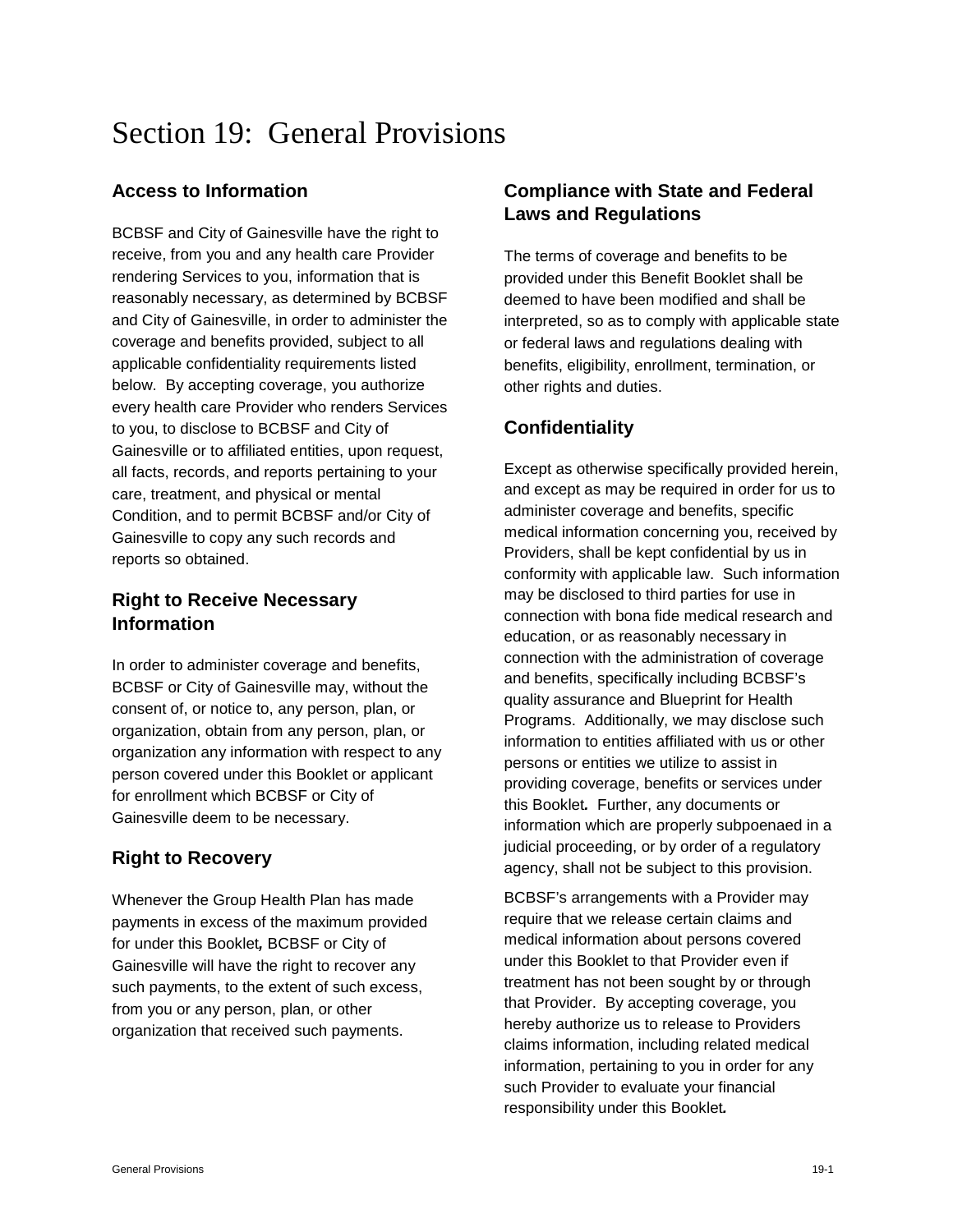# Section 19: General Provisions

## Access to Information

BCBSF and City of Gainesville have the right to receive, from you and any health care Provider rendering Services to you, information that is reasonably necessary, as determined by BCBSF and City of Gainesville, in order to administer the coverage and benefits provided, subject to all applicable confidentiality requirements listed below. By accepting coverage, you authorize every health care Provider who renders Services to you, to disclose to BCBSF and City of Gainesville or to affiliated entities, upon request, all facts, records, and reports pertaining to your care, treatment, and physical or mental Condition, and to permit BCBSF and/or City of Gainesville to copy any such records and reports so obtained.

## Right to Receive Necessary Information

In order to administer coverage and benefits, BCBSF or City of Gainesville may, without the consent of, or notice to, any person, plan, or organization, obtain from any person, plan, or organization any information with respect to any person covered under this Booklet or applicant for enrollment which BCBSF or City of Gainesville deem to be necessary.

## Right to Recovery

Whenever the Group Health Plan has made payments in excess of the maximum provided for under this Booklet*,* BCBSF or City of Gainesville will have the right to recover any such payments, to the extent of such excess, from you or any person, plan, or other organization that received such payments.

## Compliance with State and Federal Laws and Regulations

The terms of coverage and benefits to be provided under this Benefit Booklet shall be deemed to have been modified and shall be interpreted, so as to comply with applicable state or federal laws and regulations dealing with benefits, eligibility, enrollment, termination, or other rights and duties.

## Confidentiality

Except as otherwise specifically provided herein, and except as may be required in order for us to administer coverage and benefits, specific medical information concerning you, received by Providers, shall be kept confidential by us in conformity with applicable law. Such information may be disclosed to third parties for use in connection with bona fide medical research and education, or as reasonably necessary in connection with the administration of coverage and benefits, specifically including BCBSF's quality assurance and Blueprint for Health Programs. Additionally, we may disclose such information to entities affiliated with us or other persons or entities we utilize to assist in providing coverage, benefits or services under this Booklet*.* Further, any documents or information which are properly subpoenaed in a judicial proceeding, or by order of a regulatory agency, shall not be subject to this provision.

BCBSF's arrangements with a Provider may require that we release certain claims and medical information about persons covered under this Booklet to that Provider even if treatment has not been sought by or through that Provider. By accepting coverage, you hereby authorize us to release to Providers claims information, including related medical information, pertaining to you in order for any such Provider to evaluate your financial responsibility under this Booklet*.*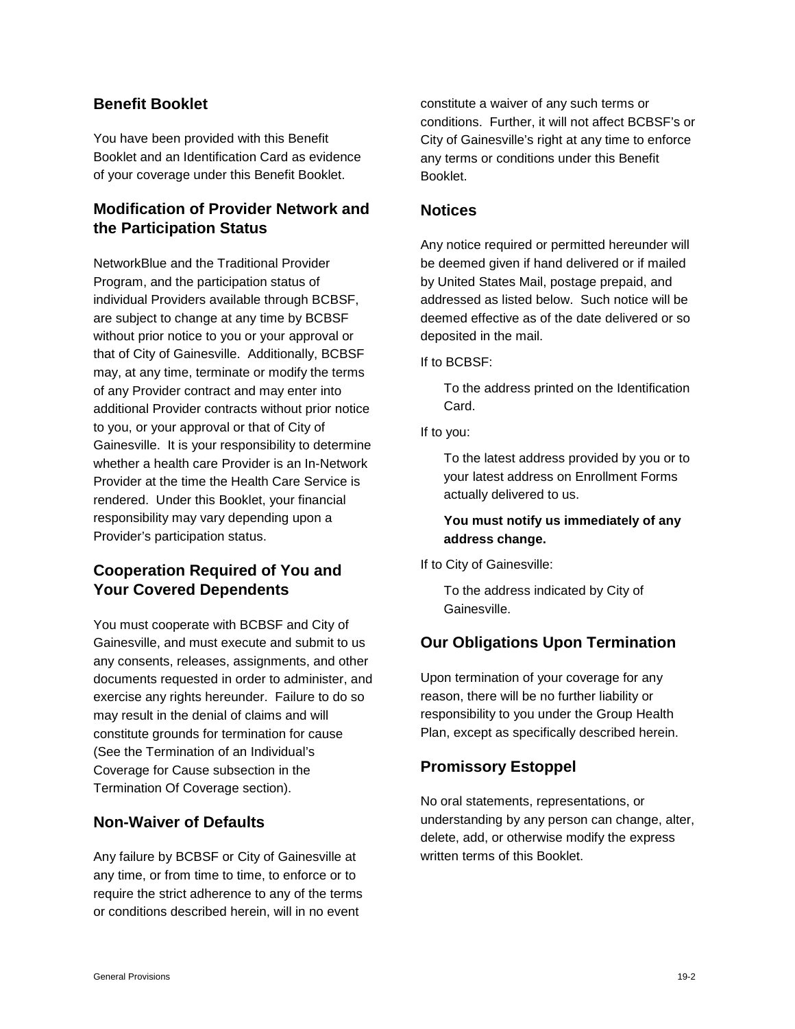## Benefit Booklet

You have been provided with this Benefit Booklet and an Identification Card as evidence of your coverage under this Benefit Booklet.

## Modification of Provider Network and the Participation Status

NetworkBlue and the Traditional Provider Program, and the participation status of individual Providers available through BCBSF, are subject to change at any time by BCBSF without prior notice to you or your approval or that of City of Gainesville. Additionally, BCBSF may, at any time, terminate or modify the terms of any Provider contract and may enter into additional Provider contracts without prior notice to you, or your approval or that of City of Gainesville. It is your responsibility to determine whether a health care Provider is an In-Network Provider at the time the Health Care Service is rendered. Under this Booklet, your financial responsibility may vary depending upon a Provider's participation status.

## Cooperation Required of You and Your Covered Dependents

You must cooperate with BCBSF and City of Gainesville, and must execute and submit to us any consents, releases, assignments, and other documents requested in order to administer, and exercise any rights hereunder. Failure to do so may result in the denial of claims and will constitute grounds for termination for cause (See the Termination of an Individual's Coverage for Cause subsection in the Termination Of Coverage section).

## Non-Waiver of Defaults

Any failure by BCBSF or City of Gainesville at any time, or from time to time, to enforce or to require the strict adherence to any of the terms or conditions described herein, will in no event constitute a waiver of any such terms or conditions. Further, it will not affect BCBSF's or City of Gainesville's right at any time to enforce any terms or conditions under this Benefit Booklet.

## Notices

Any notice required or permitted hereunder will be deemed given if hand delivered or if mailed by United States Mail, postage prepaid, and addressed as listed below. Such notice will be deemed effective as of the date delivered or so deposited in the mail.

If to BCBSF:

> To the address printed on the Identification Card.

If to you:

> To the latest address provided by you or to your latest address on Enrollment Forms actually delivered to us.
>
> **You must notify us immediately of any address change.**

If to City of Gainesville:

> To the address indicated by City of Gainesville.

## Our Obligations Upon Termination

Upon termination of your coverage for any reason, there will be no further liability or responsibility to you under the Group Health Plan, except as specifically described herein.

## Promissory Estoppel

No oral statements, representations, or understanding by any person can change, alter, delete, add, or otherwise modify the express written terms of this Booklet.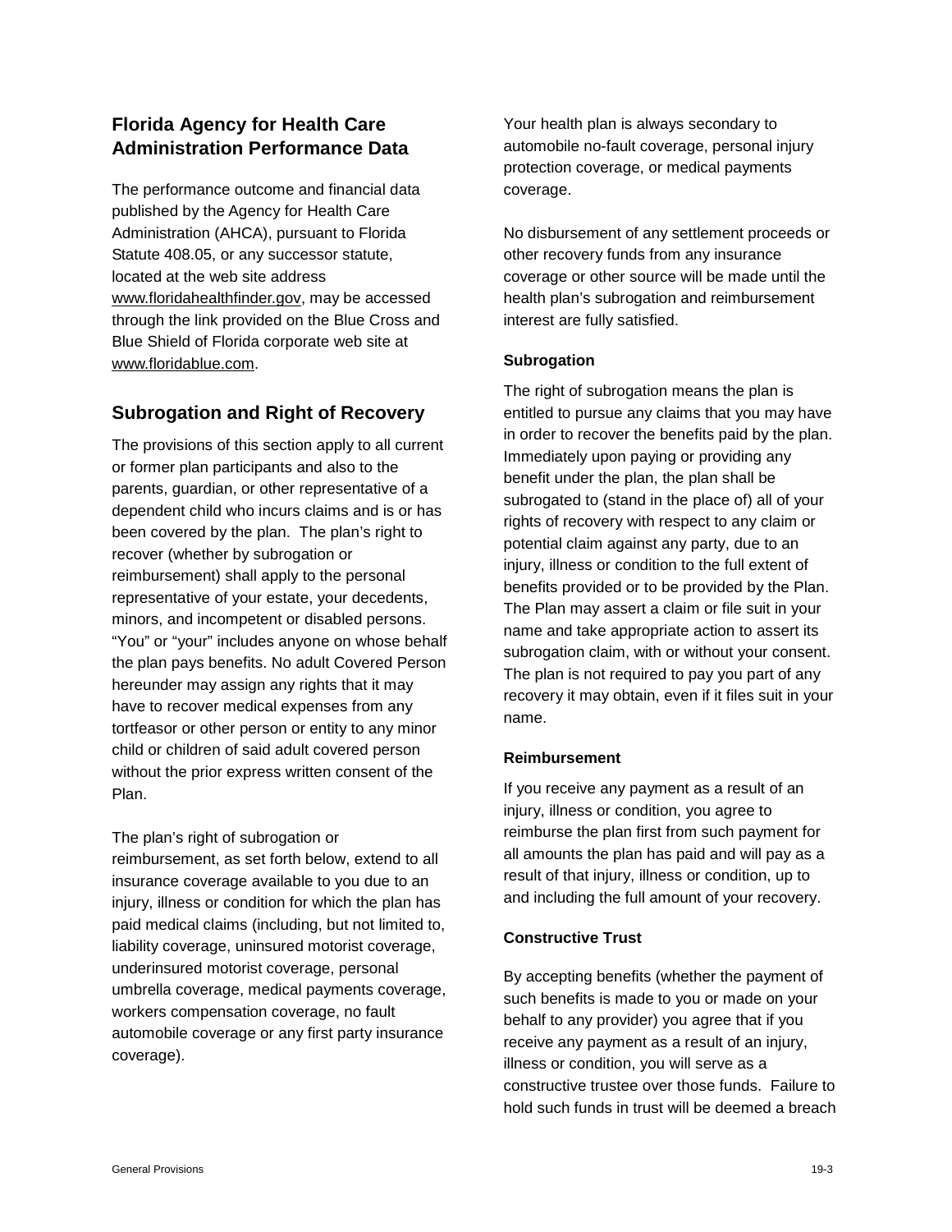## Florida Agency for Health Care Administration Performance Data

The performance outcome and financial data published by the Agency for Health Care Administration (AHCA), pursuant to Florida Statute 408.05, or any successor statute, located at the web site address www.floridahealthfinder.gov, may be accessed through the link provided on the Blue Cross and Blue Shield of Florida corporate web site at www.floridablue.com.

## Subrogation and Right of Recovery

The provisions of this section apply to all current or former plan participants and also to the parents, guardian, or other representative of a dependent child who incurs claims and is or has been covered by the plan. The plan's right to recover (whether by subrogation or reimbursement) shall apply to the personal representative of your estate, your decedents, minors, and incompetent or disabled persons. "You" or "your" includes anyone on whose behalf the plan pays benefits. No adult Covered Person hereunder may assign any rights that it may have to recover medical expenses from any tortfeasor or other person or entity to any minor child or children of said adult covered person without the prior express written consent of the Plan.

The plan's right of subrogation or reimbursement, as set forth below, extend to all insurance coverage available to you due to an injury, illness or condition for which the plan has paid medical claims (including, but not limited to, liability coverage, uninsured motorist coverage, underinsured motorist coverage, personal umbrella coverage, medical payments coverage, workers compensation coverage, no fault automobile coverage or any first party insurance coverage).

Your health plan is always secondary to automobile no-fault coverage, personal injury protection coverage, or medical payments coverage.

No disbursement of any settlement proceeds or other recovery funds from any insurance coverage or other source will be made until the health plan's subrogation and reimbursement interest are fully satisfied.

### Subrogation

The right of subrogation means the plan is entitled to pursue any claims that you may have in order to recover the benefits paid by the plan. Immediately upon paying or providing any benefit under the plan, the plan shall be subrogated to (stand in the place of) all of your rights of recovery with respect to any claim or potential claim against any party, due to an injury, illness or condition to the full extent of benefits provided or to be provided by the Plan. The Plan may assert a claim or file suit in your name and take appropriate action to assert its subrogation claim, with or without your consent. The plan is not required to pay you part of any recovery it may obtain, even if it files suit in your name.

### Reimbursement

If you receive any payment as a result of an injury, illness or condition, you agree to reimburse the plan first from such payment for all amounts the plan has paid and will pay as a result of that injury, illness or condition, up to and including the full amount of your recovery.

### Constructive Trust

By accepting benefits (whether the payment of such benefits is made to you or made on your behalf to any provider) you agree that if you receive any payment as a result of an injury, illness or condition, you will serve as a constructive trustee over those funds. Failure to hold such funds in trust will be deemed a breach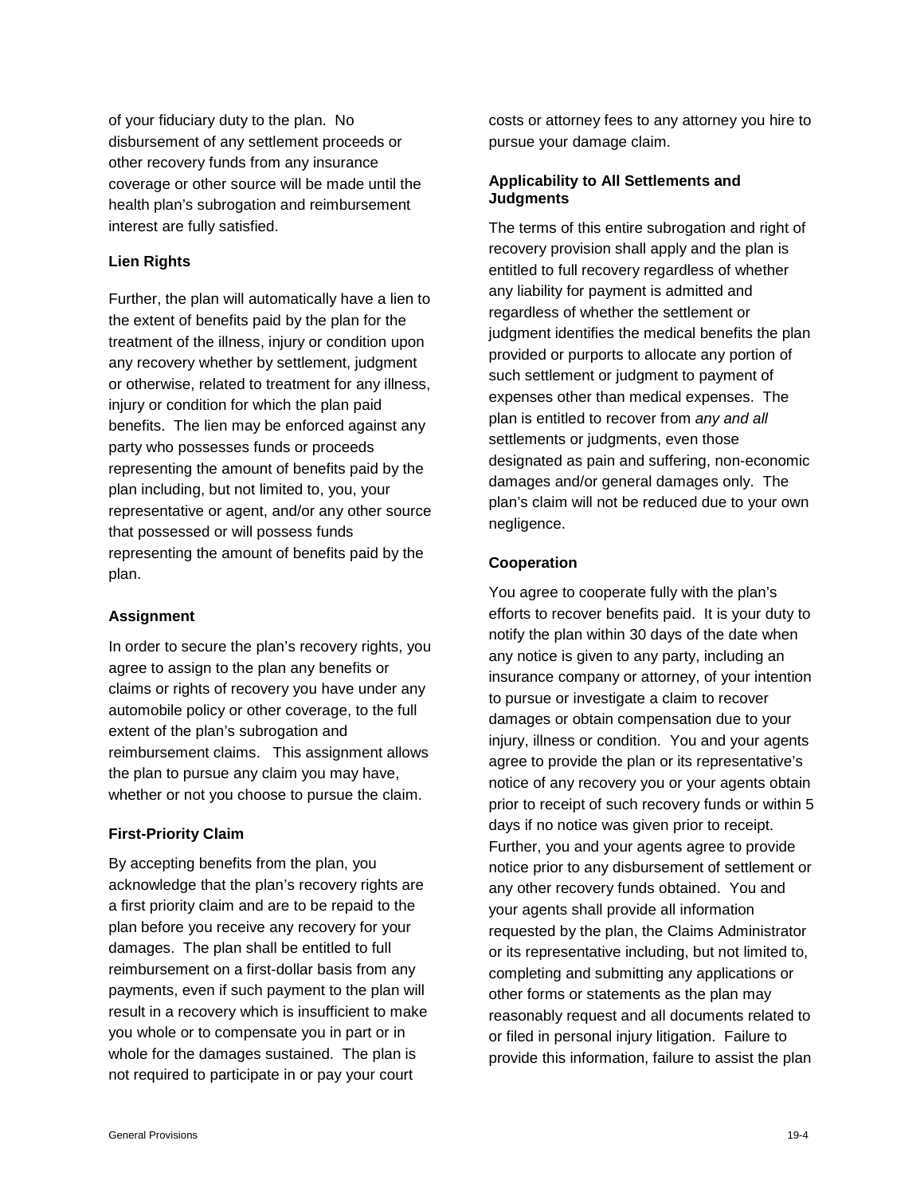of your fiduciary duty to the plan. No disbursement of any settlement proceeds or other recovery funds from any insurance coverage or other source will be made until the health plan's subrogation and reimbursement interest are fully satisfied.

**Lien Rights**

Further, the plan will automatically have a lien to the extent of benefits paid by the plan for the treatment of the illness, injury or condition upon any recovery whether by settlement, judgment or otherwise, related to treatment for any illness, injury or condition for which the plan paid benefits. The lien may be enforced against any party who possesses funds or proceeds representing the amount of benefits paid by the plan including, but not limited to, you, your representative or agent, and/or any other source that possessed or will possess funds representing the amount of benefits paid by the plan.

**Assignment**

In order to secure the plan's recovery rights, you agree to assign to the plan any benefits or claims or rights of recovery you have under any automobile policy or other coverage, to the full extent of the plan's subrogation and reimbursement claims. This assignment allows the plan to pursue any claim you may have, whether or not you choose to pursue the claim.

**First-Priority Claim**

By accepting benefits from the plan, you acknowledge that the plan's recovery rights are a first priority claim and are to be repaid to the plan before you receive any recovery for your damages. The plan shall be entitled to full reimbursement on a first-dollar basis from any payments, even if such payment to the plan will result in a recovery which is insufficient to make you whole or to compensate you in part or in whole for the damages sustained. The plan is not required to participate in or pay your court costs or attorney fees to any attorney you hire to pursue your damage claim.

**Applicability to All Settlements and Judgments**

The terms of this entire subrogation and right of recovery provision shall apply and the plan is entitled to full recovery regardless of whether any liability for payment is admitted and regardless of whether the settlement or judgment identifies the medical benefits the plan provided or purports to allocate any portion of such settlement or judgment to payment of expenses other than medical expenses. The plan is entitled to recover from *any and all* settlements or judgments, even those designated as pain and suffering, non-economic damages and/or general damages only. The plan's claim will not be reduced due to your own negligence.

**Cooperation**

You agree to cooperate fully with the plan's efforts to recover benefits paid. It is your duty to notify the plan within 30 days of the date when any notice is given to any party, including an insurance company or attorney, of your intention to pursue or investigate a claim to recover damages or obtain compensation due to your injury, illness or condition. You and your agents agree to provide the plan or its representative's notice of any recovery you or your agents obtain prior to receipt of such recovery funds or within 5 days if no notice was given prior to receipt. Further, you and your agents agree to provide notice prior to any disbursement of settlement or any other recovery funds obtained. You and your agents shall provide all information requested by the plan, the Claims Administrator or its representative including, but not limited to, completing and submitting any applications or other forms or statements as the plan may reasonably request and all documents related to or filed in personal injury litigation. Failure to provide this information, failure to assist the plan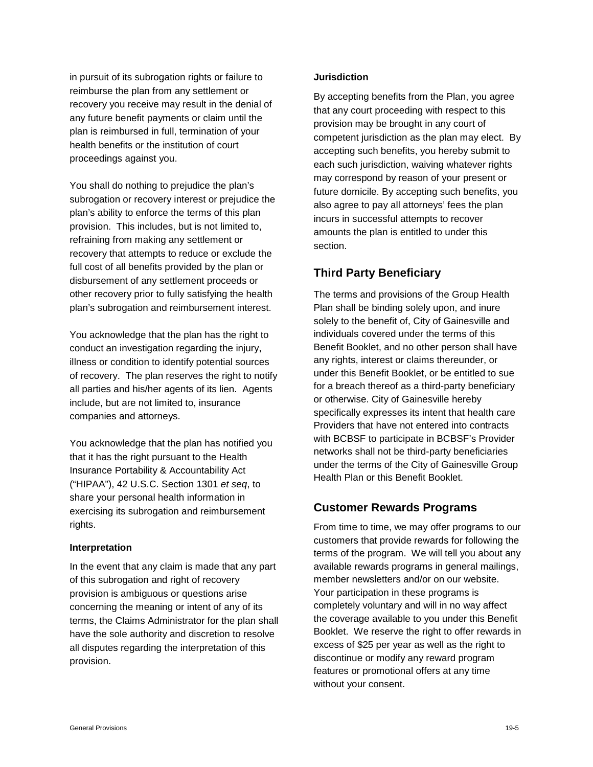in pursuit of its subrogation rights or failure to reimburse the plan from any settlement or recovery you receive may result in the denial of any future benefit payments or claim until the plan is reimbursed in full, termination of your health benefits or the institution of court proceedings against you.

You shall do nothing to prejudice the plan's subrogation or recovery interest or prejudice the plan's ability to enforce the terms of this plan provision. This includes, but is not limited to, refraining from making any settlement or recovery that attempts to reduce or exclude the full cost of all benefits provided by the plan or disbursement of any settlement proceeds or other recovery prior to fully satisfying the health plan's subrogation and reimbursement interest.

You acknowledge that the plan has the right to conduct an investigation regarding the injury, illness or condition to identify potential sources of recovery. The plan reserves the right to notify all parties and his/her agents of its lien. Agents include, but are not limited to, insurance companies and attorneys.

You acknowledge that the plan has notified you that it has the right pursuant to the Health Insurance Portability & Accountability Act ("HIPAA"), 42 U.S.C. Section 1301 *et seq*, to share your personal health information in exercising its subrogation and reimbursement rights.

**Interpretation**

In the event that any claim is made that any part of this subrogation and right of recovery provision is ambiguous or questions arise concerning the meaning or intent of any of its terms, the Claims Administrator for the plan shall have the sole authority and discretion to resolve all disputes regarding the interpretation of this provision.

**Jurisdiction**

By accepting benefits from the Plan, you agree that any court proceeding with respect to this provision may be brought in any court of competent jurisdiction as the plan may elect. By accepting such benefits, you hereby submit to each such jurisdiction, waiving whatever rights may correspond by reason of your present or future domicile. By accepting such benefits, you also agree to pay all attorneys' fees the plan incurs in successful attempts to recover amounts the plan is entitled to under this section.

## Third Party Beneficiary

The terms and provisions of the Group Health Plan shall be binding solely upon, and inure solely to the benefit of, City of Gainesville and individuals covered under the terms of this Benefit Booklet, and no other person shall have any rights, interest or claims thereunder, or under this Benefit Booklet, or be entitled to sue for a breach thereof as a third-party beneficiary or otherwise. City of Gainesville hereby specifically expresses its intent that health care Providers that have not entered into contracts with BCBSF to participate in BCBSF's Provider networks shall not be third-party beneficiaries under the terms of the City of Gainesville Group Health Plan or this Benefit Booklet.

## Customer Rewards Programs

From time to time, we may offer programs to our customers that provide rewards for following the terms of the program. We will tell you about any available rewards programs in general mailings, member newsletters and/or on our website. Your participation in these programs is completely voluntary and will in no way affect the coverage available to you under this Benefit Booklet. We reserve the right to offer rewards in excess of $25 per year as well as the right to discontinue or modify any reward program features or promotional offers at any time without your consent.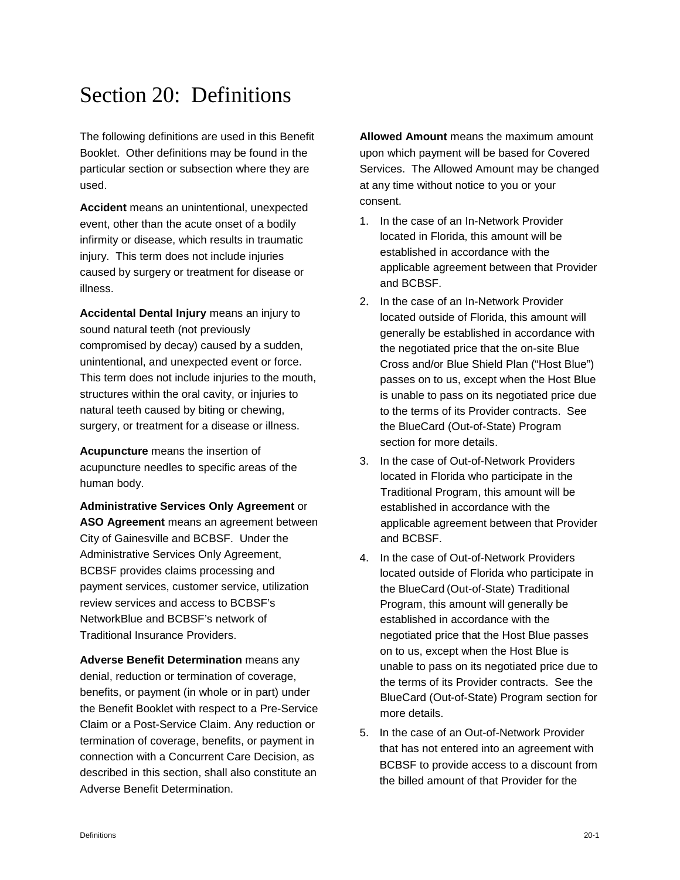# Section 20: Definitions

The following definitions are used in this Benefit Booklet. Other definitions may be found in the particular section or subsection where they are used.

**Accident** means an unintentional, unexpected event, other than the acute onset of a bodily infirmity or disease, which results in traumatic injury. This term does not include injuries caused by surgery or treatment for disease or illness.

**Accidental Dental Injury** means an injury to sound natural teeth (not previously compromised by decay) caused by a sudden, unintentional, and unexpected event or force. This term does not include injuries to the mouth, structures within the oral cavity, or injuries to natural teeth caused by biting or chewing, surgery, or treatment for a disease or illness.

**Acupuncture** means the insertion of acupuncture needles to specific areas of the human body.

**Administrative Services Only Agreement** or **ASO Agreement** means an agreement between City of Gainesville and BCBSF. Under the Administrative Services Only Agreement, BCBSF provides claims processing and payment services, customer service, utilization review services and access to BCBSF's NetworkBlue and BCBSF's network of Traditional Insurance Providers.

**Adverse Benefit Determination** means any denial, reduction or termination of coverage, benefits, or payment (in whole or in part) under the Benefit Booklet with respect to a Pre-Service Claim or a Post-Service Claim. Any reduction or termination of coverage, benefits, or payment in connection with a Concurrent Care Decision, as described in this section, shall also constitute an Adverse Benefit Determination.

**Allowed Amount** means the maximum amount upon which payment will be based for Covered Services. The Allowed Amount may be changed at any time without notice to you or your consent.

1. In the case of an In-Network Provider located in Florida, this amount will be established in accordance with the applicable agreement between that Provider and BCBSF.
2. In the case of an In-Network Provider located outside of Florida, this amount will generally be established in accordance with the negotiated price that the on-site Blue Cross and/or Blue Shield Plan ("Host Blue") passes on to us, except when the Host Blue is unable to pass on its negotiated price due to the terms of its Provider contracts. See the BlueCard (Out-of-State) Program section for more details.
3. In the case of Out-of-Network Providers located in Florida who participate in the Traditional Program, this amount will be established in accordance with the applicable agreement between that Provider and BCBSF.
4. In the case of Out-of-Network Providers located outside of Florida who participate in the BlueCard (Out-of-State) Traditional Program, this amount will generally be established in accordance with the negotiated price that the Host Blue passes on to us, except when the Host Blue is unable to pass on its negotiated price due to the terms of its Provider contracts. See the BlueCard (Out-of-State) Program section for more details.
5. In the case of an Out-of-Network Provider that has not entered into an agreement with BCBSF to provide access to a discount from the billed amount of that Provider for the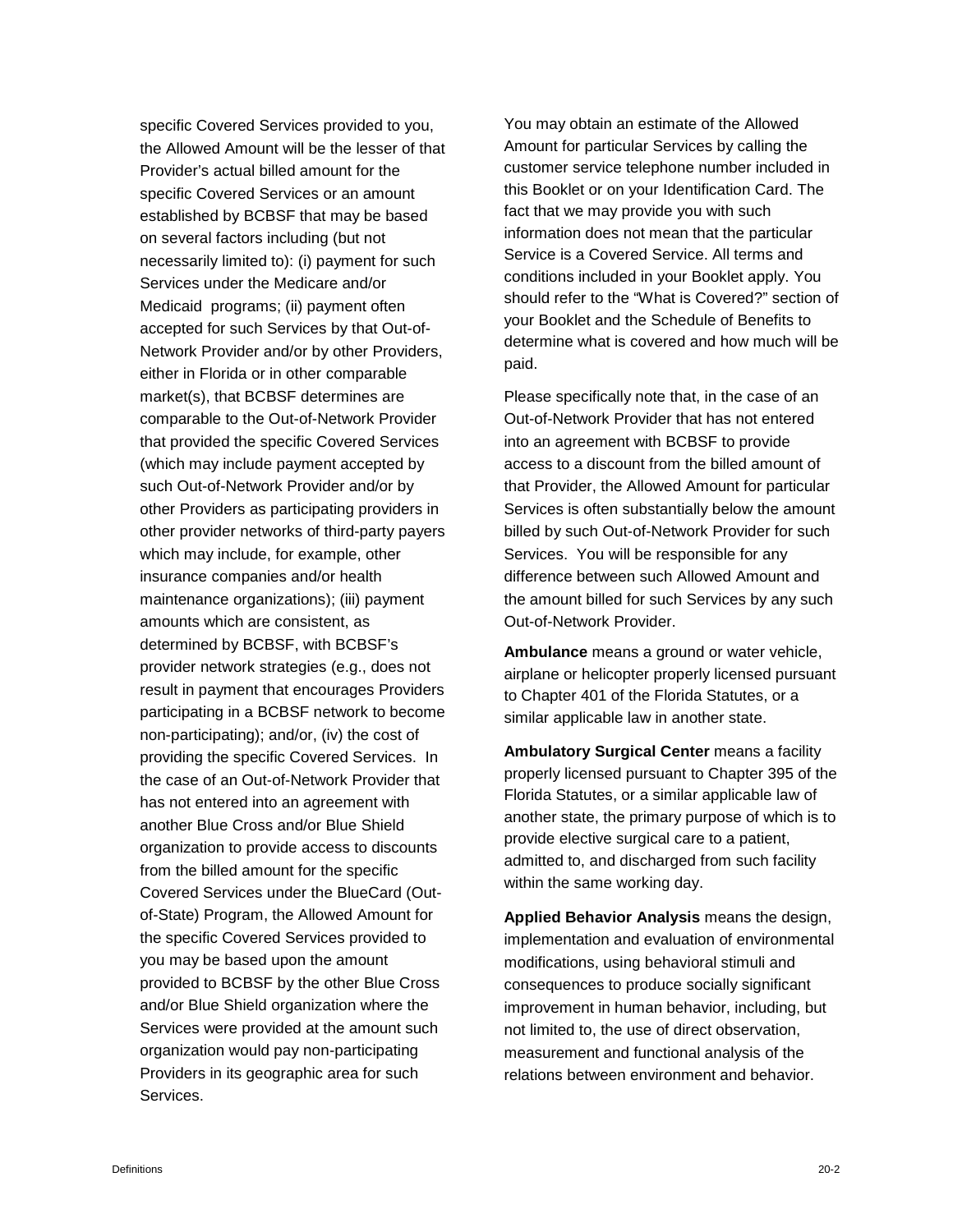specific Covered Services provided to you, the Allowed Amount will be the lesser of that Provider's actual billed amount for the specific Covered Services or an amount established by BCBSF that may be based on several factors including (but not necessarily limited to): (i) payment for such Services under the Medicare and/or Medicaid programs; (ii) payment often accepted for such Services by that Out-of-Network Provider and/or by other Providers, either in Florida or in other comparable market(s), that BCBSF determines are comparable to the Out-of-Network Provider that provided the specific Covered Services (which may include payment accepted by such Out-of-Network Provider and/or by other Providers as participating providers in other provider networks of third-party payers which may include, for example, other insurance companies and/or health maintenance organizations); (iii) payment amounts which are consistent, as determined by BCBSF, with BCBSF's provider network strategies (e.g., does not result in payment that encourages Providers participating in a BCBSF network to become non-participating); and/or, (iv) the cost of providing the specific Covered Services. In the case of an Out-of-Network Provider that has not entered into an agreement with another Blue Cross and/or Blue Shield organization to provide access to discounts from the billed amount for the specific Covered Services under the BlueCard (Out-of-State) Program, the Allowed Amount for the specific Covered Services provided to you may be based upon the amount provided to BCBSF by the other Blue Cross and/or Blue Shield organization where the Services were provided at the amount such organization would pay non-participating Providers in its geographic area for such Services.

You may obtain an estimate of the Allowed Amount for particular Services by calling the customer service telephone number included in this Booklet or on your Identification Card. The fact that we may provide you with such information does not mean that the particular Service is a Covered Service. All terms and conditions included in your Booklet apply. You should refer to the "What is Covered?" section of your Booklet and the Schedule of Benefits to determine what is covered and how much will be paid.

Please specifically note that, in the case of an Out-of-Network Provider that has not entered into an agreement with BCBSF to provide access to a discount from the billed amount of that Provider, the Allowed Amount for particular Services is often substantially below the amount billed by such Out-of-Network Provider for such Services. You will be responsible for any difference between such Allowed Amount and the amount billed for such Services by any such Out-of-Network Provider.

**Ambulance** means a ground or water vehicle, airplane or helicopter properly licensed pursuant to Chapter 401 of the Florida Statutes, or a similar applicable law in another state.

**Ambulatory Surgical Center** means a facility properly licensed pursuant to Chapter 395 of the Florida Statutes, or a similar applicable law of another state, the primary purpose of which is to provide elective surgical care to a patient, admitted to, and discharged from such facility within the same working day.

**Applied Behavior Analysis** means the design, implementation and evaluation of environmental modifications, using behavioral stimuli and consequences to produce socially significant improvement in human behavior, including, but not limited to, the use of direct observation, measurement and functional analysis of the relations between environment and behavior.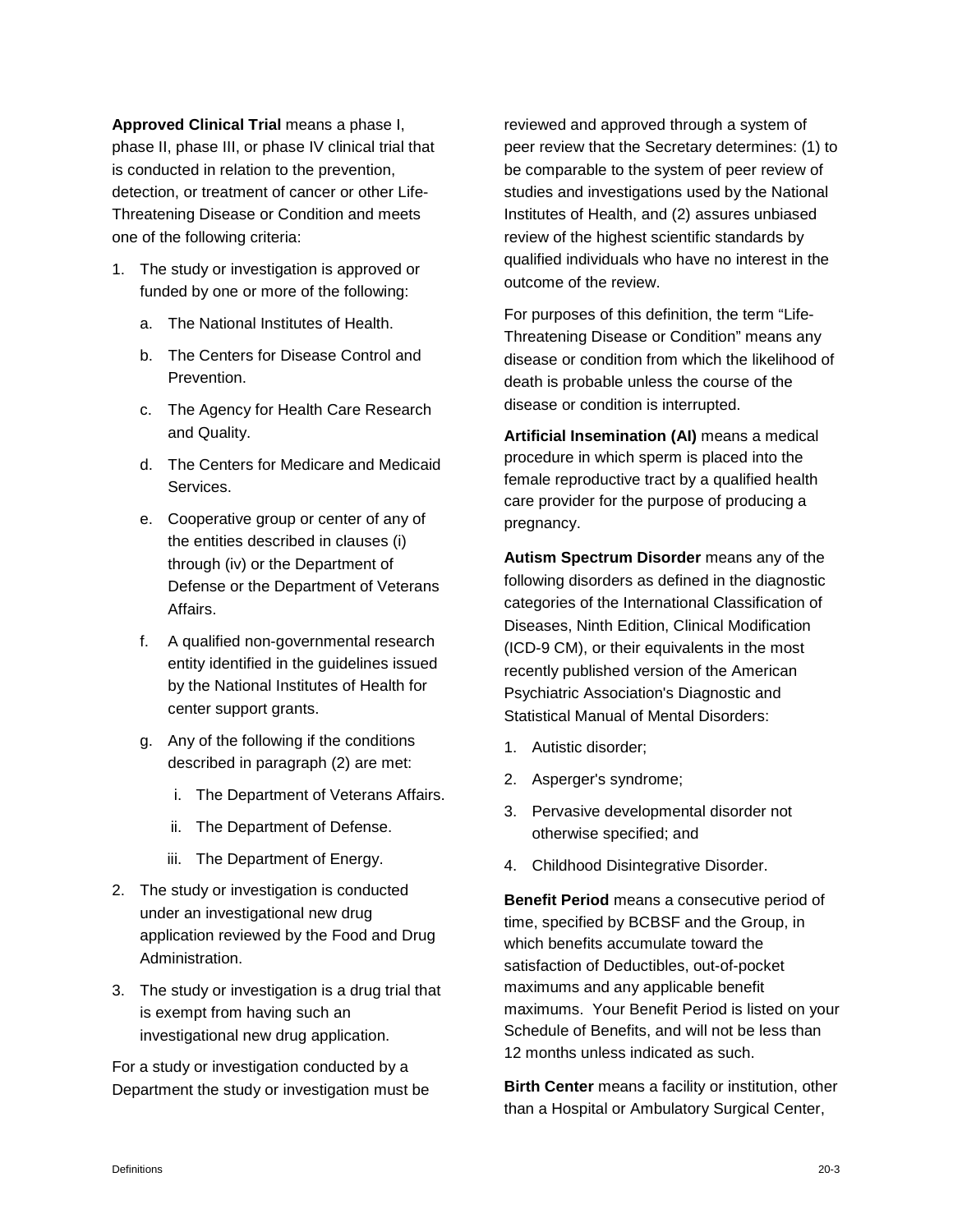**Approved Clinical Trial** means a phase I, phase II, phase III, or phase IV clinical trial that is conducted in relation to the prevention, detection, or treatment of cancer or other Life-Threatening Disease or Condition and meets one of the following criteria:

1. The study or investigation is approved or funded by one or more of the following:
   a. The National Institutes of Health.
   b. The Centers for Disease Control and Prevention.
   c. The Agency for Health Care Research and Quality.
   d. The Centers for Medicare and Medicaid Services.
   e. Cooperative group or center of any of the entities described in clauses (i) through (iv) or the Department of Defense or the Department of Veterans Affairs.
   f. A qualified non-governmental research entity identified in the guidelines issued by the National Institutes of Health for center support grants.
   g. Any of the following if the conditions described in paragraph (2) are met:
      i. The Department of Veterans Affairs.
      ii. The Department of Defense.
      iii. The Department of Energy.
2. The study or investigation is conducted under an investigational new drug application reviewed by the Food and Drug Administration.
3. The study or investigation is a drug trial that is exempt from having such an investigational new drug application.

For a study or investigation conducted by a Department the study or investigation must be reviewed and approved through a system of peer review that the Secretary determines: (1) to be comparable to the system of peer review of studies and investigations used by the National Institutes of Health, and (2) assures unbiased review of the highest scientific standards by qualified individuals who have no interest in the outcome of the review.

For purposes of this definition, the term "Life-Threatening Disease or Condition" means any disease or condition from which the likelihood of death is probable unless the course of the disease or condition is interrupted.

**Artificial Insemination (AI)** means a medical procedure in which sperm is placed into the female reproductive tract by a qualified health care provider for the purpose of producing a pregnancy.

**Autism Spectrum Disorder** means any of the following disorders as defined in the diagnostic categories of the International Classification of Diseases, Ninth Edition, Clinical Modification (ICD-9 CM), or their equivalents in the most recently published version of the American Psychiatric Association's Diagnostic and Statistical Manual of Mental Disorders:

1. Autistic disorder;
2. Asperger's syndrome;
3. Pervasive developmental disorder not otherwise specified; and
4. Childhood Disintegrative Disorder.

**Benefit Period** means a consecutive period of time, specified by BCBSF and the Group, in which benefits accumulate toward the satisfaction of Deductibles, out-of-pocket maximums and any applicable benefit maximums. Your Benefit Period is listed on your Schedule of Benefits, and will not be less than 12 months unless indicated as such.

**Birth Center** means a facility or institution, other than a Hospital or Ambulatory Surgical Center,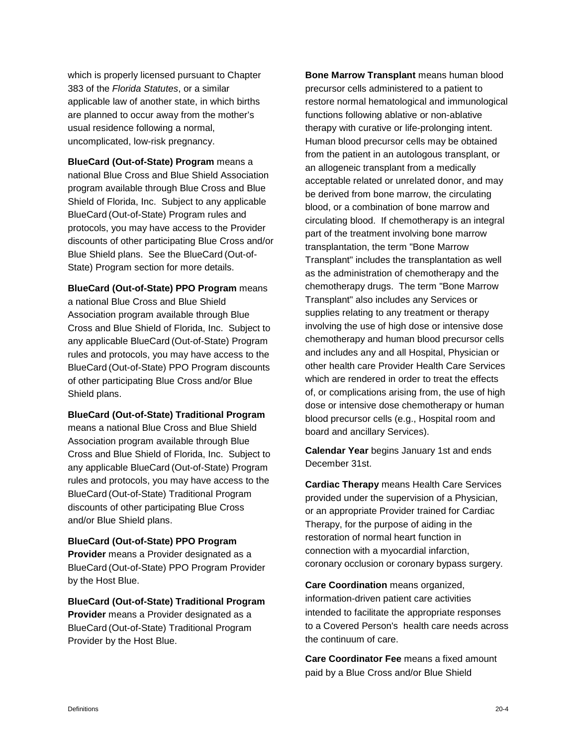which is properly licensed pursuant to Chapter 383 of the *Florida Statutes*, or a similar applicable law of another state, in which births are planned to occur away from the mother's usual residence following a normal, uncomplicated, low-risk pregnancy.

**BlueCard (Out-of-State) Program** means a national Blue Cross and Blue Shield Association program available through Blue Cross and Blue Shield of Florida, Inc. Subject to any applicable BlueCard (Out-of-State) Program rules and protocols, you may have access to the Provider discounts of other participating Blue Cross and/or Blue Shield plans. See the BlueCard (Out-of-State) Program section for more details.

**BlueCard (Out-of-State) PPO Program** means a national Blue Cross and Blue Shield Association program available through Blue Cross and Blue Shield of Florida, Inc. Subject to any applicable BlueCard (Out-of-State) Program rules and protocols, you may have access to the BlueCard (Out-of-State) PPO Program discounts of other participating Blue Cross and/or Blue Shield plans.

**BlueCard (Out-of-State) Traditional Program** means a national Blue Cross and Blue Shield Association program available through Blue Cross and Blue Shield of Florida, Inc. Subject to any applicable BlueCard (Out-of-State) Program rules and protocols, you may have access to the BlueCard (Out-of-State) Traditional Program discounts of other participating Blue Cross and/or Blue Shield plans.

**BlueCard (Out-of-State) PPO Program Provider** means a Provider designated as a BlueCard (Out-of-State) PPO Program Provider by the Host Blue.

**BlueCard (Out-of-State) Traditional Program Provider** means a Provider designated as a BlueCard (Out-of-State) Traditional Program Provider by the Host Blue.

**Bone Marrow Transplant** means human blood precursor cells administered to a patient to restore normal hematological and immunological functions following ablative or non-ablative therapy with curative or life-prolonging intent. Human blood precursor cells may be obtained from the patient in an autologous transplant, or an allogeneic transplant from a medically acceptable related or unrelated donor, and may be derived from bone marrow, the circulating blood, or a combination of bone marrow and circulating blood. If chemotherapy is an integral part of the treatment involving bone marrow transplantation, the term "Bone Marrow Transplant" includes the transplantation as well as the administration of chemotherapy and the chemotherapy drugs. The term "Bone Marrow Transplant" also includes any Services or supplies relating to any treatment or therapy involving the use of high dose or intensive dose chemotherapy and human blood precursor cells and includes any and all Hospital, Physician or other health care Provider Health Care Services which are rendered in order to treat the effects of, or complications arising from, the use of high dose or intensive dose chemotherapy or human blood precursor cells (e.g., Hospital room and board and ancillary Services).

**Calendar Year** begins January 1st and ends December 31st.

**Cardiac Therapy** means Health Care Services provided under the supervision of a Physician, or an appropriate Provider trained for Cardiac Therapy, for the purpose of aiding in the restoration of normal heart function in connection with a myocardial infarction, coronary occlusion or coronary bypass surgery.

**Care Coordination** means organized, information-driven patient care activities intended to facilitate the appropriate responses to a Covered Person's health care needs across the continuum of care.

**Care Coordinator Fee** means a fixed amount paid by a Blue Cross and/or Blue Shield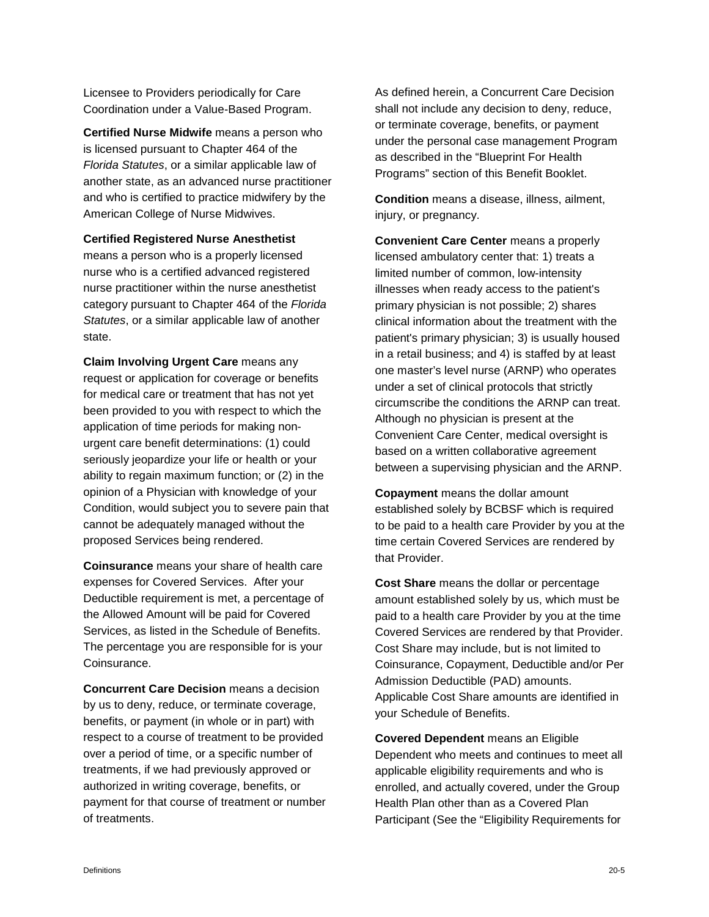Licensee to Providers periodically for Care Coordination under a Value-Based Program.

**Certified Nurse Midwife** means a person who is licensed pursuant to Chapter 464 of the *Florida Statutes*, or a similar applicable law of another state, as an advanced nurse practitioner and who is certified to practice midwifery by the American College of Nurse Midwives.

**Certified Registered Nurse Anesthetist** means a person who is a properly licensed nurse who is a certified advanced registered nurse practitioner within the nurse anesthetist category pursuant to Chapter 464 of the *Florida Statutes*, or a similar applicable law of another state.

**Claim Involving Urgent Care** means any request or application for coverage or benefits for medical care or treatment that has not yet been provided to you with respect to which the application of time periods for making non-urgent care benefit determinations: (1) could seriously jeopardize your life or health or your ability to regain maximum function; or (2) in the opinion of a Physician with knowledge of your Condition, would subject you to severe pain that cannot be adequately managed without the proposed Services being rendered.

**Coinsurance** means your share of health care expenses for Covered Services. After your Deductible requirement is met, a percentage of the Allowed Amount will be paid for Covered Services, as listed in the Schedule of Benefits. The percentage you are responsible for is your Coinsurance.

**Concurrent Care Decision** means a decision by us to deny, reduce, or terminate coverage, benefits, or payment (in whole or in part) with respect to a course of treatment to be provided over a period of time, or a specific number of treatments, if we had previously approved or authorized in writing coverage, benefits, or payment for that course of treatment or number of treatments.

As defined herein, a Concurrent Care Decision shall not include any decision to deny, reduce, or terminate coverage, benefits, or payment under the personal case management Program as described in the "Blueprint For Health Programs" section of this Benefit Booklet.

**Condition** means a disease, illness, ailment, injury, or pregnancy.

**Convenient Care Center** means a properly licensed ambulatory center that: 1) treats a limited number of common, low-intensity illnesses when ready access to the patient's primary physician is not possible; 2) shares clinical information about the treatment with the patient's primary physician; 3) is usually housed in a retail business; and 4) is staffed by at least one master's level nurse (ARNP) who operates under a set of clinical protocols that strictly circumscribe the conditions the ARNP can treat. Although no physician is present at the Convenient Care Center, medical oversight is based on a written collaborative agreement between a supervising physician and the ARNP.

**Copayment** means the dollar amount established solely by BCBSF which is required to be paid to a health care Provider by you at the time certain Covered Services are rendered by that Provider.

**Cost Share** means the dollar or percentage amount established solely by us, which must be paid to a health care Provider by you at the time Covered Services are rendered by that Provider. Cost Share may include, but is not limited to Coinsurance, Copayment, Deductible and/or Per Admission Deductible (PAD) amounts. Applicable Cost Share amounts are identified in your Schedule of Benefits.

**Covered Dependent** means an Eligible Dependent who meets and continues to meet all applicable eligibility requirements and who is enrolled, and actually covered, under the Group Health Plan other than as a Covered Plan Participant (See the "Eligibility Requirements for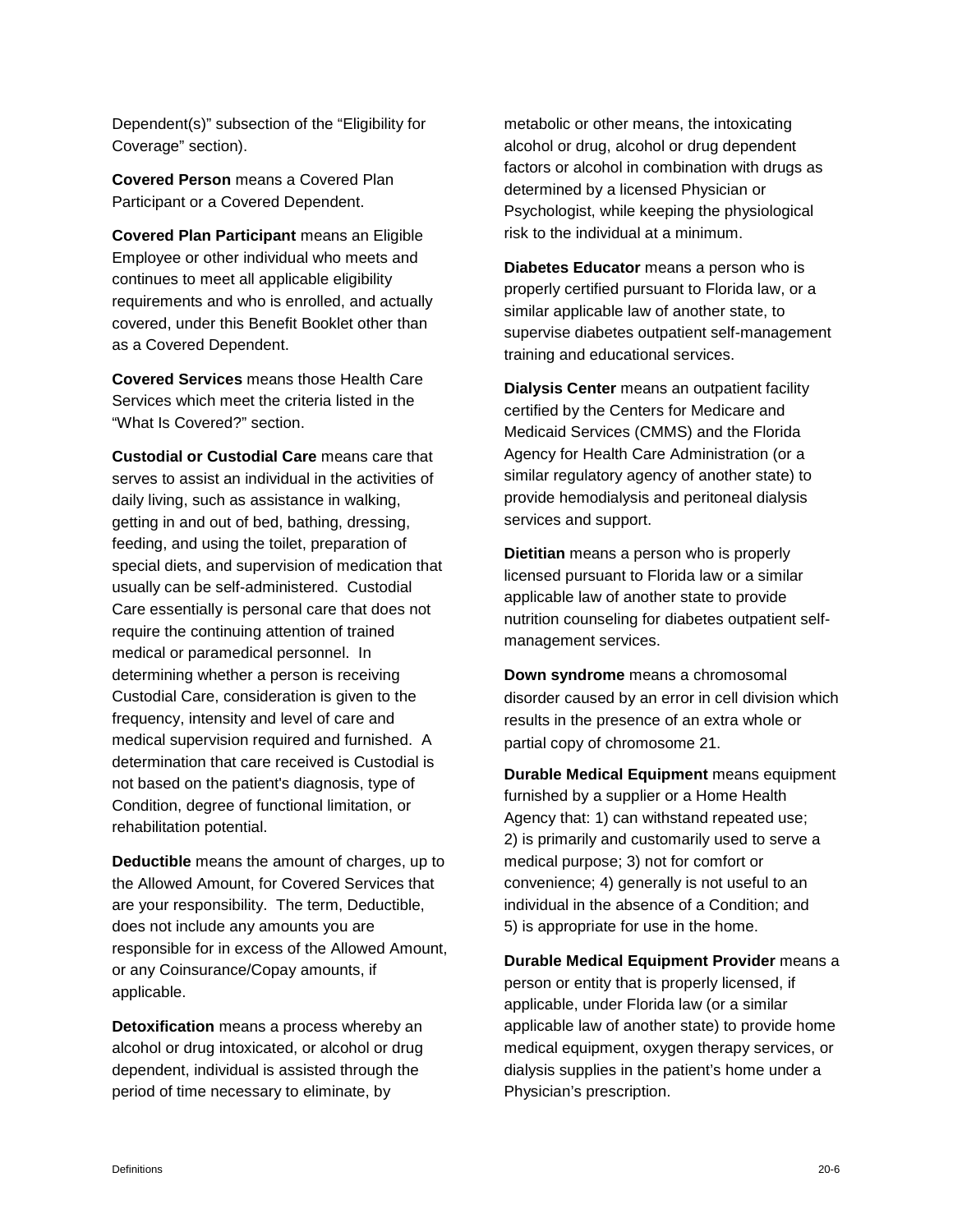Dependent(s)" subsection of the "Eligibility for Coverage" section).

**Covered Person** means a Covered Plan Participant or a Covered Dependent.

**Covered Plan Participant** means an Eligible Employee or other individual who meets and continues to meet all applicable eligibility requirements and who is enrolled, and actually covered, under this Benefit Booklet other than as a Covered Dependent.

**Covered Services** means those Health Care Services which meet the criteria listed in the "What Is Covered?" section.

**Custodial or Custodial Care** means care that serves to assist an individual in the activities of daily living, such as assistance in walking, getting in and out of bed, bathing, dressing, feeding, and using the toilet, preparation of special diets, and supervision of medication that usually can be self-administered. Custodial Care essentially is personal care that does not require the continuing attention of trained medical or paramedical personnel. In determining whether a person is receiving Custodial Care, consideration is given to the frequency, intensity and level of care and medical supervision required and furnished. A determination that care received is Custodial is not based on the patient's diagnosis, type of Condition, degree of functional limitation, or rehabilitation potential.

**Deductible** means the amount of charges, up to the Allowed Amount, for Covered Services that are your responsibility. The term, Deductible, does not include any amounts you are responsible for in excess of the Allowed Amount, or any Coinsurance/Copay amounts, if applicable.

**Detoxification** means a process whereby an alcohol or drug intoxicated, or alcohol or drug dependent, individual is assisted through the period of time necessary to eliminate, by metabolic or other means, the intoxicating alcohol or drug, alcohol or drug dependent factors or alcohol in combination with drugs as determined by a licensed Physician or Psychologist, while keeping the physiological risk to the individual at a minimum.

**Diabetes Educator** means a person who is properly certified pursuant to Florida law, or a similar applicable law of another state, to supervise diabetes outpatient self-management training and educational services.

**Dialysis Center** means an outpatient facility certified by the Centers for Medicare and Medicaid Services (CMMS) and the Florida Agency for Health Care Administration (or a similar regulatory agency of another state) to provide hemodialysis and peritoneal dialysis services and support.

**Dietitian** means a person who is properly licensed pursuant to Florida law or a similar applicable law of another state to provide nutrition counseling for diabetes outpatient self-management services.

**Down syndrome** means a chromosomal disorder caused by an error in cell division which results in the presence of an extra whole or partial copy of chromosome 21.

**Durable Medical Equipment** means equipment furnished by a supplier or a Home Health Agency that: 1) can withstand repeated use; 2) is primarily and customarily used to serve a medical purpose; 3) not for comfort or convenience; 4) generally is not useful to an individual in the absence of a Condition; and 5) is appropriate for use in the home.

**Durable Medical Equipment Provider** means a person or entity that is properly licensed, if applicable, under Florida law (or a similar applicable law of another state) to provide home medical equipment, oxygen therapy services, or dialysis supplies in the patient's home under a Physician's prescription.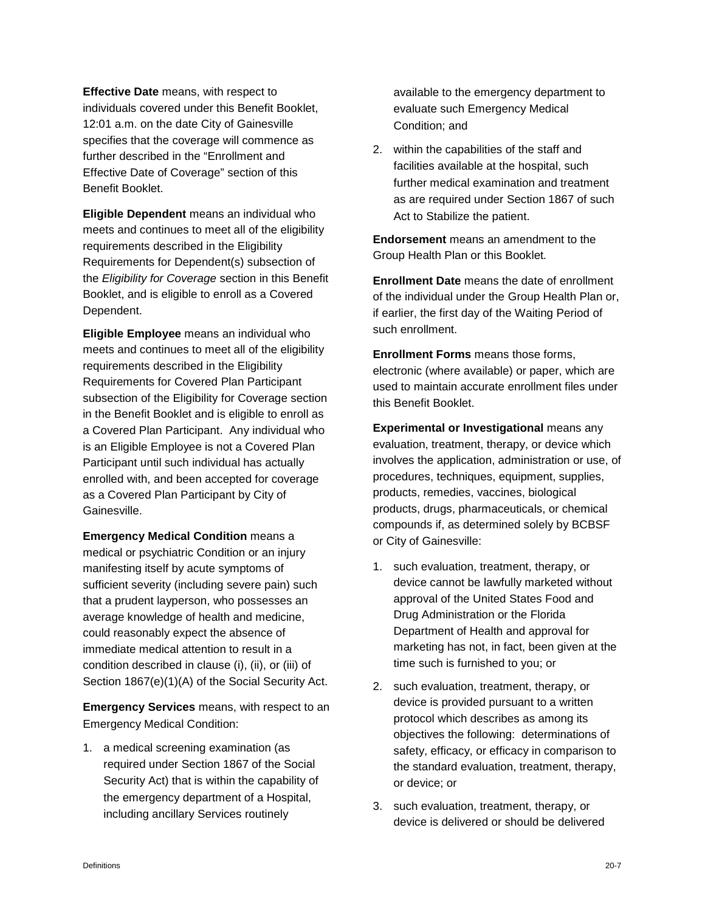**Effective Date** means, with respect to individuals covered under this Benefit Booklet, 12:01 a.m. on the date City of Gainesville specifies that the coverage will commence as further described in the "Enrollment and Effective Date of Coverage" section of this Benefit Booklet.

**Eligible Dependent** means an individual who meets and continues to meet all of the eligibility requirements described in the Eligibility Requirements for Dependent(s) subsection of the *Eligibility for Coverage* section in this Benefit Booklet, and is eligible to enroll as a Covered Dependent.

**Eligible Employee** means an individual who meets and continues to meet all of the eligibility requirements described in the Eligibility Requirements for Covered Plan Participant subsection of the Eligibility for Coverage section in the Benefit Booklet and is eligible to enroll as a Covered Plan Participant. Any individual who is an Eligible Employee is not a Covered Plan Participant until such individual has actually enrolled with, and been accepted for coverage as a Covered Plan Participant by City of Gainesville.

**Emergency Medical Condition** means a medical or psychiatric Condition or an injury manifesting itself by acute symptoms of sufficient severity (including severe pain) such that a prudent layperson, who possesses an average knowledge of health and medicine, could reasonably expect the absence of immediate medical attention to result in a condition described in clause (i), (ii), or (iii) of Section 1867(e)(1)(A) of the Social Security Act.

**Emergency Services** means, with respect to an Emergency Medical Condition:

1. a medical screening examination (as required under Section 1867 of the Social Security Act) that is within the capability of the emergency department of a Hospital, including ancillary Services routinely available to the emergency department to evaluate such Emergency Medical Condition; and
2. within the capabilities of the staff and facilities available at the hospital, such further medical examination and treatment as are required under Section 1867 of such Act to Stabilize the patient.

**Endorsement** means an amendment to the Group Health Plan or this Booklet.

**Enrollment Date** means the date of enrollment of the individual under the Group Health Plan or, if earlier, the first day of the Waiting Period of such enrollment.

**Enrollment Forms** means those forms, electronic (where available) or paper, which are used to maintain accurate enrollment files under this Benefit Booklet.

**Experimental or Investigational** means any evaluation, treatment, therapy, or device which involves the application, administration or use, of procedures, techniques, equipment, supplies, products, remedies, vaccines, biological products, drugs, pharmaceuticals, or chemical compounds if, as determined solely by BCBSF or City of Gainesville:

1. such evaluation, treatment, therapy, or device cannot be lawfully marketed without approval of the United States Food and Drug Administration or the Florida Department of Health and approval for marketing has not, in fact, been given at the time such is furnished to you; or
2. such evaluation, treatment, therapy, or device is provided pursuant to a written protocol which describes as among its objectives the following: determinations of safety, efficacy, or efficacy in comparison to the standard evaluation, treatment, therapy, or device; or
3. such evaluation, treatment, therapy, or device is delivered or should be delivered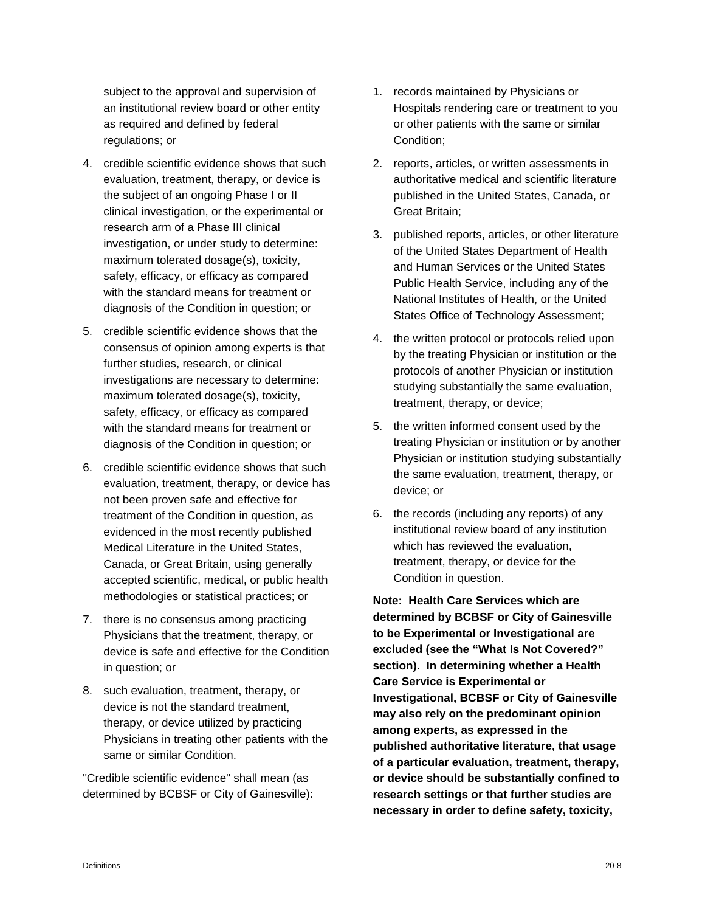subject to the approval and supervision of an institutional review board or other entity as required and defined by federal regulations; or

4. credible scientific evidence shows that such evaluation, treatment, therapy, or device is the subject of an ongoing Phase I or II clinical investigation, or the experimental or research arm of a Phase III clinical investigation, or under study to determine: maximum tolerated dosage(s), toxicity, safety, efficacy, or efficacy as compared with the standard means for treatment or diagnosis of the Condition in question; or
5. credible scientific evidence shows that the consensus of opinion among experts is that further studies, research, or clinical investigations are necessary to determine: maximum tolerated dosage(s), toxicity, safety, efficacy, or efficacy as compared with the standard means for treatment or diagnosis of the Condition in question; or
6. credible scientific evidence shows that such evaluation, treatment, therapy, or device has not been proven safe and effective for treatment of the Condition in question, as evidenced in the most recently published Medical Literature in the United States, Canada, or Great Britain, using generally accepted scientific, medical, or public health methodologies or statistical practices; or
7. there is no consensus among practicing Physicians that the treatment, therapy, or device is safe and effective for the Condition in question; or
8. such evaluation, treatment, therapy, or device is not the standard treatment, therapy, or device utilized by practicing Physicians in treating other patients with the same or similar Condition.

"Credible scientific evidence" shall mean (as determined by BCBSF or City of Gainesville):

1. records maintained by Physicians or Hospitals rendering care or treatment to you or other patients with the same or similar Condition;
2. reports, articles, or written assessments in authoritative medical and scientific literature published in the United States, Canada, or Great Britain;
3. published reports, articles, or other literature of the United States Department of Health and Human Services or the United States Public Health Service, including any of the National Institutes of Health, or the United States Office of Technology Assessment;
4. the written protocol or protocols relied upon by the treating Physician or institution or the protocols of another Physician or institution studying substantially the same evaluation, treatment, therapy, or device;
5. the written informed consent used by the treating Physician or institution or by another Physician or institution studying substantially the same evaluation, treatment, therapy, or device; or
6. the records (including any reports) of any institutional review board of any institution which has reviewed the evaluation, treatment, therapy, or device for the Condition in question.

**Note: Health Care Services which are determined by BCBSF or City of Gainesville to be Experimental or Investigational are excluded (see the "What Is Not Covered?" section). In determining whether a Health Care Service is Experimental or Investigational, BCBSF or City of Gainesville may also rely on the predominant opinion among experts, as expressed in the published authoritative literature, that usage of a particular evaluation, treatment, therapy, or device should be substantially confined to research settings or that further studies are necessary in order to define safety, toxicity,**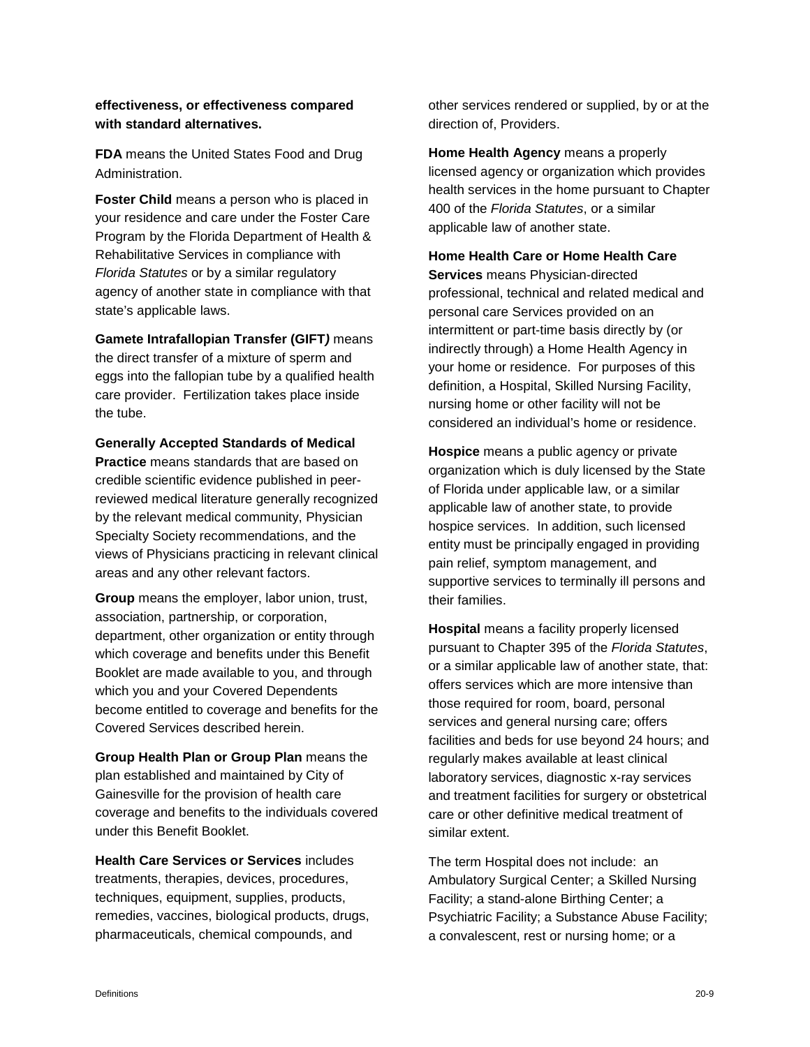**effectiveness, or effectiveness compared with standard alternatives.**

**FDA** means the United States Food and Drug Administration.

**Foster Child** means a person who is placed in your residence and care under the Foster Care Program by the Florida Department of Health & Rehabilitative Services in compliance with *Florida Statutes* or by a similar regulatory agency of another state in compliance with that state's applicable laws.

**Gamete Intrafallopian Transfer (GIFT*)*** means the direct transfer of a mixture of sperm and eggs into the fallopian tube by a qualified health care provider. Fertilization takes place inside the tube.

**Generally Accepted Standards of Medical Practice** means standards that are based on credible scientific evidence published in peer-reviewed medical literature generally recognized by the relevant medical community, Physician Specialty Society recommendations, and the views of Physicians practicing in relevant clinical areas and any other relevant factors.

**Group** means the employer, labor union, trust, association, partnership, or corporation, department, other organization or entity through which coverage and benefits under this Benefit Booklet are made available to you, and through which you and your Covered Dependents become entitled to coverage and benefits for the Covered Services described herein.

**Group Health Plan or Group Plan** means the plan established and maintained by City of Gainesville for the provision of health care coverage and benefits to the individuals covered under this Benefit Booklet.

**Health Care Services or Services** includes treatments, therapies, devices, procedures, techniques, equipment, supplies, products, remedies, vaccines, biological products, drugs, pharmaceuticals, chemical compounds, and other services rendered or supplied, by or at the direction of, Providers.

**Home Health Agency** means a properly licensed agency or organization which provides health services in the home pursuant to Chapter 400 of the *Florida Statutes*, or a similar applicable law of another state.

**Home Health Care or Home Health Care Services** means Physician-directed professional, technical and related medical and personal care Services provided on an intermittent or part-time basis directly by (or indirectly through) a Home Health Agency in your home or residence. For purposes of this definition, a Hospital, Skilled Nursing Facility, nursing home or other facility will not be considered an individual's home or residence.

**Hospice** means a public agency or private organization which is duly licensed by the State of Florida under applicable law, or a similar applicable law of another state, to provide hospice services. In addition, such licensed entity must be principally engaged in providing pain relief, symptom management, and supportive services to terminally ill persons and their families.

**Hospital** means a facility properly licensed pursuant to Chapter 395 of the *Florida Statutes*, or a similar applicable law of another state, that: offers services which are more intensive than those required for room, board, personal services and general nursing care; offers facilities and beds for use beyond 24 hours; and regularly makes available at least clinical laboratory services, diagnostic x-ray services and treatment facilities for surgery or obstetrical care or other definitive medical treatment of similar extent.

The term Hospital does not include: an Ambulatory Surgical Center; a Skilled Nursing Facility; a stand-alone Birthing Center; a Psychiatric Facility; a Substance Abuse Facility; a convalescent, rest or nursing home; or a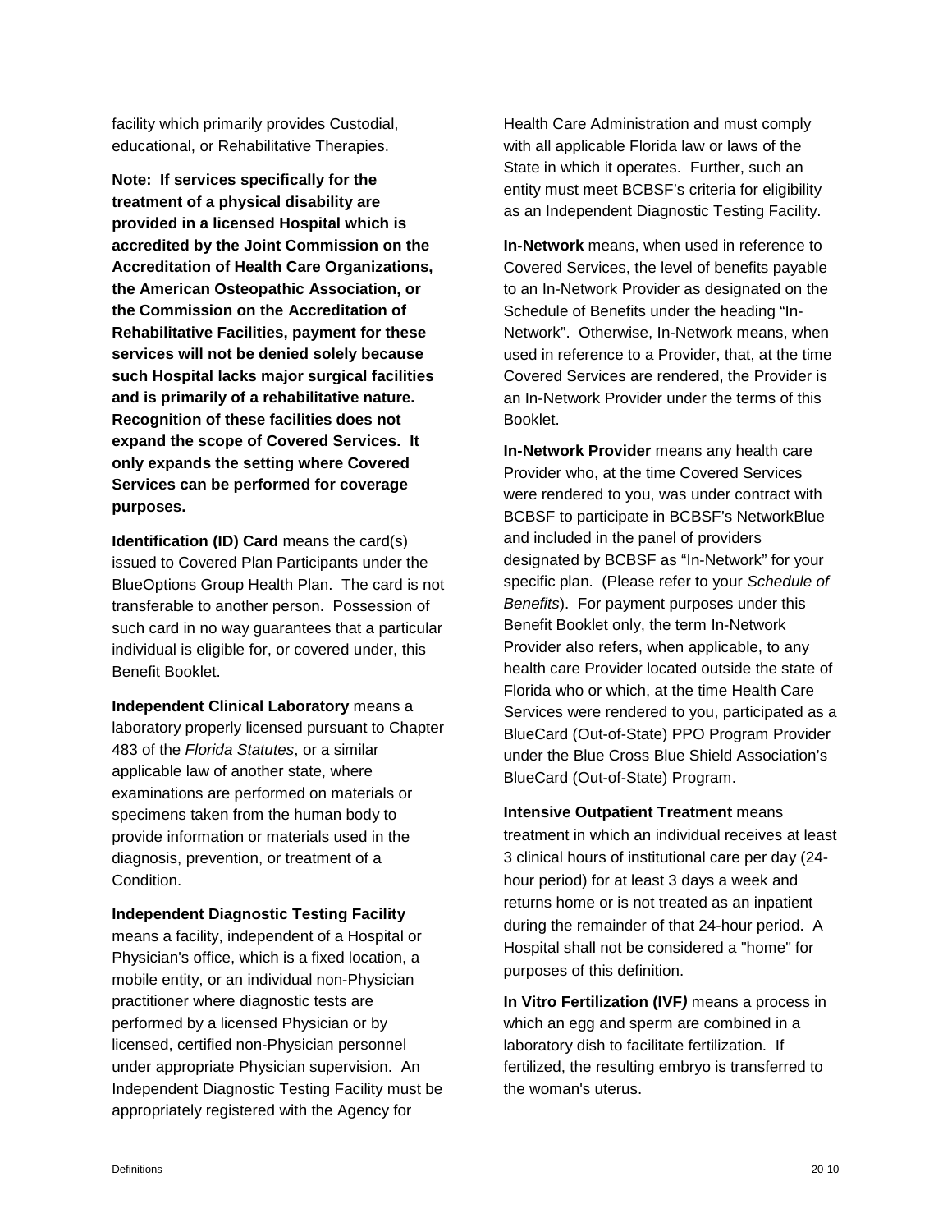facility which primarily provides Custodial, educational, or Rehabilitative Therapies.

**Note: If services specifically for the treatment of a physical disability are provided in a licensed Hospital which is accredited by the Joint Commission on the Accreditation of Health Care Organizations, the American Osteopathic Association, or the Commission on the Accreditation of Rehabilitative Facilities, payment for these services will not be denied solely because such Hospital lacks major surgical facilities and is primarily of a rehabilitative nature. Recognition of these facilities does not expand the scope of Covered Services. It only expands the setting where Covered Services can be performed for coverage purposes.**

**Identification (ID) Card** means the card(s) issued to Covered Plan Participants under the BlueOptions Group Health Plan. The card is not transferable to another person. Possession of such card in no way guarantees that a particular individual is eligible for, or covered under, this Benefit Booklet.

**Independent Clinical Laboratory** means a laboratory properly licensed pursuant to Chapter 483 of the *Florida Statutes*, or a similar applicable law of another state, where examinations are performed on materials or specimens taken from the human body to provide information or materials used in the diagnosis, prevention, or treatment of a Condition.

**Independent Diagnostic Testing Facility** means a facility, independent of a Hospital or Physician's office, which is a fixed location, a mobile entity, or an individual non-Physician practitioner where diagnostic tests are performed by a licensed Physician or by licensed, certified non-Physician personnel under appropriate Physician supervision. An Independent Diagnostic Testing Facility must be appropriately registered with the Agency for Health Care Administration and must comply with all applicable Florida law or laws of the State in which it operates. Further, such an entity must meet BCBSF's criteria for eligibility as an Independent Diagnostic Testing Facility.

**In-Network** means, when used in reference to Covered Services, the level of benefits payable to an In-Network Provider as designated on the Schedule of Benefits under the heading "In-Network". Otherwise, In-Network means, when used in reference to a Provider, that, at the time Covered Services are rendered, the Provider is an In-Network Provider under the terms of this Booklet.

**In-Network Provider** means any health care Provider who, at the time Covered Services were rendered to you, was under contract with BCBSF to participate in BCBSF's NetworkBlue and included in the panel of providers designated by BCBSF as "In-Network" for your specific plan. (Please refer to your *Schedule of Benefits*). For payment purposes under this Benefit Booklet only, the term In-Network Provider also refers, when applicable, to any health care Provider located outside the state of Florida who or which, at the time Health Care Services were rendered to you, participated as a BlueCard (Out-of-State) PPO Program Provider under the Blue Cross Blue Shield Association's BlueCard (Out-of-State) Program.

**Intensive Outpatient Treatment** means treatment in which an individual receives at least 3 clinical hours of institutional care per day (24-hour period) for at least 3 days a week and returns home or is not treated as an inpatient during the remainder of that 24-hour period. A Hospital shall not be considered a "home" for purposes of this definition.

**In Vitro Fertilization (IVF)** means a process in which an egg and sperm are combined in a laboratory dish to facilitate fertilization. If fertilized, the resulting embryo is transferred to the woman's uterus.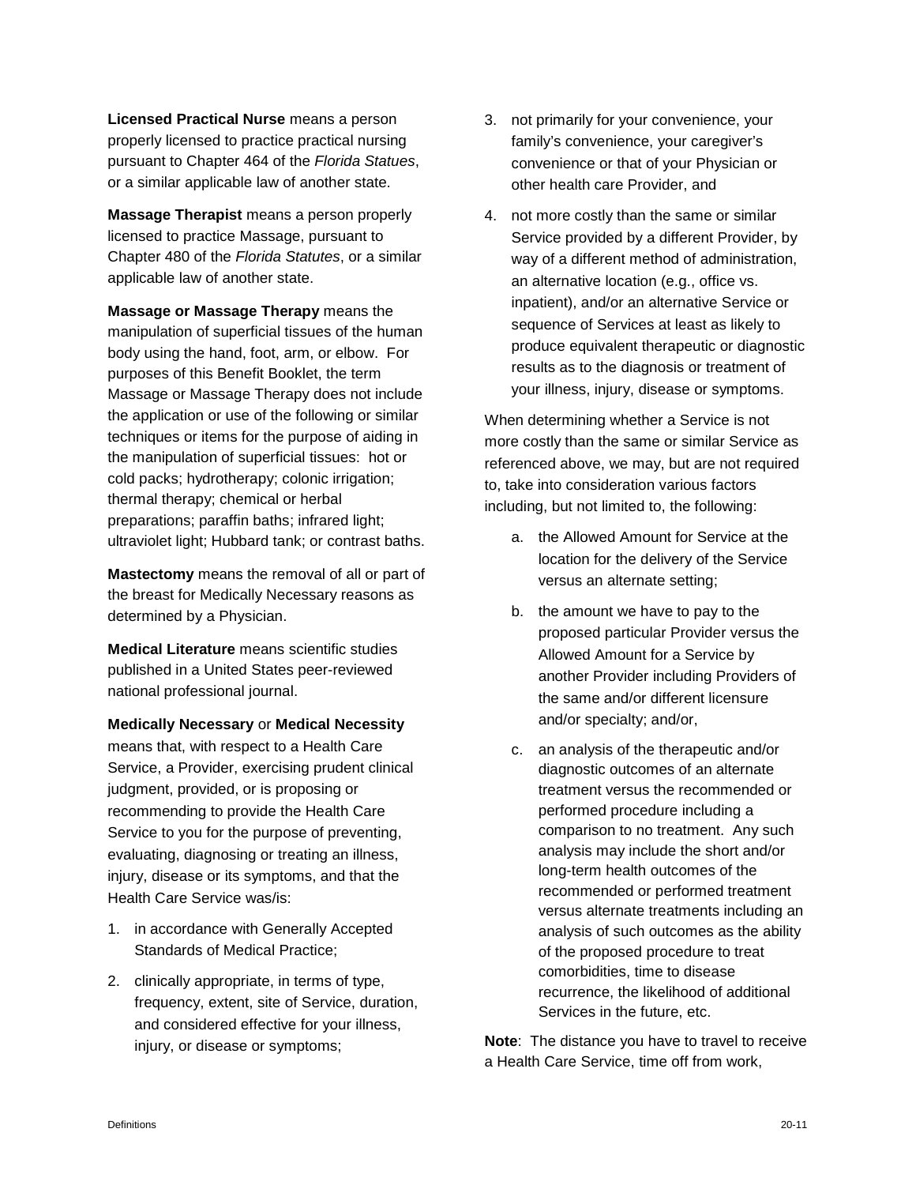**Licensed Practical Nurse** means a person properly licensed to practice practical nursing pursuant to Chapter 464 of the *Florida Statues*, or a similar applicable law of another state.

**Massage Therapist** means a person properly licensed to practice Massage, pursuant to Chapter 480 of the *Florida Statutes*, or a similar applicable law of another state.

**Massage or Massage Therapy** means the manipulation of superficial tissues of the human body using the hand, foot, arm, or elbow. For purposes of this Benefit Booklet, the term Massage or Massage Therapy does not include the application or use of the following or similar techniques or items for the purpose of aiding in the manipulation of superficial tissues: hot or cold packs; hydrotherapy; colonic irrigation; thermal therapy; chemical or herbal preparations; paraffin baths; infrared light; ultraviolet light; Hubbard tank; or contrast baths.

**Mastectomy** means the removal of all or part of the breast for Medically Necessary reasons as determined by a Physician.

**Medical Literature** means scientific studies published in a United States peer-reviewed national professional journal.

**Medically Necessary** or **Medical Necessity** means that, with respect to a Health Care Service, a Provider, exercising prudent clinical judgment, provided, or is proposing or recommending to provide the Health Care Service to you for the purpose of preventing, evaluating, diagnosing or treating an illness, injury, disease or its symptoms, and that the Health Care Service was/is:

1. in accordance with Generally Accepted Standards of Medical Practice;
2. clinically appropriate, in terms of type, frequency, extent, site of Service, duration, and considered effective for your illness, injury, or disease or symptoms;
3. not primarily for your convenience, your family's convenience, your caregiver's convenience or that of your Physician or other health care Provider, and
4. not more costly than the same or similar Service provided by a different Provider, by way of a different method of administration, an alternative location (e.g., office vs. inpatient), and/or an alternative Service or sequence of Services at least as likely to produce equivalent therapeutic or diagnostic results as to the diagnosis or treatment of your illness, injury, disease or symptoms.

When determining whether a Service is not more costly than the same or similar Service as referenced above, we may, but are not required to, take into consideration various factors including, but not limited to, the following:

a. the Allowed Amount for Service at the location for the delivery of the Service versus an alternate setting;

b. the amount we have to pay to the proposed particular Provider versus the Allowed Amount for a Service by another Provider including Providers of the same and/or different licensure and/or specialty; and/or,

c. an analysis of the therapeutic and/or diagnostic outcomes of an alternate treatment versus the recommended or performed procedure including a comparison to no treatment. Any such analysis may include the short and/or long-term health outcomes of the recommended or performed treatment versus alternate treatments including an analysis of such outcomes as the ability of the proposed procedure to treat comorbidities, time to disease recurrence, the likelihood of additional Services in the future, etc.

**Note**: The distance you have to travel to receive a Health Care Service, time off from work,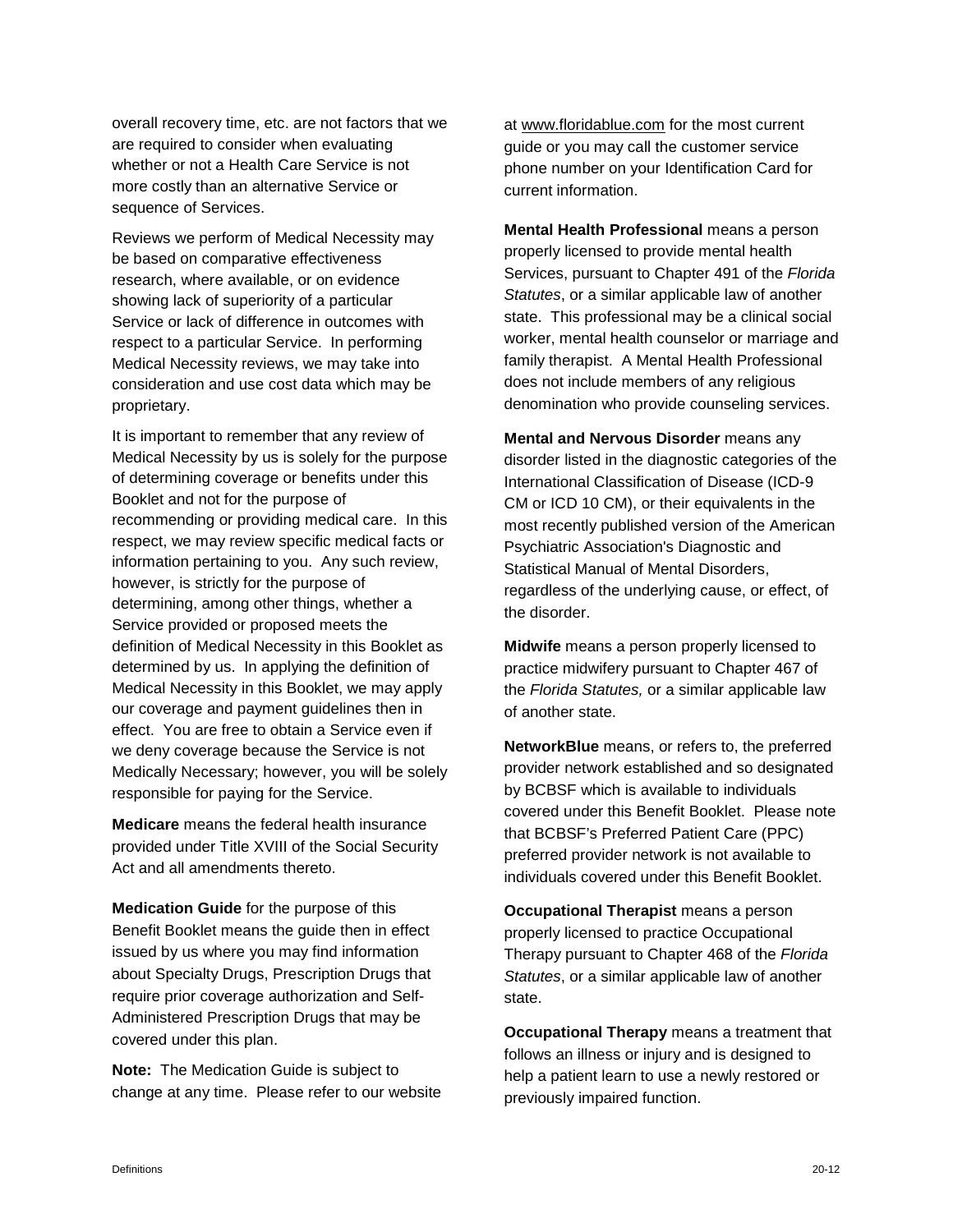overall recovery time, etc. are not factors that we are required to consider when evaluating whether or not a Health Care Service is not more costly than an alternative Service or sequence of Services.

Reviews we perform of Medical Necessity may be based on comparative effectiveness research, where available, or on evidence showing lack of superiority of a particular Service or lack of difference in outcomes with respect to a particular Service. In performing Medical Necessity reviews, we may take into consideration and use cost data which may be proprietary.

It is important to remember that any review of Medical Necessity by us is solely for the purpose of determining coverage or benefits under this Booklet and not for the purpose of recommending or providing medical care. In this respect, we may review specific medical facts or information pertaining to you. Any such review, however, is strictly for the purpose of determining, among other things, whether a Service provided or proposed meets the definition of Medical Necessity in this Booklet as determined by us. In applying the definition of Medical Necessity in this Booklet, we may apply our coverage and payment guidelines then in effect. You are free to obtain a Service even if we deny coverage because the Service is not Medically Necessary; however, you will be solely responsible for paying for the Service.

**Medicare** means the federal health insurance provided under Title XVIII of the Social Security Act and all amendments thereto.

**Medication Guide** for the purpose of this Benefit Booklet means the guide then in effect issued by us where you may find information about Specialty Drugs, Prescription Drugs that require prior coverage authorization and Self-Administered Prescription Drugs that may be covered under this plan.

**Note:** The Medication Guide is subject to change at any time. Please refer to our website at www.floridablue.com for the most current guide or you may call the customer service phone number on your Identification Card for current information.

**Mental Health Professional** means a person properly licensed to provide mental health Services, pursuant to Chapter 491 of the *Florida Statutes*, or a similar applicable law of another state. This professional may be a clinical social worker, mental health counselor or marriage and family therapist. A Mental Health Professional does not include members of any religious denomination who provide counseling services.

**Mental and Nervous Disorder** means any disorder listed in the diagnostic categories of the International Classification of Disease (ICD-9 CM or ICD 10 CM), or their equivalents in the most recently published version of the American Psychiatric Association's Diagnostic and Statistical Manual of Mental Disorders, regardless of the underlying cause, or effect, of the disorder.

**Midwife** means a person properly licensed to practice midwifery pursuant to Chapter 467 of the *Florida Statutes,* or a similar applicable law of another state.

**NetworkBlue** means, or refers to, the preferred provider network established and so designated by BCBSF which is available to individuals covered under this Benefit Booklet. Please note that BCBSF's Preferred Patient Care (PPC) preferred provider network is not available to individuals covered under this Benefit Booklet.

**Occupational Therapist** means a person properly licensed to practice Occupational Therapy pursuant to Chapter 468 of the *Florida Statutes*, or a similar applicable law of another state.

**Occupational Therapy** means a treatment that follows an illness or injury and is designed to help a patient learn to use a newly restored or previously impaired function.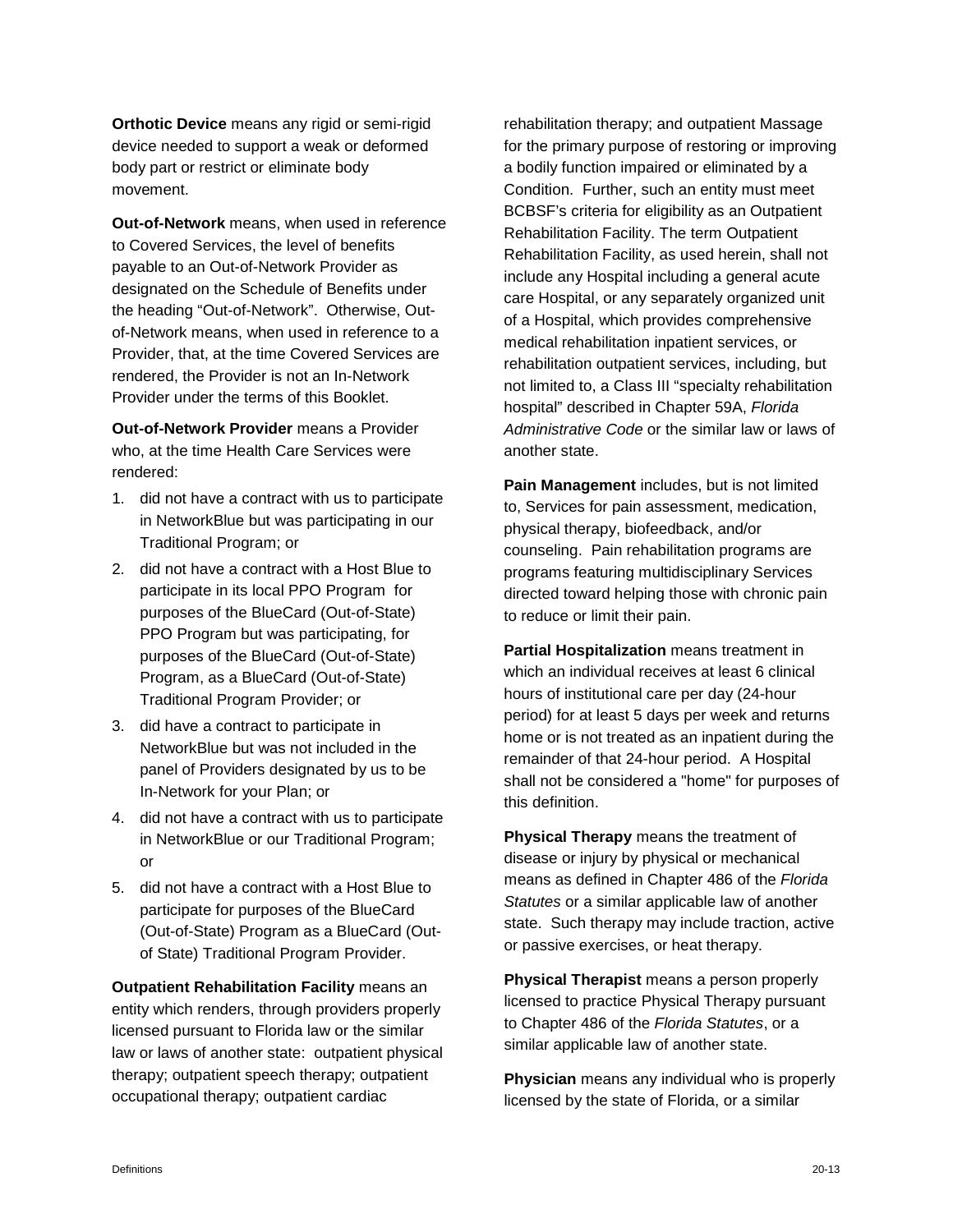**Orthotic Device** means any rigid or semi-rigid device needed to support a weak or deformed body part or restrict or eliminate body movement.

**Out-of-Network** means, when used in reference to Covered Services, the level of benefits payable to an Out-of-Network Provider as designated on the Schedule of Benefits under the heading "Out-of-Network". Otherwise, Out-of-Network means, when used in reference to a Provider, that, at the time Covered Services are rendered, the Provider is not an In-Network Provider under the terms of this Booklet.

**Out-of-Network Provider** means a Provider who, at the time Health Care Services were rendered:

1. did not have a contract with us to participate in NetworkBlue but was participating in our Traditional Program; or
2. did not have a contract with a Host Blue to participate in its local PPO Program for purposes of the BlueCard (Out-of-State) PPO Program but was participating, for purposes of the BlueCard (Out-of-State) Program, as a BlueCard (Out-of-State) Traditional Program Provider; or
3. did have a contract to participate in NetworkBlue but was not included in the panel of Providers designated by us to be In-Network for your Plan; or
4. did not have a contract with us to participate in NetworkBlue or our Traditional Program; or
5. did not have a contract with a Host Blue to participate for purposes of the BlueCard (Out-of-State) Program as a BlueCard (Out-of State) Traditional Program Provider.

**Outpatient Rehabilitation Facility** means an entity which renders, through providers properly licensed pursuant to Florida law or the similar law or laws of another state: outpatient physical therapy; outpatient speech therapy; outpatient occupational therapy; outpatient cardiac rehabilitation therapy; and outpatient Massage for the primary purpose of restoring or improving a bodily function impaired or eliminated by a Condition. Further, such an entity must meet BCBSF's criteria for eligibility as an Outpatient Rehabilitation Facility. The term Outpatient Rehabilitation Facility, as used herein, shall not include any Hospital including a general acute care Hospital, or any separately organized unit of a Hospital, which provides comprehensive medical rehabilitation inpatient services, or rehabilitation outpatient services, including, but not limited to, a Class III "specialty rehabilitation hospital" described in Chapter 59A, *Florida Administrative Code* or the similar law or laws of another state.

**Pain Management** includes, but is not limited to, Services for pain assessment, medication, physical therapy, biofeedback, and/or counseling. Pain rehabilitation programs are programs featuring multidisciplinary Services directed toward helping those with chronic pain to reduce or limit their pain.

**Partial Hospitalization** means treatment in which an individual receives at least 6 clinical hours of institutional care per day (24-hour period) for at least 5 days per week and returns home or is not treated as an inpatient during the remainder of that 24-hour period. A Hospital shall not be considered a "home" for purposes of this definition.

**Physical Therapy** means the treatment of disease or injury by physical or mechanical means as defined in Chapter 486 of the *Florida Statutes* or a similar applicable law of another state. Such therapy may include traction, active or passive exercises, or heat therapy.

**Physical Therapist** means a person properly licensed to practice Physical Therapy pursuant to Chapter 486 of the *Florida Statutes*, or a similar applicable law of another state.

**Physician** means any individual who is properly licensed by the state of Florida, or a similar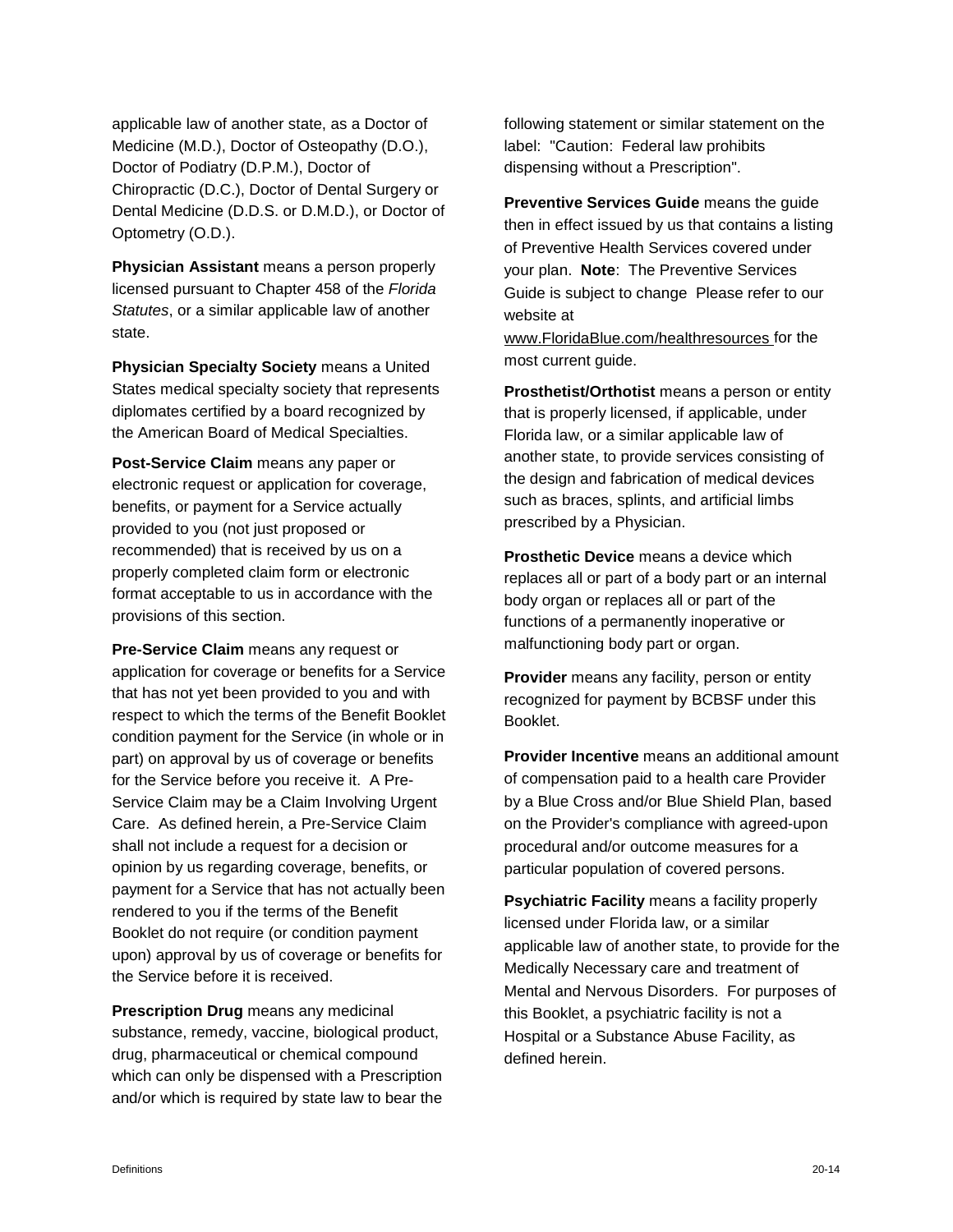applicable law of another state, as a Doctor of Medicine (M.D.), Doctor of Osteopathy (D.O.), Doctor of Podiatry (D.P.M.), Doctor of Chiropractic (D.C.), Doctor of Dental Surgery or Dental Medicine (D.D.S. or D.M.D.), or Doctor of Optometry (O.D.).

**Physician Assistant** means a person properly licensed pursuant to Chapter 458 of the *Florida Statutes*, or a similar applicable law of another state.

**Physician Specialty Society** means a United States medical specialty society that represents diplomates certified by a board recognized by the American Board of Medical Specialties.

**Post-Service Claim** means any paper or electronic request or application for coverage, benefits, or payment for a Service actually provided to you (not just proposed or recommended) that is received by us on a properly completed claim form or electronic format acceptable to us in accordance with the provisions of this section.

**Pre-Service Claim** means any request or application for coverage or benefits for a Service that has not yet been provided to you and with respect to which the terms of the Benefit Booklet condition payment for the Service (in whole or in part) on approval by us of coverage or benefits for the Service before you receive it. A Pre-Service Claim may be a Claim Involving Urgent Care. As defined herein, a Pre-Service Claim shall not include a request for a decision or opinion by us regarding coverage, benefits, or payment for a Service that has not actually been rendered to you if the terms of the Benefit Booklet do not require (or condition payment upon) approval by us of coverage or benefits for the Service before it is received.

**Prescription Drug** means any medicinal substance, remedy, vaccine, biological product, drug, pharmaceutical or chemical compound which can only be dispensed with a Prescription and/or which is required by state law to bear the following statement or similar statement on the label: "Caution: Federal law prohibits dispensing without a Prescription".

**Preventive Services Guide** means the guide then in effect issued by us that contains a listing of Preventive Health Services covered under your plan. **Note**: The Preventive Services Guide is subject to change Please refer to our website at www.FloridaBlue.com/healthresources for the most current guide.

**Prosthetist/Orthotist** means a person or entity that is properly licensed, if applicable, under Florida law, or a similar applicable law of another state, to provide services consisting of the design and fabrication of medical devices such as braces, splints, and artificial limbs prescribed by a Physician.

**Prosthetic Device** means a device which replaces all or part of a body part or an internal body organ or replaces all or part of the functions of a permanently inoperative or malfunctioning body part or organ.

**Provider** means any facility, person or entity recognized for payment by BCBSF under this Booklet.

**Provider Incentive** means an additional amount of compensation paid to a health care Provider by a Blue Cross and/or Blue Shield Plan, based on the Provider's compliance with agreed-upon procedural and/or outcome measures for a particular population of covered persons.

**Psychiatric Facility** means a facility properly licensed under Florida law, or a similar applicable law of another state, to provide for the Medically Necessary care and treatment of Mental and Nervous Disorders. For purposes of this Booklet, a psychiatric facility is not a Hospital or a Substance Abuse Facility, as defined herein.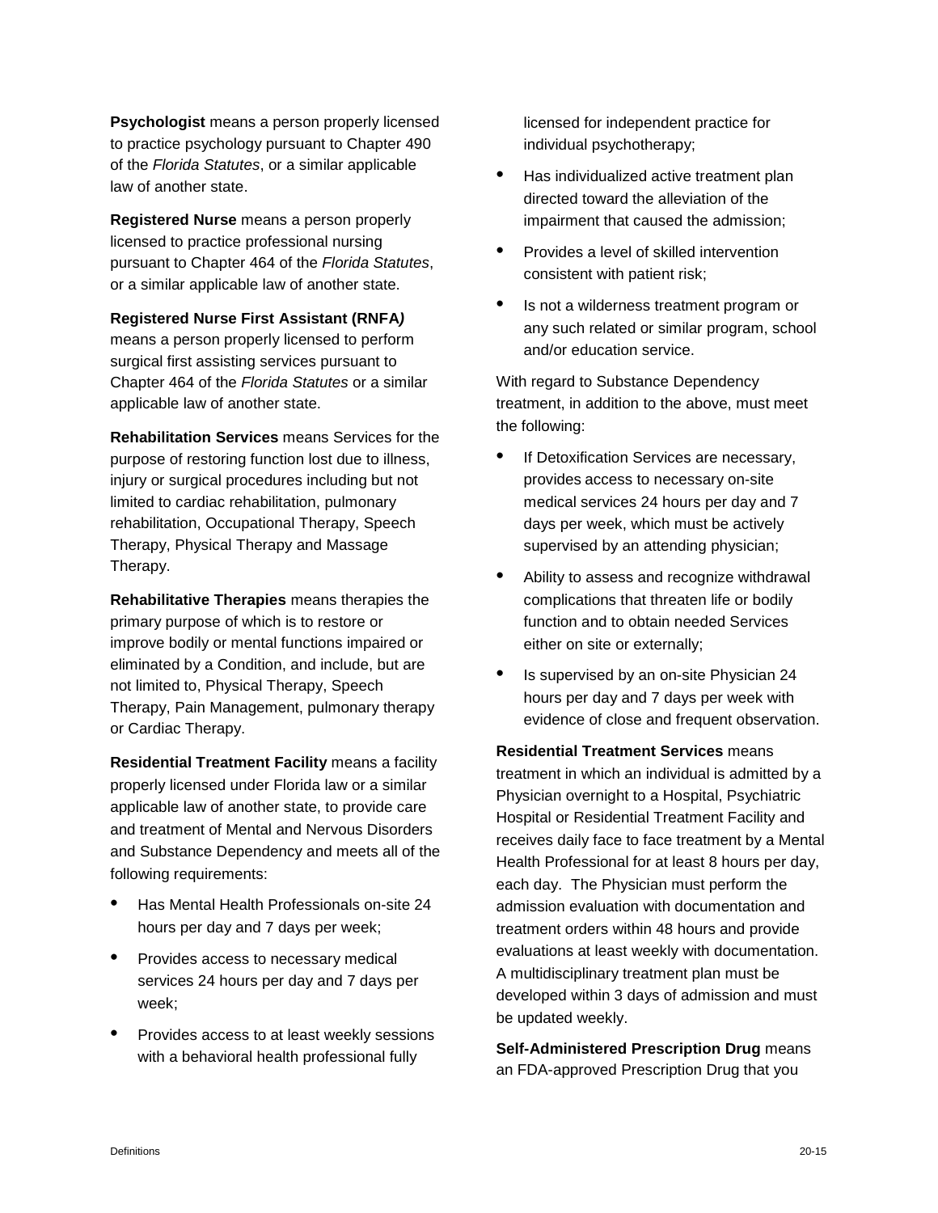**Psychologist** means a person properly licensed to practice psychology pursuant to Chapter 490 of the *Florida Statutes*, or a similar applicable law of another state.

**Registered Nurse** means a person properly licensed to practice professional nursing pursuant to Chapter 464 of the *Florida Statutes*, or a similar applicable law of another state.

**Registered Nurse First Assistant (RNFA*)*** means a person properly licensed to perform surgical first assisting services pursuant to Chapter 464 of the *Florida Statutes* or a similar applicable law of another state.

**Rehabilitation Services** means Services for the purpose of restoring function lost due to illness, injury or surgical procedures including but not limited to cardiac rehabilitation, pulmonary rehabilitation, Occupational Therapy, Speech Therapy, Physical Therapy and Massage Therapy.

**Rehabilitative Therapies** means therapies the primary purpose of which is to restore or improve bodily or mental functions impaired or eliminated by a Condition, and include, but are not limited to, Physical Therapy, Speech Therapy, Pain Management, pulmonary therapy or Cardiac Therapy.

**Residential Treatment Facility** means a facility properly licensed under Florida law or a similar applicable law of another state, to provide care and treatment of Mental and Nervous Disorders and Substance Dependency and meets all of the following requirements:

- Has Mental Health Professionals on-site 24 hours per day and 7 days per week;
- Provides access to necessary medical services 24 hours per day and 7 days per week;
- Provides access to at least weekly sessions with a behavioral health professional fully licensed for independent practice for individual psychotherapy;
- Has individualized active treatment plan directed toward the alleviation of the impairment that caused the admission;
- Provides a level of skilled intervention consistent with patient risk;
- Is not a wilderness treatment program or any such related or similar program, school and/or education service.

With regard to Substance Dependency treatment, in addition to the above, must meet the following:

- If Detoxification Services are necessary, provides access to necessary on-site medical services 24 hours per day and 7 days per week, which must be actively supervised by an attending physician;
- Ability to assess and recognize withdrawal complications that threaten life or bodily function and to obtain needed Services either on site or externally;
- Is supervised by an on-site Physician 24 hours per day and 7 days per week with evidence of close and frequent observation.

**Residential Treatment Services** means treatment in which an individual is admitted by a Physician overnight to a Hospital, Psychiatric Hospital or Residential Treatment Facility and receives daily face to face treatment by a Mental Health Professional for at least 8 hours per day, each day. The Physician must perform the admission evaluation with documentation and treatment orders within 48 hours and provide evaluations at least weekly with documentation. A multidisciplinary treatment plan must be developed within 3 days of admission and must be updated weekly.

**Self-Administered Prescription Drug** means an FDA-approved Prescription Drug that you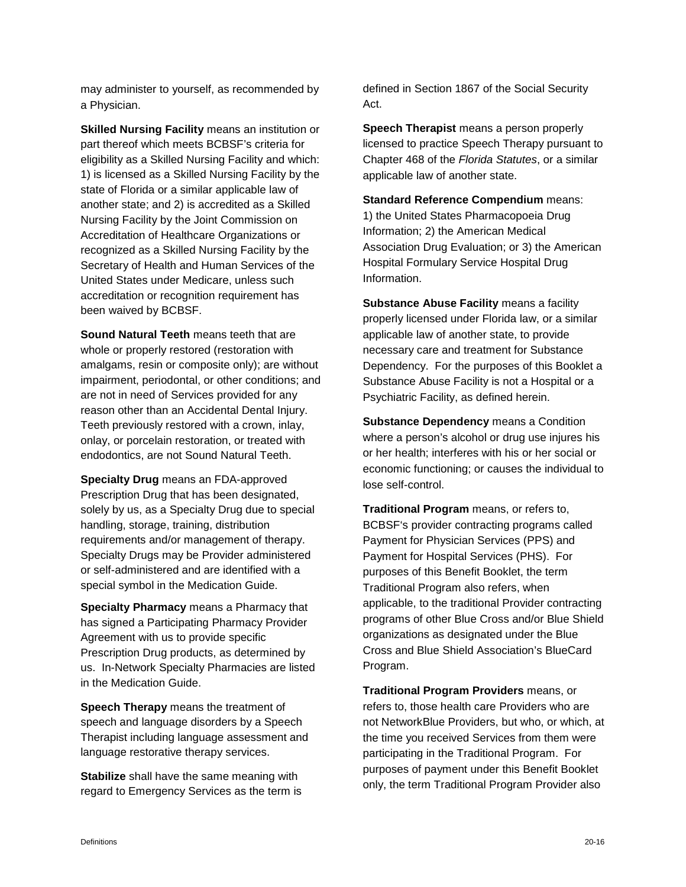may administer to yourself, as recommended by a Physician.

**Skilled Nursing Facility** means an institution or part thereof which meets BCBSF's criteria for eligibility as a Skilled Nursing Facility and which: 1) is licensed as a Skilled Nursing Facility by the state of Florida or a similar applicable law of another state; and 2) is accredited as a Skilled Nursing Facility by the Joint Commission on Accreditation of Healthcare Organizations or recognized as a Skilled Nursing Facility by the Secretary of Health and Human Services of the United States under Medicare, unless such accreditation or recognition requirement has been waived by BCBSF.

**Sound Natural Teeth** means teeth that are whole or properly restored (restoration with amalgams, resin or composite only); are without impairment, periodontal, or other conditions; and are not in need of Services provided for any reason other than an Accidental Dental Injury. Teeth previously restored with a crown, inlay, onlay, or porcelain restoration, or treated with endodontics, are not Sound Natural Teeth.

**Specialty Drug** means an FDA-approved Prescription Drug that has been designated, solely by us, as a Specialty Drug due to special handling, storage, training, distribution requirements and/or management of therapy. Specialty Drugs may be Provider administered or self-administered and are identified with a special symbol in the Medication Guide.

**Specialty Pharmacy** means a Pharmacy that has signed a Participating Pharmacy Provider Agreement with us to provide specific Prescription Drug products, as determined by us. In-Network Specialty Pharmacies are listed in the Medication Guide.

**Speech Therapy** means the treatment of speech and language disorders by a Speech Therapist including language assessment and language restorative therapy services.

**Stabilize** shall have the same meaning with regard to Emergency Services as the term is defined in Section 1867 of the Social Security Act.

**Speech Therapist** means a person properly licensed to practice Speech Therapy pursuant to Chapter 468 of the *Florida Statutes*, or a similar applicable law of another state.

**Standard Reference Compendium** means: 1) the United States Pharmacopoeia Drug Information; 2) the American Medical Association Drug Evaluation; or 3) the American Hospital Formulary Service Hospital Drug Information.

**Substance Abuse Facility** means a facility properly licensed under Florida law, or a similar applicable law of another state, to provide necessary care and treatment for Substance Dependency. For the purposes of this Booklet a Substance Abuse Facility is not a Hospital or a Psychiatric Facility, as defined herein.

**Substance Dependency** means a Condition where a person's alcohol or drug use injures his or her health; interferes with his or her social or economic functioning; or causes the individual to lose self-control.

**Traditional Program** means, or refers to, BCBSF's provider contracting programs called Payment for Physician Services (PPS) and Payment for Hospital Services (PHS). For purposes of this Benefit Booklet, the term Traditional Program also refers, when applicable, to the traditional Provider contracting programs of other Blue Cross and/or Blue Shield organizations as designated under the Blue Cross and Blue Shield Association's BlueCard Program.

**Traditional Program Providers** means, or refers to, those health care Providers who are not NetworkBlue Providers, but who, or which, at the time you received Services from them were participating in the Traditional Program. For purposes of payment under this Benefit Booklet only, the term Traditional Program Provider also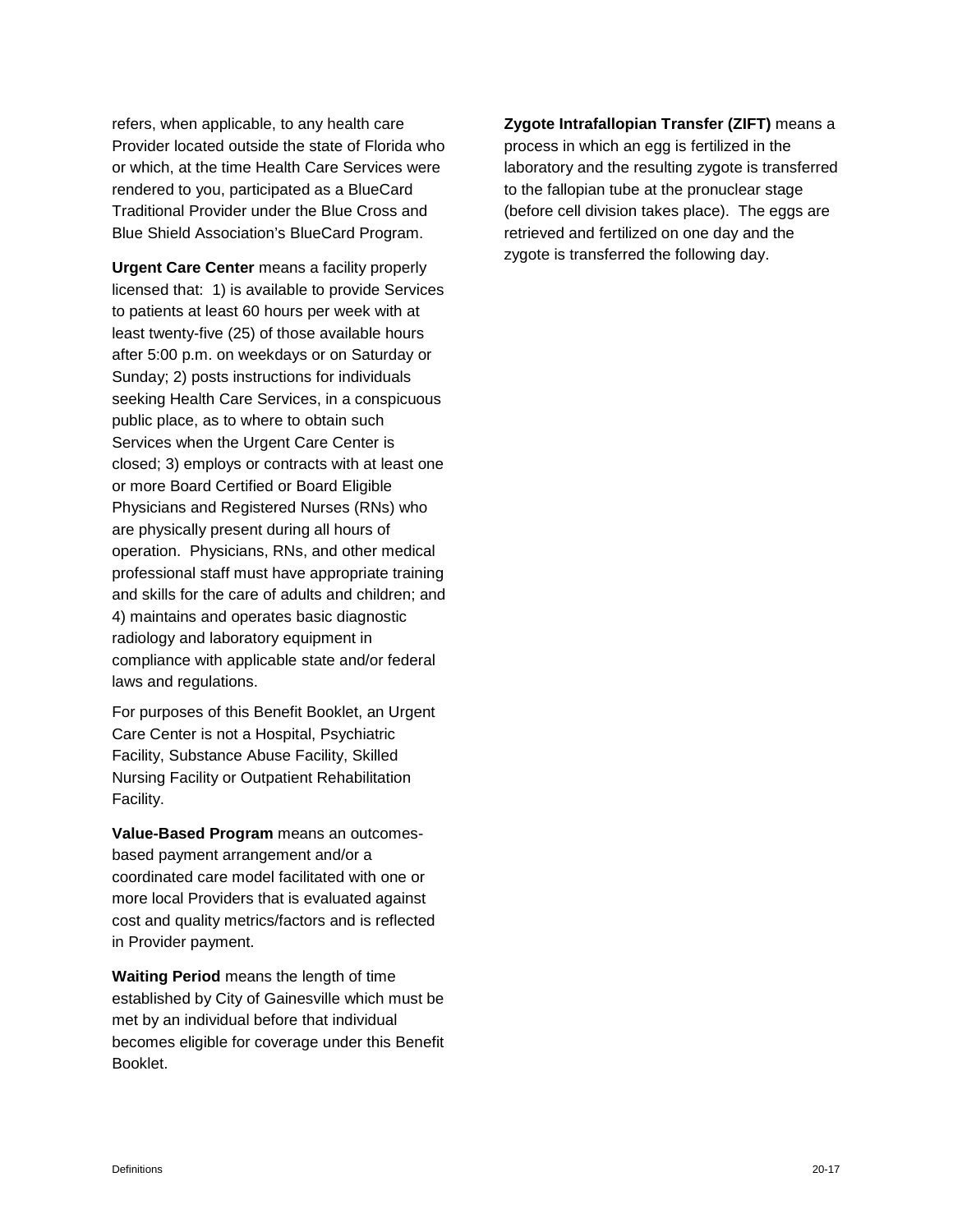refers, when applicable, to any health care Provider located outside the state of Florida who or which, at the time Health Care Services were rendered to you, participated as a BlueCard Traditional Provider under the Blue Cross and Blue Shield Association's BlueCard Program.

**Urgent Care Center** means a facility properly licensed that: 1) is available to provide Services to patients at least 60 hours per week with at least twenty-five (25) of those available hours after 5:00 p.m. on weekdays or on Saturday or Sunday; 2) posts instructions for individuals seeking Health Care Services, in a conspicuous public place, as to where to obtain such Services when the Urgent Care Center is closed; 3) employs or contracts with at least one or more Board Certified or Board Eligible Physicians and Registered Nurses (RNs) who are physically present during all hours of operation. Physicians, RNs, and other medical professional staff must have appropriate training and skills for the care of adults and children; and 4) maintains and operates basic diagnostic radiology and laboratory equipment in compliance with applicable state and/or federal laws and regulations.

For purposes of this Benefit Booklet, an Urgent Care Center is not a Hospital, Psychiatric Facility, Substance Abuse Facility, Skilled Nursing Facility or Outpatient Rehabilitation Facility.

**Value-Based Program** means an outcomes-based payment arrangement and/or a coordinated care model facilitated with one or more local Providers that is evaluated against cost and quality metrics/factors and is reflected in Provider payment.

**Waiting Period** means the length of time established by City of Gainesville which must be met by an individual before that individual becomes eligible for coverage under this Benefit Booklet.

**Zygote Intrafallopian Transfer (ZIFT)** means a process in which an egg is fertilized in the laboratory and the resulting zygote is transferred to the fallopian tube at the pronuclear stage (before cell division takes place). The eggs are retrieved and fertilized on one day and the zygote is transferred the following day.